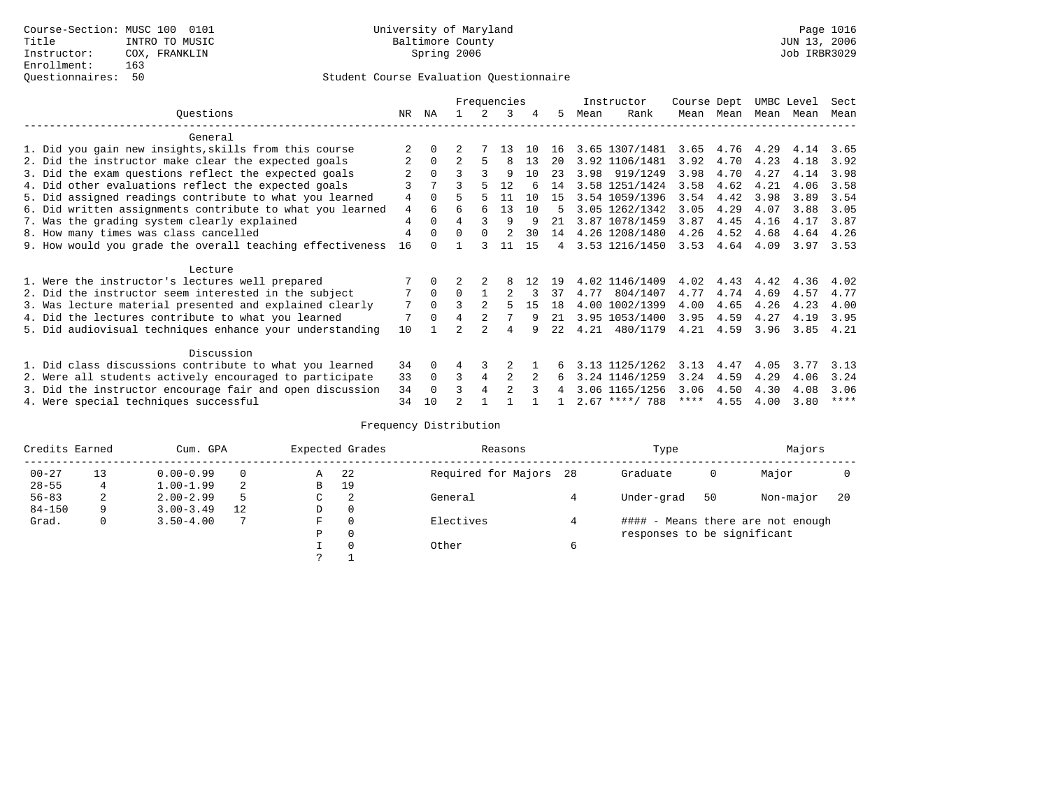Course-Section: MUSC 100 0101
Title: INTRO TO MUSIC
Instructor: COX, FRANKLIN
Enrollment: 163
Questionnaires: 50

University of Maryland
Baltimore County
Spring 2006

JUN 13, 2006
Job IRBR3029

## Student Course Evaluation Questionnaire

| Questions | NR | NA | 1 | 2 | 3 | 4 | 5 | Instructor Mean | Instructor Rank | Course Mean | Dept Mean | UMBC Mean | Level Mean | Sect Mean |
|---|---|---|---|---|---|---|---|---|---|---|---|---|---|---|
| **General** | | | | | | | | | | | | | | |
| 1. Did you gain new insights,skills from this course | 2 | 0 | 2 | 7 | 13 | 10 | 16 | 3.65 | 1307/1481 | 3.65 | 4.76 | 4.29 | 4.14 | 3.65 |
| 2. Did the instructor make clear the expected goals | 2 | 0 | 2 | 5 | 8 | 13 | 20 | 3.92 | 1106/1481 | 3.92 | 4.70 | 4.23 | 4.18 | 3.92 |
| 3. Did the exam questions reflect the expected goals | 2 | 0 | 3 | 3 | 9 | 10 | 23 | 3.98 | 919/1249 | 3.98 | 4.70 | 4.27 | 4.14 | 3.98 |
| 4. Did other evaluations reflect the expected goals | 3 | 7 | 3 | 5 | 12 | 6 | 14 | 3.58 | 1251/1424 | 3.58 | 4.62 | 4.21 | 4.06 | 3.58 |
| 5. Did assigned readings contribute to what you learned | 4 | 0 | 5 | 5 | 11 | 10 | 15 | 3.54 | 1059/1396 | 3.54 | 4.42 | 3.98 | 3.89 | 3.54 |
| 6. Did written assignments contribute to what you learned | 4 | 6 | 6 | 6 | 13 | 10 | 5 | 3.05 | 1262/1342 | 3.05 | 4.29 | 4.07 | 3.88 | 3.05 |
| 7. Was the grading system clearly explained | 4 | 0 | 4 | 3 | 9 | 9 | 21 | 3.87 | 1078/1459 | 3.87 | 4.45 | 4.16 | 4.17 | 3.87 |
| 8. How many times was class cancelled | 4 | 0 | 0 | 0 | 2 | 30 | 14 | 4.26 | 1208/1480 | 4.26 | 4.52 | 4.68 | 4.64 | 4.26 |
| 9. How would you grade the overall teaching effectiveness | 16 | 0 | 1 | 3 | 11 | 15 | 4 | 3.53 | 1216/1450 | 3.53 | 4.64 | 4.09 | 3.97 | 3.53 |
| **Lecture** | | | | | | | | | | | | | | |
| 1. Were the instructor's lectures well prepared | 7 | 0 | 2 | 2 | 8 | 12 | 19 | 4.02 | 1146/1409 | 4.02 | 4.43 | 4.42 | 4.36 | 4.02 |
| 2. Did the instructor seem interested in the subject | 7 | 0 | 0 | 1 | 2 | 3 | 37 | 4.77 | 804/1407 | 4.77 | 4.74 | 4.69 | 4.57 | 4.77 |
| 3. Was lecture material presented and explained clearly | 7 | 0 | 3 | 2 | 5 | 15 | 18 | 4.00 | 1002/1399 | 4.00 | 4.65 | 4.26 | 4.23 | 4.00 |
| 4. Did the lectures contribute to what you learned | 7 | 0 | 4 | 2 | 7 | 9 | 21 | 3.95 | 1053/1400 | 3.95 | 4.59 | 4.27 | 4.19 | 3.95 |
| 5. Did audiovisual techniques enhance your understanding | 10 | 1 | 2 | 2 | 4 | 9 | 22 | 4.21 | 480/1179 | 4.21 | 4.59 | 3.96 | 3.85 | 4.21 |
| **Discussion** | | | | | | | | | | | | | | |
| 1. Did class discussions contribute to what you learned | 34 | 0 | 4 | 3 | 2 | 1 | 6 | 3.13 | 1125/1262 | 3.13 | 4.47 | 4.05 | 3.77 | 3.13 |
| 2. Were all students actively encouraged to participate | 33 | 0 | 3 | 4 | 2 | 2 | 6 | 3.24 | 1146/1259 | 3.24 | 4.59 | 4.29 | 4.06 | 3.24 |
| 3. Did the instructor encourage fair and open discussion | 34 | 0 | 3 | 4 | 2 | 3 | 4 | 3.06 | 1165/1256 | 3.06 | 4.50 | 4.30 | 4.08 | 3.06 |
| 4. Were special techniques successful | 34 | 10 | 2 | 1 | 1 | 1 | 1 | 2.67 | ****/ 788 | **** | 4.55 | 4.00 | 3.80 | **** |

### Frequency Distribution

| Credits Earned | | Cum. GPA | | Expected Grades | | Reasons | | Type | | Majors | |
|---|---|---|---|---|---|---|---|---|---|---|---|
| 00-27 | 13 | 0.00-0.99 | 0 | A | 22 | Required for Majors | 28 | Graduate | 0 | Major | 0 |
| 28-55 | 4 | 1.00-1.99 | 2 | B | 19 | | | | | | |
| 56-83 | 2 | 2.00-2.99 | 5 | C | 2 | General | 4 | Under-grad | 50 | Non-major | 20 |
| 84-150 | 9 | 3.00-3.49 | 12 | D | 0 | | | | | | |
| Grad. | 0 | 3.50-4.00 | 7 | F | 0 | Electives | 4 | #### - Means there are not enough responses to be significant | | | |
| | | | | P | 0 | | | | | | |
| | | | | I | 0 | Other | 6 | | | | |
| | | | | ? | 1 | | | | | | |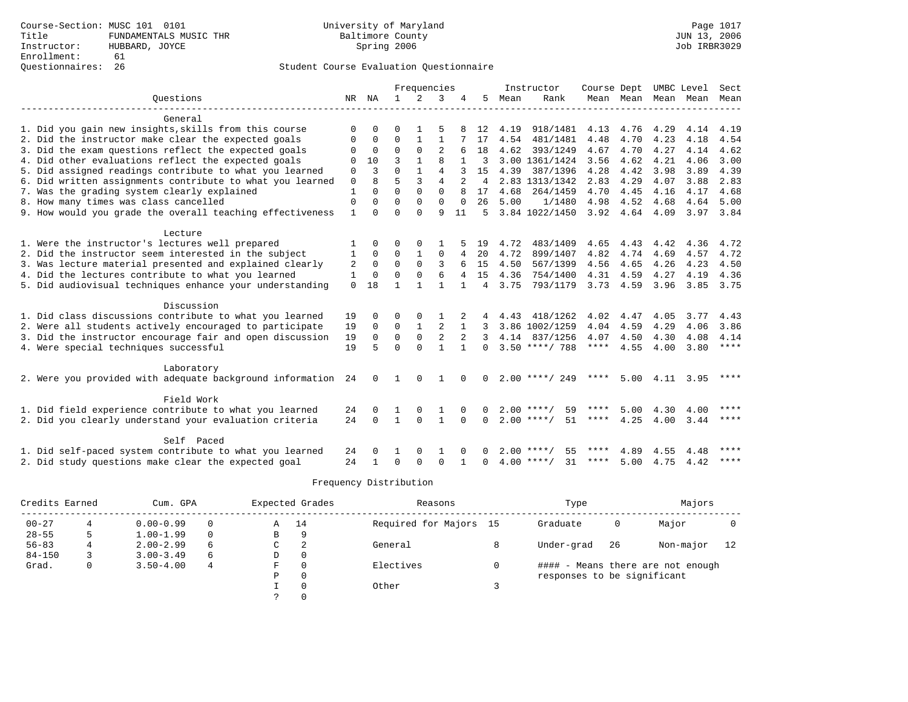Course-Section: MUSC 101 0101
Title: FUNDAMENTALS MUSIC THR
Instructor: HUBBARD, JOYCE
Enrollment: 61
Questionnaires: 26

University of Maryland
Baltimore County
Spring 2006

JUN 13, 2006
Job IRBR3029

## Student Course Evaluation Questionnaire

| Questions | NR | NA | 1 | 2 | 3 | 4 | 5 | Instructor Mean | Instructor Rank | Course Mean | Dept Mean | UMBC Mean | Level Mean | Sect Mean |
|---|---|---|---|---|---|---|---|---|---|---|---|---|---|---|
| **General** | | | | | | | | | | | | | | |
| 1. Did you gain new insights,skills from this course | 0 | 0 | 0 | 1 | 5 | 8 | 12 | 4.19 | 918/1481 | 4.13 | 4.76 | 4.29 | 4.14 | 4.19 |
| 2. Did the instructor make clear the expected goals | 0 | 0 | 0 | 1 | 1 | 7 | 17 | 4.54 | 481/1481 | 4.48 | 4.70 | 4.23 | 4.18 | 4.54 |
| 3. Did the exam questions reflect the expected goals | 0 | 0 | 0 | 0 | 2 | 6 | 18 | 4.62 | 393/1249 | 4.67 | 4.70 | 4.27 | 4.14 | 4.62 |
| 4. Did other evaluations reflect the expected goals | 0 | 10 | 3 | 1 | 8 | 1 | 3 | 3.00 | 1361/1424 | 3.56 | 4.62 | 4.21 | 4.06 | 3.00 |
| 5. Did assigned readings contribute to what you learned | 0 | 3 | 0 | 1 | 4 | 3 | 15 | 4.39 | 387/1396 | 4.28 | 4.42 | 3.98 | 3.89 | 4.39 |
| 6. Did written assignments contribute to what you learned | 0 | 8 | 5 | 3 | 4 | 2 | 4 | 2.83 | 1313/1342 | 2.83 | 4.29 | 4.07 | 3.88 | 2.83 |
| 7. Was the grading system clearly explained | 1 | 0 | 0 | 0 | 0 | 8 | 17 | 4.68 | 264/1459 | 4.70 | 4.45 | 4.16 | 4.17 | 4.68 |
| 8. How many times was class cancelled | 0 | 0 | 0 | 0 | 0 | 0 | 26 | 5.00 | 1/1480 | 4.98 | 4.52 | 4.68 | 4.64 | 5.00 |
| 9. How would you grade the overall teaching effectiveness | 1 | 0 | 0 | 0 | 9 | 11 | 5 | 3.84 | 1022/1450 | 3.92 | 4.64 | 4.09 | 3.97 | 3.84 |
| **Lecture** | | | | | | | | | | | | | | |
| 1. Were the instructor's lectures well prepared | 1 | 0 | 0 | 0 | 1 | 5 | 19 | 4.72 | 483/1409 | 4.65 | 4.43 | 4.42 | 4.36 | 4.72 |
| 2. Did the instructor seem interested in the subject | 1 | 0 | 0 | 1 | 0 | 4 | 20 | 4.72 | 899/1407 | 4.82 | 4.74 | 4.69 | 4.57 | 4.72 |
| 3. Was lecture material presented and explained clearly | 2 | 0 | 0 | 0 | 3 | 6 | 15 | 4.50 | 567/1399 | 4.56 | 4.65 | 4.26 | 4.23 | 4.50 |
| 4. Did the lectures contribute to what you learned | 1 | 0 | 0 | 0 | 6 | 4 | 15 | 4.36 | 754/1400 | 4.31 | 4.59 | 4.27 | 4.19 | 4.36 |
| 5. Did audiovisual techniques enhance your understanding | 0 | 18 | 1 | 1 | 1 | 1 | 4 | 3.75 | 793/1179 | 3.73 | 4.59 | 3.96 | 3.85 | 3.75 |
| **Discussion** | | | | | | | | | | | | | | |
| 1. Did class discussions contribute to what you learned | 19 | 0 | 0 | 0 | 1 | 2 | 4 | 4.43 | 418/1262 | 4.02 | 4.47 | 4.05 | 3.77 | 4.43 |
| 2. Were all students actively encouraged to participate | 19 | 0 | 0 | 1 | 2 | 1 | 3 | 3.86 | 1002/1259 | 4.04 | 4.59 | 4.29 | 4.06 | 3.86 |
| 3. Did the instructor encourage fair and open discussion | 19 | 0 | 0 | 0 | 2 | 2 | 3 | 4.14 | 837/1256 | 4.07 | 4.50 | 4.30 | 4.08 | 4.14 |
| 4. Were special techniques successful | 19 | 5 | 0 | 0 | 1 | 1 | 0 | 3.50 | ****/ 788 | **** | 4.55 | 4.00 | 3.80 | **** |
| **Laboratory** | | | | | | | | | | | | | | |
| 2. Were you provided with adequate background information | 24 | 0 | 1 | 0 | 1 | 0 | 0 | 2.00 | ****/ 249 | **** | 5.00 | 4.11 | 3.95 | **** |
| **Field Work** | | | | | | | | | | | | | | |
| 1. Did field experience contribute to what you learned | 24 | 0 | 1 | 0 | 1 | 0 | 0 | 2.00 | ****/ 59 | **** | 5.00 | 4.30 | 4.00 | **** |
| 2. Did you clearly understand your evaluation criteria | 24 | 0 | 1 | 0 | 1 | 0 | 0 | 2.00 | ****/ 51 | **** | 4.25 | 4.00 | 3.44 | **** |
| **Self Paced** | | | | | | | | | | | | | | |
| 1. Did self-paced system contribute to what you learned | 24 | 0 | 1 | 0 | 1 | 0 | 0 | 2.00 | ****/ 55 | **** | 4.89 | 4.55 | 4.48 | **** |
| 2. Did study questions make clear the expected goal | 24 | 1 | 0 | 0 | 0 | 1 | 0 | 4.00 | ****/ 31 | **** | 5.00 | 4.75 | 4.42 | **** |

## Frequency Distribution

| Credits Earned | | Cum. GPA | | Expected Grades | | Reasons | | Type | | Majors | |
|---|---|---|---|---|---|---|---|---|---|---|---|
| 00-27 | 4 | 0.00-0.99 | 0 | A | 14 | Required for Majors | 15 | Graduate | 0 | Major | 0 |
| 28-55 | 5 | 1.00-1.99 | 0 | B | 9 | | | | | | |
| 56-83 | 4 | 2.00-2.99 | 6 | C | 2 | General | 8 | Under-grad | 26 | Non-major | 12 |
| 84-150 | 3 | 3.00-3.49 | 6 | D | 0 | | | | | | |
| Grad. | 0 | 3.50-4.00 | 4 | F | 0 | Electives | 0 | | | | |
| | | | | P | 0 | | | | | | |
| | | | | I | 0 | Other | 3 | | | | |
| | | | | ? | 0 | | | | | | |

#### - Means there are not enough responses to be significant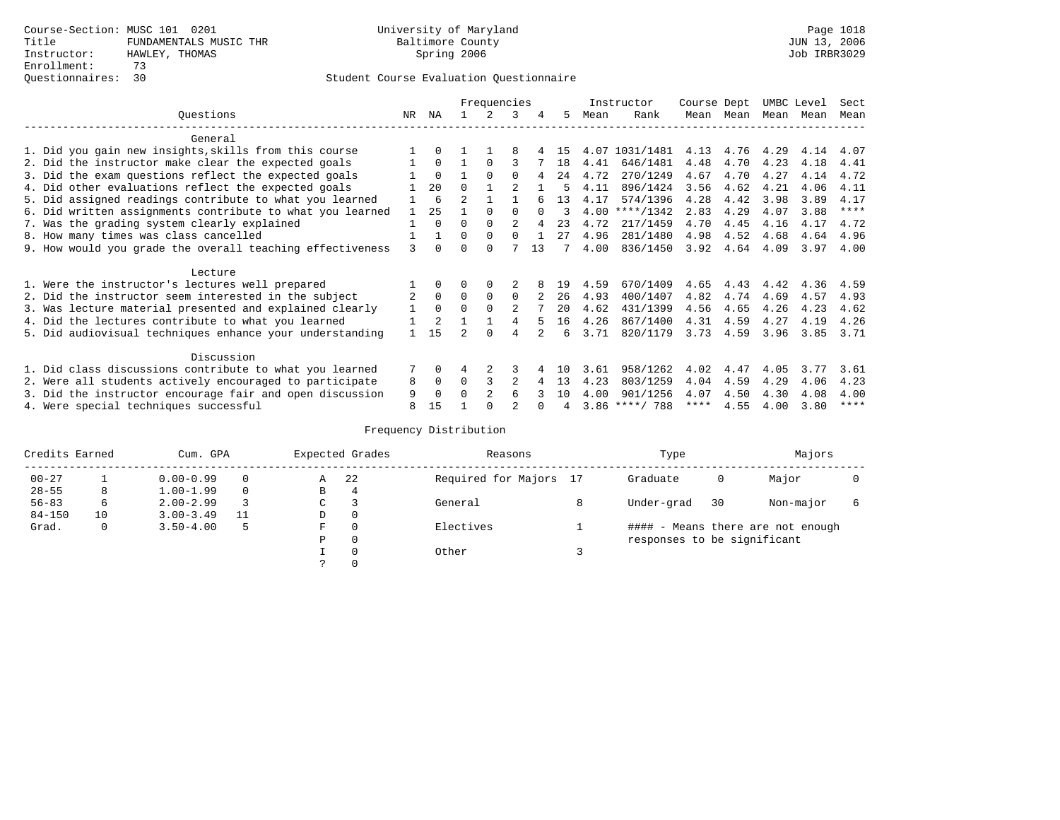Course-Section: MUSC 101 0201
Title: FUNDAMENTALS MUSIC THR
Instructor: HAWLEY, THOMAS
Enrollment: 73
Questionnaires: 30

University of Maryland
Baltimore County
Spring 2006

Page 1018
JUN 13, 2006
Job IRBR3029

Student Course Evaluation Questionnaire

| Questions | NR | NA | 1 | 2 | 3 | 4 | 5 | Instructor Mean | Instructor Rank | Course Mean | Dept Mean | UMBC Mean | Level Mean | Sect Mean |
|---|---|---|---|---|---|---|---|---|---|---|---|---|---|---|
| **General** | | | | | | | | | | | | | | |
| 1. Did you gain new insights,skills from this course | 1 | 0 | 1 | 1 | 8 | 4 | 15 | 4.07 | 1031/1481 | 4.13 | 4.76 | 4.29 | 4.14 | 4.07 |
| 2. Did the instructor make clear the expected goals | 1 | 0 | 1 | 0 | 3 | 7 | 18 | 4.41 | 646/1481 | 4.48 | 4.70 | 4.23 | 4.18 | 4.41 |
| 3. Did the exam questions reflect the expected goals | 1 | 0 | 1 | 0 | 0 | 4 | 24 | 4.72 | 270/1249 | 4.67 | 4.70 | 4.27 | 4.14 | 4.72 |
| 4. Did other evaluations reflect the expected goals | 1 | 20 | 0 | 1 | 2 | 1 | 5 | 4.11 | 896/1424 | 3.56 | 4.62 | 4.21 | 4.06 | 4.11 |
| 5. Did assigned readings contribute to what you learned | 1 | 6 | 2 | 1 | 1 | 6 | 13 | 4.17 | 574/1396 | 4.28 | 4.42 | 3.98 | 3.89 | 4.17 |
| 6. Did written assignments contribute to what you learned | 1 | 25 | 1 | 0 | 0 | 0 | 3 | 4.00 | ****/1342 | 2.83 | 4.29 | 4.07 | 3.88 | **** |
| 7. Was the grading system clearly explained | 1 | 0 | 0 | 0 | 2 | 4 | 23 | 4.72 | 217/1459 | 4.70 | 4.45 | 4.16 | 4.17 | 4.72 |
| 8. How many times was class cancelled | 1 | 1 | 0 | 0 | 0 | 1 | 27 | 4.96 | 281/1480 | 4.98 | 4.52 | 4.68 | 4.64 | 4.96 |
| 9. How would you grade the overall teaching effectiveness | 3 | 0 | 0 | 0 | 7 | 13 | 7 | 4.00 | 836/1450 | 3.92 | 4.64 | 4.09 | 3.97 | 4.00 |
| **Lecture** | | | | | | | | | | | | | | |
| 1. Were the instructor's lectures well prepared | 1 | 0 | 0 | 0 | 2 | 8 | 19 | 4.59 | 670/1409 | 4.65 | 4.43 | 4.42 | 4.36 | 4.59 |
| 2. Did the instructor seem interested in the subject | 2 | 0 | 0 | 0 | 0 | 2 | 26 | 4.93 | 400/1407 | 4.82 | 4.74 | 4.69 | 4.57 | 4.93 |
| 3. Was lecture material presented and explained clearly | 1 | 0 | 0 | 0 | 2 | 7 | 20 | 4.62 | 431/1399 | 4.56 | 4.65 | 4.26 | 4.23 | 4.62 |
| 4. Did the lectures contribute to what you learned | 1 | 2 | 1 | 1 | 4 | 5 | 16 | 4.26 | 867/1400 | 4.31 | 4.59 | 4.27 | 4.19 | 4.26 |
| 5. Did audiovisual techniques enhance your understanding | 1 | 15 | 2 | 0 | 4 | 2 | 6 | 3.71 | 820/1179 | 3.73 | 4.59 | 3.96 | 3.85 | 3.71 |
| **Discussion** | | | | | | | | | | | | | | |
| 1. Did class discussions contribute to what you learned | 7 | 0 | 4 | 2 | 3 | 4 | 10 | 3.61 | 958/1262 | 4.02 | 4.47 | 4.05 | 3.77 | 3.61 |
| 2. Were all students actively encouraged to participate | 8 | 0 | 0 | 3 | 2 | 4 | 13 | 4.23 | 803/1259 | 4.04 | 4.59 | 4.29 | 4.06 | 4.23 |
| 3. Did the instructor encourage fair and open discussion | 9 | 0 | 0 | 2 | 6 | 3 | 10 | 4.00 | 901/1256 | 4.07 | 4.50 | 4.30 | 4.08 | 4.00 |
| 4. Were special techniques successful | 8 | 15 | 1 | 0 | 2 | 0 | 4 | 3.86 | ****/ 788 | **** | 4.55 | 4.00 | 3.80 | **** |

Frequency Distribution

| Credits Earned | | Cum. GPA | | Expected Grades | | Reasons | | Type | | Majors | |
|---|---|---|---|---|---|---|---|---|---|---|---|
| 00-27 | 1 | 0.00-0.99 | 0 | A | 22 | Required for Majors | 17 | Graduate | 0 | Major | 0 |
| 28-55 | 8 | 1.00-1.99 | 0 | B | 4 | | | | | | |
| 56-83 | 6 | 2.00-2.99 | 3 | C | 3 | General | 8 | Under-grad | 30 | Non-major | 6 |
| 84-150 | 10 | 3.00-3.49 | 11 | D | 0 | | | | | | |
| Grad. | 0 | 3.50-4.00 | 5 | F | 0 | Electives | 1 | #### - Means there are not enough responses to be significant | | | |
| | | | | P | 0 | | | | | | |
| | | | | I | 0 | Other | 3 | | | | |
| | | | | ? | 0 | | | | | | |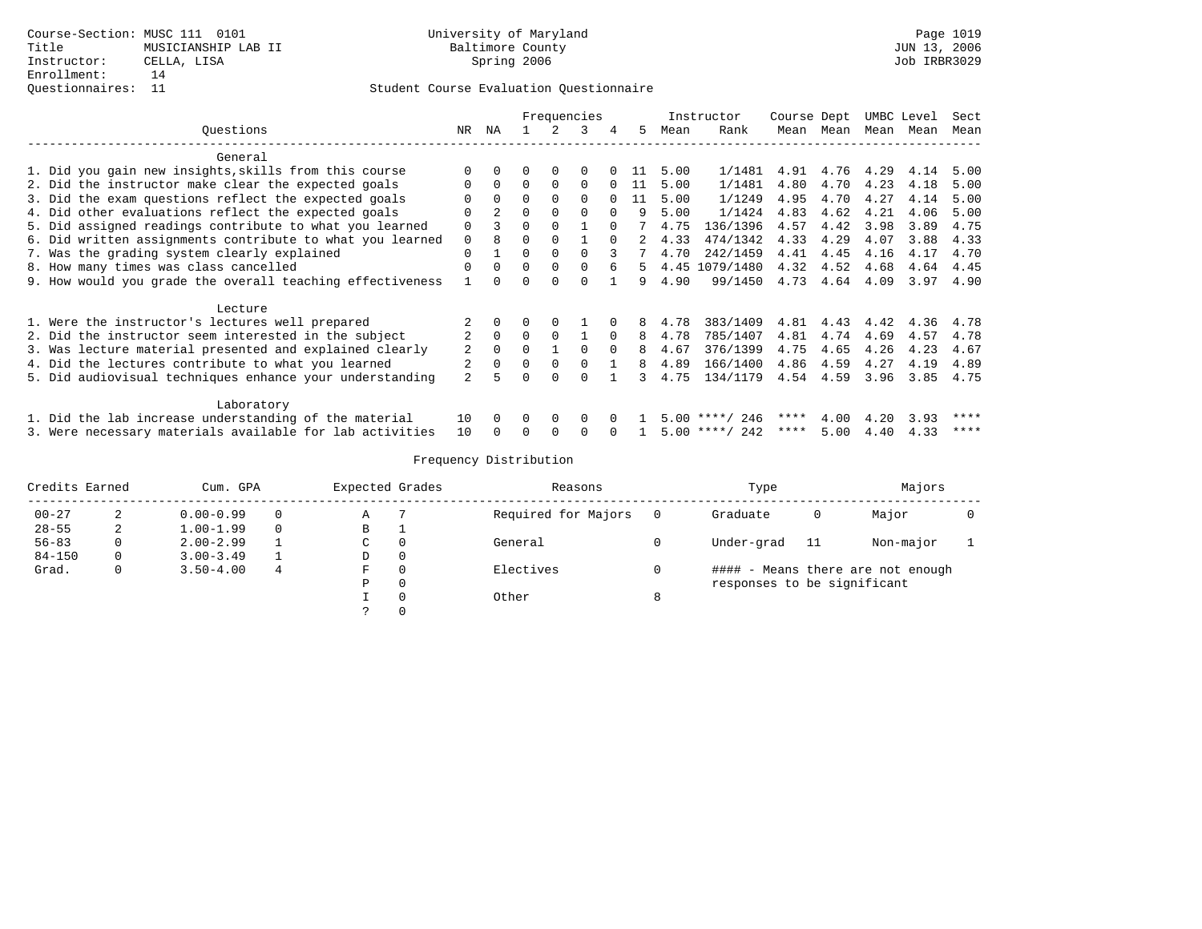Course-Section: MUSC 111 0101
Title: MUSICIANSHIP LAB II
Instructor: CELLA, LISA
Enrollment: 14
Questionnaires: 11

University of Maryland
Baltimore County
Spring 2006

JUN 13, 2006
Job IRBR3029

## Student Course Evaluation Questionnaire

| Questions | NR | NA | 1 | 2 | 3 | 4 | 5 | Instructor Mean | Instructor Rank | Course Mean | Dept Mean | UMBC Mean | Level Mean | Sect Mean |
|---|---|---|---|---|---|---|---|---|---|---|---|---|---|---|
| **General** | | | | | | | | | | | | | | |
| 1. Did you gain new insights,skills from this course | 0 | 0 | 0 | 0 | 0 | 0 | 11 | 5.00 | 1/1481 | 4.91 | 4.76 | 4.29 | 4.14 | 5.00 |
| 2. Did the instructor make clear the expected goals | 0 | 0 | 0 | 0 | 0 | 0 | 11 | 5.00 | 1/1481 | 4.80 | 4.70 | 4.23 | 4.18 | 5.00 |
| 3. Did the exam questions reflect the expected goals | 0 | 0 | 0 | 0 | 0 | 0 | 11 | 5.00 | 1/1249 | 4.95 | 4.70 | 4.27 | 4.14 | 5.00 |
| 4. Did other evaluations reflect the expected goals | 0 | 2 | 0 | 0 | 0 | 0 | 9 | 5.00 | 1/1424 | 4.83 | 4.62 | 4.21 | 4.06 | 5.00 |
| 5. Did assigned readings contribute to what you learned | 0 | 3 | 0 | 0 | 1 | 0 | 7 | 4.75 | 136/1396 | 4.57 | 4.42 | 3.98 | 3.89 | 4.75 |
| 6. Did written assignments contribute to what you learned | 0 | 8 | 0 | 0 | 1 | 0 | 2 | 4.33 | 474/1342 | 4.33 | 4.29 | 4.07 | 3.88 | 4.33 |
| 7. Was the grading system clearly explained | 0 | 1 | 0 | 0 | 0 | 3 | 7 | 4.70 | 242/1459 | 4.41 | 4.45 | 4.16 | 4.17 | 4.70 |
| 8. How many times was class cancelled | 0 | 0 | 0 | 0 | 0 | 6 | 5 | 4.45 | 1079/1480 | 4.32 | 4.52 | 4.68 | 4.64 | 4.45 |
| 9. How would you grade the overall teaching effectiveness | 1 | 0 | 0 | 0 | 0 | 1 | 9 | 4.90 | 99/1450 | 4.73 | 4.64 | 4.09 | 3.97 | 4.90 |
| **Lecture** | | | | | | | | | | | | | | |
| 1. Were the instructor's lectures well prepared | 2 | 0 | 0 | 0 | 1 | 0 | 8 | 4.78 | 383/1409 | 4.81 | 4.43 | 4.42 | 4.36 | 4.78 |
| 2. Did the instructor seem interested in the subject | 2 | 0 | 0 | 0 | 1 | 0 | 8 | 4.78 | 785/1407 | 4.81 | 4.74 | 4.69 | 4.57 | 4.78 |
| 3. Was lecture material presented and explained clearly | 2 | 0 | 0 | 1 | 0 | 0 | 8 | 4.67 | 376/1399 | 4.75 | 4.65 | 4.26 | 4.23 | 4.67 |
| 4. Did the lectures contribute to what you learned | 2 | 0 | 0 | 0 | 0 | 1 | 8 | 4.89 | 166/1400 | 4.86 | 4.59 | 4.27 | 4.19 | 4.89 |
| 5. Did audiovisual techniques enhance your understanding | 2 | 5 | 0 | 0 | 0 | 1 | 3 | 4.75 | 134/1179 | 4.54 | 4.59 | 3.96 | 3.85 | 4.75 |
| **Laboratory** | | | | | | | | | | | | | | |
| 1. Did the lab increase understanding of the material | 10 | 0 | 0 | 0 | 0 | 0 | 1 | 5.00 | \*\*\*\*/ 246 | \*\*\*\* | 4.00 | 4.20 | 3.93 | \*\*\*\* |
| 3. Were necessary materials available for lab activities | 10 | 0 | 0 | 0 | 0 | 0 | 1 | 5.00 | \*\*\*\*/ 242 | \*\*\*\* | 5.00 | 4.40 | 4.33 | \*\*\*\* |

## Frequency Distribution

| Credits Earned | | Cum. GPA | | Expected Grades | | Reasons | | Type | | Majors | |
|---|---|---|---|---|---|---|---|---|---|---|---|
| 00-27 | 2 | 0.00-0.99 | 0 | A | 7 | Required for Majors | 0 | Graduate | 0 | Major | 0 |
| 28-55 | 2 | 1.00-1.99 | 0 | B | 1 | | | | | | |
| 56-83 | 0 | 2.00-2.99 | 1 | C | 0 | General | 0 | Under-grad | 11 | Non-major | 1 |
| 84-150 | 0 | 3.00-3.49 | 1 | D | 0 | | | | | | |
| Grad. | 0 | 3.50-4.00 | 4 | F | 0 | Electives | 0 | #### - Means there are not enough responses to be significant | | | |
| | | | | P | 0 | | | | | | |
| | | | | I | 0 | Other | 8 | | | | |
| | | | | ? | 0 | | | | | | |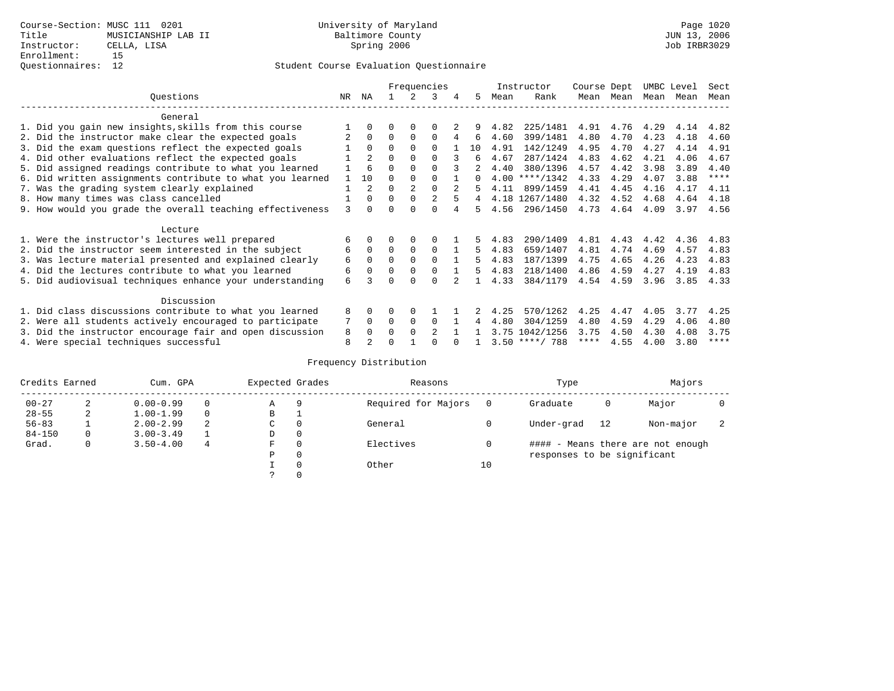Course-Section: MUSC 111 0201
Title: MUSICIANSHIP LAB II
Instructor: CELLA, LISA
Enrollment: 15
Questionnaires: 12

University of Maryland
Baltimore County
Spring 2006

JUN 13, 2006
Job IRBR3029

## Student Course Evaluation Questionnaire

| Questions | NR | NA | 1 | 2 | 3 | 4 | 5 | Instructor Mean | Instructor Rank | Course Mean | Dept Mean | UMBC Level Mean | Level Mean | Sect Mean |
|---|---|---|---|---|---|---|---|---|---|---|---|---|---|---|
| **General** | | | | | | | | | | | | | | |
| 1. Did you gain new insights,skills from this course | 1 | 0 | 0 | 0 | 0 | 2 | 9 | 4.82 | 225/1481 | 4.91 | 4.76 | 4.29 | 4.14 | 4.82 |
| 2. Did the instructor make clear the expected goals | 2 | 0 | 0 | 0 | 0 | 4 | 6 | 4.60 | 399/1481 | 4.80 | 4.70 | 4.23 | 4.18 | 4.60 |
| 3. Did the exam questions reflect the expected goals | 1 | 0 | 0 | 0 | 0 | 1 | 10 | 4.91 | 142/1249 | 4.95 | 4.70 | 4.27 | 4.14 | 4.91 |
| 4. Did other evaluations reflect the expected goals | 1 | 2 | 0 | 0 | 0 | 3 | 6 | 4.67 | 287/1424 | 4.83 | 4.62 | 4.21 | 4.06 | 4.67 |
| 5. Did assigned readings contribute to what you learned | 1 | 6 | 0 | 0 | 0 | 3 | 2 | 4.40 | 380/1396 | 4.57 | 4.42 | 3.98 | 3.89 | 4.40 |
| 6. Did written assignments contribute to what you learned | 1 | 10 | 0 | 0 | 0 | 1 | 0 | 4.00 | ****/1342 | 4.33 | 4.29 | 4.07 | 3.88 | **** |
| 7. Was the grading system clearly explained | 1 | 2 | 0 | 2 | 0 | 2 | 5 | 4.11 | 899/1459 | 4.41 | 4.45 | 4.16 | 4.17 | 4.11 |
| 8. How many times was class cancelled | 1 | 0 | 0 | 0 | 2 | 5 | 4 | 4.18 | 1267/1480 | 4.32 | 4.52 | 4.68 | 4.64 | 4.18 |
| 9. How would you grade the overall teaching effectiveness | 3 | 0 | 0 | 0 | 0 | 4 | 5 | 4.56 | 296/1450 | 4.73 | 4.64 | 4.09 | 3.97 | 4.56 |
| **Lecture** | | | | | | | | | | | | | | |
| 1. Were the instructor's lectures well prepared | 6 | 0 | 0 | 0 | 0 | 1 | 5 | 4.83 | 290/1409 | 4.81 | 4.43 | 4.42 | 4.36 | 4.83 |
| 2. Did the instructor seem interested in the subject | 6 | 0 | 0 | 0 | 0 | 1 | 5 | 4.83 | 659/1407 | 4.81 | 4.74 | 4.69 | 4.57 | 4.83 |
| 3. Was lecture material presented and explained clearly | 6 | 0 | 0 | 0 | 0 | 1 | 5 | 4.83 | 187/1399 | 4.75 | 4.65 | 4.26 | 4.23 | 4.83 |
| 4. Did the lectures contribute to what you learned | 6 | 0 | 0 | 0 | 0 | 1 | 5 | 4.83 | 218/1400 | 4.86 | 4.59 | 4.27 | 4.19 | 4.83 |
| 5. Did audiovisual techniques enhance your understanding | 6 | 3 | 0 | 0 | 0 | 2 | 1 | 4.33 | 384/1179 | 4.54 | 4.59 | 3.96 | 3.85 | 4.33 |
| **Discussion** | | | | | | | | | | | | | | |
| 1. Did class discussions contribute to what you learned | 8 | 0 | 0 | 0 | 1 | 1 | 2 | 4.25 | 570/1262 | 4.25 | 4.47 | 4.05 | 3.77 | 4.25 |
| 2. Were all students actively encouraged to participate | 7 | 0 | 0 | 0 | 0 | 1 | 4 | 4.80 | 304/1259 | 4.80 | 4.59 | 4.29 | 4.06 | 4.80 |
| 3. Did the instructor encourage fair and open discussion | 8 | 0 | 0 | 0 | 2 | 1 | 1 | 3.75 | 1042/1256 | 3.75 | 4.50 | 4.30 | 4.08 | 3.75 |
| 4. Were special techniques successful | 8 | 2 | 0 | 1 | 0 | 0 | 1 | 3.50 | ****/ 788 | **** | 4.55 | 4.00 | 3.80 | **** |

## Frequency Distribution

| Credits Earned | | Cum. GPA | | Expected Grades | | Reasons | | Type | | Majors | |
|---|---|---|---|---|---|---|---|---|---|---|---|
| 00-27 | 2 | 0.00-0.99 | 0 | A | 9 | Required for Majors | 0 | Graduate | 0 | Major | 0 |
| 28-55 | 2 | 1.00-1.99 | 0 | B | 1 | | | | | | |
| 56-83 | 1 | 2.00-2.99 | 2 | C | 0 | General | 0 | Under-grad | 12 | Non-major | 2 |
| 84-150 | 0 | 3.00-3.49 | 1 | D | 0 | | | | | | |
| Grad. | 0 | 3.50-4.00 | 4 | F | 0 | Electives | 0 | #### - Means there are not enough responses to be significant | | | |
| | | | | P | 0 | | | | | | |
| | | | | I | 0 | Other | 10 | | | | |
| | | | | ? | 0 | | | | | | |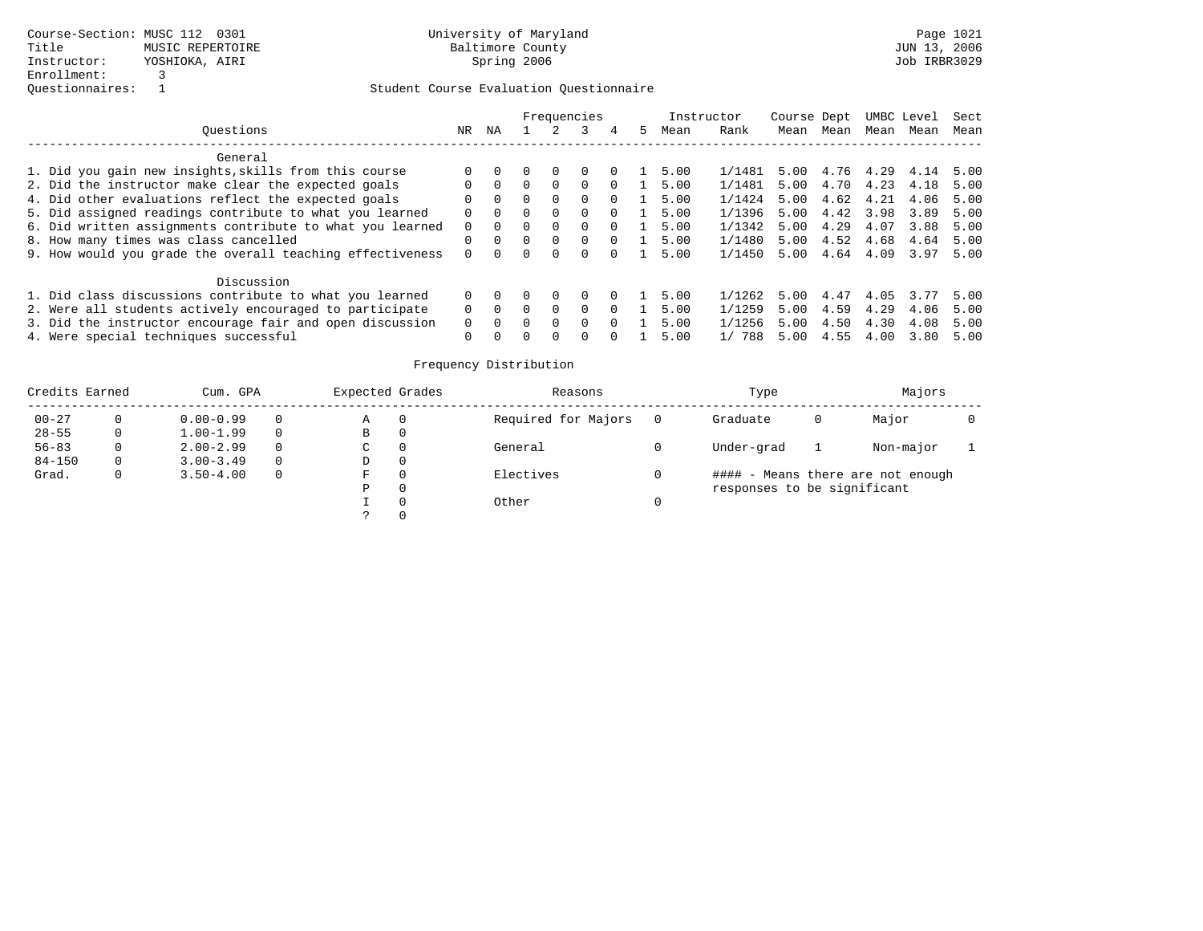Course-Section: MUSC 112 0301
Title: MUSIC REPERTOIRE
Instructor: YOSHIOKA, AIRI
Enrollment: 3
Questionnaires: 1

University of Maryland
Baltimore County
Spring 2006

Page 1021
JUN 13, 2006
Job IRBR3029

Student Course Evaluation Questionnaire

| Questions | NR | NA | 1 | 2 | 3 | 4 | 5 | Instructor Mean | Rank | Course Mean | Dept Mean | UMBC Mean | Level Mean | Sect Mean |
|---|---|---|---|---|---|---|---|---|---|---|---|---|---|---|
| **General** | | | | | | | | | | | | | | |
| 1. Did you gain new insights,skills from this course | 0 | 0 | 0 | 0 | 0 | 0 | 1 | 5.00 | 1/1481 | 5.00 | 4.76 | 4.29 | 4.14 | 5.00 |
| 2. Did the instructor make clear the expected goals | 0 | 0 | 0 | 0 | 0 | 0 | 1 | 5.00 | 1/1481 | 5.00 | 4.70 | 4.23 | 4.18 | 5.00 |
| 4. Did other evaluations reflect the expected goals | 0 | 0 | 0 | 0 | 0 | 0 | 1 | 5.00 | 1/1424 | 5.00 | 4.62 | 4.21 | 4.06 | 5.00 |
| 5. Did assigned readings contribute to what you learned | 0 | 0 | 0 | 0 | 0 | 0 | 1 | 5.00 | 1/1396 | 5.00 | 4.42 | 3.98 | 3.89 | 5.00 |
| 6. Did written assignments contribute to what you learned | 0 | 0 | 0 | 0 | 0 | 0 | 1 | 5.00 | 1/1342 | 5.00 | 4.29 | 4.07 | 3.88 | 5.00 |
| 8. How many times was class cancelled | 0 | 0 | 0 | 0 | 0 | 0 | 1 | 5.00 | 1/1480 | 5.00 | 4.52 | 4.68 | 4.64 | 5.00 |
| 9. How would you grade the overall teaching effectiveness | 0 | 0 | 0 | 0 | 0 | 0 | 1 | 5.00 | 1/1450 | 5.00 | 4.64 | 4.09 | 3.97 | 5.00 |
| **Discussion** | | | | | | | | | | | | | | |
| 1. Did class discussions contribute to what you learned | 0 | 0 | 0 | 0 | 0 | 0 | 1 | 5.00 | 1/1262 | 5.00 | 4.47 | 4.05 | 3.77 | 5.00 |
| 2. Were all students actively encouraged to participate | 0 | 0 | 0 | 0 | 0 | 0 | 1 | 5.00 | 1/1259 | 5.00 | 4.59 | 4.29 | 4.06 | 5.00 |
| 3. Did the instructor encourage fair and open discussion | 0 | 0 | 0 | 0 | 0 | 0 | 1 | 5.00 | 1/1256 | 5.00 | 4.50 | 4.30 | 4.08 | 5.00 |
| 4. Were special techniques successful | 0 | 0 | 0 | 0 | 0 | 0 | 1 | 5.00 | 1/ 788 | 5.00 | 4.55 | 4.00 | 3.80 | 5.00 |

Frequency Distribution

| Credits Earned | | Cum. GPA | | Expected Grades | | Reasons | | Type | | Majors | |
|---|---|---|---|---|---|---|---|---|---|---|---|
| 00-27 | 0 | 0.00-0.99 | 0 | A | 0 | Required for Majors | 0 | Graduate | 0 | Major | 0 |
| 28-55 | 0 | 1.00-1.99 | 0 | B | 0 | | | | | | |
| 56-83 | 0 | 2.00-2.99 | 0 | C | 0 | General | 0 | Under-grad | 1 | Non-major | 1 |
| 84-150 | 0 | 3.00-3.49 | 0 | D | 0 | | | | | | |
| Grad. | 0 | 3.50-4.00 | 0 | F | 0 | Electives | 0 | #### - Means there are not enough responses to be significant | | | |
| | | | | P | 0 | | | | | | |
| | | | | I | 0 | Other | 0 | | | | |
| | | | | ? | 0 | | | | | | |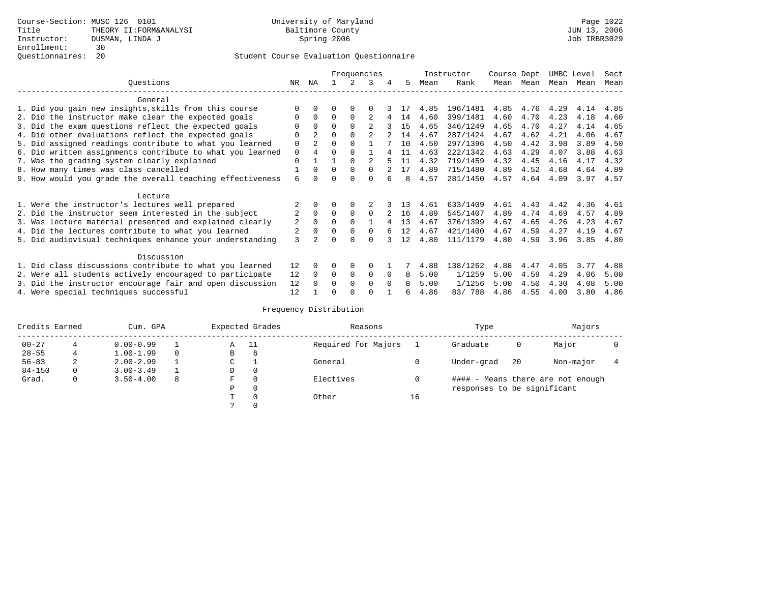Course-Section: MUSC 126 0101
Title: THEORY II:FORM&ANALYSI
Instructor: DUSMAN, LINDA J
Enrollment: 30
Questionnaires: 20

University of Maryland
Baltimore County
Spring 2006

Page 1022
JUN 13, 2006
Job IRBR3029

Student Course Evaluation Questionnaire

| Questions | NR | NA | 1 | 2 | 3 | 4 | 5 | Instructor Mean | Rank | Course Mean | Dept Mean | UMBC Mean | Level Mean | Sect Mean |
|---|---|---|---|---|---|---|---|---|---|---|---|---|---|---|
| **General** | | | | | | | | | | | | | | |
| 1. Did you gain new insights,skills from this course | 0 | 0 | 0 | 0 | 0 | 3 | 17 | 4.85 | 196/1481 | 4.85 | 4.76 | 4.29 | 4.14 | 4.85 |
| 2. Did the instructor make clear the expected goals | 0 | 0 | 0 | 0 | 2 | 4 | 14 | 4.60 | 399/1481 | 4.60 | 4.70 | 4.23 | 4.18 | 4.60 |
| 3. Did the exam questions reflect the expected goals | 0 | 0 | 0 | 0 | 2 | 3 | 15 | 4.65 | 346/1249 | 4.65 | 4.70 | 4.27 | 4.14 | 4.65 |
| 4. Did other evaluations reflect the expected goals | 0 | 2 | 0 | 0 | 2 | 2 | 14 | 4.67 | 287/1424 | 4.67 | 4.62 | 4.21 | 4.06 | 4.67 |
| 5. Did assigned readings contribute to what you learned | 0 | 2 | 0 | 0 | 1 | 7 | 10 | 4.50 | 297/1396 | 4.50 | 4.42 | 3.98 | 3.89 | 4.50 |
| 6. Did written assignments contribute to what you learned | 0 | 4 | 0 | 0 | 1 | 4 | 11 | 4.63 | 222/1342 | 4.63 | 4.29 | 4.07 | 3.88 | 4.63 |
| 7. Was the grading system clearly explained | 0 | 1 | 1 | 0 | 2 | 5 | 11 | 4.32 | 719/1459 | 4.32 | 4.45 | 4.16 | 4.17 | 4.32 |
| 8. How many times was class cancelled | 1 | 0 | 0 | 0 | 0 | 2 | 17 | 4.89 | 715/1480 | 4.89 | 4.52 | 4.68 | 4.64 | 4.89 |
| 9. How would you grade the overall teaching effectiveness | 6 | 0 | 0 | 0 | 0 | 6 | 8 | 4.57 | 281/1450 | 4.57 | 4.64 | 4.09 | 3.97 | 4.57 |
| **Lecture** | | | | | | | | | | | | | | |
| 1. Were the instructor's lectures well prepared | 2 | 0 | 0 | 0 | 2 | 3 | 13 | 4.61 | 633/1409 | 4.61 | 4.43 | 4.42 | 4.36 | 4.61 |
| 2. Did the instructor seem interested in the subject | 2 | 0 | 0 | 0 | 0 | 2 | 16 | 4.89 | 545/1407 | 4.89 | 4.74 | 4.69 | 4.57 | 4.89 |
| 3. Was lecture material presented and explained clearly | 2 | 0 | 0 | 0 | 1 | 4 | 13 | 4.67 | 376/1399 | 4.67 | 4.65 | 4.26 | 4.23 | 4.67 |
| 4. Did the lectures contribute to what you learned | 2 | 0 | 0 | 0 | 0 | 6 | 12 | 4.67 | 421/1400 | 4.67 | 4.59 | 4.27 | 4.19 | 4.67 |
| 5. Did audiovisual techniques enhance your understanding | 3 | 2 | 0 | 0 | 0 | 3 | 12 | 4.80 | 111/1179 | 4.80 | 4.59 | 3.96 | 3.85 | 4.80 |
| **Discussion** | | | | | | | | | | | | | | |
| 1. Did class discussions contribute to what you learned | 12 | 0 | 0 | 0 | 0 | 1 | 7 | 4.88 | 138/1262 | 4.88 | 4.47 | 4.05 | 3.77 | 4.88 |
| 2. Were all students actively encouraged to participate | 12 | 0 | 0 | 0 | 0 | 0 | 8 | 5.00 | 1/1259 | 5.00 | 4.59 | 4.29 | 4.06 | 5.00 |
| 3. Did the instructor encourage fair and open discussion | 12 | 0 | 0 | 0 | 0 | 0 | 8 | 5.00 | 1/1256 | 5.00 | 4.50 | 4.30 | 4.08 | 5.00 |
| 4. Were special techniques successful | 12 | 1 | 0 | 0 | 0 | 1 | 6 | 4.86 | 83/ 788 | 4.86 | 4.55 | 4.00 | 3.80 | 4.86 |

Frequency Distribution

| Credits Earned | | Cum. GPA | | Expected Grades | | Reasons | | Type | | Majors | |
|---|---|---|---|---|---|---|---|---|---|---|---|
| 00-27 | 4 | 0.00-0.99 | 1 | A | 11 | Required for Majors | 1 | Graduate | 0 | Major | 0 |
| 28-55 | 4 | 1.00-1.99 | 0 | B | 6 | | | | | | |
| 56-83 | 2 | 2.00-2.99 | 1 | C | 1 | General | 0 | Under-grad | 20 | Non-major | 4 |
| 84-150 | 0 | 3.00-3.49 | 1 | D | 0 | | | | | | |
| Grad. | 0 | 3.50-4.00 | 8 | F | 0 | Electives | 0 | #### - Means there are not enough responses to be significant | | | |
| | | | | P | 0 | | | | | | |
| | | | | I | 0 | Other | 16 | | | | |
| | | | | ? | 0 | | | | | | |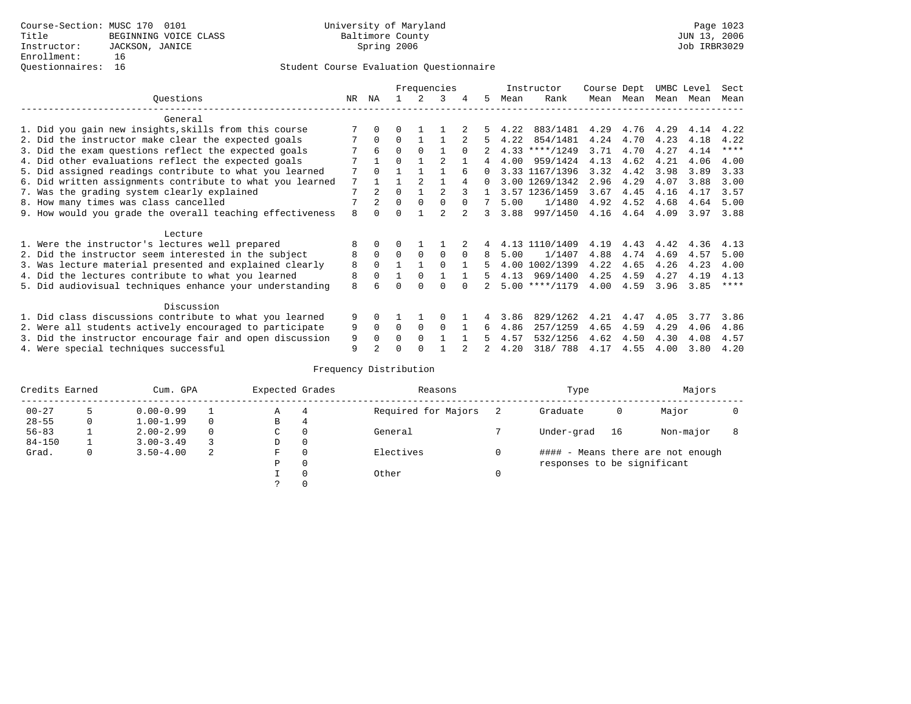Course-Section: MUSC 170 0101
Title: BEGINNING VOICE CLASS
Instructor: JACKSON, JANICE
Enrollment: 16
Questionnaires: 16

University of Maryland
Baltimore County
Spring 2006

Page 1023
JUN 13, 2006
Job IRBR3029

## Student Course Evaluation Questionnaire

| Questions | NR | NA | 1 | 2 | 3 | 4 | 5 | Instructor Mean | Instructor Rank | Course Mean | Dept Mean | UMBC Mean | Level Mean | Sect Mean |
|---|---|---|---|---|---|---|---|---|---|---|---|---|---|---|
| **General** | | | | | | | | | | | | | | |
| 1. Did you gain new insights,skills from this course | 7 | 0 | 0 | 1 | 1 | 2 | 5 | 4.22 | 883/1481 | 4.29 | 4.76 | 4.29 | 4.14 | 4.22 |
| 2. Did the instructor make clear the expected goals | 7 | 0 | 0 | 1 | 1 | 2 | 5 | 4.22 | 854/1481 | 4.24 | 4.70 | 4.23 | 4.18 | 4.22 |
| 3. Did the exam questions reflect the expected goals | 7 | 6 | 0 | 0 | 1 | 0 | 2 | 4.33 | ****/1249 | 3.71 | 4.70 | 4.27 | 4.14 | **** |
| 4. Did other evaluations reflect the expected goals | 7 | 1 | 0 | 1 | 2 | 1 | 4 | 4.00 | 959/1424 | 4.13 | 4.62 | 4.21 | 4.06 | 4.00 |
| 5. Did assigned readings contribute to what you learned | 7 | 0 | 1 | 1 | 1 | 6 | 0 | 3.33 | 1167/1396 | 3.32 | 4.42 | 3.98 | 3.89 | 3.33 |
| 6. Did written assignments contribute to what you learned | 7 | 1 | 1 | 2 | 1 | 4 | 0 | 3.00 | 1269/1342 | 2.96 | 4.29 | 4.07 | 3.88 | 3.00 |
| 7. Was the grading system clearly explained | 7 | 2 | 0 | 1 | 2 | 3 | 1 | 3.57 | 1236/1459 | 3.67 | 4.45 | 4.16 | 4.17 | 3.57 |
| 8. How many times was class cancelled | 7 | 2 | 0 | 0 | 0 | 0 | 7 | 5.00 | 1/1480 | 4.92 | 4.52 | 4.68 | 4.64 | 5.00 |
| 9. How would you grade the overall teaching effectiveness | 8 | 0 | 0 | 1 | 2 | 2 | 3 | 3.88 | 997/1450 | 4.16 | 4.64 | 4.09 | 3.97 | 3.88 |
| **Lecture** | | | | | | | | | | | | | | |
| 1. Were the instructor's lectures well prepared | 8 | 0 | 0 | 1 | 1 | 2 | 4 | 4.13 | 1110/1409 | 4.19 | 4.43 | 4.42 | 4.36 | 4.13 |
| 2. Did the instructor seem interested in the subject | 8 | 0 | 0 | 0 | 0 | 0 | 8 | 5.00 | 1/1407 | 4.88 | 4.74 | 4.69 | 4.57 | 5.00 |
| 3. Was lecture material presented and explained clearly | 8 | 0 | 1 | 1 | 0 | 1 | 5 | 4.00 | 1002/1399 | 4.22 | 4.65 | 4.26 | 4.23 | 4.00 |
| 4. Did the lectures contribute to what you learned | 8 | 0 | 1 | 0 | 1 | 1 | 5 | 4.13 | 969/1400 | 4.25 | 4.59 | 4.27 | 4.19 | 4.13 |
| 5. Did audiovisual techniques enhance your understanding | 8 | 6 | 0 | 0 | 0 | 0 | 2 | 5.00 | ****/1179 | 4.00 | 4.59 | 3.96 | 3.85 | **** |
| **Discussion** | | | | | | | | | | | | | | |
| 1. Did class discussions contribute to what you learned | 9 | 0 | 1 | 1 | 0 | 1 | 4 | 3.86 | 829/1262 | 4.21 | 4.47 | 4.05 | 3.77 | 3.86 |
| 2. Were all students actively encouraged to participate | 9 | 0 | 0 | 0 | 0 | 1 | 6 | 4.86 | 257/1259 | 4.65 | 4.59 | 4.29 | 4.06 | 4.86 |
| 3. Did the instructor encourage fair and open discussion | 9 | 0 | 0 | 0 | 1 | 1 | 5 | 4.57 | 532/1256 | 4.62 | 4.50 | 4.30 | 4.08 | 4.57 |
| 4. Were special techniques successful | 9 | 2 | 0 | 0 | 1 | 2 | 2 | 4.20 | 318/ 788 | 4.17 | 4.55 | 4.00 | 3.80 | 4.20 |

## Frequency Distribution

| Credits Earned | | Cum. GPA | | Expected Grades | | Reasons | | Type | | Majors | |
|---|---|---|---|---|---|---|---|---|---|---|---|
| 00-27 | 5 | 0.00-0.99 | 1 | A | 4 | Required for Majors | 2 | Graduate | 0 | Major | 0 |
| 28-55 | 0 | 1.00-1.99 | 0 | B | 4 | | | | | | |
| 56-83 | 1 | 2.00-2.99 | 0 | C | 0 | General | 7 | Under-grad | 16 | Non-major | 8 |
| 84-150 | 1 | 3.00-3.49 | 3 | D | 0 | | | | | | |
| Grad. | 0 | 3.50-4.00 | 2 | F | 0 | Electives | 0 | #### - Means there are not enough responses to be significant | | | |
| | | | | P | 0 | | | | | | |
| | | | | I | 0 | Other | 0 | | | | |
| | | | | ? | 0 | | | | | | |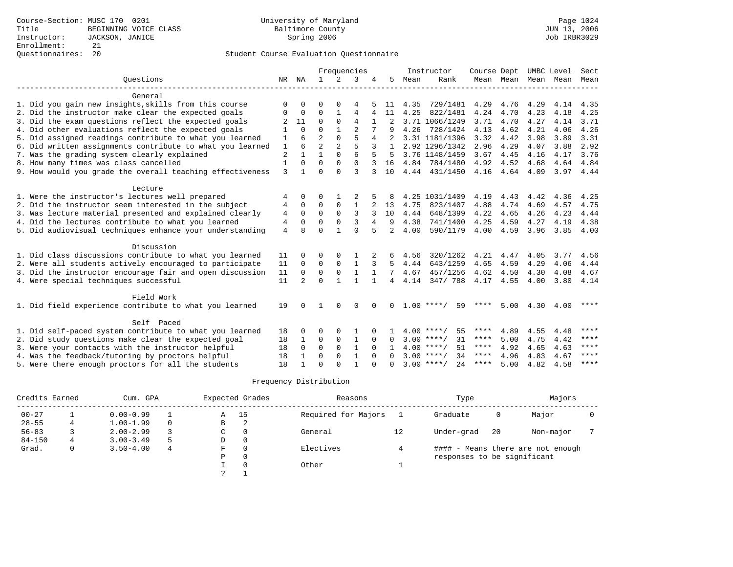Course-Section: MUSC 170 0201
Title: BEGINNING VOICE CLASS
Instructor: JACKSON, JANICE
Enrollment: 21
Questionnaires: 20

University of Maryland
Baltimore County
Spring 2006

JUN 13, 2006
Job IRBR3029

## Student Course Evaluation Questionnaire

| Questions | NR | NA | 1 | 2 | 3 | 4 | 5 | Instructor Mean | Rank | Course Mean | Dept Mean | UMBC Mean | Level Mean | Sect Mean |
|---|---|---|---|---|---|---|---|---|---|---|---|---|---|---|
| **General** | | | | | | | | | | | | | | |
| 1. Did you gain new insights,skills from this course | 0 | 0 | 0 | 0 | 4 | 5 | 11 | 4.35 | 729/1481 | 4.29 | 4.76 | 4.29 | 4.14 | 4.35 |
| 2. Did the instructor make clear the expected goals | 0 | 0 | 0 | 1 | 4 | 4 | 11 | 4.25 | 822/1481 | 4.24 | 4.70 | 4.23 | 4.18 | 4.25 |
| 3. Did the exam questions reflect the expected goals | 2 | 11 | 0 | 0 | 4 | 1 | 2 | 3.71 | 1066/1249 | 3.71 | 4.70 | 4.27 | 4.14 | 3.71 |
| 4. Did other evaluations reflect the expected goals | 1 | 0 | 0 | 1 | 2 | 7 | 9 | 4.26 | 728/1424 | 4.13 | 4.62 | 4.21 | 4.06 | 4.26 |
| 5. Did assigned readings contribute to what you learned | 1 | 6 | 2 | 0 | 5 | 4 | 2 | 3.31 | 1181/1396 | 3.32 | 4.42 | 3.98 | 3.89 | 3.31 |
| 6. Did written assignments contribute to what you learned | 1 | 6 | 2 | 2 | 5 | 3 | 1 | 2.92 | 1296/1342 | 2.96 | 4.29 | 4.07 | 3.88 | 2.92 |
| 7. Was the grading system clearly explained | 2 | 1 | 1 | 0 | 6 | 5 | 5 | 3.76 | 1148/1459 | 3.67 | 4.45 | 4.16 | 4.17 | 3.76 |
| 8. How many times was class cancelled | 1 | 0 | 0 | 0 | 0 | 3 | 16 | 4.84 | 784/1480 | 4.92 | 4.52 | 4.68 | 4.64 | 4.84 |
| 9. How would you grade the overall teaching effectiveness | 3 | 1 | 0 | 0 | 3 | 3 | 10 | 4.44 | 431/1450 | 4.16 | 4.64 | 4.09 | 3.97 | 4.44 |
| **Lecture** | | | | | | | | | | | | | | |
| 1. Were the instructor's lectures well prepared | 4 | 0 | 0 | 1 | 2 | 5 | 8 | 4.25 | 1031/1409 | 4.19 | 4.43 | 4.42 | 4.36 | 4.25 |
| 2. Did the instructor seem interested in the subject | 4 | 0 | 0 | 0 | 1 | 2 | 13 | 4.75 | 823/1407 | 4.88 | 4.74 | 4.69 | 4.57 | 4.75 |
| 3. Was lecture material presented and explained clearly | 4 | 0 | 0 | 0 | 3 | 3 | 10 | 4.44 | 648/1399 | 4.22 | 4.65 | 4.26 | 4.23 | 4.44 |
| 4. Did the lectures contribute to what you learned | 4 | 0 | 0 | 0 | 3 | 4 | 9 | 4.38 | 741/1400 | 4.25 | 4.59 | 4.27 | 4.19 | 4.38 |
| 5. Did audiovisual techniques enhance your understanding | 4 | 8 | 0 | 1 | 0 | 5 | 2 | 4.00 | 590/1179 | 4.00 | 4.59 | 3.96 | 3.85 | 4.00 |
| **Discussion** | | | | | | | | | | | | | | |
| 1. Did class discussions contribute to what you learned | 11 | 0 | 0 | 0 | 1 | 2 | 6 | 4.56 | 320/1262 | 4.21 | 4.47 | 4.05 | 3.77 | 4.56 |
| 2. Were all students actively encouraged to participate | 11 | 0 | 0 | 0 | 1 | 3 | 5 | 4.44 | 643/1259 | 4.65 | 4.59 | 4.29 | 4.06 | 4.44 |
| 3. Did the instructor encourage fair and open discussion | 11 | 0 | 0 | 0 | 1 | 1 | 7 | 4.67 | 457/1256 | 4.62 | 4.50 | 4.30 | 4.08 | 4.67 |
| 4. Were special techniques successful | 11 | 2 | 0 | 1 | 1 | 1 | 4 | 4.14 | 347/ 788 | 4.17 | 4.55 | 4.00 | 3.80 | 4.14 |
| **Field Work** | | | | | | | | | | | | | | |
| 1. Did field experience contribute to what you learned | 19 | 0 | 1 | 0 | 0 | 0 | 0 | 1.00 | ****/ 59 | **** | 5.00 | 4.30 | 4.00 | **** |
| **Self Paced** | | | | | | | | | | | | | | |
| 1. Did self-paced system contribute to what you learned | 18 | 0 | 0 | 0 | 1 | 0 | 1 | 4.00 | ****/ 55 | **** | 4.89 | 4.55 | 4.48 | **** |
| 2. Did study questions make clear the expected goal | 18 | 1 | 0 | 0 | 1 | 0 | 0 | 3.00 | ****/ 31 | **** | 5.00 | 4.75 | 4.42 | **** |
| 3. Were your contacts with the instructor helpful | 18 | 0 | 0 | 0 | 1 | 0 | 1 | 4.00 | ****/ 51 | **** | 4.92 | 4.65 | 4.63 | **** |
| 4. Was the feedback/tutoring by proctors helpful | 18 | 1 | 0 | 0 | 1 | 0 | 0 | 3.00 | ****/ 34 | **** | 4.96 | 4.83 | 4.67 | **** |
| 5. Were there enough proctors for all the students | 18 | 1 | 0 | 0 | 1 | 0 | 0 | 3.00 | ****/ 24 | **** | 5.00 | 4.82 | 4.58 | **** |

## Frequency Distribution

| Credits Earned | | Cum. GPA | | Expected Grades | | Reasons | | Type | | Majors | |
|---|---|---|---|---|---|---|---|---|---|---|---|
| 00-27 | 1 | 0.00-0.99 | 1 | A | 15 | Required for Majors | 1 | Graduate | 0 | Major | 0 |
| 28-55 | 4 | 1.00-1.99 | 0 | B | 2 | | | | | | |
| 56-83 | 3 | 2.00-2.99 | 3 | C | 0 | General | 12 | Under-grad | 20 | Non-major | 7 |
| 84-150 | 4 | 3.00-3.49 | 5 | D | 0 | | | | | | |
| Grad. | 0 | 3.50-4.00 | 4 | F | 0 | Electives | 4 | | | | |
| | | | | P | 0 | | | | | | |
| | | | | I | 0 | Other | 1 | | | | |
| | | | | ? | 1 | | | | | | |

#### - Means there are not enough responses to be significant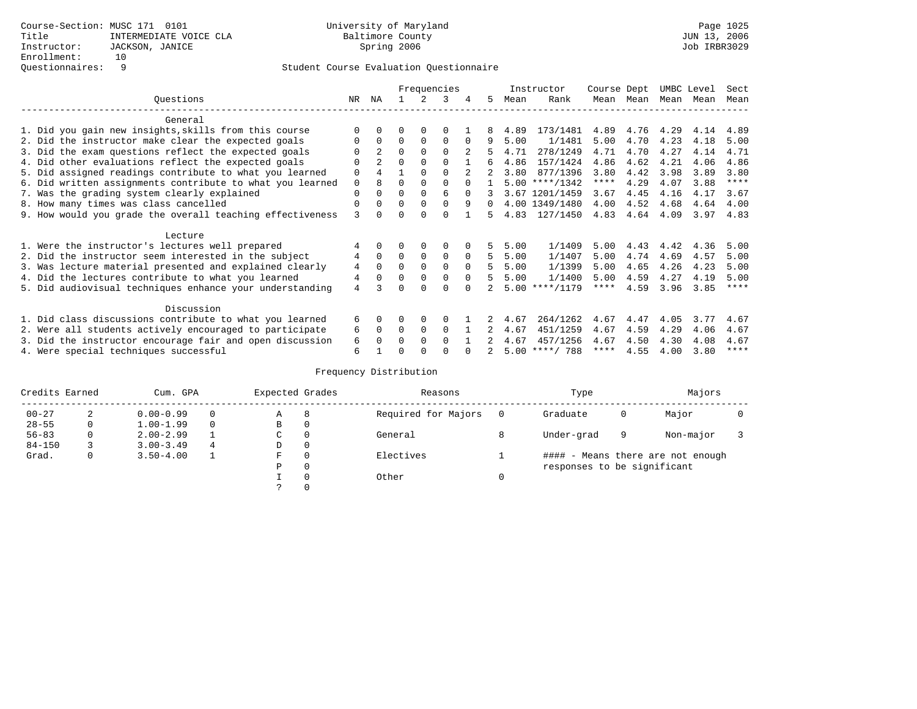Course-Section: MUSC 171 0101
Title: INTERMEDIATE VOICE CLA
Instructor: JACKSON, JANICE
Enrollment: 10
Questionnaires: 9

University of Maryland
Baltimore County
Spring 2006

JUN 13, 2006
Job IRBR3029

Student Course Evaluation Questionnaire

| Questions | NR | NA | 1 | 2 | 3 | 4 | 5 | Instructor Mean | Rank | Course Mean | Dept Mean | UMBC Mean | Level Mean | Sect Mean |
|---|---|---|---|---|---|---|---|---|---|---|---|---|---|---|
| **General** | | | | | | | | | | | | | | |
| 1. Did you gain new insights,skills from this course | 0 | 0 | 0 | 0 | 0 | 1 | 8 | 4.89 | 173/1481 | 4.89 | 4.76 | 4.29 | 4.14 | 4.89 |
| 2. Did the instructor make clear the expected goals | 0 | 0 | 0 | 0 | 0 | 0 | 9 | 5.00 | 1/1481 | 5.00 | 4.70 | 4.23 | 4.18 | 5.00 |
| 3. Did the exam questions reflect the expected goals | 0 | 2 | 0 | 0 | 0 | 2 | 5 | 4.71 | 278/1249 | 4.71 | 4.70 | 4.27 | 4.14 | 4.71 |
| 4. Did other evaluations reflect the expected goals | 0 | 2 | 0 | 0 | 0 | 1 | 6 | 4.86 | 157/1424 | 4.86 | 4.62 | 4.21 | 4.06 | 4.86 |
| 5. Did assigned readings contribute to what you learned | 0 | 4 | 1 | 0 | 0 | 2 | 2 | 3.80 | 877/1396 | 3.80 | 4.42 | 3.98 | 3.89 | 3.80 |
| 6. Did written assignments contribute to what you learned | 0 | 8 | 0 | 0 | 0 | 0 | 1 | 5.00 | ****/1342 | **** | 4.29 | 4.07 | 3.88 | **** |
| 7. Was the grading system clearly explained | 0 | 0 | 0 | 0 | 6 | 0 | 3 | 3.67 | 1201/1459 | 3.67 | 4.45 | 4.16 | 4.17 | 3.67 |
| 8. How many times was class cancelled | 0 | 0 | 0 | 0 | 0 | 9 | 0 | 4.00 | 1349/1480 | 4.00 | 4.52 | 4.68 | 4.64 | 4.00 |
| 9. How would you grade the overall teaching effectiveness | 3 | 0 | 0 | 0 | 0 | 1 | 5 | 4.83 | 127/1450 | 4.83 | 4.64 | 4.09 | 3.97 | 4.83 |
| **Lecture** | | | | | | | | | | | | | | |
| 1. Were the instructor's lectures well prepared | 4 | 0 | 0 | 0 | 0 | 0 | 5 | 5.00 | 1/1409 | 5.00 | 4.43 | 4.42 | 4.36 | 5.00 |
| 2. Did the instructor seem interested in the subject | 4 | 0 | 0 | 0 | 0 | 0 | 5 | 5.00 | 1/1407 | 5.00 | 4.74 | 4.69 | 4.57 | 5.00 |
| 3. Was lecture material presented and explained clearly | 4 | 0 | 0 | 0 | 0 | 0 | 5 | 5.00 | 1/1399 | 5.00 | 4.65 | 4.26 | 4.23 | 5.00 |
| 4. Did the lectures contribute to what you learned | 4 | 0 | 0 | 0 | 0 | 0 | 5 | 5.00 | 1/1400 | 5.00 | 4.59 | 4.27 | 4.19 | 5.00 |
| 5. Did audiovisual techniques enhance your understanding | 4 | 3 | 0 | 0 | 0 | 0 | 2 | 5.00 | ****/1179 | **** | 4.59 | 3.96 | 3.85 | **** |
| **Discussion** | | | | | | | | | | | | | | |
| 1. Did class discussions contribute to what you learned | 6 | 0 | 0 | 0 | 0 | 1 | 2 | 4.67 | 264/1262 | 4.67 | 4.47 | 4.05 | 3.77 | 4.67 |
| 2. Were all students actively encouraged to participate | 6 | 0 | 0 | 0 | 0 | 1 | 2 | 4.67 | 451/1259 | 4.67 | 4.59 | 4.29 | 4.06 | 4.67 |
| 3. Did the instructor encourage fair and open discussion | 6 | 0 | 0 | 0 | 0 | 1 | 2 | 4.67 | 457/1256 | 4.67 | 4.50 | 4.30 | 4.08 | 4.67 |
| 4. Were special techniques successful | 6 | 1 | 0 | 0 | 0 | 0 | 2 | 5.00 | ****/ 788 | **** | 4.55 | 4.00 | 3.80 | **** |

Frequency Distribution

| Credits Earned | | Cum. GPA | | Expected Grades | | Reasons | | Type | | Majors | |
|---|---|---|---|---|---|---|---|---|---|---|---|
| 00-27 | 2 | 0.00-0.99 | 0 | A | 8 | Required for Majors | 0 | Graduate | 0 | Major | 0 |
| 28-55 | 0 | 1.00-1.99 | 0 | B | 0 | | | | | | |
| 56-83 | 0 | 2.00-2.99 | 1 | C | 0 | General | 8 | Under-grad | 9 | Non-major | 3 |
| 84-150 | 3 | 3.00-3.49 | 4 | D | 0 | | | | | | |
| Grad. | 0 | 3.50-4.00 | 1 | F | 0 | Electives | 1 | #### - Means there are not enough responses to be significant | | | |
| | | | | P | 0 | | | | | | |
| | | | | I | 0 | Other | 0 | | | | |
| | | | | ? | 0 | | | | | | |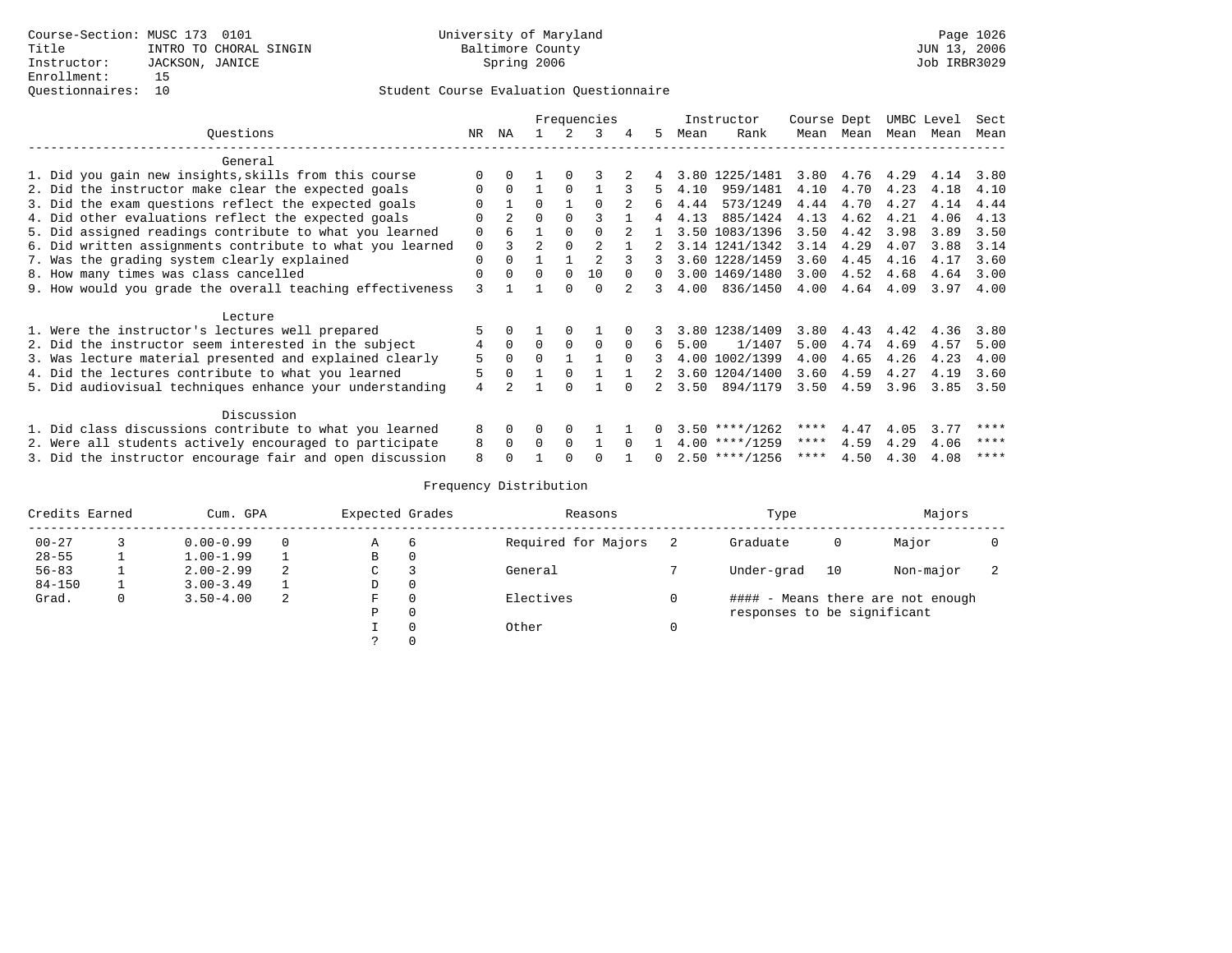Course-Section: MUSC 173 0101
Title: INTRO TO CHORAL SINGIN
Instructor: JACKSON, JANICE
Enrollment: 15
Questionnaires: 10

University of Maryland
Baltimore County
Spring 2006

Student Course Evaluation Questionnaire

| Questions | NR | NA | 1 | 2 | 3 | 4 | 5 | Instructor Mean | Instructor Rank | Course Mean | Dept Mean | UMBC Mean | Level Mean | Sect Mean |
|---|---|---|---|---|---|---|---|---|---|---|---|---|---|---|
| **General** | | | | | | | | | | | | | | |
| 1. Did you gain new insights,skills from this course | 0 | 0 | 1 | 0 | 3 | 2 | 4 | 3.80 | 1225/1481 | 3.80 | 4.76 | 4.29 | 4.14 | 3.80 |
| 2. Did the instructor make clear the expected goals | 0 | 0 | 1 | 0 | 1 | 3 | 5 | 4.10 | 959/1481 | 4.10 | 4.70 | 4.23 | 4.18 | 4.10 |
| 3. Did the exam questions reflect the expected goals | 0 | 1 | 0 | 1 | 0 | 2 | 6 | 4.44 | 573/1249 | 4.44 | 4.70 | 4.27 | 4.14 | 4.44 |
| 4. Did other evaluations reflect the expected goals | 0 | 2 | 0 | 0 | 3 | 1 | 4 | 4.13 | 885/1424 | 4.13 | 4.62 | 4.21 | 4.06 | 4.13 |
| 5. Did assigned readings contribute to what you learned | 0 | 6 | 1 | 0 | 0 | 2 | 1 | 3.50 | 1083/1396 | 3.50 | 4.42 | 3.98 | 3.89 | 3.50 |
| 6. Did written assignments contribute to what you learned | 0 | 3 | 2 | 0 | 2 | 1 | 2 | 3.14 | 1241/1342 | 3.14 | 4.29 | 4.07 | 3.88 | 3.14 |
| 7. Was the grading system clearly explained | 0 | 0 | 1 | 1 | 2 | 3 | 3 | 3.60 | 1228/1459 | 3.60 | 4.45 | 4.16 | 4.17 | 3.60 |
| 8. How many times was class cancelled | 0 | 0 | 0 | 0 | 10 | 0 | 0 | 3.00 | 1469/1480 | 3.00 | 4.52 | 4.68 | 4.64 | 3.00 |
| 9. How would you grade the overall teaching effectiveness | 3 | 1 | 1 | 0 | 0 | 2 | 3 | 4.00 | 836/1450 | 4.00 | 4.64 | 4.09 | 3.97 | 4.00 |
| **Lecture** | | | | | | | | | | | | | | |
| 1. Were the instructor's lectures well prepared | 5 | 0 | 1 | 0 | 1 | 0 | 3 | 3.80 | 1238/1409 | 3.80 | 4.43 | 4.42 | 4.36 | 3.80 |
| 2. Did the instructor seem interested in the subject | 4 | 0 | 0 | 0 | 0 | 0 | 6 | 5.00 | 1/1407 | 5.00 | 4.74 | 4.69 | 4.57 | 5.00 |
| 3. Was lecture material presented and explained clearly | 5 | 0 | 0 | 1 | 1 | 0 | 3 | 4.00 | 1002/1399 | 4.00 | 4.65 | 4.26 | 4.23 | 4.00 |
| 4. Did the lectures contribute to what you learned | 5 | 0 | 1 | 0 | 1 | 1 | 2 | 3.60 | 1204/1400 | 3.60 | 4.59 | 4.27 | 4.19 | 3.60 |
| 5. Did audiovisual techniques enhance your understanding | 4 | 2 | 1 | 0 | 1 | 0 | 2 | 3.50 | 894/1179 | 3.50 | 4.59 | 3.96 | 3.85 | 3.50 |
| **Discussion** | | | | | | | | | | | | | | |
| 1. Did class discussions contribute to what you learned | 8 | 0 | 0 | 0 | 1 | 1 | 0 | 3.50 | ****/1262 | **** | 4.47 | 4.05 | 3.77 | **** |
| 2. Were all students actively encouraged to participate | 8 | 0 | 0 | 0 | 1 | 0 | 1 | 4.00 | ****/1259 | **** | 4.59 | 4.29 | 4.06 | **** |
| 3. Did the instructor encourage fair and open discussion | 8 | 0 | 1 | 0 | 0 | 1 | 0 | 2.50 | ****/1256 | **** | 4.50 | 4.30 | 4.08 | **** |

Frequency Distribution

| Credits Earned | | Cum. GPA | | Expected Grades | | Reasons | | Type | | Majors | |
|---|---|---|---|---|---|---|---|---|---|---|---|
| 00-27 | 3 | 0.00-0.99 | 0 | A | 6 | Required for Majors | 2 | Graduate | 0 | Major | 0 |
| 28-55 | 1 | 1.00-1.99 | 1 | B | 0 | | | | | | |
| 56-83 | 1 | 2.00-2.99 | 2 | C | 3 | General | 7 | Under-grad | 10 | Non-major | 2 |
| 84-150 | 1 | 3.00-3.49 | 1 | D | 0 | | | | | | |
| Grad. | 0 | 3.50-4.00 | 2 | F | 0 | Electives | 0 | #### - Means there are not enough responses to be significant | | | |
| | | | | P | 0 | | | | | | |
| | | | | I | 0 | Other | 0 | | | | |
| | | | | ? | 0 | | | | | | |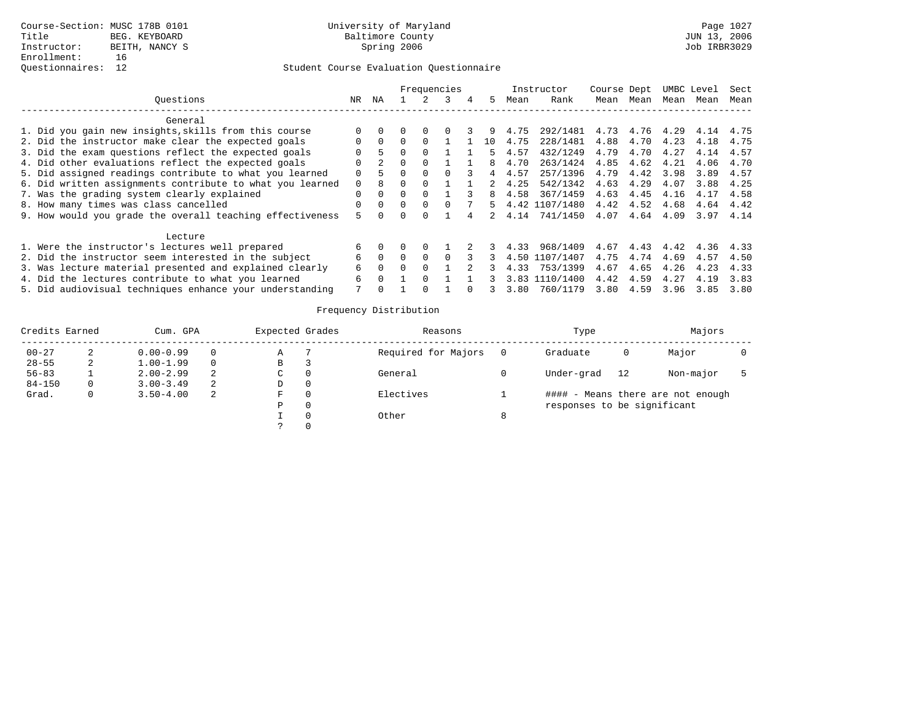Course-Section: MUSC 178B 0101
Title: BEG. KEYBOARD
Instructor: BEITH, NANCY S
Enrollment: 16
Questionnaires: 12

University of Maryland
Baltimore County
Spring 2006

JUN 13, 2006
Job IRBR3029

## Student Course Evaluation Questionnaire

| Questions | NR | NA | 1 | 2 | 3 | 4 | 5 | Instructor Mean | Instructor Rank | Course Mean | Dept Mean | UMBC Mean | Level Mean | Sect Mean |
|---|---|---|---|---|---|---|---|---|---|---|---|---|---|---|
| **General** | | | | | | | | | | | | | | |
| 1. Did you gain new insights,skills from this course | 0 | 0 | 0 | 0 | 0 | 3 | 9 | 4.75 | 292/1481 | 4.73 | 4.76 | 4.29 | 4.14 | 4.75 |
| 2. Did the instructor make clear the expected goals | 0 | 0 | 0 | 0 | 1 | 1 | 10 | 4.75 | 228/1481 | 4.88 | 4.70 | 4.23 | 4.18 | 4.75 |
| 3. Did the exam questions reflect the expected goals | 0 | 5 | 0 | 0 | 1 | 1 | 5 | 4.57 | 432/1249 | 4.79 | 4.70 | 4.27 | 4.14 | 4.57 |
| 4. Did other evaluations reflect the expected goals | 0 | 2 | 0 | 0 | 1 | 1 | 8 | 4.70 | 263/1424 | 4.85 | 4.62 | 4.21 | 4.06 | 4.70 |
| 5. Did assigned readings contribute to what you learned | 0 | 5 | 0 | 0 | 0 | 3 | 4 | 4.57 | 257/1396 | 4.79 | 4.42 | 3.98 | 3.89 | 4.57 |
| 6. Did written assignments contribute to what you learned | 0 | 8 | 0 | 0 | 1 | 1 | 2 | 4.25 | 542/1342 | 4.63 | 4.29 | 4.07 | 3.88 | 4.25 |
| 7. Was the grading system clearly explained | 0 | 0 | 0 | 0 | 1 | 3 | 8 | 4.58 | 367/1459 | 4.63 | 4.45 | 4.16 | 4.17 | 4.58 |
| 8. How many times was class cancelled | 0 | 0 | 0 | 0 | 0 | 7 | 5 | 4.42 | 1107/1480 | 4.42 | 4.52 | 4.68 | 4.64 | 4.42 |
| 9. How would you grade the overall teaching effectiveness | 5 | 0 | 0 | 0 | 1 | 4 | 2 | 4.14 | 741/1450 | 4.07 | 4.64 | 4.09 | 3.97 | 4.14 |
| **Lecture** | | | | | | | | | | | | | | |
| 1. Were the instructor's lectures well prepared | 6 | 0 | 0 | 0 | 1 | 2 | 3 | 4.33 | 968/1409 | 4.67 | 4.43 | 4.42 | 4.36 | 4.33 |
| 2. Did the instructor seem interested in the subject | 6 | 0 | 0 | 0 | 0 | 3 | 3 | 4.50 | 1107/1407 | 4.75 | 4.74 | 4.69 | 4.57 | 4.50 |
| 3. Was lecture material presented and explained clearly | 6 | 0 | 0 | 0 | 1 | 2 | 3 | 4.33 | 753/1399 | 4.67 | 4.65 | 4.26 | 4.23 | 4.33 |
| 4. Did the lectures contribute to what you learned | 6 | 0 | 1 | 0 | 1 | 1 | 3 | 3.83 | 1110/1400 | 4.42 | 4.59 | 4.27 | 4.19 | 3.83 |
| 5. Did audiovisual techniques enhance your understanding | 7 | 0 | 1 | 0 | 1 | 0 | 3 | 3.80 | 760/1179 | 3.80 | 4.59 | 3.96 | 3.85 | 3.80 |

### Frequency Distribution

| Credits Earned | | Cum. GPA | | Expected Grades | | Reasons | | Type | | Majors | |
|---|---|---|---|---|---|---|---|---|---|---|---|
| 00-27 | 2 | 0.00-0.99 | 0 | A | 7 | Required for Majors | 0 | Graduate | 0 | Major | 0 |
| 28-55 | 2 | 1.00-1.99 | 0 | B | 3 | | | | | | |
| 56-83 | 1 | 2.00-2.99 | 2 | C | 0 | General | 0 | Under-grad | 12 | Non-major | 5 |
| 84-150 | 0 | 3.00-3.49 | 2 | D | 0 | | | | | | |
| Grad. | 0 | 3.50-4.00 | 2 | F | 0 | Electives | 1 | #### - Means there are not enough responses to be significant | | | |
| | | | | P | 0 | | | | | | |
| | | | | I | 0 | Other | 8 | | | | |
| | | | | ? | 0 | | | | | | |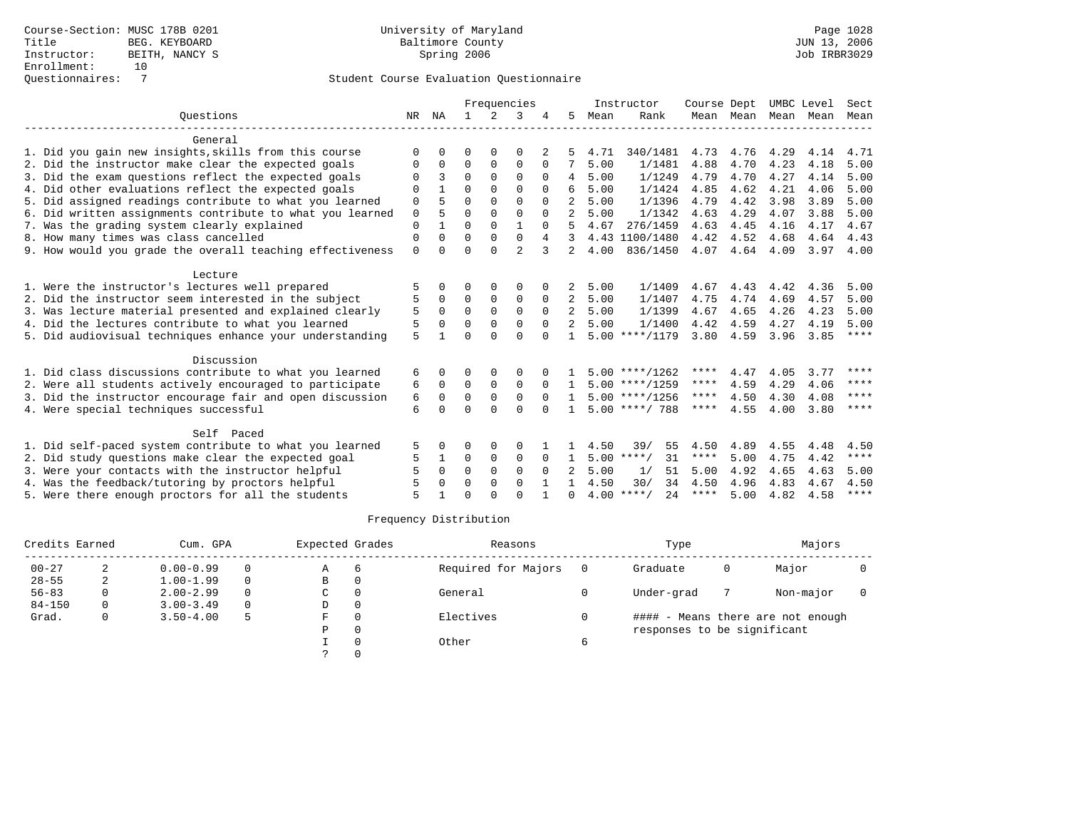Course-Section: MUSC 178B 0201
Title: BEG. KEYBOARD
Instructor: BEITH, NANCY S
Enrollment: 10
Questionnaires: 7

University of Maryland
Baltimore County
Spring 2006

JUN 13, 2006
Job IRBR3029

## Student Course Evaluation Questionnaire

| Questions | NR | NA | 1 | 2 | 3 | 4 | 5 | Instructor Mean | Rank | Course Mean | Dept Mean | UMBC Mean | Level Mean | Sect Mean |
|---|---|---|---|---|---|---|---|---|---|---|---|---|---|---|
| **General** | | | | | | | | | | | | | | |
| 1. Did you gain new insights,skills from this course | 0 | 0 | 0 | 0 | 0 | 2 | 5 | 4.71 | 340/1481 | 4.73 | 4.76 | 4.29 | 4.14 | 4.71 |
| 2. Did the instructor make clear the expected goals | 0 | 0 | 0 | 0 | 0 | 0 | 7 | 5.00 | 1/1481 | 4.88 | 4.70 | 4.23 | 4.18 | 5.00 |
| 3. Did the exam questions reflect the expected goals | 0 | 3 | 0 | 0 | 0 | 0 | 4 | 5.00 | 1/1249 | 4.79 | 4.70 | 4.27 | 4.14 | 5.00 |
| 4. Did other evaluations reflect the expected goals | 0 | 1 | 0 | 0 | 0 | 0 | 6 | 5.00 | 1/1424 | 4.85 | 4.62 | 4.21 | 4.06 | 5.00 |
| 5. Did assigned readings contribute to what you learned | 0 | 5 | 0 | 0 | 0 | 0 | 2 | 5.00 | 1/1396 | 4.79 | 4.42 | 3.98 | 3.89 | 5.00 |
| 6. Did written assignments contribute to what you learned | 0 | 5 | 0 | 0 | 0 | 0 | 2 | 5.00 | 1/1342 | 4.63 | 4.29 | 4.07 | 3.88 | 5.00 |
| 7. Was the grading system clearly explained | 0 | 1 | 0 | 0 | 1 | 0 | 5 | 4.67 | 276/1459 | 4.63 | 4.45 | 4.16 | 4.17 | 4.67 |
| 8. How many times was class cancelled | 0 | 0 | 0 | 0 | 0 | 4 | 3 | 4.43 | 1100/1480 | 4.42 | 4.52 | 4.68 | 4.64 | 4.43 |
| 9. How would you grade the overall teaching effectiveness | 0 | 0 | 0 | 0 | 2 | 3 | 2 | 4.00 | 836/1450 | 4.07 | 4.64 | 4.09 | 3.97 | 4.00 |
| **Lecture** | | | | | | | | | | | | | | |
| 1. Were the instructor's lectures well prepared | 5 | 0 | 0 | 0 | 0 | 0 | 2 | 5.00 | 1/1409 | 4.67 | 4.43 | 4.42 | 4.36 | 5.00 |
| 2. Did the instructor seem interested in the subject | 5 | 0 | 0 | 0 | 0 | 0 | 2 | 5.00 | 1/1407 | 4.75 | 4.74 | 4.69 | 4.57 | 5.00 |
| 3. Was lecture material presented and explained clearly | 5 | 0 | 0 | 0 | 0 | 0 | 2 | 5.00 | 1/1399 | 4.67 | 4.65 | 4.26 | 4.23 | 5.00 |
| 4. Did the lectures contribute to what you learned | 5 | 0 | 0 | 0 | 0 | 0 | 2 | 5.00 | 1/1400 | 4.42 | 4.59 | 4.27 | 4.19 | 5.00 |
| 5. Did audiovisual techniques enhance your understanding | 5 | 1 | 0 | 0 | 0 | 0 | 1 | 5.00 | ****/1179 | 3.80 | 4.59 | 3.96 | 3.85 | **** |
| **Discussion** | | | | | | | | | | | | | | |
| 1. Did class discussions contribute to what you learned | 6 | 0 | 0 | 0 | 0 | 0 | 1 | 5.00 | ****/1262 | **** | 4.47 | 4.05 | 3.77 | **** |
| 2. Were all students actively encouraged to participate | 6 | 0 | 0 | 0 | 0 | 0 | 1 | 5.00 | ****/1259 | **** | 4.59 | 4.29 | 4.06 | **** |
| 3. Did the instructor encourage fair and open discussion | 6 | 0 | 0 | 0 | 0 | 0 | 1 | 5.00 | ****/1256 | **** | 4.50 | 4.30 | 4.08 | **** |
| 4. Were special techniques successful | 6 | 0 | 0 | 0 | 0 | 0 | 1 | 5.00 | ****/ 788 | **** | 4.55 | 4.00 | 3.80 | **** |
| **Self Paced** | | | | | | | | | | | | | | |
| 1. Did self-paced system contribute to what you learned | 5 | 0 | 0 | 0 | 0 | 1 | 1 | 4.50 | 39/ 55 | 4.50 | 4.89 | 4.55 | 4.48 | 4.50 |
| 2. Did study questions make clear the expected goal | 5 | 1 | 0 | 0 | 0 | 0 | 1 | 5.00 | ****/ 31 | **** | 5.00 | 4.75 | 4.42 | **** |
| 3. Were your contacts with the instructor helpful | 5 | 0 | 0 | 0 | 0 | 0 | 2 | 5.00 | 1/ 51 | 5.00 | 4.92 | 4.65 | 4.63 | 5.00 |
| 4. Was the feedback/tutoring by proctors helpful | 5 | 0 | 0 | 0 | 0 | 1 | 1 | 4.50 | 30/ 34 | 4.50 | 4.96 | 4.83 | 4.67 | 4.50 |
| 5. Were there enough proctors for all the students | 5 | 1 | 0 | 0 | 0 | 1 | 0 | 4.00 | ****/ 24 | **** | 5.00 | 4.82 | 4.58 | **** |

## Frequency Distribution

| Credits Earned | | Cum. GPA | | Expected Grades | | Reasons | | Type | | Majors | |
|---|---|---|---|---|---|---|---|---|---|---|---|
| 00-27 | 2 | 0.00-0.99 | 0 | A | 6 | Required for Majors | 0 | Graduate | 0 | Major | 0 |
| 28-55 | 2 | 1.00-1.99 | 0 | B | 0 | | | | | | |
| 56-83 | 0 | 2.00-2.99 | 0 | C | 0 | General | 0 | Under-grad | 7 | Non-major | 0 |
| 84-150 | 0 | 3.00-3.49 | 0 | D | 0 | | | | | | |
| Grad. | 0 | 3.50-4.00 | 5 | F | 0 | Electives | 0 | #### - Means there are not enough responses to be significant | | | |
| | | | | P | 0 | | | | | | |
| | | | | I | 0 | Other | 6 | | | | |
| | | | | ? | 0 | | | | | | |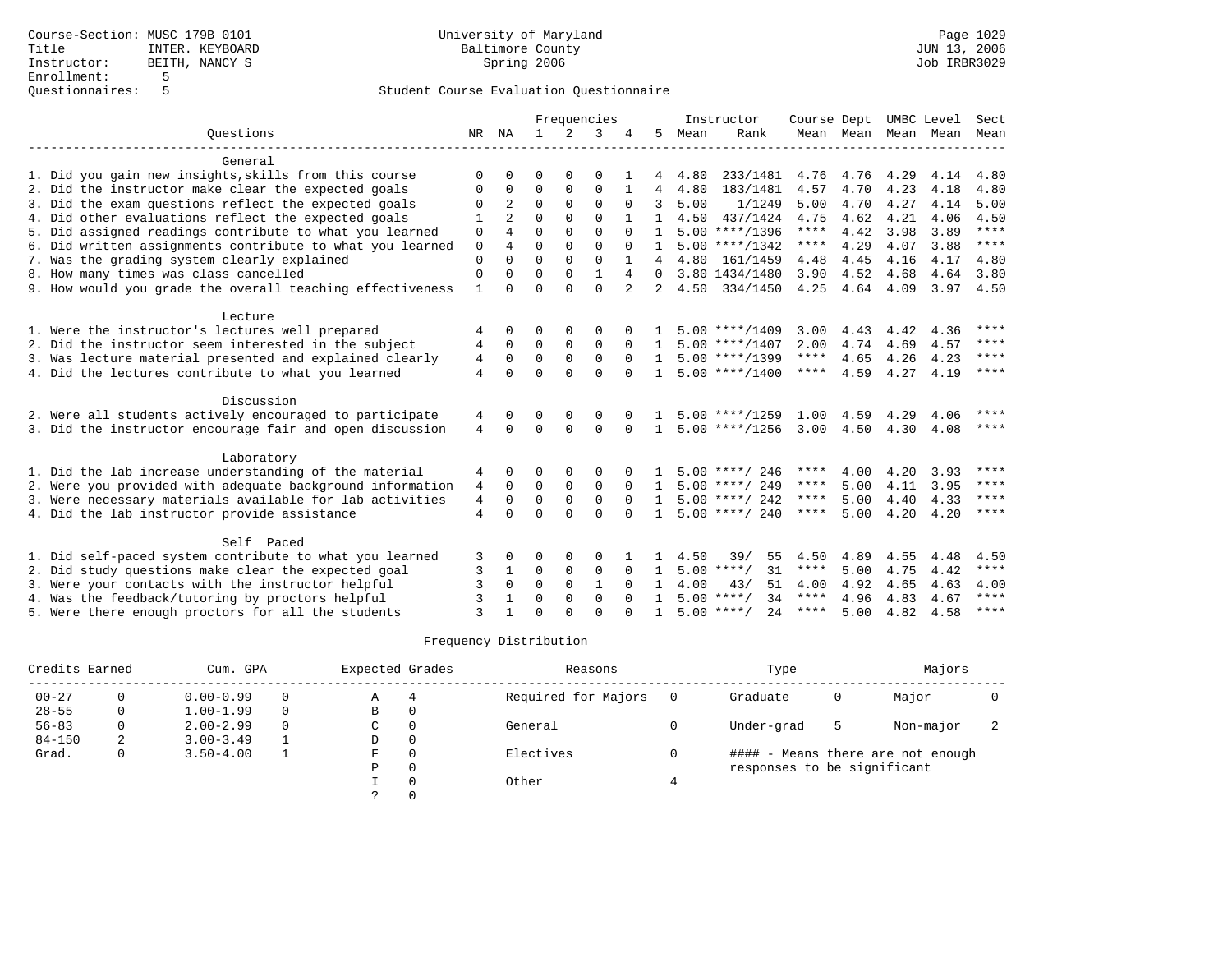Course-Section: MUSC 179B 0101
Title: INTER. KEYBOARD
Instructor: BEITH, NANCY S
Enrollment: 5
Questionnaires: 5

University of Maryland
Baltimore County
Spring 2006

Student Course Evaluation Questionnaire

| Questions | NR | NA | 1 | 2 | 3 | 4 | 5 | Instructor Mean | Rank | Course Mean | Dept Mean | UMBC Mean | Level Mean | Sect Mean |
|---|---|---|---|---|---|---|---|---|---|---|---|---|---|---|
| **General** | | | | | | | | | | | | | | |
| 1. Did you gain new insights,skills from this course | 0 | 0 | 0 | 0 | 0 | 1 | 4 | 4.80 | 233/1481 | 4.76 | 4.76 | 4.29 | 4.14 | 4.80 |
| 2. Did the instructor make clear the expected goals | 0 | 0 | 0 | 0 | 0 | 1 | 4 | 4.80 | 183/1481 | 4.57 | 4.70 | 4.23 | 4.18 | 4.80 |
| 3. Did the exam questions reflect the expected goals | 0 | 2 | 0 | 0 | 0 | 0 | 3 | 5.00 | 1/1249 | 5.00 | 4.70 | 4.27 | 4.14 | 5.00 |
| 4. Did other evaluations reflect the expected goals | 1 | 2 | 0 | 0 | 0 | 1 | 1 | 4.50 | 437/1424 | 4.75 | 4.62 | 4.21 | 4.06 | 4.50 |
| 5. Did assigned readings contribute to what you learned | 0 | 4 | 0 | 0 | 0 | 0 | 1 | 5.00 | ****/1396 | **** | 4.42 | 3.98 | 3.89 | **** |
| 6. Did written assignments contribute to what you learned | 0 | 4 | 0 | 0 | 0 | 0 | 1 | 5.00 | ****/1342 | **** | 4.29 | 4.07 | 3.88 | **** |
| 7. Was the grading system clearly explained | 0 | 0 | 0 | 0 | 0 | 1 | 4 | 4.80 | 161/1459 | 4.48 | 4.45 | 4.16 | 4.17 | 4.80 |
| 8. How many times was class cancelled | 0 | 0 | 0 | 0 | 1 | 4 | 0 | 3.80 | 1434/1480 | 3.90 | 4.52 | 4.68 | 4.64 | 3.80 |
| 9. How would you grade the overall teaching effectiveness | 1 | 0 | 0 | 0 | 0 | 2 | 2 | 4.50 | 334/1450 | 4.25 | 4.64 | 4.09 | 3.97 | 4.50 |
| **Lecture** | | | | | | | | | | | | | | |
| 1. Were the instructor's lectures well prepared | 4 | 0 | 0 | 0 | 0 | 0 | 1 | 5.00 | ****/1409 | 3.00 | 4.43 | 4.42 | 4.36 | **** |
| 2. Did the instructor seem interested in the subject | 4 | 0 | 0 | 0 | 0 | 0 | 1 | 5.00 | ****/1407 | 2.00 | 4.74 | 4.69 | 4.57 | **** |
| 3. Was lecture material presented and explained clearly | 4 | 0 | 0 | 0 | 0 | 0 | 1 | 5.00 | ****/1399 | **** | 4.65 | 4.26 | 4.23 | **** |
| 4. Did the lectures contribute to what you learned | 4 | 0 | 0 | 0 | 0 | 0 | 1 | 5.00 | ****/1400 | **** | 4.59 | 4.27 | 4.19 | **** |
| **Discussion** | | | | | | | | | | | | | | |
| 2. Were all students actively encouraged to participate | 4 | 0 | 0 | 0 | 0 | 0 | 1 | 5.00 | ****/1259 | 1.00 | 4.59 | 4.29 | 4.06 | **** |
| 3. Did the instructor encourage fair and open discussion | 4 | 0 | 0 | 0 | 0 | 0 | 1 | 5.00 | ****/1256 | 3.00 | 4.50 | 4.30 | 4.08 | **** |
| **Laboratory** | | | | | | | | | | | | | | |
| 1. Did the lab increase understanding of the material | 4 | 0 | 0 | 0 | 0 | 0 | 1 | 5.00 | ****/ 246 | **** | 4.00 | 4.20 | 3.93 | **** |
| 2. Were you provided with adequate background information | 4 | 0 | 0 | 0 | 0 | 0 | 1 | 5.00 | ****/ 249 | **** | 5.00 | 4.11 | 3.95 | **** |
| 3. Were necessary materials available for lab activities | 4 | 0 | 0 | 0 | 0 | 0 | 1 | 5.00 | ****/ 242 | **** | 5.00 | 4.40 | 4.33 | **** |
| 4. Did the lab instructor provide assistance | 4 | 0 | 0 | 0 | 0 | 0 | 1 | 5.00 | ****/ 240 | **** | 5.00 | 4.20 | 4.20 | **** |
| **Self Paced** | | | | | | | | | | | | | | |
| 1. Did self-paced system contribute to what you learned | 3 | 0 | 0 | 0 | 0 | 1 | 1 | 4.50 | 39/ 55 | 4.50 | 4.89 | 4.55 | 4.48 | 4.50 |
| 2. Did study questions make clear the expected goal | 3 | 1 | 0 | 0 | 0 | 0 | 1 | 5.00 | ****/ 31 | **** | 5.00 | 4.75 | 4.42 | **** |
| 3. Were your contacts with the instructor helpful | 3 | 0 | 0 | 0 | 1 | 0 | 1 | 4.00 | 43/ 51 | 4.00 | 4.92 | 4.65 | 4.63 | 4.00 |
| 4. Was the feedback/tutoring by proctors helpful | 3 | 1 | 0 | 0 | 0 | 0 | 1 | 5.00 | ****/ 34 | **** | 4.96 | 4.83 | 4.67 | **** |
| 5. Were there enough proctors for all the students | 3 | 1 | 0 | 0 | 0 | 0 | 1 | 5.00 | ****/ 24 | **** | 5.00 | 4.82 | 4.58 | **** |

## Frequency Distribution

| Credits Earned | | Cum. GPA | | Expected Grades | | Reasons | | Type | | Majors | |
|---|---|---|---|---|---|---|---|---|---|---|---|
| 00-27 | 0 | 0.00-0.99 | 0 | A | 4 | Required for Majors | 0 | Graduate | 0 | Major | 0 |
| 28-55 | 0 | 1.00-1.99 | 0 | B | 0 | | | | | | |
| 56-83 | 0 | 2.00-2.99 | 0 | C | 0 | General | 0 | Under-grad | 5 | Non-major | 2 |
| 84-150 | 2 | 3.00-3.49 | 1 | D | 0 | | | | | | |
| Grad. | 0 | 3.50-4.00 | 1 | F | 0 | Electives | 0 | | | | |
| | | | | P | 0 | | | | | | |
| | | | | I | 0 | Other | 4 | | | | |
| | | | | ? | 0 | | | | | | |

#### - Means there are not enough responses to be significant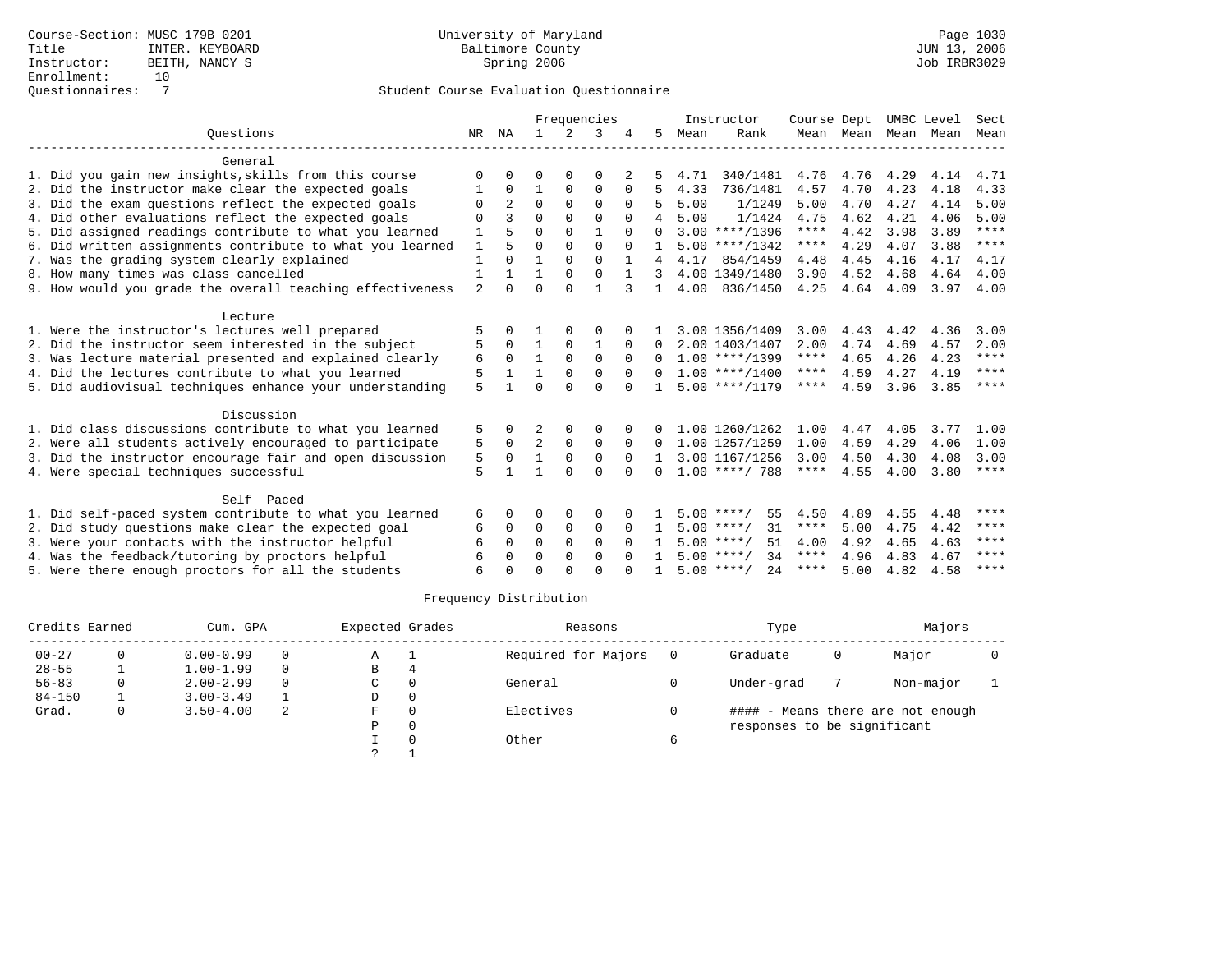Course-Section: MUSC 179B 0201
Title: INTER. KEYBOARD
Instructor: BEITH, NANCY S
Enrollment: 10
Questionnaires: 7

University of Maryland
Baltimore County
Spring 2006

Page 1030
JUN 13, 2006
Job IRBR3029

## Student Course Evaluation Questionnaire

| Questions | NR | NA | 1 | 2 | 3 | 4 | 5 | Instructor Mean | Instructor Rank | Course Mean | Dept Mean | UMBC Mean | Level Mean | Sect Mean |
|---|---|---|---|---|---|---|---|---|---|---|---|---|---|---|
| **General** | | | | | | | | | | | | | | |
| 1. Did you gain new insights,skills from this course | 0 | 0 | 0 | 0 | 0 | 2 | 5 | 4.71 | 340/1481 | 4.76 | 4.76 | 4.29 | 4.14 | 4.71 |
| 2. Did the instructor make clear the expected goals | 1 | 0 | 1 | 0 | 0 | 0 | 5 | 4.33 | 736/1481 | 4.57 | 4.70 | 4.23 | 4.18 | 4.33 |
| 3. Did the exam questions reflect the expected goals | 0 | 2 | 0 | 0 | 0 | 0 | 5 | 5.00 | 1/1249 | 5.00 | 4.70 | 4.27 | 4.14 | 5.00 |
| 4. Did other evaluations reflect the expected goals | 0 | 3 | 0 | 0 | 0 | 0 | 4 | 5.00 | 1/1424 | 4.75 | 4.62 | 4.21 | 4.06 | 5.00 |
| 5. Did assigned readings contribute to what you learned | 1 | 5 | 0 | 0 | 1 | 0 | 0 | 3.00 | ****/1396 | **** | 4.42 | 3.98 | 3.89 | **** |
| 6. Did written assignments contribute to what you learned | 1 | 5 | 0 | 0 | 0 | 0 | 1 | 5.00 | ****/1342 | **** | 4.29 | 4.07 | 3.88 | **** |
| 7. Was the grading system clearly explained | 1 | 0 | 1 | 0 | 0 | 1 | 4 | 4.17 | 854/1459 | 4.48 | 4.45 | 4.16 | 4.17 | 4.17 |
| 8. How many times was class cancelled | 1 | 1 | 1 | 0 | 0 | 1 | 3 | 4.00 | 1349/1480 | 3.90 | 4.52 | 4.68 | 4.64 | 4.00 |
| 9. How would you grade the overall teaching effectiveness | 2 | 0 | 0 | 0 | 1 | 3 | 1 | 4.00 | 836/1450 | 4.25 | 4.64 | 4.09 | 3.97 | 4.00 |
| **Lecture** | | | | | | | | | | | | | | |
| 1. Were the instructor's lectures well prepared | 5 | 0 | 1 | 0 | 0 | 0 | 1 | 3.00 | 1356/1409 | 3.00 | 4.43 | 4.42 | 4.36 | 3.00 |
| 2. Did the instructor seem interested in the subject | 5 | 0 | 1 | 0 | 1 | 0 | 0 | 2.00 | 1403/1407 | 2.00 | 4.74 | 4.69 | 4.57 | 2.00 |
| 3. Was lecture material presented and explained clearly | 6 | 0 | 1 | 0 | 0 | 0 | 0 | 1.00 | ****/1399 | **** | 4.65 | 4.26 | 4.23 | **** |
| 4. Did the lectures contribute to what you learned | 5 | 1 | 1 | 0 | 0 | 0 | 0 | 1.00 | ****/1400 | **** | 4.59 | 4.27 | 4.19 | **** |
| 5. Did audiovisual techniques enhance your understanding | 5 | 1 | 0 | 0 | 0 | 0 | 1 | 5.00 | ****/1179 | **** | 4.59 | 3.96 | 3.85 | **** |
| **Discussion** | | | | | | | | | | | | | | |
| 1. Did class discussions contribute to what you learned | 5 | 0 | 2 | 0 | 0 | 0 | 0 | 1.00 | 1260/1262 | 1.00 | 4.47 | 4.05 | 3.77 | 1.00 |
| 2. Were all students actively encouraged to participate | 5 | 0 | 2 | 0 | 0 | 0 | 0 | 1.00 | 1257/1259 | 1.00 | 4.59 | 4.29 | 4.06 | 1.00 |
| 3. Did the instructor encourage fair and open discussion | 5 | 0 | 1 | 0 | 0 | 0 | 1 | 3.00 | 1167/1256 | 3.00 | 4.50 | 4.30 | 4.08 | 3.00 |
| 4. Were special techniques successful | 5 | 1 | 1 | 0 | 0 | 0 | 0 | 1.00 | ****/ 788 | **** | 4.55 | 4.00 | 3.80 | **** |
| **Self Paced** | | | | | | | | | | | | | | |
| 1. Did self-paced system contribute to what you learned | 6 | 0 | 0 | 0 | 0 | 0 | 1 | 5.00 | ****/ 55 | 4.50 | 4.89 | 4.55 | 4.48 | **** |
| 2. Did study questions make clear the expected goal | 6 | 0 | 0 | 0 | 0 | 0 | 1 | 5.00 | ****/ 31 | **** | 5.00 | 4.75 | 4.42 | **** |
| 3. Were your contacts with the instructor helpful | 6 | 0 | 0 | 0 | 0 | 0 | 1 | 5.00 | ****/ 51 | 4.00 | 4.92 | 4.65 | 4.63 | **** |
| 4. Was the feedback/tutoring by proctors helpful | 6 | 0 | 0 | 0 | 0 | 0 | 1 | 5.00 | ****/ 34 | **** | 4.96 | 4.83 | 4.67 | **** |
| 5. Were there enough proctors for all the students | 6 | 0 | 0 | 0 | 0 | 0 | 1 | 5.00 | ****/ 24 | **** | 5.00 | 4.82 | 4.58 | **** |

## Frequency Distribution

| Credits Earned | | Cum. GPA | | Expected Grades | | Reasons | | Type | | Majors | |
|---|---|---|---|---|---|---|---|---|---|---|---|
| 00-27 | 0 | 0.00-0.99 | 0 | A | 1 | Required for Majors | 0 | Graduate | 0 | Major | 0 |
| 28-55 | 1 | 1.00-1.99 | 0 | B | 4 | | | | | | |
| 56-83 | 0 | 2.00-2.99 | 0 | C | 0 | General | 0 | Under-grad | 7 | Non-major | 1 |
| 84-150 | 1 | 3.00-3.49 | 1 | D | 0 | | | | | | |
| Grad. | 0 | 3.50-4.00 | 2 | F | 0 | Electives | 0 | #### - Means there are not enough responses to be significant | | | |
| | | | | P | 0 | | | | | | |
| | | | | I | 0 | Other | 6 | | | | |
| | | | | ? | 1 | | | | | | |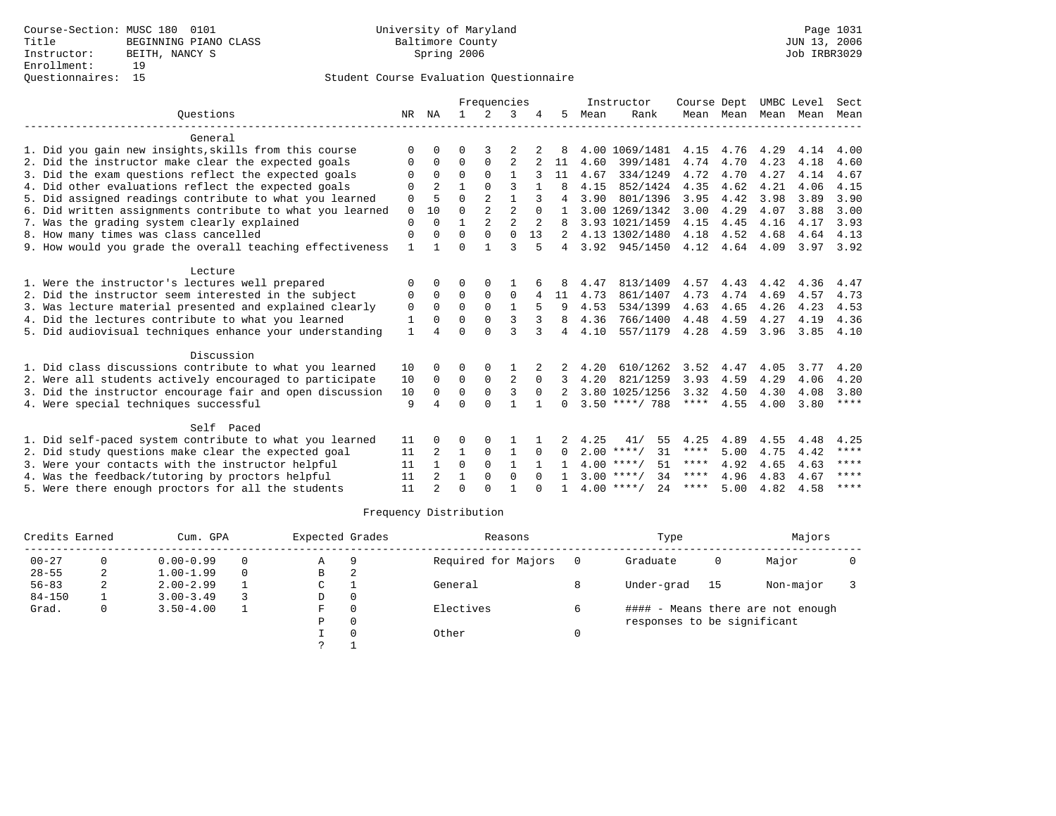Course-Section: MUSC 180 0101
Title: BEGINNING PIANO CLASS
Instructor: BEITH, NANCY S
Enrollment: 19
Questionnaires: 15

University of Maryland
Baltimore County
Spring 2006

JUN 13, 2006
Job IRBR3029

## Student Course Evaluation Questionnaire

| Questions | NR | NA | 1 | 2 | 3 | 4 | 5 | Instructor Mean | Rank | Course Mean | Dept Mean | UMBC Level Mean | Level Mean | Sect Mean |
|---|---|---|---|---|---|---|---|---|---|---|---|---|---|---|
| **General** | | | | | | | | | | | | | | |
| 1. Did you gain new insights,skills from this course | 0 | 0 | 0 | 3 | 2 | 2 | 8 | 4.00 | 1069/1481 | 4.15 | 4.76 | 4.29 | 4.14 | 4.00 |
| 2. Did the instructor make clear the expected goals | 0 | 0 | 0 | 0 | 2 | 2 | 11 | 4.60 | 399/1481 | 4.74 | 4.70 | 4.23 | 4.18 | 4.60 |
| 3. Did the exam questions reflect the expected goals | 0 | 0 | 0 | 0 | 1 | 3 | 11 | 4.67 | 334/1249 | 4.72 | 4.70 | 4.27 | 4.14 | 4.67 |
| 4. Did other evaluations reflect the expected goals | 0 | 2 | 1 | 0 | 3 | 1 | 8 | 4.15 | 852/1424 | 4.35 | 4.62 | 4.21 | 4.06 | 4.15 |
| 5. Did assigned readings contribute to what you learned | 0 | 5 | 0 | 2 | 1 | 3 | 4 | 3.90 | 801/1396 | 3.95 | 4.42 | 3.98 | 3.89 | 3.90 |
| 6. Did written assignments contribute to what you learned | 0 | 10 | 0 | 2 | 2 | 0 | 1 | 3.00 | 1269/1342 | 3.00 | 4.29 | 4.07 | 3.88 | 3.00 |
| 7. Was the grading system clearly explained | 0 | 0 | 1 | 2 | 2 | 2 | 8 | 3.93 | 1021/1459 | 4.15 | 4.45 | 4.16 | 4.17 | 3.93 |
| 8. How many times was class cancelled | 0 | 0 | 0 | 0 | 0 | 13 | 2 | 4.13 | 1302/1480 | 4.18 | 4.52 | 4.68 | 4.64 | 4.13 |
| 9. How would you grade the overall teaching effectiveness | 1 | 1 | 0 | 1 | 3 | 5 | 4 | 3.92 | 945/1450 | 4.12 | 4.64 | 4.09 | 3.97 | 3.92 |
| **Lecture** | | | | | | | | | | | | | | |
| 1. Were the instructor's lectures well prepared | 0 | 0 | 0 | 0 | 1 | 6 | 8 | 4.47 | 813/1409 | 4.57 | 4.43 | 4.42 | 4.36 | 4.47 |
| 2. Did the instructor seem interested in the subject | 0 | 0 | 0 | 0 | 0 | 4 | 11 | 4.73 | 861/1407 | 4.73 | 4.74 | 4.69 | 4.57 | 4.73 |
| 3. Was lecture material presented and explained clearly | 0 | 0 | 0 | 0 | 1 | 5 | 9 | 4.53 | 534/1399 | 4.63 | 4.65 | 4.26 | 4.23 | 4.53 |
| 4. Did the lectures contribute to what you learned | 1 | 0 | 0 | 0 | 3 | 3 | 8 | 4.36 | 766/1400 | 4.48 | 4.59 | 4.27 | 4.19 | 4.36 |
| 5. Did audiovisual techniques enhance your understanding | 1 | 4 | 0 | 0 | 3 | 3 | 4 | 4.10 | 557/1179 | 4.28 | 4.59 | 3.96 | 3.85 | 4.10 |
| **Discussion** | | | | | | | | | | | | | | |
| 1. Did class discussions contribute to what you learned | 10 | 0 | 0 | 0 | 1 | 2 | 2 | 4.20 | 610/1262 | 3.52 | 4.47 | 4.05 | 3.77 | 4.20 |
| 2. Were all students actively encouraged to participate | 10 | 0 | 0 | 0 | 2 | 0 | 3 | 4.20 | 821/1259 | 3.93 | 4.59 | 4.29 | 4.06 | 4.20 |
| 3. Did the instructor encourage fair and open discussion | 10 | 0 | 0 | 0 | 3 | 0 | 2 | 3.80 | 1025/1256 | 3.32 | 4.50 | 4.30 | 4.08 | 3.80 |
| 4. Were special techniques successful | 9 | 4 | 0 | 0 | 1 | 1 | 0 | 3.50 | ****/ 788 | **** | 4.55 | 4.00 | 3.80 | **** |
| **Self Paced** | | | | | | | | | | | | | | |
| 1. Did self-paced system contribute to what you learned | 11 | 0 | 0 | 0 | 1 | 1 | 2 | 4.25 | 41/ 55 | 4.25 | 4.89 | 4.55 | 4.48 | 4.25 |
| 2. Did study questions make clear the expected goal | 11 | 2 | 1 | 0 | 1 | 0 | 0 | 2.00 | ****/ 31 | **** | 5.00 | 4.75 | 4.42 | **** |
| 3. Were your contacts with the instructor helpful | 11 | 1 | 0 | 0 | 1 | 1 | 1 | 4.00 | ****/ 51 | **** | 4.92 | 4.65 | 4.63 | **** |
| 4. Was the feedback/tutoring by proctors helpful | 11 | 2 | 1 | 0 | 0 | 0 | 1 | 3.00 | ****/ 34 | **** | 4.96 | 4.83 | 4.67 | **** |
| 5. Were there enough proctors for all the students | 11 | 2 | 0 | 0 | 1 | 0 | 1 | 4.00 | ****/ 24 | **** | 5.00 | 4.82 | 4.58 | **** |

## Frequency Distribution

| Credits Earned | | Cum. GPA | | Expected Grades | | Reasons | | Type | | Majors | |
|---|---|---|---|---|---|---|---|---|---|---|---|
| 00-27 | 0 | 0.00-0.99 | 0 | A | 9 | Required for Majors | 0 | Graduate | 0 | Major | 0 |
| 28-55 | 2 | 1.00-1.99 | 0 | B | 2 | | | | | | |
| 56-83 | 2 | 2.00-2.99 | 1 | C | 1 | General | 8 | Under-grad | 15 | Non-major | 3 |
| 84-150 | 1 | 3.00-3.49 | 3 | D | 0 | | | | | | |
| Grad. | 0 | 3.50-4.00 | 1 | F | 0 | Electives | 6 | #### - Means there are not enough responses to be significant | | | |
| | | | | P | 0 | | | | | | |
| | | | | I | 0 | Other | 0 | | | | |
| | | | | ? | 1 | | | | | | |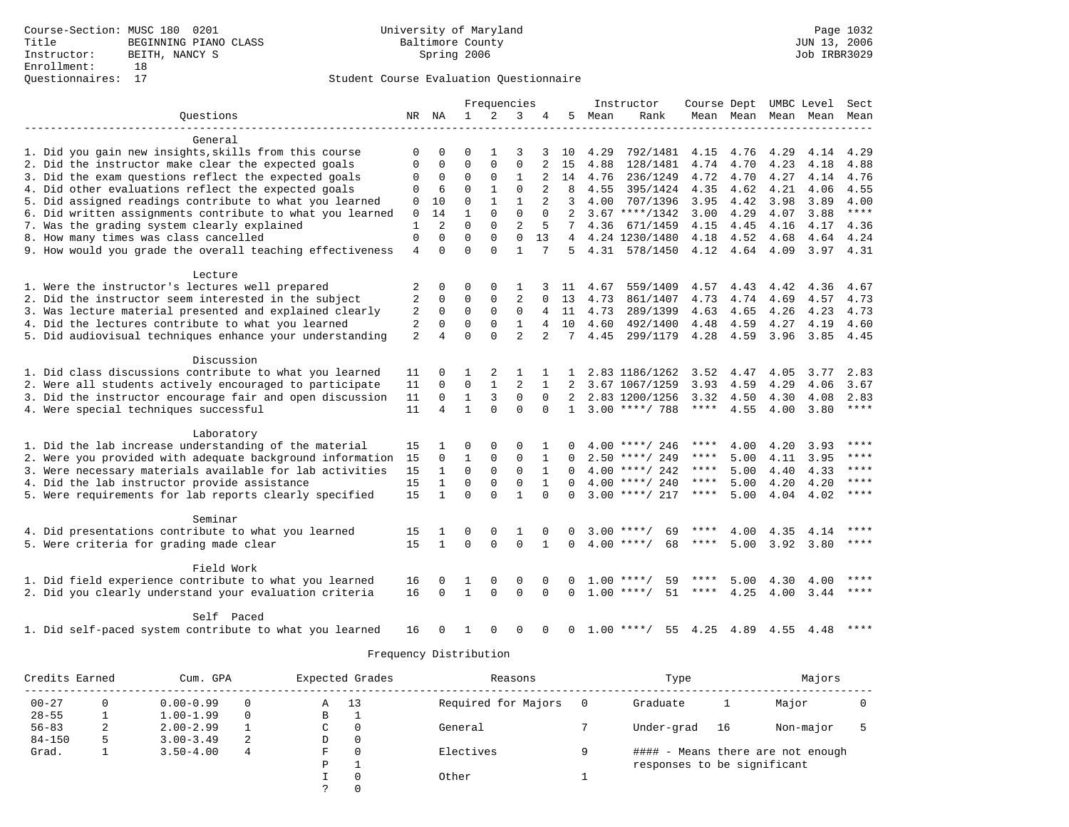Course-Section: MUSC 180 0201
Title: BEGINNING PIANO CLASS
Instructor: BEITH, NANCY S
Enrollment: 18
Questionnaires: 17

University of Maryland
Baltimore County
Spring 2006

Page 1032
JUN 13, 2006
Job IRBR3029

## Student Course Evaluation Questionnaire

| Questions | NR | NA | 1 | 2 | 3 | 4 | 5 | Instructor Mean | Rank | Course Mean | Dept Mean | UMBC Mean | Level Mean | Sect Mean |
|---|---|---|---|---|---|---|---|---|---|---|---|---|---|---|
| **General** | | | | | | | | | | | | | | |
| 1. Did you gain new insights,skills from this course | 0 | 0 | 0 | 1 | 3 | 3 | 10 | 4.29 | 792/1481 | 4.15 | 4.76 | 4.29 | 4.14 | 4.29 |
| 2. Did the instructor make clear the expected goals | 0 | 0 | 0 | 0 | 0 | 2 | 15 | 4.88 | 128/1481 | 4.74 | 4.70 | 4.23 | 4.18 | 4.88 |
| 3. Did the exam questions reflect the expected goals | 0 | 0 | 0 | 0 | 1 | 2 | 14 | 4.76 | 236/1249 | 4.72 | 4.70 | 4.27 | 4.14 | 4.76 |
| 4. Did other evaluations reflect the expected goals | 0 | 6 | 0 | 1 | 0 | 2 | 8 | 4.55 | 395/1424 | 4.35 | 4.62 | 4.21 | 4.06 | 4.55 |
| 5. Did assigned readings contribute to what you learned | 0 | 10 | 0 | 1 | 1 | 2 | 3 | 4.00 | 707/1396 | 3.95 | 4.42 | 3.98 | 3.89 | 4.00 |
| 6. Did written assignments contribute to what you learned | 0 | 14 | 1 | 0 | 0 | 0 | 2 | 3.67 | ****/1342 | 3.00 | 4.29 | 4.07 | 3.88 | **** |
| 7. Was the grading system clearly explained | 1 | 2 | 0 | 0 | 2 | 5 | 7 | 4.36 | 671/1459 | 4.15 | 4.45 | 4.16 | 4.17 | 4.36 |
| 8. How many times was class cancelled | 0 | 0 | 0 | 0 | 0 | 13 | 4 | 4.24 | 1230/1480 | 4.18 | 4.52 | 4.68 | 4.64 | 4.24 |
| 9. How would you grade the overall teaching effectiveness | 4 | 0 | 0 | 0 | 1 | 7 | 5 | 4.31 | 578/1450 | 4.12 | 4.64 | 4.09 | 3.97 | 4.31 |
| **Lecture** | | | | | | | | | | | | | | |
| 1. Were the instructor's lectures well prepared | 2 | 0 | 0 | 0 | 1 | 3 | 11 | 4.67 | 559/1409 | 4.57 | 4.43 | 4.42 | 4.36 | 4.67 |
| 2. Did the instructor seem interested in the subject | 2 | 0 | 0 | 0 | 2 | 0 | 13 | 4.73 | 861/1407 | 4.73 | 4.74 | 4.69 | 4.57 | 4.73 |
| 3. Was lecture material presented and explained clearly | 2 | 0 | 0 | 0 | 0 | 4 | 11 | 4.73 | 289/1399 | 4.63 | 4.65 | 4.26 | 4.23 | 4.73 |
| 4. Did the lectures contribute to what you learned | 2 | 0 | 0 | 0 | 1 | 4 | 10 | 4.60 | 492/1400 | 4.48 | 4.59 | 4.27 | 4.19 | 4.60 |
| 5. Did audiovisual techniques enhance your understanding | 2 | 4 | 0 | 0 | 2 | 2 | 7 | 4.45 | 299/1179 | 4.28 | 4.59 | 3.96 | 3.85 | 4.45 |
| **Discussion** | | | | | | | | | | | | | | |
| 1. Did class discussions contribute to what you learned | 11 | 0 | 1 | 2 | 1 | 1 | 1 | 2.83 | 1186/1262 | 3.52 | 4.47 | 4.05 | 3.77 | 2.83 |
| 2. Were all students actively encouraged to participate | 11 | 0 | 0 | 1 | 2 | 1 | 2 | 3.67 | 1067/1259 | 3.93 | 4.59 | 4.29 | 4.06 | 3.67 |
| 3. Did the instructor encourage fair and open discussion | 11 | 0 | 1 | 3 | 0 | 0 | 2 | 2.83 | 1200/1256 | 3.32 | 4.50 | 4.30 | 4.08 | 2.83 |
| 4. Were special techniques successful | 11 | 4 | 1 | 0 | 0 | 0 | 1 | 3.00 | ****/ 788 | **** | 4.55 | 4.00 | 3.80 | **** |
| **Laboratory** | | | | | | | | | | | | | | |
| 1. Did the lab increase understanding of the material | 15 | 1 | 0 | 0 | 0 | 1 | 0 | 4.00 | ****/ 246 | **** | 4.00 | 4.20 | 3.93 | **** |
| 2. Were you provided with adequate background information | 15 | 0 | 1 | 0 | 0 | 1 | 0 | 2.50 | ****/ 249 | **** | 5.00 | 4.11 | 3.95 | **** |
| 3. Were necessary materials available for lab activities | 15 | 1 | 0 | 0 | 0 | 1 | 0 | 4.00 | ****/ 242 | **** | 5.00 | 4.40 | 4.33 | **** |
| 4. Did the lab instructor provide assistance | 15 | 1 | 0 | 0 | 0 | 1 | 0 | 4.00 | ****/ 240 | **** | 5.00 | 4.20 | 4.20 | **** |
| 5. Were requirements for lab reports clearly specified | 15 | 1 | 0 | 0 | 1 | 0 | 0 | 3.00 | ****/ 217 | **** | 5.00 | 4.04 | 4.02 | **** |
| **Seminar** | | | | | | | | | | | | | | |
| 4. Did presentations contribute to what you learned | 15 | 1 | 0 | 0 | 1 | 0 | 0 | 3.00 | ****/ 69 | **** | 4.00 | 4.35 | 4.14 | **** |
| 5. Were criteria for grading made clear | 15 | 1 | 0 | 0 | 0 | 1 | 0 | 4.00 | ****/ 68 | **** | 5.00 | 3.92 | 3.80 | **** |
| **Field Work** | | | | | | | | | | | | | | |
| 1. Did field experience contribute to what you learned | 16 | 0 | 1 | 0 | 0 | 0 | 0 | 1.00 | ****/ 59 | **** | 5.00 | 4.30 | 4.00 | **** |
| 2. Did you clearly understand your evaluation criteria | 16 | 0 | 1 | 0 | 0 | 0 | 0 | 1.00 | ****/ 51 | **** | 4.25 | 4.00 | 3.44 | **** |
| **Self Paced** | | | | | | | | | | | | | | |
| 1. Did self-paced system contribute to what you learned | 16 | 0 | 1 | 0 | 0 | 0 | 0 | 1.00 | ****/ 55 | 4.25 | 4.89 | 4.55 | 4.48 | **** |

### Frequency Distribution

| Credits Earned | | Cum. GPA | | Expected Grades | | Reasons | | Type | | Majors | |
|---|---|---|---|---|---|---|---|---|---|---|---|
| 00-27 | 0 | 0.00-0.99 | 0 | A | 13 | Required for Majors | 0 | Graduate | 1 | Major | 0 |
| 28-55 | 1 | 1.00-1.99 | 0 | B | 1 | | | | | | |
| 56-83 | 2 | 2.00-2.99 | 1 | C | 0 | General | 7 | Under-grad | 16 | Non-major | 5 |
| 84-150 | 5 | 3.00-3.49 | 2 | D | 0 | | | | | | |
| Grad. | 1 | 3.50-4.00 | 4 | F | 0 | Electives | 9 | #### - Means there are not enough responses to be significant | | | |
| | | | | P | 1 | | | | | | |
| | | | | I | 0 | Other | 1 | | | | |
| | | | | ? | 0 | | | | | | |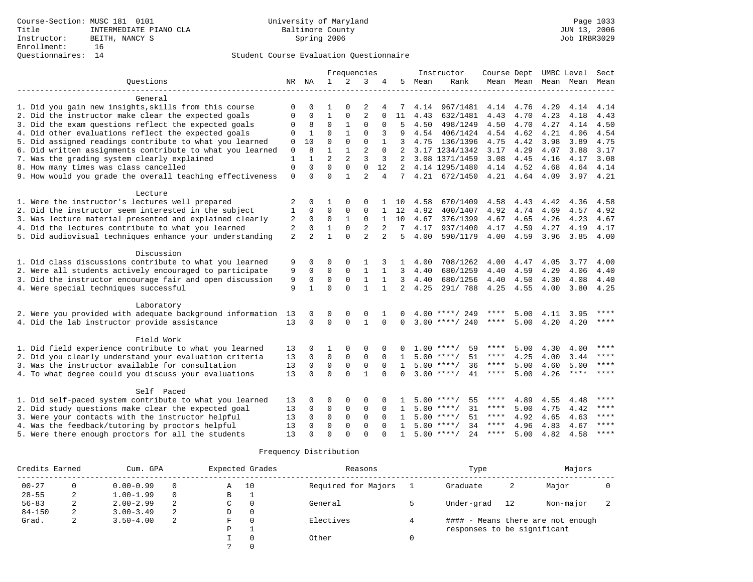Course-Section: MUSC 181 0101
Title: INTERMEDIATE PIANO CLA
Instructor: BEITH, NANCY S
Enrollment: 16
Questionnaires: 14

University of Maryland
Baltimore County
Spring 2006

JUN 13, 2006
Job IRBR3029

## Student Course Evaluation Questionnaire

| Questions | NR | NA | 1 | 2 | 3 | 4 | 5 | Instructor Mean | Rank | Course Mean | Dept Mean | UMBC Mean | Level Mean | Sect Mean |
|---|---|---|---|---|---|---|---|---|---|---|---|---|---|---|
| **General** | | | | | | | | | | | | | | |
| 1. Did you gain new insights,skills from this course | 0 | 0 | 1 | 0 | 2 | 4 | 7 | 4.14 | 967/1481 | 4.14 | 4.76 | 4.29 | 4.14 | 4.14 |
| 2. Did the instructor make clear the expected goals | 0 | 0 | 1 | 0 | 2 | 0 | 11 | 4.43 | 632/1481 | 4.43 | 4.70 | 4.23 | 4.18 | 4.43 |
| 3. Did the exam questions reflect the expected goals | 0 | 8 | 0 | 1 | 0 | 0 | 5 | 4.50 | 498/1249 | 4.50 | 4.70 | 4.27 | 4.14 | 4.50 |
| 4. Did other evaluations reflect the expected goals | 0 | 1 | 0 | 1 | 0 | 3 | 9 | 4.54 | 406/1424 | 4.54 | 4.62 | 4.21 | 4.06 | 4.54 |
| 5. Did assigned readings contribute to what you learned | 0 | 10 | 0 | 0 | 0 | 1 | 3 | 4.75 | 136/1396 | 4.75 | 4.42 | 3.98 | 3.89 | 4.75 |
| 6. Did written assignments contribute to what you learned | 0 | 8 | 1 | 1 | 2 | 0 | 2 | 3.17 | 1234/1342 | 3.17 | 4.29 | 4.07 | 3.88 | 3.17 |
| 7. Was the grading system clearly explained | 1 | 1 | 2 | 2 | 3 | 3 | 2 | 3.08 | 1371/1459 | 3.08 | 4.45 | 4.16 | 4.17 | 3.08 |
| 8. How many times was class cancelled | 0 | 0 | 0 | 0 | 0 | 12 | 2 | 4.14 | 1295/1480 | 4.14 | 4.52 | 4.68 | 4.64 | 4.14 |
| 9. How would you grade the overall teaching effectiveness | 0 | 0 | 0 | 1 | 2 | 4 | 7 | 4.21 | 672/1450 | 4.21 | 4.64 | 4.09 | 3.97 | 4.21 |
| **Lecture** | | | | | | | | | | | | | | |
| 1. Were the instructor's lectures well prepared | 2 | 0 | 1 | 0 | 0 | 1 | 10 | 4.58 | 670/1409 | 4.58 | 4.43 | 4.42 | 4.36 | 4.58 |
| 2. Did the instructor seem interested in the subject | 1 | 0 | 0 | 0 | 0 | 1 | 12 | 4.92 | 400/1407 | 4.92 | 4.74 | 4.69 | 4.57 | 4.92 |
| 3. Was lecture material presented and explained clearly | 2 | 0 | 0 | 1 | 0 | 1 | 10 | 4.67 | 376/1399 | 4.67 | 4.65 | 4.26 | 4.23 | 4.67 |
| 4. Did the lectures contribute to what you learned | 2 | 0 | 1 | 0 | 2 | 2 | 7 | 4.17 | 937/1400 | 4.17 | 4.59 | 4.27 | 4.19 | 4.17 |
| 5. Did audiovisual techniques enhance your understanding | 2 | 2 | 1 | 0 | 2 | 2 | 5 | 4.00 | 590/1179 | 4.00 | 4.59 | 3.96 | 3.85 | 4.00 |
| **Discussion** | | | | | | | | | | | | | | |
| 1. Did class discussions contribute to what you learned | 9 | 0 | 0 | 0 | 1 | 3 | 1 | 4.00 | 708/1262 | 4.00 | 4.47 | 4.05 | 3.77 | 4.00 |
| 2. Were all students actively encouraged to participate | 9 | 0 | 0 | 0 | 1 | 1 | 3 | 4.40 | 680/1259 | 4.40 | 4.59 | 4.29 | 4.06 | 4.40 |
| 3. Did the instructor encourage fair and open discussion | 9 | 0 | 0 | 0 | 1 | 1 | 3 | 4.40 | 680/1256 | 4.40 | 4.50 | 4.30 | 4.08 | 4.40 |
| 4. Were special techniques successful | 9 | 1 | 0 | 0 | 1 | 1 | 2 | 4.25 | 291/ 788 | 4.25 | 4.55 | 4.00 | 3.80 | 4.25 |
| **Laboratory** | | | | | | | | | | | | | | |
| 2. Were you provided with adequate background information | 13 | 0 | 0 | 0 | 0 | 1 | 0 | 4.00 | ****/ 249 | **** | 5.00 | 4.11 | 3.95 | **** |
| 4. Did the lab instructor provide assistance | 13 | 0 | 0 | 0 | 1 | 0 | 0 | 3.00 | ****/ 240 | **** | 5.00 | 4.20 | 4.20 | **** |
| **Field Work** | | | | | | | | | | | | | | |
| 1. Did field experience contribute to what you learned | 13 | 0 | 1 | 0 | 0 | 0 | 0 | 1.00 | ****/ 59 | **** | 5.00 | 4.30 | 4.00 | **** |
| 2. Did you clearly understand your evaluation criteria | 13 | 0 | 0 | 0 | 0 | 0 | 1 | 5.00 | ****/ 51 | **** | 4.25 | 4.00 | 3.44 | **** |
| 3. Was the instructor available for consultation | 13 | 0 | 0 | 0 | 0 | 0 | 1 | 5.00 | ****/ 36 | **** | 5.00 | 4.60 | 5.00 | **** |
| 4. To what degree could you discuss your evaluations | 13 | 0 | 0 | 0 | 1 | 0 | 0 | 3.00 | ****/ 41 | **** | 5.00 | 4.26 | **** | **** |
| **Self Paced** | | | | | | | | | | | | | | |
| 1. Did self-paced system contribute to what you learned | 13 | 0 | 0 | 0 | 0 | 0 | 1 | 5.00 | ****/ 55 | **** | 4.89 | 4.55 | 4.48 | **** |
| 2. Did study questions make clear the expected goal | 13 | 0 | 0 | 0 | 0 | 0 | 1 | 5.00 | ****/ 31 | **** | 5.00 | 4.75 | 4.42 | **** |
| 3. Were your contacts with the instructor helpful | 13 | 0 | 0 | 0 | 0 | 0 | 1 | 5.00 | ****/ 51 | **** | 4.92 | 4.65 | 4.63 | **** |
| 4. Was the feedback/tutoring by proctors helpful | 13 | 0 | 0 | 0 | 0 | 0 | 1 | 5.00 | ****/ 34 | **** | 4.96 | 4.83 | 4.67 | **** |
| 5. Were there enough proctors for all the students | 13 | 0 | 0 | 0 | 0 | 0 | 1 | 5.00 | ****/ 24 | **** | 5.00 | 4.82 | 4.58 | **** |

## Frequency Distribution

| Credits Earned | | Cum. GPA | | Expected Grades | | Reasons | | Type | | Majors | |
|---|---|---|---|---|---|---|---|---|---|---|---|
| 00-27 | 0 | 0.00-0.99 | 0 | A | 10 | Required for Majors | 1 | Graduate | 2 | Major | 0 |
| 28-55 | 2 | 1.00-1.99 | 0 | B | 1 | | | | | | |
| 56-83 | 2 | 2.00-2.99 | 2 | C | 0 | General | 5 | Under-grad | 12 | Non-major | 2 |
| 84-150 | 2 | 3.00-3.49 | 2 | D | 0 | | | | | | |
| Grad. | 2 | 3.50-4.00 | 2 | F | 0 | Electives | 4 | | | | |
| | | | | P | 1 | | | | | | |
| | | | | I | 0 | Other | 0 | | | | |
| | | | | ? | 0 | | | | | | |

#### - Means there are not enough responses to be significant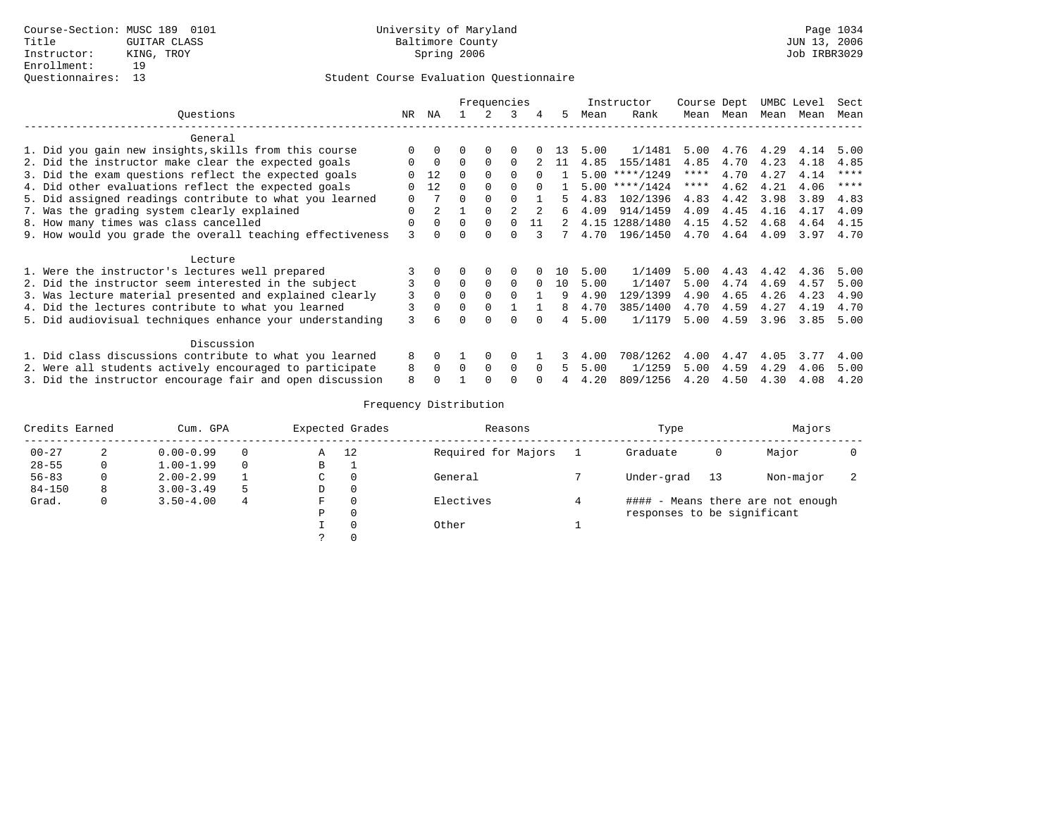Course-Section: MUSC 189 0101
Title: GUITAR CLASS
Instructor: KING, TROY
Enrollment: 19
Questionnaires: 13

University of Maryland
Baltimore County
Spring 2006

JUN 13, 2006
Job IRBR3029

## Student Course Evaluation Questionnaire

| Questions | NR | NA | 1 | 2 | 3 | 4 | 5 | Instructor Mean | Instructor Rank | Course Mean | Dept Mean | UMBC Level Mean | Level Mean | Sect Mean |
|---|---|---|---|---|---|---|---|---|---|---|---|---|---|---|
| **General** | | | | | | | | | | | | | | |
| 1. Did you gain new insights,skills from this course | 0 | 0 | 0 | 0 | 0 | 0 | 13 | 5.00 | 1/1481 | 5.00 | 4.76 | 4.29 | 4.14 | 5.00 |
| 2. Did the instructor make clear the expected goals | 0 | 0 | 0 | 0 | 0 | 2 | 11 | 4.85 | 155/1481 | 4.85 | 4.70 | 4.23 | 4.18 | 4.85 |
| 3. Did the exam questions reflect the expected goals | 0 | 12 | 0 | 0 | 0 | 0 | 1 | 5.00 | ****/1249 | **** | 4.70 | 4.27 | 4.14 | **** |
| 4. Did other evaluations reflect the expected goals | 0 | 12 | 0 | 0 | 0 | 0 | 1 | 5.00 | ****/1424 | **** | 4.62 | 4.21 | 4.06 | **** |
| 5. Did assigned readings contribute to what you learned | 0 | 7 | 0 | 0 | 0 | 1 | 5 | 4.83 | 102/1396 | 4.83 | 4.42 | 3.98 | 3.89 | 4.83 |
| 7. Was the grading system clearly explained | 0 | 2 | 1 | 0 | 2 | 2 | 6 | 4.09 | 914/1459 | 4.09 | 4.45 | 4.16 | 4.17 | 4.09 |
| 8. How many times was class cancelled | 0 | 0 | 0 | 0 | 0 | 11 | 2 | 4.15 | 1288/1480 | 4.15 | 4.52 | 4.68 | 4.64 | 4.15 |
| 9. How would you grade the overall teaching effectiveness | 3 | 0 | 0 | 0 | 0 | 3 | 7 | 4.70 | 196/1450 | 4.70 | 4.64 | 4.09 | 3.97 | 4.70 |
| **Lecture** | | | | | | | | | | | | | | |
| 1. Were the instructor's lectures well prepared | 3 | 0 | 0 | 0 | 0 | 0 | 10 | 5.00 | 1/1409 | 5.00 | 4.43 | 4.42 | 4.36 | 5.00 |
| 2. Did the instructor seem interested in the subject | 3 | 0 | 0 | 0 | 0 | 0 | 10 | 5.00 | 1/1407 | 5.00 | 4.74 | 4.69 | 4.57 | 5.00 |
| 3. Was lecture material presented and explained clearly | 3 | 0 | 0 | 0 | 0 | 1 | 9 | 4.90 | 129/1399 | 4.90 | 4.65 | 4.26 | 4.23 | 4.90 |
| 4. Did the lectures contribute to what you learned | 3 | 0 | 0 | 0 | 1 | 1 | 8 | 4.70 | 385/1400 | 4.70 | 4.59 | 4.27 | 4.19 | 4.70 |
| 5. Did audiovisual techniques enhance your understanding | 3 | 6 | 0 | 0 | 0 | 0 | 4 | 5.00 | 1/1179 | 5.00 | 4.59 | 3.96 | 3.85 | 5.00 |
| **Discussion** | | | | | | | | | | | | | | |
| 1. Did class discussions contribute to what you learned | 8 | 0 | 1 | 0 | 0 | 1 | 3 | 4.00 | 708/1262 | 4.00 | 4.47 | 4.05 | 3.77 | 4.00 |
| 2. Were all students actively encouraged to participate | 8 | 0 | 0 | 0 | 0 | 0 | 5 | 5.00 | 1/1259 | 5.00 | 4.59 | 4.29 | 4.06 | 5.00 |
| 3. Did the instructor encourage fair and open discussion | 8 | 0 | 1 | 0 | 0 | 0 | 4 | 4.20 | 809/1256 | 4.20 | 4.50 | 4.30 | 4.08 | 4.20 |

## Frequency Distribution

| Credits Earned | | Cum. GPA | | Expected Grades | | Reasons | | Type | | Majors | |
|---|---|---|---|---|---|---|---|---|---|---|---|
| 00-27 | 2 | 0.00-0.99 | 0 | A | 12 | Required for Majors | 1 | Graduate | 0 | Major | 0 |
| 28-55 | 0 | 1.00-1.99 | 0 | B | 1 | | | | | | |
| 56-83 | 0 | 2.00-2.99 | 1 | C | 0 | General | 7 | Under-grad | 13 | Non-major | 2 |
| 84-150 | 8 | 3.00-3.49 | 5 | D | 0 | | | | | | |
| Grad. | 0 | 3.50-4.00 | 4 | F | 0 | Electives | 4 | #### - Means there are not enough responses to be significant | | | |
| | | | | P | 0 | | | | | | |
| | | | | I | 0 | Other | 1 | | | | |
| | | | | ? | 0 | | | | | | |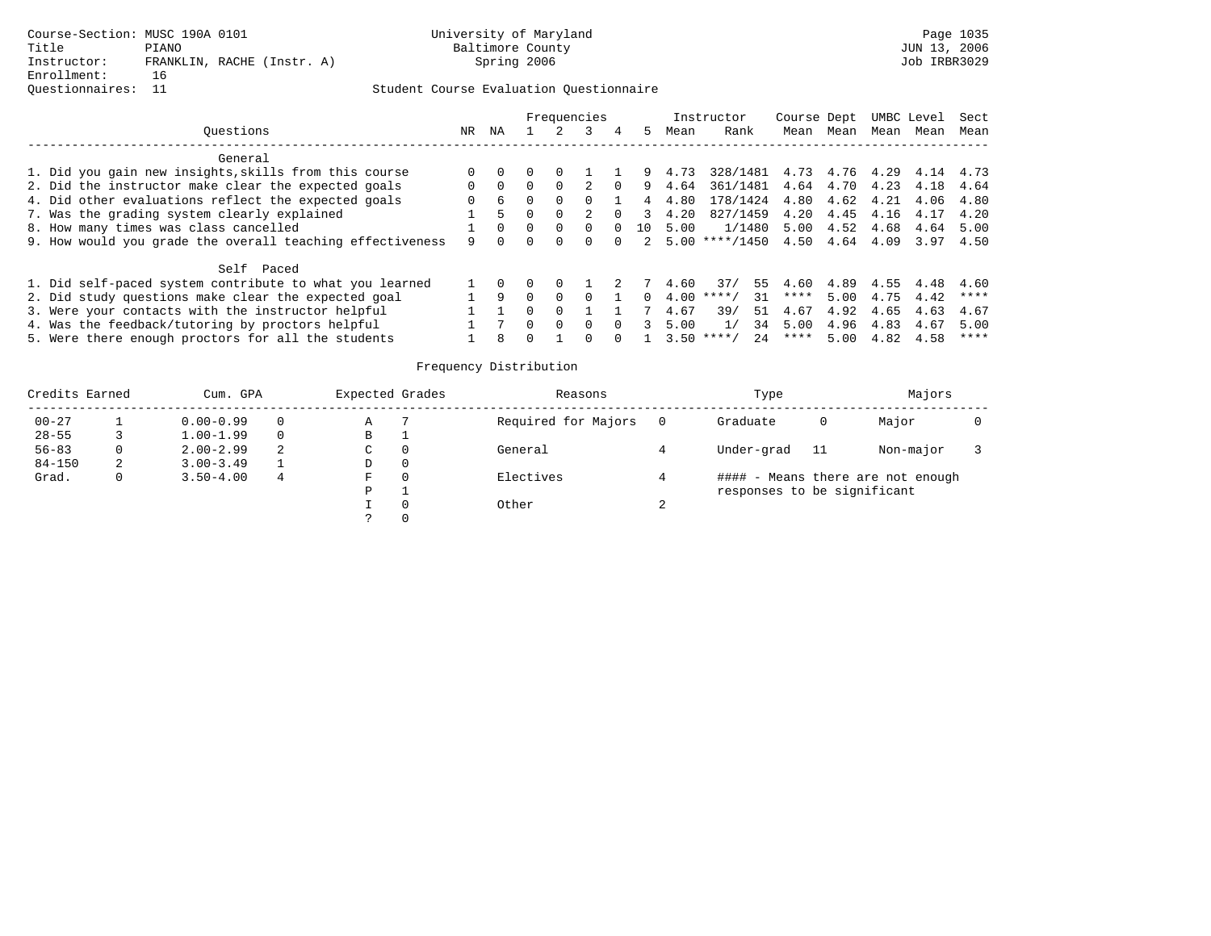Course-Section: MUSC 190A 0101
Title: PIANO
Instructor: FRANKLIN, RACHE (Instr. A)
Enrollment: 16
Questionnaires: 11

University of Maryland
Baltimore County
Spring 2006

Page 1035
JUN 13, 2006
Job IRBR3029

## Student Course Evaluation Questionnaire

| Questions | NR | NA | 1 | 2 | 3 | 4 | 5 | Instructor Mean | Rank | Course Mean | Dept Mean | UMBC Mean | Level Mean | Sect Mean |
|---|---|---|---|---|---|---|---|---|---|---|---|---|---|---|
| **General** | | | | | | | | | | | | | | |
| 1. Did you gain new insights,skills from this course | 0 | 0 | 0 | 0 | 1 | 1 | 9 | 4.73 | 328/1481 | 4.73 | 4.76 | 4.29 | 4.14 | 4.73 |
| 2. Did the instructor make clear the expected goals | 0 | 0 | 0 | 0 | 2 | 0 | 9 | 4.64 | 361/1481 | 4.64 | 4.70 | 4.23 | 4.18 | 4.64 |
| 4. Did other evaluations reflect the expected goals | 0 | 6 | 0 | 0 | 0 | 1 | 4 | 4.80 | 178/1424 | 4.80 | 4.62 | 4.21 | 4.06 | 4.80 |
| 7. Was the grading system clearly explained | 1 | 5 | 0 | 0 | 2 | 0 | 3 | 4.20 | 827/1459 | 4.20 | 4.45 | 4.16 | 4.17 | 4.20 |
| 8. How many times was class cancelled | 1 | 0 | 0 | 0 | 0 | 0 | 10 | 5.00 | 1/1480 | 5.00 | 4.52 | 4.68 | 4.64 | 5.00 |
| 9. How would you grade the overall teaching effectiveness | 9 | 0 | 0 | 0 | 0 | 0 | 2 | 5.00 | ****/1450 | 4.50 | 4.64 | 4.09 | 3.97 | 4.50 |
| **Self Paced** | | | | | | | | | | | | | | |
| 1. Did self-paced system contribute to what you learned | 1 | 0 | 0 | 0 | 1 | 2 | 7 | 4.60 | 37/ 55 | 4.60 | 4.89 | 4.55 | 4.48 | 4.60 |
| 2. Did study questions make clear the expected goal | 1 | 9 | 0 | 0 | 0 | 1 | 0 | 4.00 | ****/ 31 | **** | 5.00 | 4.75 | 4.42 | **** |
| 3. Were your contacts with the instructor helpful | 1 | 1 | 0 | 0 | 1 | 1 | 7 | 4.67 | 39/ 51 | 4.67 | 4.92 | 4.65 | 4.63 | 4.67 |
| 4. Was the feedback/tutoring by proctors helpful | 1 | 7 | 0 | 0 | 0 | 0 | 3 | 5.00 | 1/ 34 | 5.00 | 4.96 | 4.83 | 4.67 | 5.00 |
| 5. Were there enough proctors for all the students | 1 | 8 | 0 | 1 | 0 | 0 | 1 | 3.50 | ****/ 24 | **** | 5.00 | 4.82 | 4.58 | **** |

## Frequency Distribution

| Credits Earned | | Cum. GPA | | Expected Grades | | Reasons | | Type | | Majors | |
|---|---|---|---|---|---|---|---|---|---|---|---|
| 00-27 | 1 | 0.00-0.99 | 0 | A | 7 | Required for Majors | 0 | Graduate | 0 | Major | 0 |
| 28-55 | 3 | 1.00-1.99 | 0 | B | 1 | | | | | | |
| 56-83 | 0 | 2.00-2.99 | 2 | C | 0 | General | 4 | Under-grad | 11 | Non-major | 3 |
| 84-150 | 2 | 3.00-3.49 | 1 | D | 0 | | | | | | |
| Grad. | 0 | 3.50-4.00 | 4 | F | 0 | Electives | 4 | | | | |
| | | | | P | 1 | | | | | | |
| | | | | I | 0 | Other | 2 | | | | |
| | | | | ? | 0 | | | | | | |

#### - Means there are not enough responses to be significant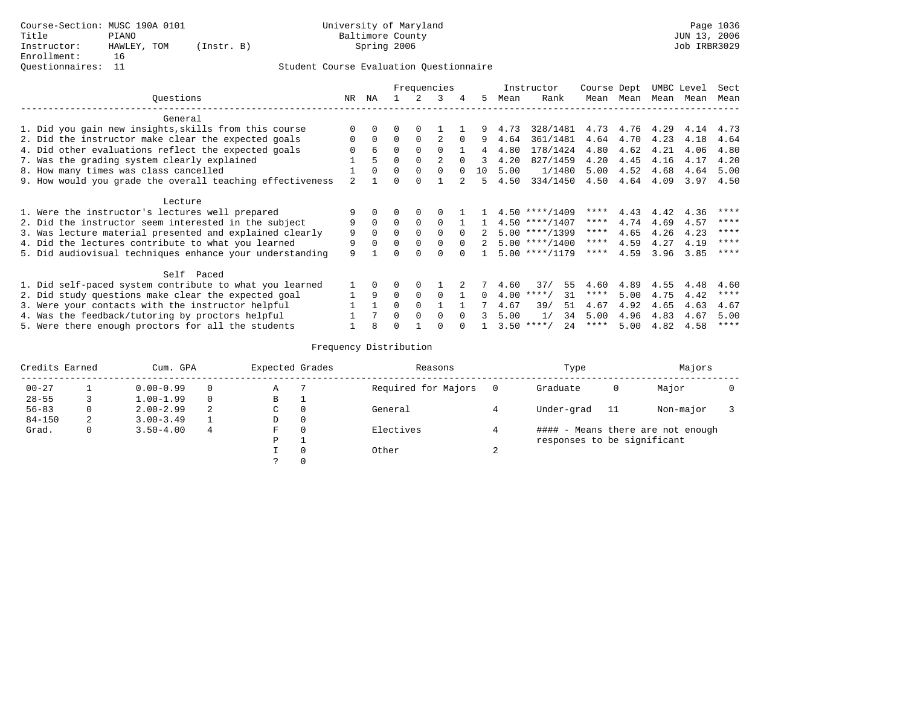Course-Section: MUSC 190A 0101
Title: PIANO
Instructor: HAWLEY, TOM (Instr. B)
Enrollment: 16
Questionnaires: 11

University of Maryland
Baltimore County
Spring 2006

JUN 13, 2006
Job IRBR3029

Student Course Evaluation Questionnaire

| Questions | NR | NA | 1 | 2 | 3 | 4 | 5 | Instructor Mean | Instructor Rank | Course Mean | Dept Mean | UMBC Mean | Level Mean | Sect Mean |
|---|---|---|---|---|---|---|---|---|---|---|---|---|---|---|
| **General** | | | | | | | | | | | | | | |
| 1. Did you gain new insights,skills from this course | 0 | 0 | 0 | 0 | 1 | 1 | 9 | 4.73 | 328/1481 | 4.73 | 4.76 | 4.29 | 4.14 | 4.73 |
| 2. Did the instructor make clear the expected goals | 0 | 0 | 0 | 0 | 2 | 0 | 9 | 4.64 | 361/1481 | 4.64 | 4.70 | 4.23 | 4.18 | 4.64 |
| 4. Did other evaluations reflect the expected goals | 0 | 6 | 0 | 0 | 0 | 1 | 4 | 4.80 | 178/1424 | 4.80 | 4.62 | 4.21 | 4.06 | 4.80 |
| 7. Was the grading system clearly explained | 1 | 5 | 0 | 0 | 2 | 0 | 3 | 4.20 | 827/1459 | 4.20 | 4.45 | 4.16 | 4.17 | 4.20 |
| 8. How many times was class cancelled | 1 | 0 | 0 | 0 | 0 | 0 | 10 | 5.00 | 1/1480 | 5.00 | 4.52 | 4.68 | 4.64 | 5.00 |
| 9. How would you grade the overall teaching effectiveness | 2 | 1 | 0 | 0 | 1 | 2 | 5 | 4.50 | 334/1450 | 4.50 | 4.64 | 4.09 | 3.97 | 4.50 |
| **Lecture** | | | | | | | | | | | | | | |
| 1. Were the instructor's lectures well prepared | 9 | 0 | 0 | 0 | 0 | 1 | 1 | 4.50 | ****/1409 | **** | 4.43 | 4.42 | 4.36 | **** |
| 2. Did the instructor seem interested in the subject | 9 | 0 | 0 | 0 | 0 | 1 | 1 | 4.50 | ****/1407 | **** | 4.74 | 4.69 | 4.57 | **** |
| 3. Was lecture material presented and explained clearly | 9 | 0 | 0 | 0 | 0 | 0 | 2 | 5.00 | ****/1399 | **** | 4.65 | 4.26 | 4.23 | **** |
| 4. Did the lectures contribute to what you learned | 9 | 0 | 0 | 0 | 0 | 0 | 2 | 5.00 | ****/1400 | **** | 4.59 | 4.27 | 4.19 | **** |
| 5. Did audiovisual techniques enhance your understanding | 9 | 1 | 0 | 0 | 0 | 0 | 1 | 5.00 | ****/1179 | **** | 4.59 | 3.96 | 3.85 | **** |
| **Self Paced** | | | | | | | | | | | | | | |
| 1. Did self-paced system contribute to what you learned | 1 | 0 | 0 | 0 | 1 | 2 | 7 | 4.60 | 37/ 55 | 4.60 | 4.89 | 4.55 | 4.48 | 4.60 |
| 2. Did study questions make clear the expected goal | 1 | 9 | 0 | 0 | 0 | 1 | 0 | 4.00 | ****/ 31 | **** | 5.00 | 4.75 | 4.42 | **** |
| 3. Were your contacts with the instructor helpful | 1 | 1 | 0 | 0 | 1 | 1 | 7 | 4.67 | 39/ 51 | 4.67 | 4.92 | 4.65 | 4.63 | 4.67 |
| 4. Was the feedback/tutoring by proctors helpful | 1 | 7 | 0 | 0 | 0 | 0 | 3 | 5.00 | 1/ 34 | 5.00 | 4.96 | 4.83 | 4.67 | 5.00 |
| 5. Were there enough proctors for all the students | 1 | 8 | 0 | 1 | 0 | 0 | 1 | 3.50 | ****/ 24 | **** | 5.00 | 4.82 | 4.58 | **** |

Frequency Distribution

| Credits Earned | | Cum. GPA | | Expected Grades | | Reasons | | Type | | Majors | |
|---|---|---|---|---|---|---|---|---|---|---|---|
| 00-27 | 1 | 0.00-0.99 | 0 | A | 7 | Required for Majors | 0 | Graduate | 0 | Major | 0 |
| 28-55 | 3 | 1.00-1.99 | 0 | B | 1 | | | | | | |
| 56-83 | 0 | 2.00-2.99 | 2 | C | 0 | General | 4 | Under-grad | 11 | Non-major | 3 |
| 84-150 | 2 | 3.00-3.49 | 1 | D | 0 | | | | | | |
| Grad. | 0 | 3.50-4.00 | 4 | F | 0 | Electives | 4 | #### - Means there are not enough responses to be significant | | | |
| | | | | P | 1 | | | | | | |
| | | | | I | 0 | Other | 2 | | | | |
| | | | | ? | 0 | | | | | | |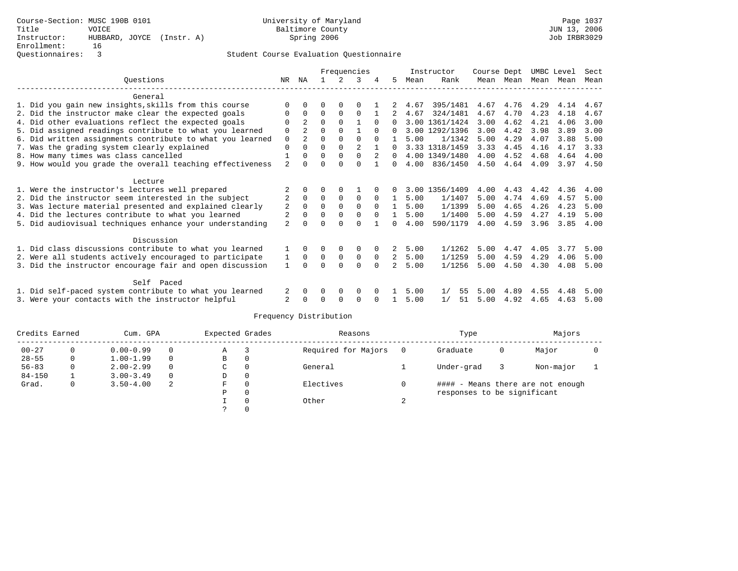Course-Section: MUSC 190B 0101
Title: VOICE
Instructor: HUBBARD, JOYCE (Instr. A)
Enrollment: 16
Questionnaires: 3

University of Maryland
Baltimore County
Spring 2006

JUN 13, 2006
Job IRBR3029

## Student Course Evaluation Questionnaire

| Questions | NR | NA | 1 | 2 | 3 | 4 | 5 | Instructor Mean | Instructor Rank | Course Mean | Dept Mean | UMBC Mean | Level Mean | Sect Mean |
|---|---|---|---|---|---|---|---|---|---|---|---|---|---|---|
| **General** | | | | | | | | | | | | | | |
| 1. Did you gain new insights,skills from this course | 0 | 0 | 0 | 0 | 0 | 1 | 2 | 4.67 | 395/1481 | 4.67 | 4.76 | 4.29 | 4.14 | 4.67 |
| 2. Did the instructor make clear the expected goals | 0 | 0 | 0 | 0 | 0 | 1 | 2 | 4.67 | 324/1481 | 4.67 | 4.70 | 4.23 | 4.18 | 4.67 |
| 4. Did other evaluations reflect the expected goals | 0 | 2 | 0 | 0 | 1 | 0 | 0 | 3.00 | 1361/1424 | 3.00 | 4.62 | 4.21 | 4.06 | 3.00 |
| 5. Did assigned readings contribute to what you learned | 0 | 2 | 0 | 0 | 1 | 0 | 0 | 3.00 | 1292/1396 | 3.00 | 4.42 | 3.98 | 3.89 | 3.00 |
| 6. Did written assignments contribute to what you learned | 0 | 2 | 0 | 0 | 0 | 0 | 1 | 5.00 | 1/1342 | 5.00 | 4.29 | 4.07 | 3.88 | 5.00 |
| 7. Was the grading system clearly explained | 0 | 0 | 0 | 0 | 2 | 1 | 0 | 3.33 | 1318/1459 | 3.33 | 4.45 | 4.16 | 4.17 | 3.33 |
| 8. How many times was class cancelled | 1 | 0 | 0 | 0 | 0 | 2 | 0 | 4.00 | 1349/1480 | 4.00 | 4.52 | 4.68 | 4.64 | 4.00 |
| 9. How would you grade the overall teaching effectiveness | 2 | 0 | 0 | 0 | 0 | 1 | 0 | 4.00 | 836/1450 | 4.50 | 4.64 | 4.09 | 3.97 | 4.50 |
| **Lecture** | | | | | | | | | | | | | | |
| 1. Were the instructor's lectures well prepared | 2 | 0 | 0 | 0 | 1 | 0 | 0 | 3.00 | 1356/1409 | 4.00 | 4.43 | 4.42 | 4.36 | 4.00 |
| 2. Did the instructor seem interested in the subject | 2 | 0 | 0 | 0 | 0 | 0 | 1 | 5.00 | 1/1407 | 5.00 | 4.74 | 4.69 | 4.57 | 5.00 |
| 3. Was lecture material presented and explained clearly | 2 | 0 | 0 | 0 | 0 | 0 | 1 | 5.00 | 1/1399 | 5.00 | 4.65 | 4.26 | 4.23 | 5.00 |
| 4. Did the lectures contribute to what you learned | 2 | 0 | 0 | 0 | 0 | 0 | 1 | 5.00 | 1/1400 | 5.00 | 4.59 | 4.27 | 4.19 | 5.00 |
| 5. Did audiovisual techniques enhance your understanding | 2 | 0 | 0 | 0 | 0 | 1 | 0 | 4.00 | 590/1179 | 4.00 | 4.59 | 3.96 | 3.85 | 4.00 |
| **Discussion** | | | | | | | | | | | | | | |
| 1. Did class discussions contribute to what you learned | 1 | 0 | 0 | 0 | 0 | 0 | 2 | 5.00 | 1/1262 | 5.00 | 4.47 | 4.05 | 3.77 | 5.00 |
| 2. Were all students actively encouraged to participate | 1 | 0 | 0 | 0 | 0 | 0 | 2 | 5.00 | 1/1259 | 5.00 | 4.59 | 4.29 | 4.06 | 5.00 |
| 3. Did the instructor encourage fair and open discussion | 1 | 0 | 0 | 0 | 0 | 0 | 2 | 5.00 | 1/1256 | 5.00 | 4.50 | 4.30 | 4.08 | 5.00 |
| **Self Paced** | | | | | | | | | | | | | | |
| 1. Did self-paced system contribute to what you learned | 2 | 0 | 0 | 0 | 0 | 0 | 1 | 5.00 | 1/ 55 | 5.00 | 4.89 | 4.55 | 4.48 | 5.00 |
| 3. Were your contacts with the instructor helpful | 2 | 0 | 0 | 0 | 0 | 0 | 1 | 5.00 | 1/ 51 | 5.00 | 4.92 | 4.65 | 4.63 | 5.00 |

## Frequency Distribution

| Credits Earned | | Cum. GPA | | Expected Grades | | Reasons | | Type | | Majors | |
|---|---|---|---|---|---|---|---|---|---|---|---|
| 00-27 | 0 | 0.00-0.99 | 0 | A | 3 | Required for Majors | 0 | Graduate | 0 | Major | 0 |
| 28-55 | 0 | 1.00-1.99 | 0 | B | 0 | | | | | | |
| 56-83 | 0 | 2.00-2.99 | 0 | C | 0 | General | 1 | Under-grad | 3 | Non-major | 1 |
| 84-150 | 1 | 3.00-3.49 | 0 | D | 0 | | | | | | |
| Grad. | 0 | 3.50-4.00 | 2 | F | 0 | Electives | 0 | | | | |
| | | | | P | 0 | | | | | | |
| | | | | I | 0 | Other | 2 | | | | |
| | | | | ? | 0 | | | | | | |

#### - Means there are not enough responses to be significant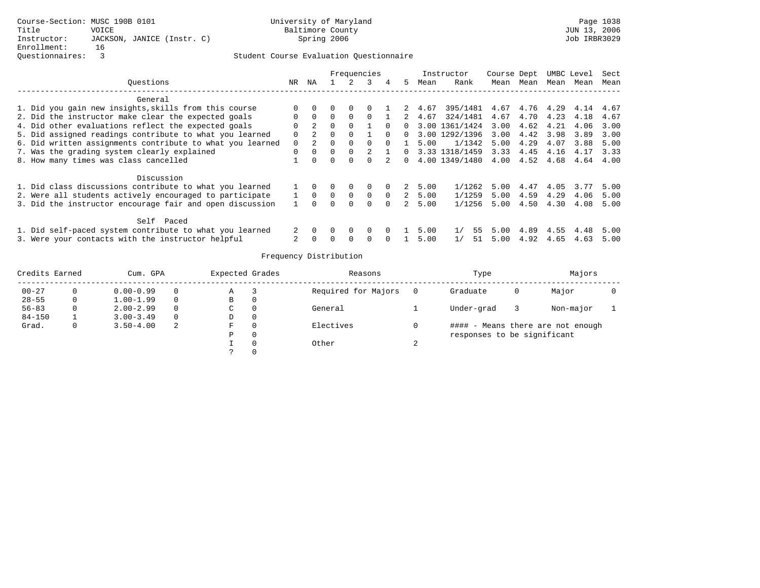Course-Section: MUSC 190B 0101
Title: VOICE
Instructor: JACKSON, JANICE (Instr. C)
Enrollment: 16
Questionnaires: 3

University of Maryland
Baltimore County
Spring 2006

JUN 13, 2006
Job IRBR3029

Student Course Evaluation Questionnaire

| Questions | NR | NA | 1 | 2 | 3 | 4 | 5 | Instructor Mean | Instructor Rank | Course Mean | Dept Mean | UMBC Mean | Level Mean | Sect Mean |
|---|---|---|---|---|---|---|---|---|---|---|---|---|---|---|
| **General** | | | | | | | | | | | | | | |
| 1. Did you gain new insights,skills from this course | 0 | 0 | 0 | 0 | 0 | 1 | 2 | 4.67 | 395/1481 | 4.67 | 4.76 | 4.29 | 4.14 | 4.67 |
| 2. Did the instructor make clear the expected goals | 0 | 0 | 0 | 0 | 0 | 1 | 2 | 4.67 | 324/1481 | 4.67 | 4.70 | 4.23 | 4.18 | 4.67 |
| 4. Did other evaluations reflect the expected goals | 0 | 2 | 0 | 0 | 1 | 0 | 0 | 3.00 | 1361/1424 | 3.00 | 4.62 | 4.21 | 4.06 | 3.00 |
| 5. Did assigned readings contribute to what you learned | 0 | 2 | 0 | 0 | 1 | 0 | 0 | 3.00 | 1292/1396 | 3.00 | 4.42 | 3.98 | 3.89 | 3.00 |
| 6. Did written assignments contribute to what you learned | 0 | 2 | 0 | 0 | 0 | 0 | 1 | 5.00 | 1/1342 | 5.00 | 4.29 | 4.07 | 3.88 | 5.00 |
| 7. Was the grading system clearly explained | 0 | 0 | 0 | 0 | 2 | 1 | 0 | 3.33 | 1318/1459 | 3.33 | 4.45 | 4.16 | 4.17 | 3.33 |
| 8. How many times was class cancelled | 1 | 0 | 0 | 0 | 0 | 2 | 0 | 4.00 | 1349/1480 | 4.00 | 4.52 | 4.68 | 4.64 | 4.00 |
| **Discussion** | | | | | | | | | | | | | | |
| 1. Did class discussions contribute to what you learned | 1 | 0 | 0 | 0 | 0 | 0 | 2 | 5.00 | 1/1262 | 5.00 | 4.47 | 4.05 | 3.77 | 5.00 |
| 2. Were all students actively encouraged to participate | 1 | 0 | 0 | 0 | 0 | 0 | 2 | 5.00 | 1/1259 | 5.00 | 4.59 | 4.29 | 4.06 | 5.00 |
| 3. Did the instructor encourage fair and open discussion | 1 | 0 | 0 | 0 | 0 | 0 | 2 | 5.00 | 1/1256 | 5.00 | 4.50 | 4.30 | 4.08 | 5.00 |
| **Self Paced** | | | | | | | | | | | | | | |
| 1. Did self-paced system contribute to what you learned | 2 | 0 | 0 | 0 | 0 | 0 | 1 | 5.00 | 1/ 55 | 5.00 | 4.89 | 4.55 | 4.48 | 5.00 |
| 3. Were your contacts with the instructor helpful | 2 | 0 | 0 | 0 | 0 | 0 | 1 | 5.00 | 1/ 51 | 5.00 | 4.92 | 4.65 | 4.63 | 5.00 |

Frequency Distribution

| Credits Earned | | Cum. GPA | | Expected Grades | | Reasons | | Type | | Majors | |
|---|---|---|---|---|---|---|---|---|---|---|---|
| 00-27 | 0 | 0.00-0.99 | 0 | A | 3 | Required for Majors | 0 | Graduate | 0 | Major | 0 |
| 28-55 | 0 | 1.00-1.99 | 0 | B | 0 | | | | | | |
| 56-83 | 0 | 2.00-2.99 | 0 | C | 0 | General | 1 | Under-grad | 3 | Non-major | 1 |
| 84-150 | 1 | 3.00-3.49 | 0 | D | 0 | | | | | | |
| Grad. | 0 | 3.50-4.00 | 2 | F | 0 | Electives | 0 | #### - Means there are not enough responses to be significant | | | |
| | | | | P | 0 | | | | | | |
| | | | | I | 0 | Other | 2 | | | | |
| | | | | ? | 0 | | | | | | |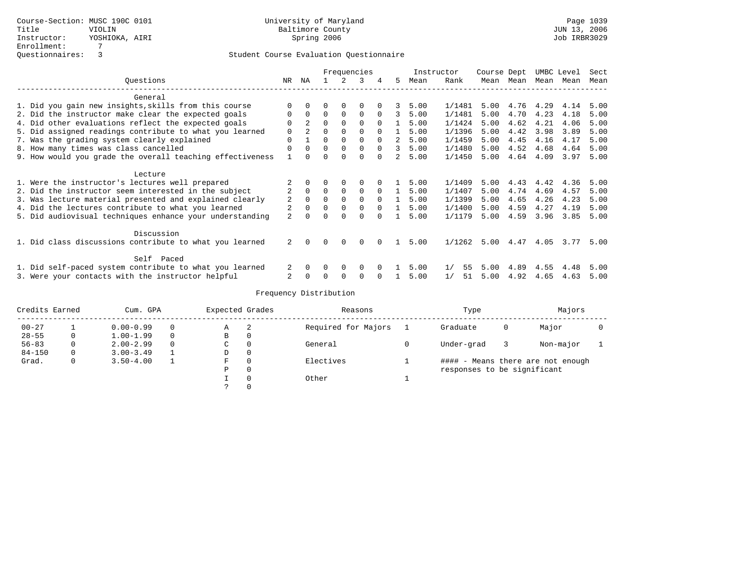Course-Section: MUSC 190C 0101
Title: VIOLIN
Instructor: YOSHIOKA, AIRI
Enrollment: 7
Questionnaires: 3

University of Maryland
Baltimore County
Spring 2006

Page 1039
JUN 13, 2006
Job IRBR3029

## Student Course Evaluation Questionnaire

| Questions | NR | NA | 1 | 2 | 3 | 4 | 5 | Instructor Mean | Rank | Course Mean | Dept Mean | UMBC Mean | Level Mean | Sect Mean |
|---|---|---|---|---|---|---|---|---|---|---|---|---|---|---|
| **General** | | | | | | | | | | | | | | |
| 1. Did you gain new insights,skills from this course | 0 | 0 | 0 | 0 | 0 | 0 | 3 | 5.00 | 1/1481 | 5.00 | 4.76 | 4.29 | 4.14 | 5.00 |
| 2. Did the instructor make clear the expected goals | 0 | 0 | 0 | 0 | 0 | 0 | 3 | 5.00 | 1/1481 | 5.00 | 4.70 | 4.23 | 4.18 | 5.00 |
| 4. Did other evaluations reflect the expected goals | 0 | 2 | 0 | 0 | 0 | 0 | 1 | 5.00 | 1/1424 | 5.00 | 4.62 | 4.21 | 4.06 | 5.00 |
| 5. Did assigned readings contribute to what you learned | 0 | 2 | 0 | 0 | 0 | 0 | 1 | 5.00 | 1/1396 | 5.00 | 4.42 | 3.98 | 3.89 | 5.00 |
| 7. Was the grading system clearly explained | 0 | 1 | 0 | 0 | 0 | 0 | 2 | 5.00 | 1/1459 | 5.00 | 4.45 | 4.16 | 4.17 | 5.00 |
| 8. How many times was class cancelled | 0 | 0 | 0 | 0 | 0 | 0 | 3 | 5.00 | 1/1480 | 5.00 | 4.52 | 4.68 | 4.64 | 5.00 |
| 9. How would you grade the overall teaching effectiveness | 1 | 0 | 0 | 0 | 0 | 0 | 2 | 5.00 | 1/1450 | 5.00 | 4.64 | 4.09 | 3.97 | 5.00 |
| **Lecture** | | | | | | | | | | | | | | |
| 1. Were the instructor's lectures well prepared | 2 | 0 | 0 | 0 | 0 | 0 | 1 | 5.00 | 1/1409 | 5.00 | 4.43 | 4.42 | 4.36 | 5.00 |
| 2. Did the instructor seem interested in the subject | 2 | 0 | 0 | 0 | 0 | 0 | 1 | 5.00 | 1/1407 | 5.00 | 4.74 | 4.69 | 4.57 | 5.00 |
| 3. Was lecture material presented and explained clearly | 2 | 0 | 0 | 0 | 0 | 0 | 1 | 5.00 | 1/1399 | 5.00 | 4.65 | 4.26 | 4.23 | 5.00 |
| 4. Did the lectures contribute to what you learned | 2 | 0 | 0 | 0 | 0 | 0 | 1 | 5.00 | 1/1400 | 5.00 | 4.59 | 4.27 | 4.19 | 5.00 |
| 5. Did audiovisual techniques enhance your understanding | 2 | 0 | 0 | 0 | 0 | 0 | 1 | 5.00 | 1/1179 | 5.00 | 4.59 | 3.96 | 3.85 | 5.00 |
| **Discussion** | | | | | | | | | | | | | | |
| 1. Did class discussions contribute to what you learned | 2 | 0 | 0 | 0 | 0 | 0 | 1 | 5.00 | 1/1262 | 5.00 | 4.47 | 4.05 | 3.77 | 5.00 |
| **Self Paced** | | | | | | | | | | | | | | |
| 1. Did self-paced system contribute to what you learned | 2 | 0 | 0 | 0 | 0 | 0 | 1 | 5.00 | 1/ 55 | 5.00 | 4.89 | 4.55 | 4.48 | 5.00 |
| 3. Were your contacts with the instructor helpful | 2 | 0 | 0 | 0 | 0 | 0 | 1 | 5.00 | 1/ 51 | 5.00 | 4.92 | 4.65 | 4.63 | 5.00 |

## Frequency Distribution

| Credits Earned | | Cum. GPA | | Expected Grades | | Reasons | | Type | | Majors | |
|---|---|---|---|---|---|---|---|---|---|---|---|
| 00-27 | 1 | 0.00-0.99 | 0 | A | 2 | Required for Majors | 1 | Graduate | 0 | Major | 0 |
| 28-55 | 0 | 1.00-1.99 | 0 | B | 0 | | | | | | |
| 56-83 | 0 | 2.00-2.99 | 0 | C | 0 | General | 0 | Under-grad | 3 | Non-major | 1 |
| 84-150 | 0 | 3.00-3.49 | 1 | D | 0 | | | | | | |
| Grad. | 0 | 3.50-4.00 | 1 | F | 0 | Electives | 1 | #### - Means there are not enough responses to be significant | | | |
| | | | | P | 0 | | | | | | |
| | | | | I | 0 | Other | 1 | | | | |
| | | | | ? | 0 | | | | | | |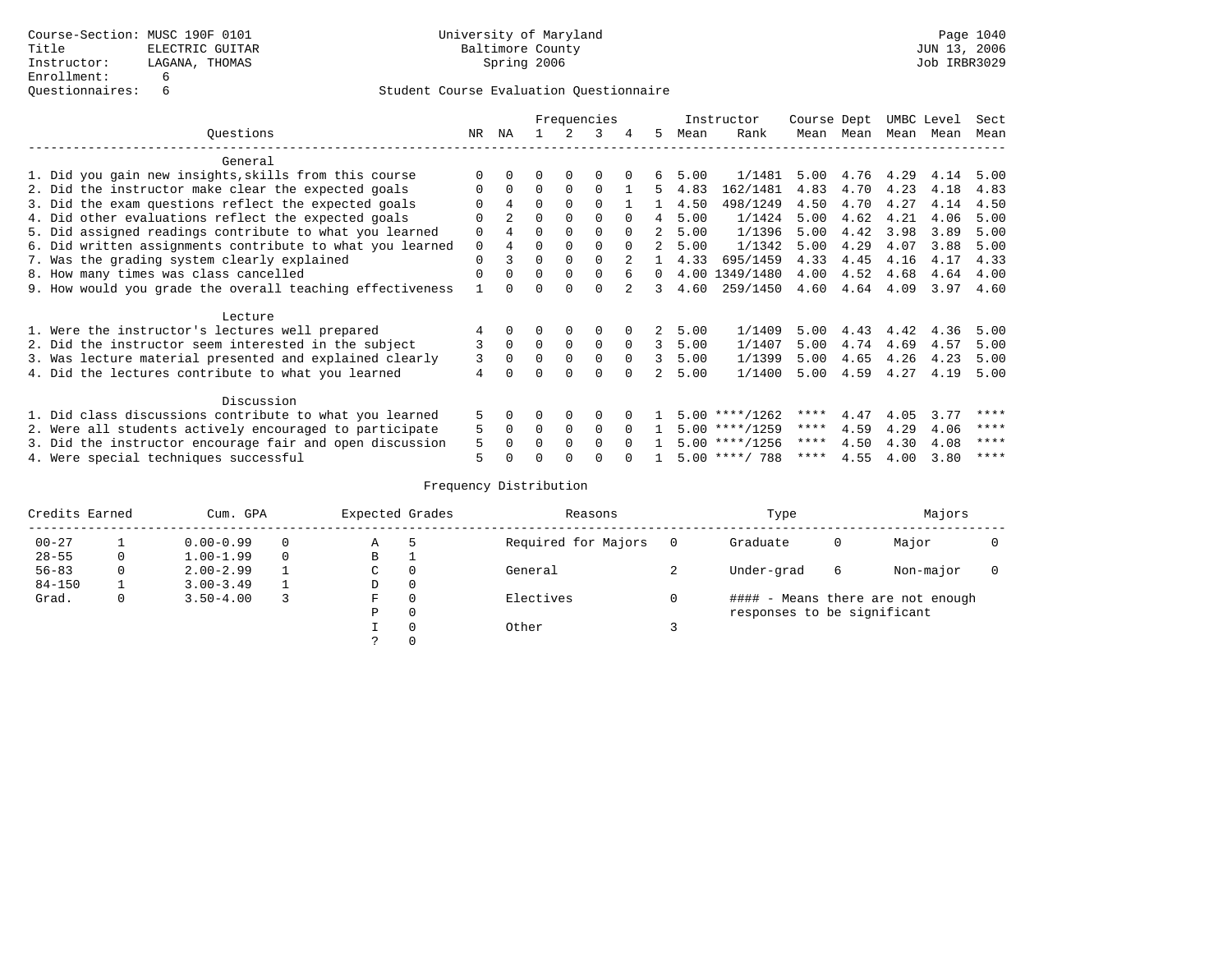Course-Section: MUSC 190F 0101
Title: ELECTRIC GUITAR
Instructor: LAGANA, THOMAS
Enrollment: 6
Questionnaires: 6

University of Maryland
Baltimore County
Spring 2006

JUN 13, 2006
Job IRBR3029

## Student Course Evaluation Questionnaire

| Questions | NR | NA | 1 | 2 | 3 | 4 | 5 | Instructor Mean | Instructor Rank | Course Mean | Dept Mean | UMBC Mean | Level Mean | Sect Mean |
|---|---|---|---|---|---|---|---|---|---|---|---|---|---|---|
| **General** | | | | | | | | | | | | | | |
| 1. Did you gain new insights,skills from this course | 0 | 0 | 0 | 0 | 0 | 0 | 6 | 5.00 | 1/1481 | 5.00 | 4.76 | 4.29 | 4.14 | 5.00 |
| 2. Did the instructor make clear the expected goals | 0 | 0 | 0 | 0 | 0 | 1 | 5 | 4.83 | 162/1481 | 4.83 | 4.70 | 4.23 | 4.18 | 4.83 |
| 3. Did the exam questions reflect the expected goals | 0 | 4 | 0 | 0 | 0 | 1 | 1 | 4.50 | 498/1249 | 4.50 | 4.70 | 4.27 | 4.14 | 4.50 |
| 4. Did other evaluations reflect the expected goals | 0 | 2 | 0 | 0 | 0 | 0 | 4 | 5.00 | 1/1424 | 5.00 | 4.62 | 4.21 | 4.06 | 5.00 |
| 5. Did assigned readings contribute to what you learned | 0 | 4 | 0 | 0 | 0 | 0 | 2 | 5.00 | 1/1396 | 5.00 | 4.42 | 3.98 | 3.89 | 5.00 |
| 6. Did written assignments contribute to what you learned | 0 | 4 | 0 | 0 | 0 | 0 | 2 | 5.00 | 1/1342 | 5.00 | 4.29 | 4.07 | 3.88 | 5.00 |
| 7. Was the grading system clearly explained | 0 | 3 | 0 | 0 | 0 | 2 | 1 | 4.33 | 695/1459 | 4.33 | 4.45 | 4.16 | 4.17 | 4.33 |
| 8. How many times was class cancelled | 0 | 0 | 0 | 0 | 0 | 6 | 0 | 4.00 | 1349/1480 | 4.00 | 4.52 | 4.68 | 4.64 | 4.00 |
| 9. How would you grade the overall teaching effectiveness | 1 | 0 | 0 | 0 | 0 | 2 | 3 | 4.60 | 259/1450 | 4.60 | 4.64 | 4.09 | 3.97 | 4.60 |
| **Lecture** | | | | | | | | | | | | | | |
| 1. Were the instructor's lectures well prepared | 4 | 0 | 0 | 0 | 0 | 0 | 2 | 5.00 | 1/1409 | 5.00 | 4.43 | 4.42 | 4.36 | 5.00 |
| 2. Did the instructor seem interested in the subject | 3 | 0 | 0 | 0 | 0 | 0 | 3 | 5.00 | 1/1407 | 5.00 | 4.74 | 4.69 | 4.57 | 5.00 |
| 3. Was lecture material presented and explained clearly | 3 | 0 | 0 | 0 | 0 | 0 | 3 | 5.00 | 1/1399 | 5.00 | 4.65 | 4.26 | 4.23 | 5.00 |
| 4. Did the lectures contribute to what you learned | 4 | 0 | 0 | 0 | 0 | 0 | 2 | 5.00 | 1/1400 | 5.00 | 4.59 | 4.27 | 4.19 | 5.00 |
| **Discussion** | | | | | | | | | | | | | | |
| 1. Did class discussions contribute to what you learned | 5 | 0 | 0 | 0 | 0 | 0 | 1 | 5.00 | ****/1262 | **** | 4.47 | 4.05 | 3.77 | **** |
| 2. Were all students actively encouraged to participate | 5 | 0 | 0 | 0 | 0 | 0 | 1 | 5.00 | ****/1259 | **** | 4.59 | 4.29 | 4.06 | **** |
| 3. Did the instructor encourage fair and open discussion | 5 | 0 | 0 | 0 | 0 | 0 | 1 | 5.00 | ****/1256 | **** | 4.50 | 4.30 | 4.08 | **** |
| 4. Were special techniques successful | 5 | 0 | 0 | 0 | 0 | 0 | 1 | 5.00 | ****/ 788 | **** | 4.55 | 4.00 | 3.80 | **** |

## Frequency Distribution

| Credits Earned | | Cum. GPA | | Expected Grades | | Reasons | | Type | | Majors | |
|---|---|---|---|---|---|---|---|---|---|---|---|
| 00-27 | 1 | 0.00-0.99 | 0 | A | 5 | Required for Majors | 0 | Graduate | 0 | Major | 0 |
| 28-55 | 0 | 1.00-1.99 | 0 | B | 1 | | | | | | |
| 56-83 | 0 | 2.00-2.99 | 1 | C | 0 | General | 2 | Under-grad | 6 | Non-major | 0 |
| 84-150 | 1 | 3.00-3.49 | 1 | D | 0 | | | | | | |
| Grad. | 0 | 3.50-4.00 | 3 | F | 0 | Electives | 0 | #### - Means there are not enough responses to be significant | | | |
| | | | | P | 0 | | | | | | |
| | | | | I | 0 | Other | 3 | | | | |
| | | | | ? | 0 | | | | | | |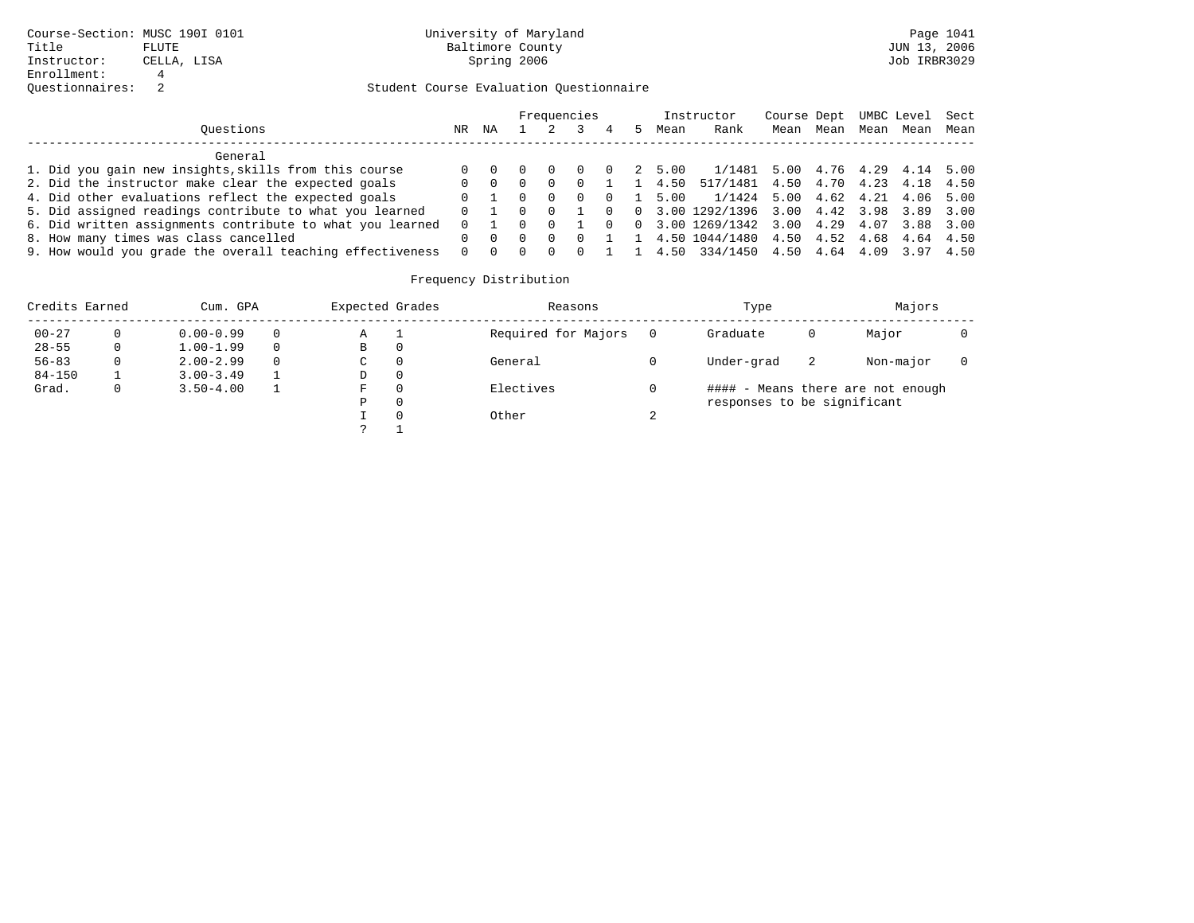Course-Section: MUSC 190I 0101
Title: FLUTE
Instructor: CELLA, LISA
Enrollment: 4
Questionnaires: 2

University of Maryland
Baltimore County
Spring 2006

Student Course Evaluation Questionnaire

| Questions | NR | NA | 1 | 2 | 3 | 4 | 5 | Instructor Mean | Instructor Rank | Course Mean | Dept Mean | UMBC Mean | Level Mean | Sect Mean |
|---|---|---|---|---|---|---|---|---|---|---|---|---|---|---|
| **General** | | | | | | | | | | | | | | |
| 1. Did you gain new insights,skills from this course | 0 | 0 | 0 | 0 | 0 | 0 | 2 | 5.00 | 1/1481 | 5.00 | 4.76 | 4.29 | 4.14 | 5.00 |
| 2. Did the instructor make clear the expected goals | 0 | 0 | 0 | 0 | 0 | 1 | 1 | 4.50 | 517/1481 | 4.50 | 4.70 | 4.23 | 4.18 | 4.50 |
| 4. Did other evaluations reflect the expected goals | 0 | 1 | 0 | 0 | 0 | 0 | 1 | 5.00 | 1/1424 | 5.00 | 4.62 | 4.21 | 4.06 | 5.00 |
| 5. Did assigned readings contribute to what you learned | 0 | 1 | 0 | 0 | 1 | 0 | 0 | 3.00 | 1292/1396 | 3.00 | 4.42 | 3.98 | 3.89 | 3.00 |
| 6. Did written assignments contribute to what you learned | 0 | 1 | 0 | 0 | 1 | 0 | 0 | 3.00 | 1269/1342 | 3.00 | 4.29 | 4.07 | 3.88 | 3.00 |
| 8. How many times was class cancelled | 0 | 0 | 0 | 0 | 0 | 1 | 1 | 4.50 | 1044/1480 | 4.50 | 4.52 | 4.68 | 4.64 | 4.50 |
| 9. How would you grade the overall teaching effectiveness | 0 | 0 | 0 | 0 | 0 | 1 | 1 | 4.50 | 334/1450 | 4.50 | 4.64 | 4.09 | 3.97 | 4.50 |

## Frequency Distribution

| Credits Earned | | Cum. GPA | | Expected Grades | | Reasons | | Type | | Majors | |
|---|---|---|---|---|---|---|---|---|---|---|---|
| 00-27 | 0 | 0.00-0.99 | 0 | A | 1 | Required for Majors | 0 | Graduate | 0 | Major | 0 |
| 28-55 | 0 | 1.00-1.99 | 0 | B | 0 | | | | | | |
| 56-83 | 0 | 2.00-2.99 | 0 | C | 0 | General | 0 | Under-grad | 2 | Non-major | 0 |
| 84-150 | 1 | 3.00-3.49 | 1 | D | 0 | | | | | | |
| Grad. | 0 | 3.50-4.00 | 1 | F | 0 | Electives | 0 | #### - Means there are not enough responses to be significant | | | |
| | | | | P | 0 | | | | | | |
| | | | | I | 0 | Other | 2 | | | | |
| | | | | ? | 1 | | | | | | |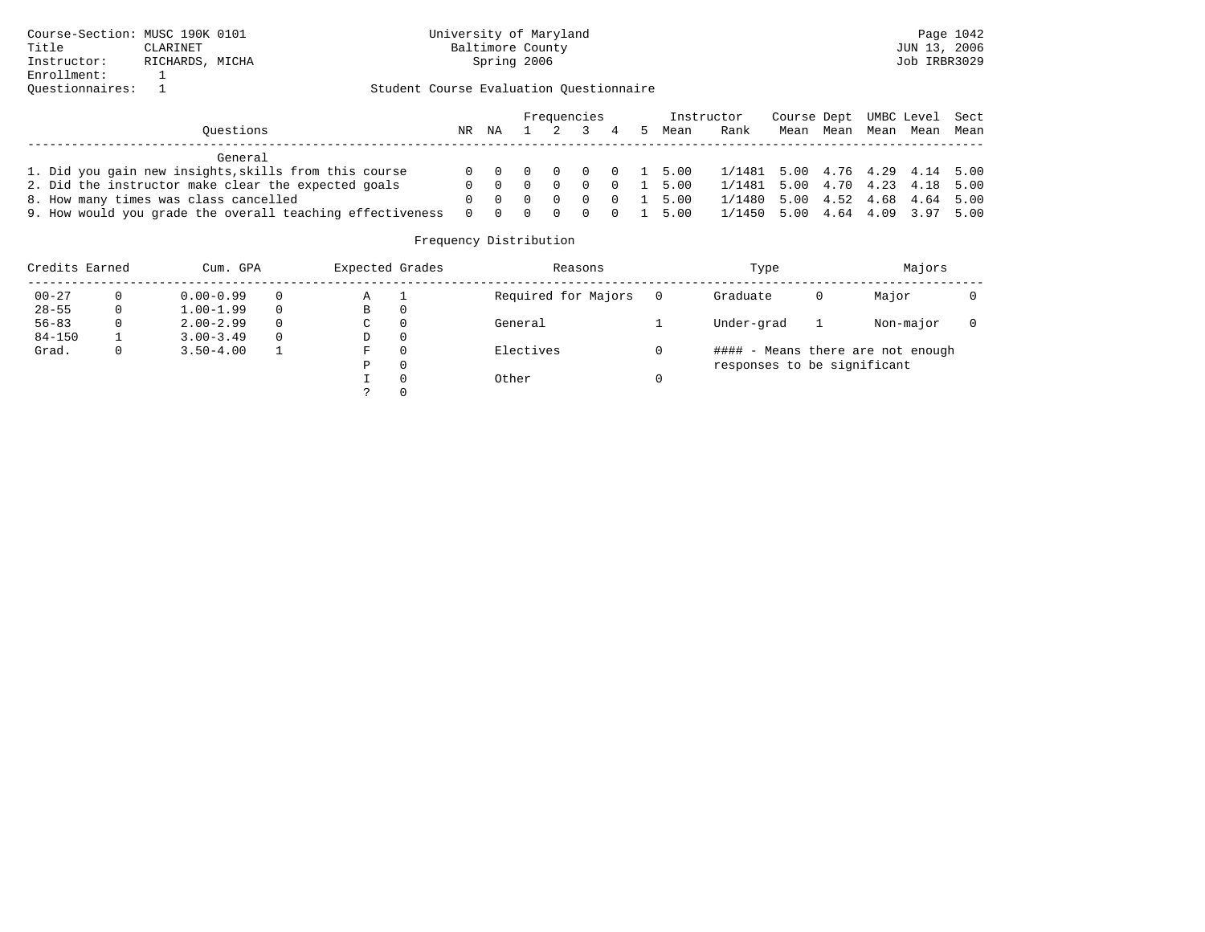Course-Section: MUSC 190K 0101
Title: CLARINET
Instructor: RICHARDS, MICHA
Enrollment: 1
Questionnaires: 1

University of Maryland
Baltimore County
Spring 2006

Student Course Evaluation Questionnaire

| Questions | NR | NA | 1 | 2 | 3 | 4 | 5 | Instructor Mean | Instructor Rank | Course Mean | Dept Mean | UMBC Mean | Level Mean | Sect Mean |
|---|---|---|---|---|---|---|---|---|---|---|---|---|---|---|
| **General** | | | | | | | | | | | | | | |
| 1. Did you gain new insights,skills from this course | 0 | 0 | 0 | 0 | 0 | 0 | 1 | 5.00 | 1/1481 | 5.00 | 4.76 | 4.29 | 4.14 | 5.00 |
| 2. Did the instructor make clear the expected goals | 0 | 0 | 0 | 0 | 0 | 0 | 1 | 5.00 | 1/1481 | 5.00 | 4.70 | 4.23 | 4.18 | 5.00 |
| 8. How many times was class cancelled | 0 | 0 | 0 | 0 | 0 | 0 | 1 | 5.00 | 1/1480 | 5.00 | 4.52 | 4.68 | 4.64 | 5.00 |
| 9. How would you grade the overall teaching effectiveness | 0 | 0 | 0 | 0 | 0 | 0 | 1 | 5.00 | 1/1450 | 5.00 | 4.64 | 4.09 | 3.97 | 5.00 |

Frequency Distribution

| Credits Earned | | Cum. GPA | | Expected Grades | | Reasons | | Type | | Majors | |
|---|---|---|---|---|---|---|---|---|---|---|---|
| 00-27 | 0 | 0.00-0.99 | 0 | A | 1 | Required for Majors | 0 | Graduate | 0 | Major | 0 |
| 28-55 | 0 | 1.00-1.99 | 0 | B | 0 | | | | | | |
| 56-83 | 0 | 2.00-2.99 | 0 | C | 0 | General | 1 | Under-grad | 1 | Non-major | 0 |
| 84-150 | 1 | 3.00-3.49 | 0 | D | 0 | | | | | | |
| Grad. | 0 | 3.50-4.00 | 1 | F | 0 | Electives | 0 | | | | |
| | | | | P | 0 | | | | | | |
| | | | | I | 0 | Other | 0 | | | | |
| | | | | ? | 0 | | | | | | |

#### - Means there are not enough responses to be significant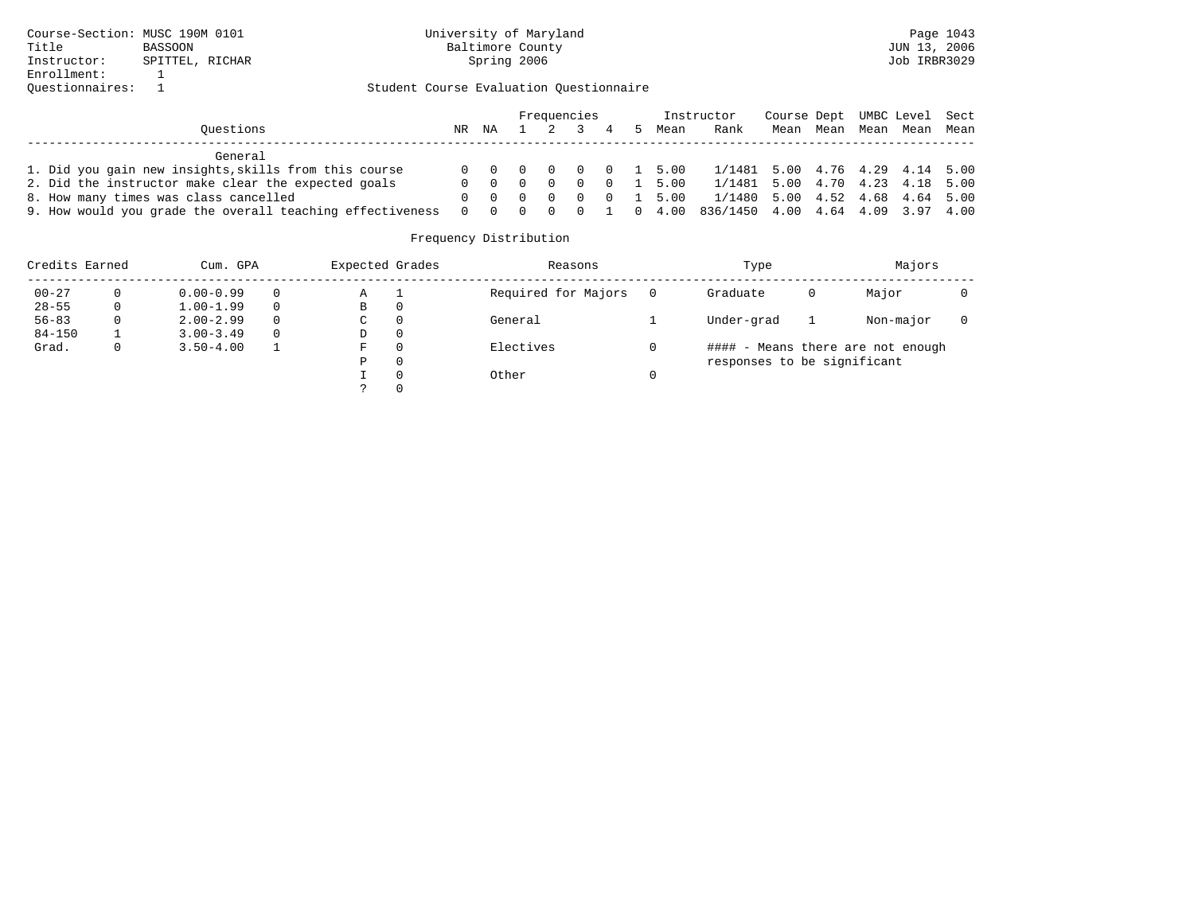Course-Section: MUSC 190M 0101
Title: BASSOON
Instructor: SPITTEL, RICHAR
Enrollment: 1
Questionnaires: 1

University of Maryland
Baltimore County
Spring 2006

JUN 13, 2006
Job IRBR3029

Student Course Evaluation Questionnaire

| Questions | NR | NA | 1 | 2 | 3 | 4 | 5 | Instructor Mean | Instructor Rank | Course Mean | Dept Mean | UMBC Mean | Level Mean | Sect Mean |
|---|---|---|---|---|---|---|---|---|---|---|---|---|---|---|
| **General** | | | | | | | | | | | | | | |
| 1. Did you gain new insights,skills from this course | 0 | 0 | 0 | 0 | 0 | 0 | 1 | 5.00 | 1/1481 | 5.00 | 4.76 | 4.29 | 4.14 | 5.00 |
| 2. Did the instructor make clear the expected goals | 0 | 0 | 0 | 0 | 0 | 0 | 1 | 5.00 | 1/1481 | 5.00 | 4.70 | 4.23 | 4.18 | 5.00 |
| 8. How many times was class cancelled | 0 | 0 | 0 | 0 | 0 | 0 | 1 | 5.00 | 1/1480 | 5.00 | 4.52 | 4.68 | 4.64 | 5.00 |
| 9. How would you grade the overall teaching effectiveness | 0 | 0 | 0 | 0 | 0 | 1 | 0 | 4.00 | 836/1450 | 4.00 | 4.64 | 4.09 | 3.97 | 4.00 |

Frequency Distribution

| Credits Earned | | Cum. GPA | | Expected Grades | | Reasons | | Type | | Majors | |
|---|---|---|---|---|---|---|---|---|---|---|---|
| 00-27 | 0 | 0.00-0.99 | 0 | A | 1 | Required for Majors | 0 | Graduate | 0 | Major | 0 |
| 28-55 | 0 | 1.00-1.99 | 0 | B | 0 | | | | | | |
| 56-83 | 0 | 2.00-2.99 | 0 | C | 0 | General | 1 | Under-grad | 1 | Non-major | 0 |
| 84-150 | 1 | 3.00-3.49 | 0 | D | 0 | | | | | | |
| Grad. | 0 | 3.50-4.00 | 1 | F | 0 | Electives | 0 | | | | |
| | | | | P | 0 | | | | | | |
| | | | | I | 0 | Other | 0 | | | | |
| | | | | ? | 0 | | | | | | |

#### - Means there are not enough responses to be significant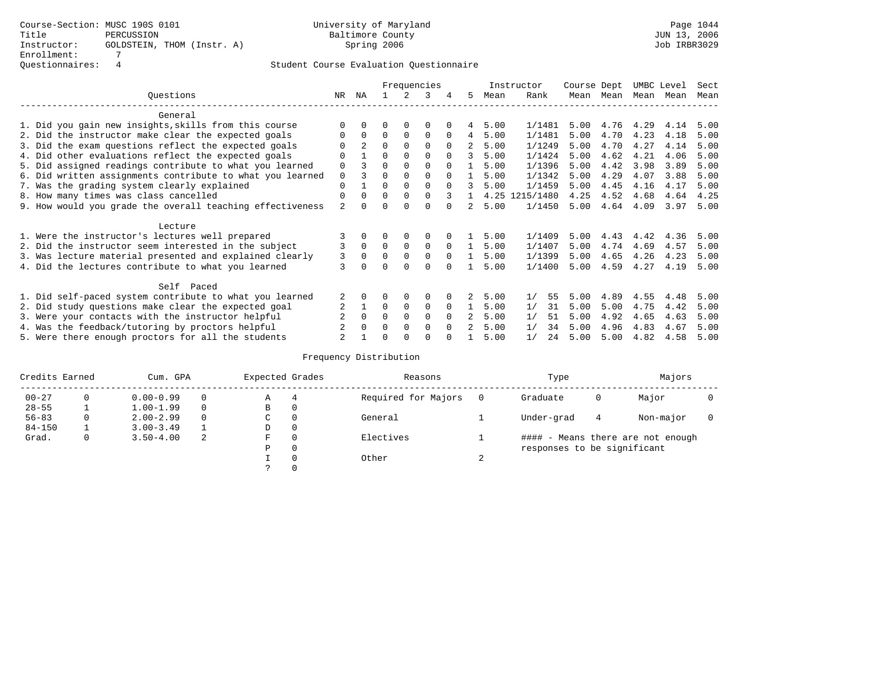Course-Section: MUSC 190S 0101
Title: PERCUSSION
Instructor: GOLDSTEIN, THOM (Instr. A)
Enrollment: 7
Questionnaires: 4

University of Maryland
Baltimore County
Spring 2006

JUN 13, 2006
Job IRBR3029

Student Course Evaluation Questionnaire

| Questions | NR | NA | 1 | 2 | 3 | 4 | 5 | Instructor Mean | Instructor Rank | Course Mean | Dept Mean | UMBC Mean | Level Mean | Sect Mean |
|---|---|---|---|---|---|---|---|---|---|---|---|---|---|---|
| **General** | | | | | | | | | | | | | | |
| 1. Did you gain new insights,skills from this course | 0 | 0 | 0 | 0 | 0 | 0 | 4 | 5.00 | 1/1481 | 5.00 | 4.76 | 4.29 | 4.14 | 5.00 |
| 2. Did the instructor make clear the expected goals | 0 | 0 | 0 | 0 | 0 | 0 | 4 | 5.00 | 1/1481 | 5.00 | 4.70 | 4.23 | 4.18 | 5.00 |
| 3. Did the exam questions reflect the expected goals | 0 | 2 | 0 | 0 | 0 | 0 | 2 | 5.00 | 1/1249 | 5.00 | 4.70 | 4.27 | 4.14 | 5.00 |
| 4. Did other evaluations reflect the expected goals | 0 | 1 | 0 | 0 | 0 | 0 | 3 | 5.00 | 1/1424 | 5.00 | 4.62 | 4.21 | 4.06 | 5.00 |
| 5. Did assigned readings contribute to what you learned | 0 | 3 | 0 | 0 | 0 | 0 | 1 | 5.00 | 1/1396 | 5.00 | 4.42 | 3.98 | 3.89 | 5.00 |
| 6. Did written assignments contribute to what you learned | 0 | 3 | 0 | 0 | 0 | 0 | 1 | 5.00 | 1/1342 | 5.00 | 4.29 | 4.07 | 3.88 | 5.00 |
| 7. Was the grading system clearly explained | 0 | 1 | 0 | 0 | 0 | 0 | 3 | 5.00 | 1/1459 | 5.00 | 4.45 | 4.16 | 4.17 | 5.00 |
| 8. How many times was class cancelled | 0 | 0 | 0 | 0 | 0 | 3 | 1 | 4.25 | 1215/1480 | 4.25 | 4.52 | 4.68 | 4.64 | 4.25 |
| 9. How would you grade the overall teaching effectiveness | 2 | 0 | 0 | 0 | 0 | 0 | 2 | 5.00 | 1/1450 | 5.00 | 4.64 | 4.09 | 3.97 | 5.00 |
| **Lecture** | | | | | | | | | | | | | | |
| 1. Were the instructor's lectures well prepared | 3 | 0 | 0 | 0 | 0 | 0 | 1 | 5.00 | 1/1409 | 5.00 | 4.43 | 4.42 | 4.36 | 5.00 |
| 2. Did the instructor seem interested in the subject | 3 | 0 | 0 | 0 | 0 | 0 | 1 | 5.00 | 1/1407 | 5.00 | 4.74 | 4.69 | 4.57 | 5.00 |
| 3. Was lecture material presented and explained clearly | 3 | 0 | 0 | 0 | 0 | 0 | 1 | 5.00 | 1/1399 | 5.00 | 4.65 | 4.26 | 4.23 | 5.00 |
| 4. Did the lectures contribute to what you learned | 3 | 0 | 0 | 0 | 0 | 0 | 1 | 5.00 | 1/1400 | 5.00 | 4.59 | 4.27 | 4.19 | 5.00 |
| **Self Paced** | | | | | | | | | | | | | | |
| 1. Did self-paced system contribute to what you learned | 2 | 0 | 0 | 0 | 0 | 0 | 2 | 5.00 | 1/ 55 | 5.00 | 4.89 | 4.55 | 4.48 | 5.00 |
| 2. Did study questions make clear the expected goal | 2 | 1 | 0 | 0 | 0 | 0 | 1 | 5.00 | 1/ 31 | 5.00 | 5.00 | 4.75 | 4.42 | 5.00 |
| 3. Were your contacts with the instructor helpful | 2 | 0 | 0 | 0 | 0 | 0 | 2 | 5.00 | 1/ 51 | 5.00 | 4.92 | 4.65 | 4.63 | 5.00 |
| 4. Was the feedback/tutoring by proctors helpful | 2 | 0 | 0 | 0 | 0 | 0 | 2 | 5.00 | 1/ 34 | 5.00 | 4.96 | 4.83 | 4.67 | 5.00 |
| 5. Were there enough proctors for all the students | 2 | 1 | 0 | 0 | 0 | 0 | 1 | 5.00 | 1/ 24 | 5.00 | 5.00 | 4.82 | 4.58 | 5.00 |

Frequency Distribution

| Credits Earned | | Cum. GPA | | Expected Grades | | Reasons | | Type | | Majors | |
|---|---|---|---|---|---|---|---|---|---|---|---|
| 00-27 | 0 | 0.00-0.99 | 0 | A | 4 | Required for Majors | 0 | Graduate | 0 | Major | 0 |
| 28-55 | 1 | 1.00-1.99 | 0 | B | 0 | | | | | | |
| 56-83 | 0 | 2.00-2.99 | 0 | C | 0 | General | 1 | Under-grad | 4 | Non-major | 0 |
| 84-150 | 1 | 3.00-3.49 | 1 | D | 0 | | | | | | |
| Grad. | 0 | 3.50-4.00 | 2 | F | 0 | Electives | 1 | #### - Means there are not enough responses to be significant | | | |
| | | | | P | 0 | | | | | | |
| | | | | I | 0 | Other | 2 | | | | |
| | | | | ? | 0 | | | | | | |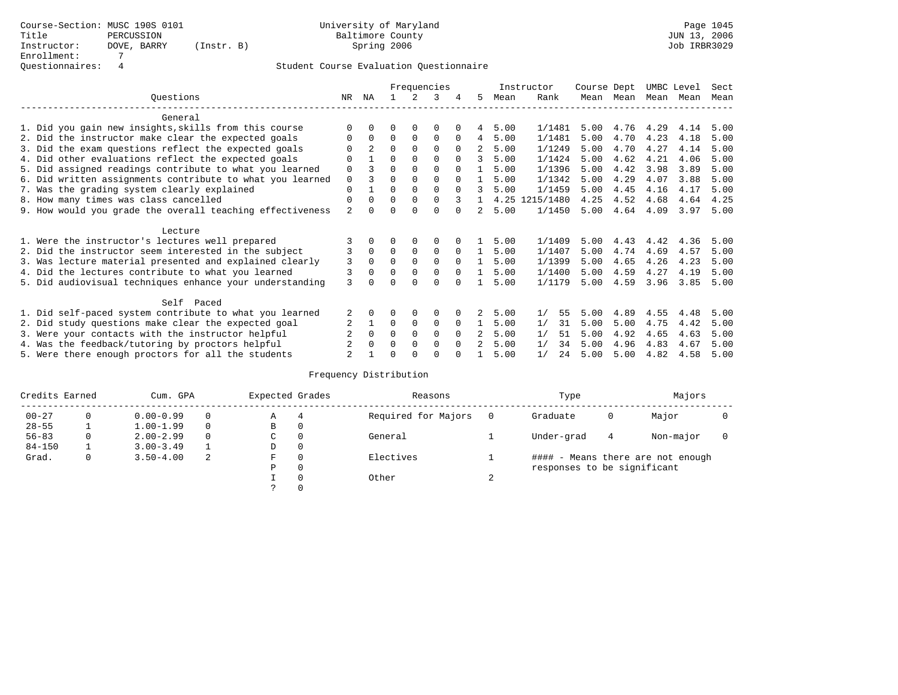Course-Section: MUSC 190S 0101
Title: PERCUSSION
Instructor: DOVE, BARRY (Instr. B)
Enrollment: 7
Questionnaires: 4

University of Maryland
Baltimore County
Spring 2006

JUN 13, 2006
Job IRBR3029

## Student Course Evaluation Questionnaire

| Questions | NR | NA | 1 | 2 | 3 | 4 | 5 | Instructor Mean | Rank | Course Mean | Dept Mean | UMBC Mean | Level Mean | Sect Mean |
|---|---|---|---|---|---|---|---|---|---|---|---|---|---|---|
| **General** | | | | | | | | | | | | | | |
| 1. Did you gain new insights,skills from this course | 0 | 0 | 0 | 0 | 0 | 0 | 4 | 5.00 | 1/1481 | 5.00 | 4.76 | 4.29 | 4.14 | 5.00 |
| 2. Did the instructor make clear the expected goals | 0 | 0 | 0 | 0 | 0 | 0 | 4 | 5.00 | 1/1481 | 5.00 | 4.70 | 4.23 | 4.18 | 5.00 |
| 3. Did the exam questions reflect the expected goals | 0 | 2 | 0 | 0 | 0 | 0 | 2 | 5.00 | 1/1249 | 5.00 | 4.70 | 4.27 | 4.14 | 5.00 |
| 4. Did other evaluations reflect the expected goals | 0 | 1 | 0 | 0 | 0 | 0 | 3 | 5.00 | 1/1424 | 5.00 | 4.62 | 4.21 | 4.06 | 5.00 |
| 5. Did assigned readings contribute to what you learned | 0 | 3 | 0 | 0 | 0 | 0 | 1 | 5.00 | 1/1396 | 5.00 | 4.42 | 3.98 | 3.89 | 5.00 |
| 6. Did written assignments contribute to what you learned | 0 | 3 | 0 | 0 | 0 | 0 | 1 | 5.00 | 1/1342 | 5.00 | 4.29 | 4.07 | 3.88 | 5.00 |
| 7. Was the grading system clearly explained | 0 | 1 | 0 | 0 | 0 | 0 | 3 | 5.00 | 1/1459 | 5.00 | 4.45 | 4.16 | 4.17 | 5.00 |
| 8. How many times was class cancelled | 0 | 0 | 0 | 0 | 0 | 3 | 1 | 4.25 | 1215/1480 | 4.25 | 4.52 | 4.68 | 4.64 | 4.25 |
| 9. How would you grade the overall teaching effectiveness | 2 | 0 | 0 | 0 | 0 | 0 | 2 | 5.00 | 1/1450 | 5.00 | 4.64 | 4.09 | 3.97 | 5.00 |
| **Lecture** | | | | | | | | | | | | | | |
| 1. Were the instructor's lectures well prepared | 3 | 0 | 0 | 0 | 0 | 0 | 1 | 5.00 | 1/1409 | 5.00 | 4.43 | 4.42 | 4.36 | 5.00 |
| 2. Did the instructor seem interested in the subject | 3 | 0 | 0 | 0 | 0 | 0 | 1 | 5.00 | 1/1407 | 5.00 | 4.74 | 4.69 | 4.57 | 5.00 |
| 3. Was lecture material presented and explained clearly | 3 | 0 | 0 | 0 | 0 | 0 | 1 | 5.00 | 1/1399 | 5.00 | 4.65 | 4.26 | 4.23 | 5.00 |
| 4. Did the lectures contribute to what you learned | 3 | 0 | 0 | 0 | 0 | 0 | 1 | 5.00 | 1/1400 | 5.00 | 4.59 | 4.27 | 4.19 | 5.00 |
| 5. Did audiovisual techniques enhance your understanding | 3 | 0 | 0 | 0 | 0 | 0 | 1 | 5.00 | 1/1179 | 5.00 | 4.59 | 3.96 | 3.85 | 5.00 |
| **Self Paced** | | | | | | | | | | | | | | |
| 1. Did self-paced system contribute to what you learned | 2 | 0 | 0 | 0 | 0 | 0 | 2 | 5.00 | 1/ 55 | 5.00 | 4.89 | 4.55 | 4.48 | 5.00 |
| 2. Did study questions make clear the expected goal | 2 | 1 | 0 | 0 | 0 | 0 | 1 | 5.00 | 1/ 31 | 5.00 | 5.00 | 4.75 | 4.42 | 5.00 |
| 3. Were your contacts with the instructor helpful | 2 | 0 | 0 | 0 | 0 | 0 | 2 | 5.00 | 1/ 51 | 5.00 | 4.92 | 4.65 | 4.63 | 5.00 |
| 4. Was the feedback/tutoring by proctors helpful | 2 | 0 | 0 | 0 | 0 | 0 | 2 | 5.00 | 1/ 34 | 5.00 | 4.96 | 4.83 | 4.67 | 5.00 |
| 5. Were there enough proctors for all the students | 2 | 1 | 0 | 0 | 0 | 0 | 1 | 5.00 | 1/ 24 | 5.00 | 5.00 | 4.82 | 4.58 | 5.00 |

## Frequency Distribution

| Credits Earned | | Cum. GPA | | Expected Grades | | Reasons | | Type | | Majors | |
|---|---|---|---|---|---|---|---|---|---|---|---|
| 00-27 | 0 | 0.00-0.99 | 0 | A | 4 | Required for Majors | 0 | Graduate | 0 | Major | 0 |
| 28-55 | 1 | 1.00-1.99 | 0 | B | 0 | | | | | | |
| 56-83 | 0 | 2.00-2.99 | 0 | C | 0 | General | 1 | Under-grad | 4 | Non-major | 0 |
| 84-150 | 1 | 3.00-3.49 | 1 | D | 0 | | | | | | |
| Grad. | 0 | 3.50-4.00 | 2 | F | 0 | Electives | 1 | | | | |
| | | | | P | 0 | | | | | | |
| | | | | I | 0 | Other | 2 | | | | |
| | | | | ? | 0 | | | | | | |

#### - Means there are not enough responses to be significant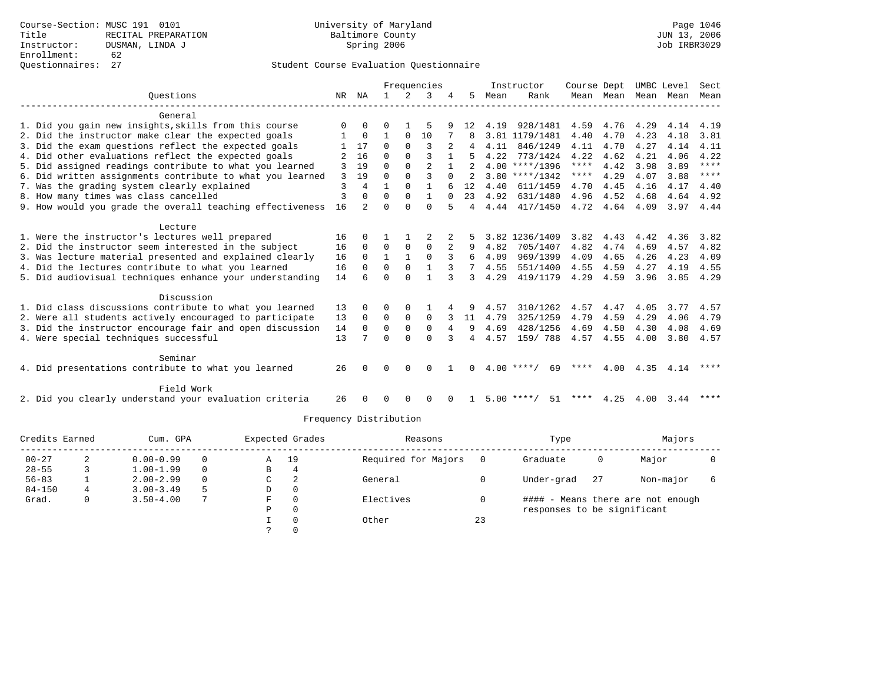Course-Section: MUSC 191 0101
Title: RECITAL PREPARATION
Instructor: DUSMAN, LINDA J
Enrollment: 62
Questionnaires: 27

University of Maryland
Baltimore County
Spring 2006

JUN 13, 2006
Job IRBR3029

## Student Course Evaluation Questionnaire

| Questions | NR | NA | 1 | 2 | 3 | 4 | 5 | Instructor Mean | Instructor Rank | Course Mean | Dept Mean | UMBC Mean | Level Mean | Sect Mean |
|---|---|---|---|---|---|---|---|---|---|---|---|---|---|---|
| **General** | | | | | | | | | | | | | | |
| 1. Did you gain new insights,skills from this course | 0 | 0 | 0 | 1 | 5 | 9 | 12 | 4.19 | 928/1481 | 4.59 | 4.76 | 4.29 | 4.14 | 4.19 |
| 2. Did the instructor make clear the expected goals | 1 | 0 | 1 | 0 | 10 | 7 | 8 | 3.81 | 1179/1481 | 4.40 | 4.70 | 4.23 | 4.18 | 3.81 |
| 3. Did the exam questions reflect the expected goals | 1 | 17 | 0 | 0 | 3 | 2 | 4 | 4.11 | 846/1249 | 4.11 | 4.70 | 4.27 | 4.14 | 4.11 |
| 4. Did other evaluations reflect the expected goals | 2 | 16 | 0 | 0 | 3 | 1 | 5 | 4.22 | 773/1424 | 4.22 | 4.62 | 4.21 | 4.06 | 4.22 |
| 5. Did assigned readings contribute to what you learned | 3 | 19 | 0 | 0 | 2 | 1 | 2 | 4.00 | ****/1396 | **** | 4.42 | 3.98 | 3.89 | **** |
| 6. Did written assignments contribute to what you learned | 3 | 19 | 0 | 0 | 3 | 0 | 2 | 3.80 | ****/1342 | **** | 4.29 | 4.07 | 3.88 | **** |
| 7. Was the grading system clearly explained | 3 | 4 | 1 | 0 | 1 | 6 | 12 | 4.40 | 611/1459 | 4.70 | 4.45 | 4.16 | 4.17 | 4.40 |
| 8. How many times was class cancelled | 3 | 0 | 0 | 0 | 1 | 0 | 23 | 4.92 | 631/1480 | 4.96 | 4.52 | 4.68 | 4.64 | 4.92 |
| 9. How would you grade the overall teaching effectiveness | 16 | 2 | 0 | 0 | 0 | 5 | 4 | 4.44 | 417/1450 | 4.72 | 4.64 | 4.09 | 3.97 | 4.44 |
| **Lecture** | | | | | | | | | | | | | | |
| 1. Were the instructor's lectures well prepared | 16 | 0 | 1 | 1 | 2 | 2 | 5 | 3.82 | 1236/1409 | 3.82 | 4.43 | 4.42 | 4.36 | 3.82 |
| 2. Did the instructor seem interested in the subject | 16 | 0 | 0 | 0 | 0 | 2 | 9 | 4.82 | 705/1407 | 4.82 | 4.74 | 4.69 | 4.57 | 4.82 |
| 3. Was lecture material presented and explained clearly | 16 | 0 | 1 | 1 | 0 | 3 | 6 | 4.09 | 969/1399 | 4.09 | 4.65 | 4.26 | 4.23 | 4.09 |
| 4. Did the lectures contribute to what you learned | 16 | 0 | 0 | 0 | 1 | 3 | 7 | 4.55 | 551/1400 | 4.55 | 4.59 | 4.27 | 4.19 | 4.55 |
| 5. Did audiovisual techniques enhance your understanding | 14 | 6 | 0 | 0 | 1 | 3 | 3 | 4.29 | 419/1179 | 4.29 | 4.59 | 3.96 | 3.85 | 4.29 |
| **Discussion** | | | | | | | | | | | | | | |
| 1. Did class discussions contribute to what you learned | 13 | 0 | 0 | 0 | 1 | 4 | 9 | 4.57 | 310/1262 | 4.57 | 4.47 | 4.05 | 3.77 | 4.57 |
| 2. Were all students actively encouraged to participate | 13 | 0 | 0 | 0 | 0 | 3 | 11 | 4.79 | 325/1259 | 4.79 | 4.59 | 4.29 | 4.06 | 4.79 |
| 3. Did the instructor encourage fair and open discussion | 14 | 0 | 0 | 0 | 0 | 4 | 9 | 4.69 | 428/1256 | 4.69 | 4.50 | 4.30 | 4.08 | 4.69 |
| 4. Were special techniques successful | 13 | 7 | 0 | 0 | 0 | 3 | 4 | 4.57 | 159/ 788 | 4.57 | 4.55 | 4.00 | 3.80 | 4.57 |
| **Seminar** | | | | | | | | | | | | | | |
| 4. Did presentations contribute to what you learned | 26 | 0 | 0 | 0 | 0 | 1 | 0 | 4.00 | ****/ 69 | **** | 4.00 | 4.35 | 4.14 | **** |
| **Field Work** | | | | | | | | | | | | | | |
| 2. Did you clearly understand your evaluation criteria | 26 | 0 | 0 | 0 | 0 | 0 | 1 | 5.00 | ****/ 51 | **** | 4.25 | 4.00 | 3.44 | **** |

## Frequency Distribution

| Credits Earned | | Cum. GPA | | Expected Grades | | Reasons | | Type | | Majors | |
|---|---|---|---|---|---|---|---|---|---|---|---|
| 00-27 | 2 | 0.00-0.99 | 0 | A | 19 | Required for Majors | 0 | Graduate | 0 | Major | 0 |
| 28-55 | 3 | 1.00-1.99 | 0 | B | 4 | | | | | | |
| 56-83 | 1 | 2.00-2.99 | 0 | C | 2 | General | 0 | Under-grad | 27 | Non-major | 6 |
| 84-150 | 4 | 3.00-3.49 | 5 | D | 0 | | | | | | |
| Grad. | 0 | 3.50-4.00 | 7 | F | 0 | Electives | 0 | #### - Means there are not enough responses to be significant | | | |
| | | | | P | 0 | | | | | | |
| | | | | I | 0 | Other | 23 | | | | |
| | | | | ? | 0 | | | | | | |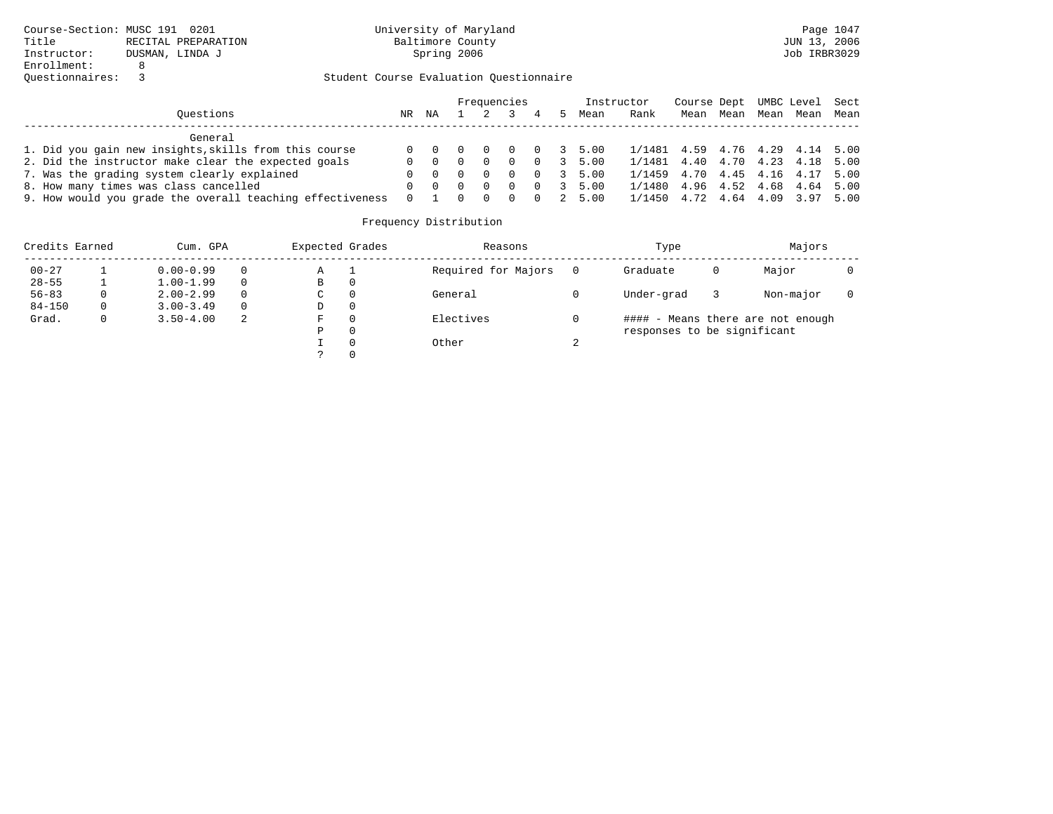Course-Section: MUSC 191 0201
Title: RECITAL PREPARATION
Instructor: DUSMAN, LINDA J
Enrollment: 8
Questionnaires: 3

University of Maryland
Baltimore County
Spring 2006

JUN 13, 2006
Job IRBR3029

Student Course Evaluation Questionnaire

| Questions | NR | NA | 1 | 2 | 3 | 4 | 5 | Instructor Mean | Rank | Course Mean | Dept Mean | UMBC Mean | Level Mean | Sect Mean |
|---|---|---|---|---|---|---|---|---|---|---|---|---|---|---|
| **General** | | | | | | | | | | | | | | |
| 1. Did you gain new insights,skills from this course | 0 | 0 | 0 | 0 | 0 | 0 | 3 | 5.00 | 1/1481 | 4.59 | 4.76 | 4.29 | 4.14 | 5.00 |
| 2. Did the instructor make clear the expected goals | 0 | 0 | 0 | 0 | 0 | 0 | 3 | 5.00 | 1/1481 | 4.40 | 4.70 | 4.23 | 4.18 | 5.00 |
| 7. Was the grading system clearly explained | 0 | 0 | 0 | 0 | 0 | 0 | 3 | 5.00 | 1/1459 | 4.70 | 4.45 | 4.16 | 4.17 | 5.00 |
| 8. How many times was class cancelled | 0 | 0 | 0 | 0 | 0 | 0 | 3 | 5.00 | 1/1480 | 4.96 | 4.52 | 4.68 | 4.64 | 5.00 |
| 9. How would you grade the overall teaching effectiveness | 0 | 1 | 0 | 0 | 0 | 0 | 2 | 5.00 | 1/1450 | 4.72 | 4.64 | 4.09 | 3.97 | 5.00 |

## Frequency Distribution

| Credits Earned | | Cum. GPA | | Expected Grades | | Reasons | | Type | | Majors | |
|---|---|---|---|---|---|---|---|---|---|---|---|
| 00-27 | 1 | 0.00-0.99 | 0 | A | 1 | Required for Majors | 0 | Graduate | 0 | Major | 0 |
| 28-55 | 1 | 1.00-1.99 | 0 | B | 0 | | | | | | |
| 56-83 | 0 | 2.00-2.99 | 0 | C | 0 | General | 0 | Under-grad | 3 | Non-major | 0 |
| 84-150 | 0 | 3.00-3.49 | 0 | D | 0 | | | | | | |
| Grad. | 0 | 3.50-4.00 | 2 | F | 0 | Electives | 0 | #### - Means there are not enough responses to be significant | | | |
| | | | | P | 0 | | | | | | |
| | | | | I | 0 | Other | 2 | | | | |
| | | | | ? | 0 | | | | | | |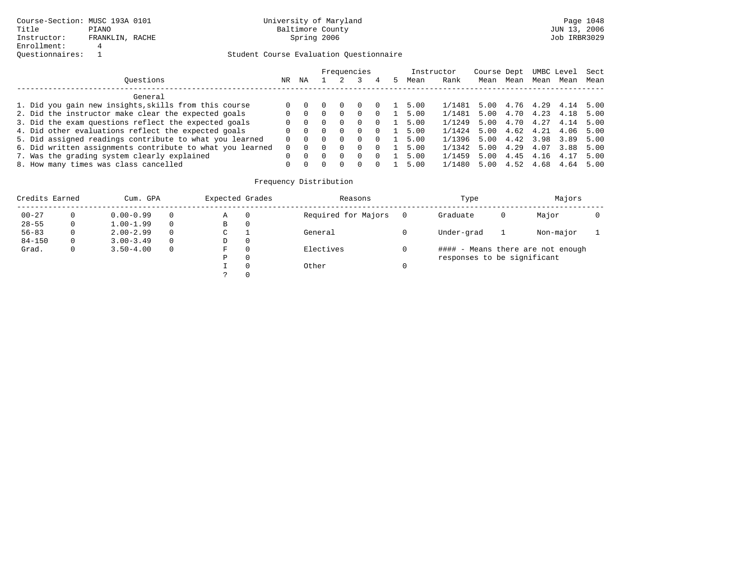Course-Section: MUSC 193A 0101
Title: PIANO
Instructor: FRANKLIN, RACHE
Enrollment: 4
Questionnaires: 1

University of Maryland
Baltimore County
Spring 2006

JUN 13, 2006
Job IRBR3029

## Student Course Evaluation Questionnaire

| Questions | NR | NA | 1 | 2 | 3 | 4 | 5 | Instructor Mean | Rank | Course Mean | Dept Mean | UMBC Mean | Level Mean | Sect Mean |
|---|---|---|---|---|---|---|---|---|---|---|---|---|---|---|
| **General** | | | | | | | | | | | | | | |
| 1. Did you gain new insights,skills from this course | 0 | 0 | 0 | 0 | 0 | 0 | 1 | 5.00 | 1/1481 | 5.00 | 4.76 | 4.29 | 4.14 | 5.00 |
| 2. Did the instructor make clear the expected goals | 0 | 0 | 0 | 0 | 0 | 0 | 1 | 5.00 | 1/1481 | 5.00 | 4.70 | 4.23 | 4.18 | 5.00 |
| 3. Did the exam questions reflect the expected goals | 0 | 0 | 0 | 0 | 0 | 0 | 1 | 5.00 | 1/1249 | 5.00 | 4.70 | 4.27 | 4.14 | 5.00 |
| 4. Did other evaluations reflect the expected goals | 0 | 0 | 0 | 0 | 0 | 0 | 1 | 5.00 | 1/1424 | 5.00 | 4.62 | 4.21 | 4.06 | 5.00 |
| 5. Did assigned readings contribute to what you learned | 0 | 0 | 0 | 0 | 0 | 0 | 1 | 5.00 | 1/1396 | 5.00 | 4.42 | 3.98 | 3.89 | 5.00 |
| 6. Did written assignments contribute to what you learned | 0 | 0 | 0 | 0 | 0 | 0 | 1 | 5.00 | 1/1342 | 5.00 | 4.29 | 4.07 | 3.88 | 5.00 |
| 7. Was the grading system clearly explained | 0 | 0 | 0 | 0 | 0 | 0 | 1 | 5.00 | 1/1459 | 5.00 | 4.45 | 4.16 | 4.17 | 5.00 |
| 8. How many times was class cancelled | 0 | 0 | 0 | 0 | 0 | 0 | 1 | 5.00 | 1/1480 | 5.00 | 4.52 | 4.68 | 4.64 | 5.00 |

### Frequency Distribution

| Credits Earned | | Cum. GPA | | Expected Grades | | Reasons | | Type | | Majors | |
|---|---|---|---|---|---|---|---|---|---|---|---|
| 00-27 | 0 | 0.00-0.99 | 0 | A | 0 | Required for Majors | 0 | Graduate | 0 | Major | 0 |
| 28-55 | 0 | 1.00-1.99 | 0 | B | 0 | | | | | | |
| 56-83 | 0 | 2.00-2.99 | 0 | C | 1 | General | 0 | Under-grad | 1 | Non-major | 1 |
| 84-150 | 0 | 3.00-3.49 | 0 | D | 0 | | | | | | |
| Grad. | 0 | 3.50-4.00 | 0 | F | 0 | Electives | 0 | #### - Means there are not enough responses to be significant | | | |
| | | | | P | 0 | | | | | | |
| | | | | I | 0 | Other | 0 | | | | |
| | | | | ? | 0 | | | | | | |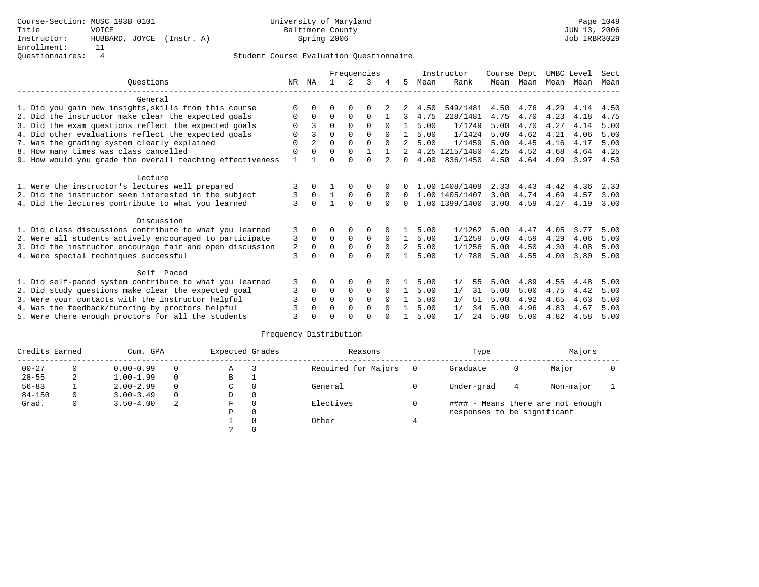Course-Section: MUSC 193B 0101
Title: VOICE
Instructor: HUBBARD, JOYCE (Instr. A)
Enrollment: 11
Questionnaires: 4

University of Maryland
Baltimore County
Spring 2006

JUN 13, 2006
Job IRBR3029

Student Course Evaluation Questionnaire

| Questions | NR | NA | 1 | 2 | 3 | 4 | 5 | Instructor Mean | Rank | Course Mean | Dept Mean | UMBC Mean | Level Mean | Sect Mean |
|---|---|---|---|---|---|---|---|---|---|---|---|---|---|---|
| **General** | | | | | | | | | | | | | | |
| 1. Did you gain new insights,skills from this course | 0 | 0 | 0 | 0 | 0 | 2 | 2 | 4.50 | 549/1481 | 4.50 | 4.76 | 4.29 | 4.14 | 4.50 |
| 2. Did the instructor make clear the expected goals | 0 | 0 | 0 | 0 | 0 | 1 | 3 | 4.75 | 228/1481 | 4.75 | 4.70 | 4.23 | 4.18 | 4.75 |
| 3. Did the exam questions reflect the expected goals | 0 | 3 | 0 | 0 | 0 | 0 | 1 | 5.00 | 1/1249 | 5.00 | 4.70 | 4.27 | 4.14 | 5.00 |
| 4. Did other evaluations reflect the expected goals | 0 | 3 | 0 | 0 | 0 | 0 | 1 | 5.00 | 1/1424 | 5.00 | 4.62 | 4.21 | 4.06 | 5.00 |
| 7. Was the grading system clearly explained | 0 | 2 | 0 | 0 | 0 | 0 | 2 | 5.00 | 1/1459 | 5.00 | 4.45 | 4.16 | 4.17 | 5.00 |
| 8. How many times was class cancelled | 0 | 0 | 0 | 0 | 1 | 1 | 2 | 4.25 | 1215/1480 | 4.25 | 4.52 | 4.68 | 4.64 | 4.25 |
| 9. How would you grade the overall teaching effectiveness | 1 | 1 | 0 | 0 | 0 | 2 | 0 | 4.00 | 836/1450 | 4.50 | 4.64 | 4.09 | 3.97 | 4.50 |
| **Lecture** | | | | | | | | | | | | | | |
| 1. Were the instructor's lectures well prepared | 3 | 0 | 1 | 0 | 0 | 0 | 0 | 1.00 | 1408/1409 | 2.33 | 4.43 | 4.42 | 4.36 | 2.33 |
| 2. Did the instructor seem interested in the subject | 3 | 0 | 1 | 0 | 0 | 0 | 0 | 1.00 | 1405/1407 | 3.00 | 4.74 | 4.69 | 4.57 | 3.00 |
| 4. Did the lectures contribute to what you learned | 3 | 0 | 1 | 0 | 0 | 0 | 0 | 1.00 | 1399/1400 | 3.00 | 4.59 | 4.27 | 4.19 | 3.00 |
| **Discussion** | | | | | | | | | | | | | | |
| 1. Did class discussions contribute to what you learned | 3 | 0 | 0 | 0 | 0 | 0 | 1 | 5.00 | 1/1262 | 5.00 | 4.47 | 4.05 | 3.77 | 5.00 |
| 2. Were all students actively encouraged to participate | 3 | 0 | 0 | 0 | 0 | 0 | 1 | 5.00 | 1/1259 | 5.00 | 4.59 | 4.29 | 4.06 | 5.00 |
| 3. Did the instructor encourage fair and open discussion | 2 | 0 | 0 | 0 | 0 | 0 | 2 | 5.00 | 1/1256 | 5.00 | 4.50 | 4.30 | 4.08 | 5.00 |
| 4. Were special techniques successful | 3 | 0 | 0 | 0 | 0 | 0 | 1 | 5.00 | 1/ 788 | 5.00 | 4.55 | 4.00 | 3.80 | 5.00 |
| **Self Paced** | | | | | | | | | | | | | | |
| 1. Did self-paced system contribute to what you learned | 3 | 0 | 0 | 0 | 0 | 0 | 1 | 5.00 | 1/ 55 | 5.00 | 4.89 | 4.55 | 4.48 | 5.00 |
| 2. Did study questions make clear the expected goal | 3 | 0 | 0 | 0 | 0 | 0 | 1 | 5.00 | 1/ 31 | 5.00 | 5.00 | 4.75 | 4.42 | 5.00 |
| 3. Were your contacts with the instructor helpful | 3 | 0 | 0 | 0 | 0 | 0 | 1 | 5.00 | 1/ 51 | 5.00 | 4.92 | 4.65 | 4.63 | 5.00 |
| 4. Was the feedback/tutoring by proctors helpful | 3 | 0 | 0 | 0 | 0 | 0 | 1 | 5.00 | 1/ 34 | 5.00 | 4.96 | 4.83 | 4.67 | 5.00 |
| 5. Were there enough proctors for all the students | 3 | 0 | 0 | 0 | 0 | 0 | 1 | 5.00 | 1/ 24 | 5.00 | 5.00 | 4.82 | 4.58 | 5.00 |

## Frequency Distribution

| Credits Earned | | Cum. GPA | | Expected Grades | | Reasons | | Type | | Majors | |
|---|---|---|---|---|---|---|---|---|---|---|---|
| 00-27 | 0 | 0.00-0.99 | 0 | A | 3 | Required for Majors | 0 | Graduate | 0 | Major | 0 |
| 28-55 | 2 | 1.00-1.99 | 0 | B | 1 | | | | | | |
| 56-83 | 1 | 2.00-2.99 | 0 | C | 0 | General | 0 | Under-grad | 4 | Non-major | 1 |
| 84-150 | 0 | 3.00-3.49 | 0 | D | 0 | | | | | | |
| Grad. | 0 | 3.50-4.00 | 2 | F | 0 | Electives | 0 | | | | |
| | | | | P | 0 | | | | | | |
| | | | | I | 0 | Other | 4 | | | | |
| | | | | ? | 0 | | | | | | |

#### - Means there are not enough responses to be significant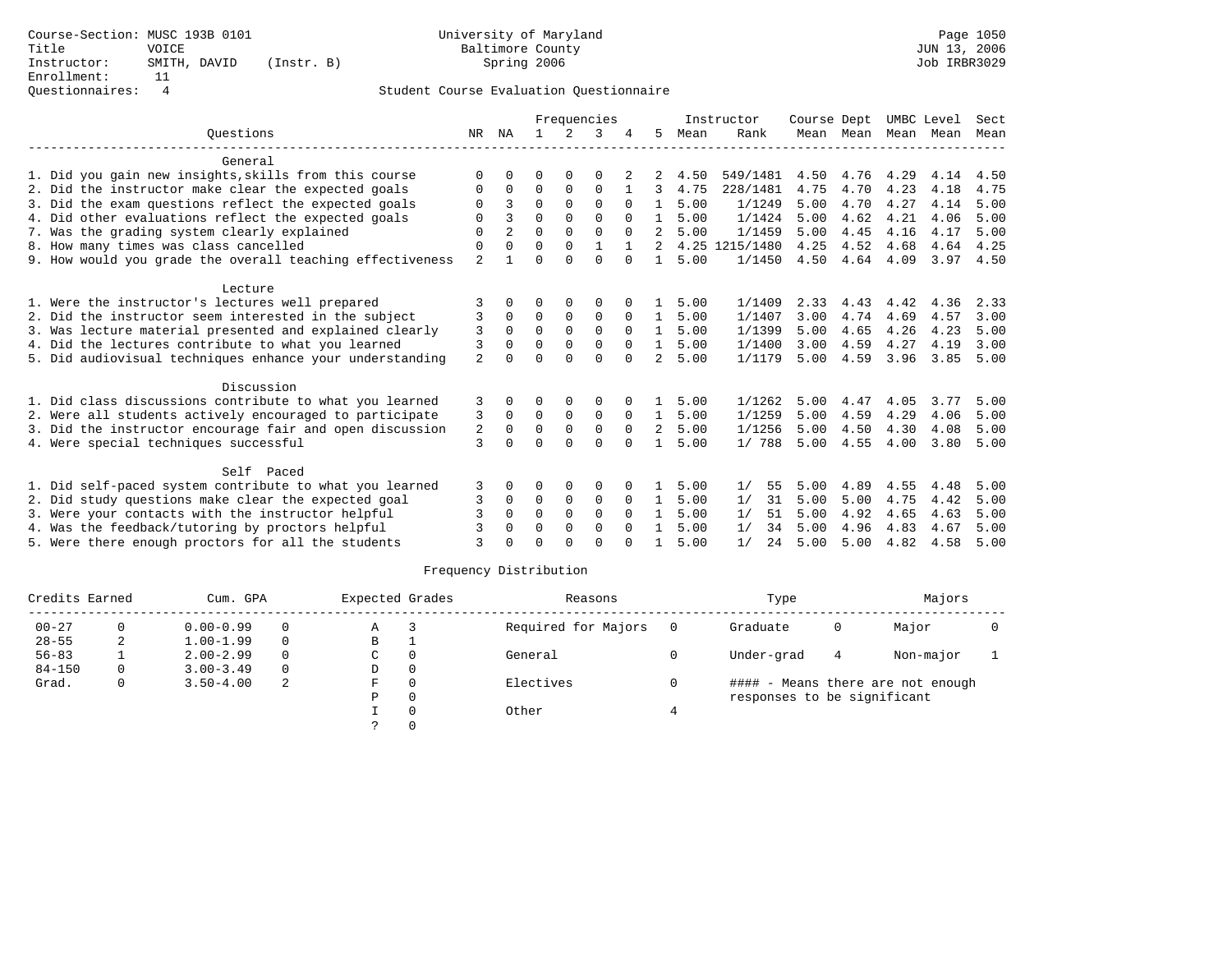Course-Section: MUSC 193B 0101
Title: VOICE
Instructor: SMITH, DAVID (Instr. B)
Enrollment: 11
Questionnaires: 4

University of Maryland
Baltimore County
Spring 2006

JUN 13, 2006
Job IRBR3029

## Student Course Evaluation Questionnaire

| Questions | NR | NA | 1 | 2 | 3 | 4 | 5 | Instructor Mean | Instructor Rank | Course Mean | Dept Mean | UMBC Mean | Level Mean | Sect Mean |
|---|---|---|---|---|---|---|---|---|---|---|---|---|---|---|
| **General** | | | | | | | | | | | | | | |
| 1. Did you gain new insights,skills from this course | 0 | 0 | 0 | 0 | 0 | 2 | 2 | 4.50 | 549/1481 | 4.50 | 4.76 | 4.29 | 4.14 | 4.50 |
| 2. Did the instructor make clear the expected goals | 0 | 0 | 0 | 0 | 0 | 1 | 3 | 4.75 | 228/1481 | 4.75 | 4.70 | 4.23 | 4.18 | 4.75 |
| 3. Did the exam questions reflect the expected goals | 0 | 3 | 0 | 0 | 0 | 0 | 1 | 5.00 | 1/1249 | 5.00 | 4.70 | 4.27 | 4.14 | 5.00 |
| 4. Did other evaluations reflect the expected goals | 0 | 3 | 0 | 0 | 0 | 0 | 1 | 5.00 | 1/1424 | 5.00 | 4.62 | 4.21 | 4.06 | 5.00 |
| 7. Was the grading system clearly explained | 0 | 2 | 0 | 0 | 0 | 0 | 2 | 5.00 | 1/1459 | 5.00 | 4.45 | 4.16 | 4.17 | 5.00 |
| 8. How many times was class cancelled | 0 | 0 | 0 | 0 | 1 | 1 | 2 | 4.25 | 1215/1480 | 4.25 | 4.52 | 4.68 | 4.64 | 4.25 |
| 9. How would you grade the overall teaching effectiveness | 2 | 1 | 0 | 0 | 0 | 0 | 1 | 5.00 | 1/1450 | 4.50 | 4.64 | 4.09 | 3.97 | 4.50 |
| **Lecture** | | | | | | | | | | | | | | |
| 1. Were the instructor's lectures well prepared | 3 | 0 | 0 | 0 | 0 | 0 | 1 | 5.00 | 1/1409 | 2.33 | 4.43 | 4.42 | 4.36 | 2.33 |
| 2. Did the instructor seem interested in the subject | 3 | 0 | 0 | 0 | 0 | 0 | 1 | 5.00 | 1/1407 | 3.00 | 4.74 | 4.69 | 4.57 | 3.00 |
| 3. Was lecture material presented and explained clearly | 3 | 0 | 0 | 0 | 0 | 0 | 1 | 5.00 | 1/1399 | 5.00 | 4.65 | 4.26 | 4.23 | 5.00 |
| 4. Did the lectures contribute to what you learned | 3 | 0 | 0 | 0 | 0 | 0 | 1 | 5.00 | 1/1400 | 3.00 | 4.59 | 4.27 | 4.19 | 3.00 |
| 5. Did audiovisual techniques enhance your understanding | 2 | 0 | 0 | 0 | 0 | 0 | 2 | 5.00 | 1/1179 | 5.00 | 4.59 | 3.96 | 3.85 | 5.00 |
| **Discussion** | | | | | | | | | | | | | | |
| 1. Did class discussions contribute to what you learned | 3 | 0 | 0 | 0 | 0 | 0 | 1 | 5.00 | 1/1262 | 5.00 | 4.47 | 4.05 | 3.77 | 5.00 |
| 2. Were all students actively encouraged to participate | 3 | 0 | 0 | 0 | 0 | 0 | 1 | 5.00 | 1/1259 | 5.00 | 4.59 | 4.29 | 4.06 | 5.00 |
| 3. Did the instructor encourage fair and open discussion | 2 | 0 | 0 | 0 | 0 | 0 | 2 | 5.00 | 1/1256 | 5.00 | 4.50 | 4.30 | 4.08 | 5.00 |
| 4. Were special techniques successful | 3 | 0 | 0 | 0 | 0 | 0 | 1 | 5.00 | 1/ 788 | 5.00 | 4.55 | 4.00 | 3.80 | 5.00 |
| **Self Paced** | | | | | | | | | | | | | | |
| 1. Did self-paced system contribute to what you learned | 3 | 0 | 0 | 0 | 0 | 0 | 1 | 5.00 | 1/ 55 | 5.00 | 4.89 | 4.55 | 4.48 | 5.00 |
| 2. Did study questions make clear the expected goal | 3 | 0 | 0 | 0 | 0 | 0 | 1 | 5.00 | 1/ 31 | 5.00 | 5.00 | 4.75 | 4.42 | 5.00 |
| 3. Were your contacts with the instructor helpful | 3 | 0 | 0 | 0 | 0 | 0 | 1 | 5.00 | 1/ 51 | 5.00 | 4.92 | 4.65 | 4.63 | 5.00 |
| 4. Was the feedback/tutoring by proctors helpful | 3 | 0 | 0 | 0 | 0 | 0 | 1 | 5.00 | 1/ 34 | 5.00 | 4.96 | 4.83 | 4.67 | 5.00 |
| 5. Were there enough proctors for all the students | 3 | 0 | 0 | 0 | 0 | 0 | 1 | 5.00 | 1/ 24 | 5.00 | 5.00 | 4.82 | 4.58 | 5.00 |

## Frequency Distribution

| Credits Earned | | Cum. GPA | | Expected Grades | | Reasons | | Type | | Majors | |
|---|---|---|---|---|---|---|---|---|---|---|---|
| 00-27 | 0 | 0.00-0.99 | 0 | A | 3 | Required for Majors | 0 | Graduate | 0 | Major | 0 |
| 28-55 | 2 | 1.00-1.99 | 0 | B | 1 | | | | | | |
| 56-83 | 1 | 2.00-2.99 | 0 | C | 0 | General | 0 | Under-grad | 4 | Non-major | 1 |
| 84-150 | 0 | 3.00-3.49 | 0 | D | 0 | | | | | | |
| Grad. | 0 | 3.50-4.00 | 2 | F | 0 | Electives | 0 | | | | |
| | | | | P | 0 | | | | | | |
| | | | | I | 0 | Other | 4 | | | | |
| | | | | ? | 0 | | | | | | |

#### - Means there are not enough responses to be significant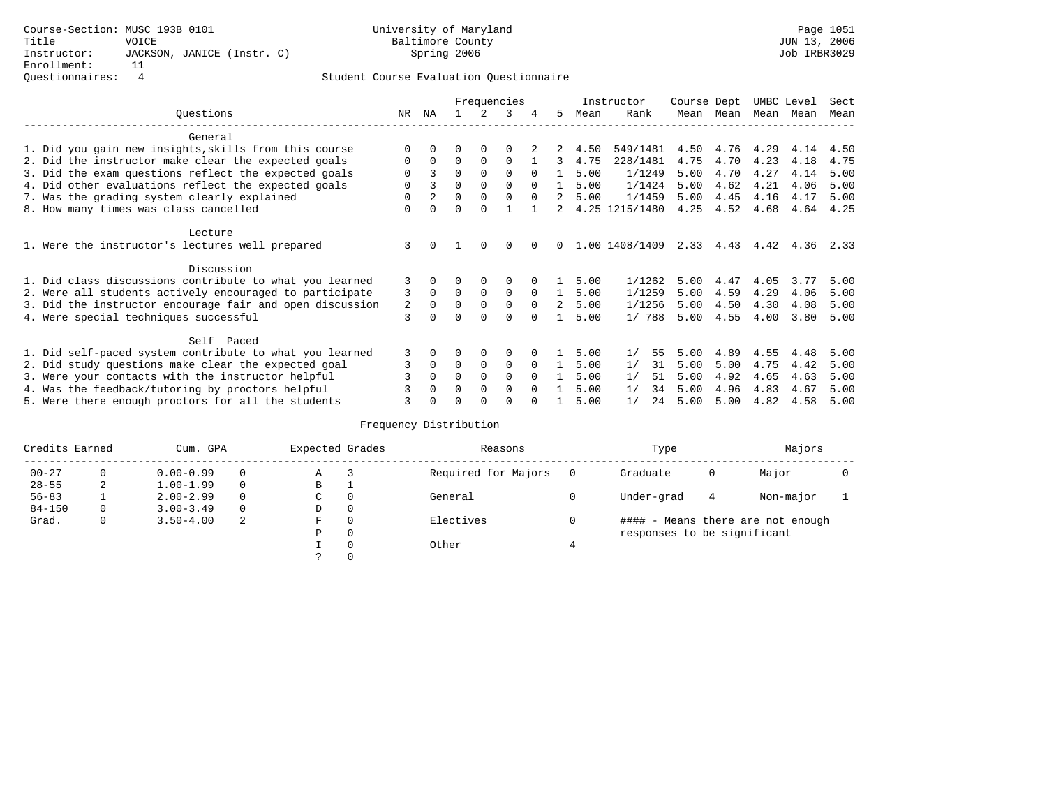Course-Section: MUSC 193B 0101
Title: VOICE
Instructor: JACKSON, JANICE (Instr. C)
Enrollment: 11
Questionnaires: 4

University of Maryland
Baltimore County
Spring 2006

JUN 13, 2006
Job IRBR3029

## Student Course Evaluation Questionnaire

| Questions | NR | NA | 1 | 2 | 3 | 4 | 5 | Instructor Mean | Instructor Rank | Course Mean | Dept Mean | UMBC Mean | Level Mean | Sect Mean |
|---|---|---|---|---|---|---|---|---|---|---|---|---|---|---|
| **General** | | | | | | | | | | | | | | |
| 1. Did you gain new insights,skills from this course | 0 | 0 | 0 | 0 | 0 | 2 | 2 | 4.50 | 549/1481 | 4.50 | 4.76 | 4.29 | 4.14 | 4.50 |
| 2. Did the instructor make clear the expected goals | 0 | 0 | 0 | 0 | 0 | 1 | 3 | 4.75 | 228/1481 | 4.75 | 4.70 | 4.23 | 4.18 | 4.75 |
| 3. Did the exam questions reflect the expected goals | 0 | 3 | 0 | 0 | 0 | 0 | 1 | 5.00 | 1/1249 | 5.00 | 4.70 | 4.27 | 4.14 | 5.00 |
| 4. Did other evaluations reflect the expected goals | 0 | 3 | 0 | 0 | 0 | 0 | 1 | 5.00 | 1/1424 | 5.00 | 4.62 | 4.21 | 4.06 | 5.00 |
| 7. Was the grading system clearly explained | 0 | 2 | 0 | 0 | 0 | 0 | 2 | 5.00 | 1/1459 | 5.00 | 4.45 | 4.16 | 4.17 | 5.00 |
| 8. How many times was class cancelled | 0 | 0 | 0 | 0 | 1 | 1 | 2 | 4.25 | 1215/1480 | 4.25 | 4.52 | 4.68 | 4.64 | 4.25 |
| **Lecture** | | | | | | | | | | | | | | |
| 1. Were the instructor's lectures well prepared | 3 | 0 | 1 | 0 | 0 | 0 | 0 | 1.00 | 1408/1409 | 2.33 | 4.43 | 4.42 | 4.36 | 2.33 |
| **Discussion** | | | | | | | | | | | | | | |
| 1. Did class discussions contribute to what you learned | 3 | 0 | 0 | 0 | 0 | 0 | 1 | 5.00 | 1/1262 | 5.00 | 4.47 | 4.05 | 3.77 | 5.00 |
| 2. Were all students actively encouraged to participate | 3 | 0 | 0 | 0 | 0 | 0 | 1 | 5.00 | 1/1259 | 5.00 | 4.59 | 4.29 | 4.06 | 5.00 |
| 3. Did the instructor encourage fair and open discussion | 2 | 0 | 0 | 0 | 0 | 0 | 2 | 5.00 | 1/1256 | 5.00 | 4.50 | 4.30 | 4.08 | 5.00 |
| 4. Were special techniques successful | 3 | 0 | 0 | 0 | 0 | 0 | 1 | 5.00 | 1/ 788 | 5.00 | 4.55 | 4.00 | 3.80 | 5.00 |
| **Self Paced** | | | | | | | | | | | | | | |
| 1. Did self-paced system contribute to what you learned | 3 | 0 | 0 | 0 | 0 | 0 | 1 | 5.00 | 1/ 55 | 5.00 | 4.89 | 4.55 | 4.48 | 5.00 |
| 2. Did study questions make clear the expected goal | 3 | 0 | 0 | 0 | 0 | 0 | 1 | 5.00 | 1/ 31 | 5.00 | 5.00 | 4.75 | 4.42 | 5.00 |
| 3. Were your contacts with the instructor helpful | 3 | 0 | 0 | 0 | 0 | 0 | 1 | 5.00 | 1/ 51 | 5.00 | 4.92 | 4.65 | 4.63 | 5.00 |
| 4. Was the feedback/tutoring by proctors helpful | 3 | 0 | 0 | 0 | 0 | 0 | 1 | 5.00 | 1/ 34 | 5.00 | 4.96 | 4.83 | 4.67 | 5.00 |
| 5. Were there enough proctors for all the students | 3 | 0 | 0 | 0 | 0 | 0 | 1 | 5.00 | 1/ 24 | 5.00 | 5.00 | 4.82 | 4.58 | 5.00 |

## Frequency Distribution

| Credits Earned | | Cum. GPA | | Expected Grades | | Reasons | | Type | | Majors | |
|---|---|---|---|---|---|---|---|---|---|---|---|
| 00-27 | 0 | 0.00-0.99 | 0 | A | 3 | Required for Majors | 0 | Graduate | 0 | Major | 0 |
| 28-55 | 2 | 1.00-1.99 | 0 | B | 1 | | | | | | |
| 56-83 | 1 | 2.00-2.99 | 0 | C | 0 | General | 0 | Under-grad | 4 | Non-major | 1 |
| 84-150 | 0 | 3.00-3.49 | 0 | D | 0 | | | | | | |
| Grad. | 0 | 3.50-4.00 | 2 | F | 0 | Electives | 0 | | | | |
| | | | | P | 0 | | | | | | |
| | | | | I | 0 | Other | 4 | | | | |
| | | | | ? | 0 | | | | | | |

#### - Means there are not enough responses to be significant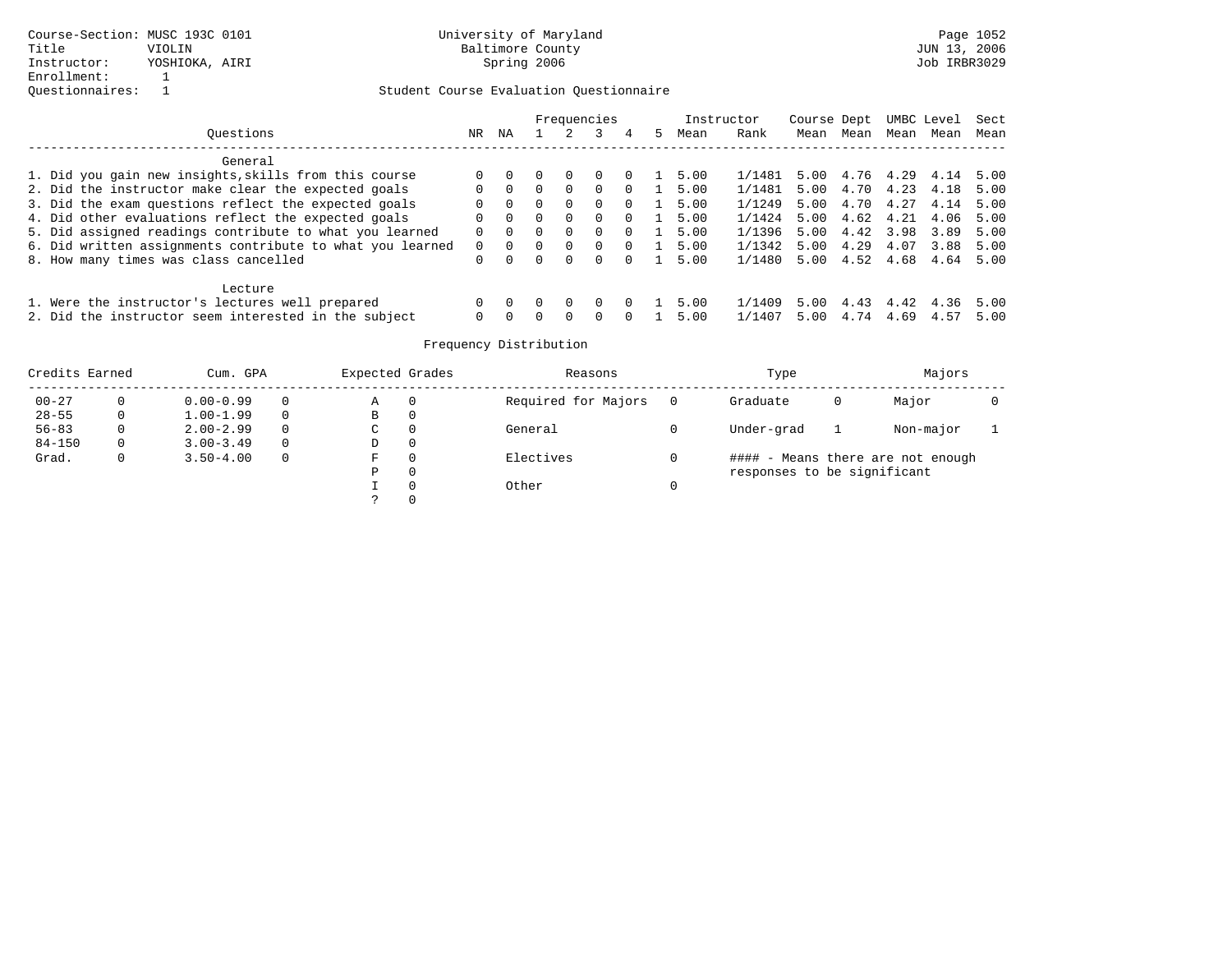Course-Section: MUSC 193C 0101
Title: VIOLIN
Instructor: YOSHIOKA, AIRI
Enrollment: 1
Questionnaires: 1

University of Maryland
Baltimore County
Spring 2006

JUN 13, 2006
Job IRBR3029

## Student Course Evaluation Questionnaire

| Questions | NR | NA | 1 | 2 | 3 | 4 | 5 | Instructor Mean | Rank | Course Mean | Dept Mean | UMBC Mean | Level Mean | Sect Mean |
|---|---|---|---|---|---|---|---|---|---|---|---|---|---|---|
| **General** | | | | | | | | | | | | | | |
| 1. Did you gain new insights,skills from this course | 0 | 0 | 0 | 0 | 0 | 0 | 1 | 5.00 | 1/1481 | 5.00 | 4.76 | 4.29 | 4.14 | 5.00 |
| 2. Did the instructor make clear the expected goals | 0 | 0 | 0 | 0 | 0 | 0 | 1 | 5.00 | 1/1481 | 5.00 | 4.70 | 4.23 | 4.18 | 5.00 |
| 3. Did the exam questions reflect the expected goals | 0 | 0 | 0 | 0 | 0 | 0 | 1 | 5.00 | 1/1249 | 5.00 | 4.70 | 4.27 | 4.14 | 5.00 |
| 4. Did other evaluations reflect the expected goals | 0 | 0 | 0 | 0 | 0 | 0 | 1 | 5.00 | 1/1424 | 5.00 | 4.62 | 4.21 | 4.06 | 5.00 |
| 5. Did assigned readings contribute to what you learned | 0 | 0 | 0 | 0 | 0 | 0 | 1 | 5.00 | 1/1396 | 5.00 | 4.42 | 3.98 | 3.89 | 5.00 |
| 6. Did written assignments contribute to what you learned | 0 | 0 | 0 | 0 | 0 | 0 | 1 | 5.00 | 1/1342 | 5.00 | 4.29 | 4.07 | 3.88 | 5.00 |
| 8. How many times was class cancelled | 0 | 0 | 0 | 0 | 0 | 0 | 1 | 5.00 | 1/1480 | 5.00 | 4.52 | 4.68 | 4.64 | 5.00 |
| **Lecture** | | | | | | | | | | | | | | |
| 1. Were the instructor's lectures well prepared | 0 | 0 | 0 | 0 | 0 | 0 | 1 | 5.00 | 1/1409 | 5.00 | 4.43 | 4.42 | 4.36 | 5.00 |
| 2. Did the instructor seem interested in the subject | 0 | 0 | 0 | 0 | 0 | 0 | 1 | 5.00 | 1/1407 | 5.00 | 4.74 | 4.69 | 4.57 | 5.00 |

## Frequency Distribution

| Credits Earned | | Cum. GPA | | Expected Grades | | Reasons | | Type | | Majors | |
|---|---|---|---|---|---|---|---|---|---|---|---|
| 00-27 | 0 | 0.00-0.99 | 0 | A | 0 | Required for Majors | 0 | Graduate | 0 | Major | 0 |
| 28-55 | 0 | 1.00-1.99 | 0 | B | 0 | | | | | | |
| 56-83 | 0 | 2.00-2.99 | 0 | C | 0 | General | 0 | Under-grad | 1 | Non-major | 1 |
| 84-150 | 0 | 3.00-3.49 | 0 | D | 0 | | | | | | |
| Grad. | 0 | 3.50-4.00 | 0 | F | 0 | Electives | 0 | #### - Means there are not enough responses to be significant | | | |
| | | | | P | 0 | | | | | | |
| | | | | I | 0 | Other | 0 | | | | |
| | | | | ? | 0 | | | | | | |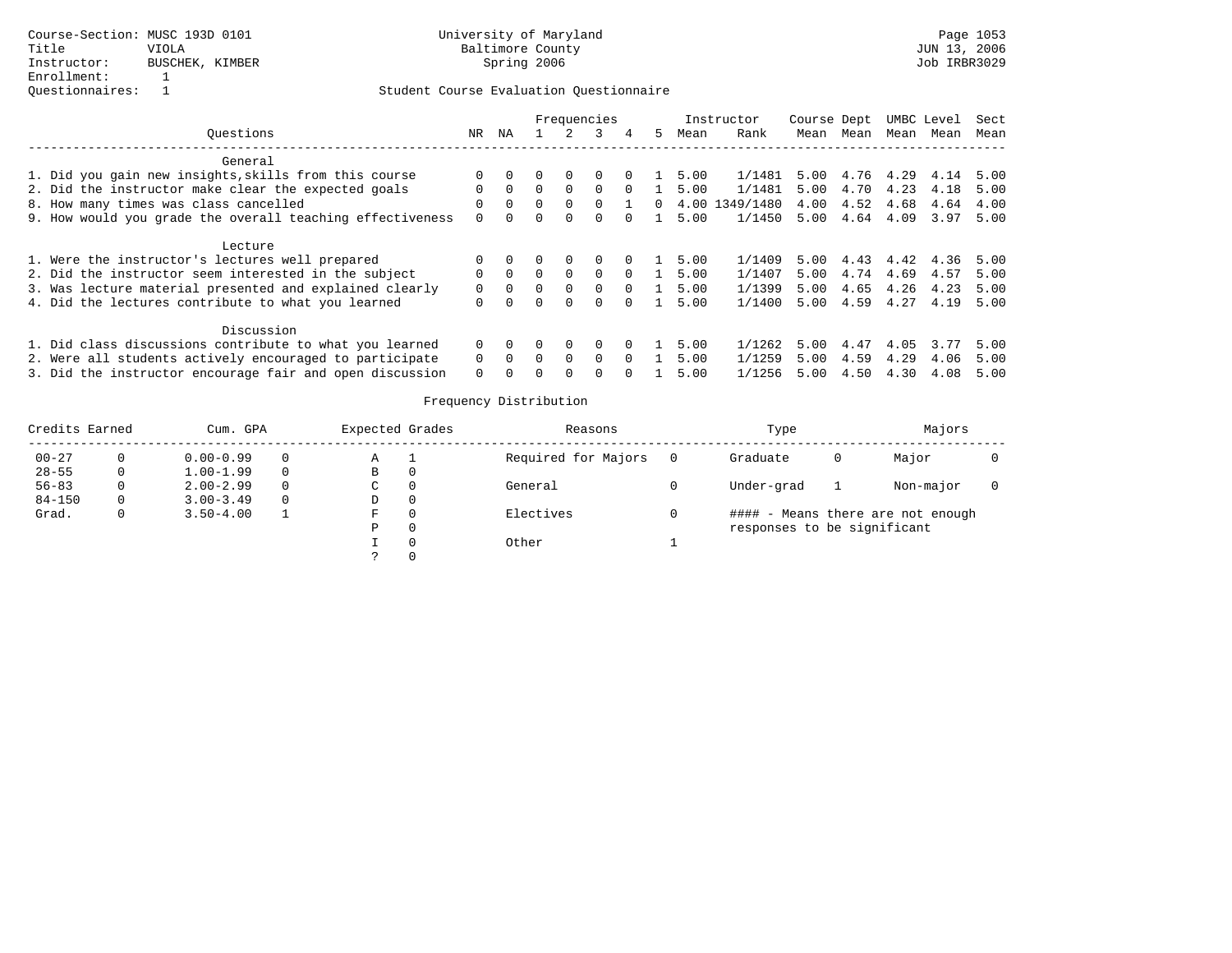Course-Section: MUSC 193D 0101
Title: VIOLA
Instructor: BUSCHEK, KIMBER
Enrollment: 1
Questionnaires: 1

University of Maryland
Baltimore County
Spring 2006

JUN 13, 2006
Job IRBR3029

Student Course Evaluation Questionnaire

| Questions | NR | NA | 1 | 2 | 3 | 4 | 5 | Instructor Mean | Instructor Rank | Course Mean | Dept Mean | UMBC Mean | Level Mean | Sect Mean |
|---|---|---|---|---|---|---|---|---|---|---|---|---|---|---|
| **General** | | | | | | | | | | | | | | |
| 1. Did you gain new insights,skills from this course | 0 | 0 | 0 | 0 | 0 | 0 | 1 | 5.00 | 1/1481 | 5.00 | 4.76 | 4.29 | 4.14 | 5.00 |
| 2. Did the instructor make clear the expected goals | 0 | 0 | 0 | 0 | 0 | 0 | 1 | 5.00 | 1/1481 | 5.00 | 4.70 | 4.23 | 4.18 | 5.00 |
| 8. How many times was class cancelled | 0 | 0 | 0 | 0 | 0 | 1 | 0 | 4.00 | 1349/1480 | 4.00 | 4.52 | 4.68 | 4.64 | 4.00 |
| 9. How would you grade the overall teaching effectiveness | 0 | 0 | 0 | 0 | 0 | 0 | 1 | 5.00 | 1/1450 | 5.00 | 4.64 | 4.09 | 3.97 | 5.00 |
| **Lecture** | | | | | | | | | | | | | | |
| 1. Were the instructor's lectures well prepared | 0 | 0 | 0 | 0 | 0 | 0 | 1 | 5.00 | 1/1409 | 5.00 | 4.43 | 4.42 | 4.36 | 5.00 |
| 2. Did the instructor seem interested in the subject | 0 | 0 | 0 | 0 | 0 | 0 | 1 | 5.00 | 1/1407 | 5.00 | 4.74 | 4.69 | 4.57 | 5.00 |
| 3. Was lecture material presented and explained clearly | 0 | 0 | 0 | 0 | 0 | 0 | 1 | 5.00 | 1/1399 | 5.00 | 4.65 | 4.26 | 4.23 | 5.00 |
| 4. Did the lectures contribute to what you learned | 0 | 0 | 0 | 0 | 0 | 0 | 1 | 5.00 | 1/1400 | 5.00 | 4.59 | 4.27 | 4.19 | 5.00 |
| **Discussion** | | | | | | | | | | | | | | |
| 1. Did class discussions contribute to what you learned | 0 | 0 | 0 | 0 | 0 | 0 | 1 | 5.00 | 1/1262 | 5.00 | 4.47 | 4.05 | 3.77 | 5.00 |
| 2. Were all students actively encouraged to participate | 0 | 0 | 0 | 0 | 0 | 0 | 1 | 5.00 | 1/1259 | 5.00 | 4.59 | 4.29 | 4.06 | 5.00 |
| 3. Did the instructor encourage fair and open discussion | 0 | 0 | 0 | 0 | 0 | 0 | 1 | 5.00 | 1/1256 | 5.00 | 4.50 | 4.30 | 4.08 | 5.00 |

Frequency Distribution

| Credits Earned | | Cum. GPA | | Expected Grades | | Reasons | | Type | | Majors | |
|---|---|---|---|---|---|---|---|---|---|---|---|
| 00-27 | 0 | 0.00-0.99 | 0 | A | 1 | Required for Majors | 0 | Graduate | 0 | Major | 0 |
| 28-55 | 0 | 1.00-1.99 | 0 | B | 0 | | | | | | |
| 56-83 | 0 | 2.00-2.99 | 0 | C | 0 | General | 0 | Under-grad | 1 | Non-major | 0 |
| 84-150 | 0 | 3.00-3.49 | 0 | D | 0 | | | | | | |
| Grad. | 0 | 3.50-4.00 | 1 | F | 0 | Electives | 0 | | | | |
| | | | | P | 0 | | | | | | |
| | | | | I | 0 | Other | 1 | | | | |
| | | | | ? | 0 | | | | | | |

#### - Means there are not enough responses to be significant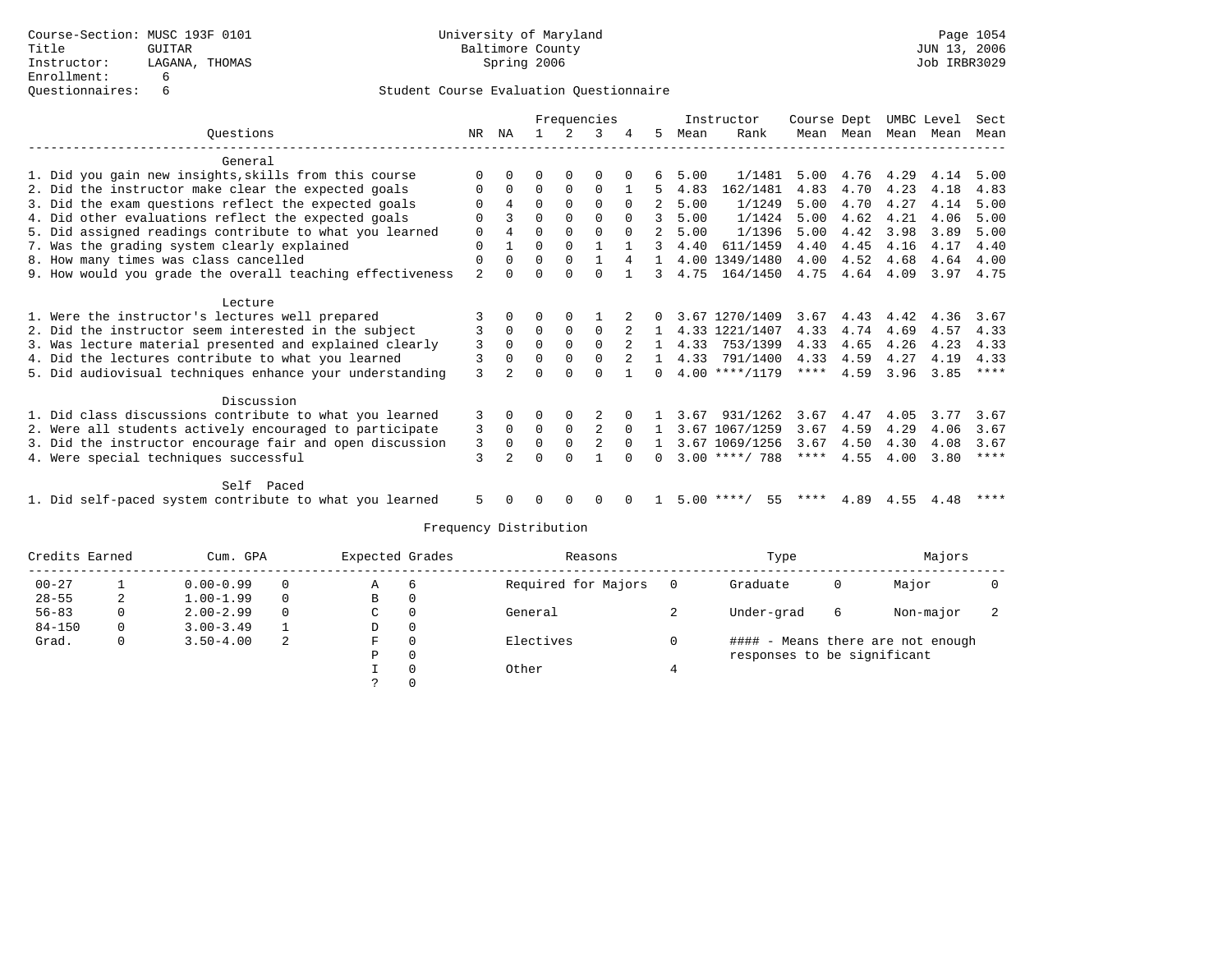Course-Section: MUSC 193F 0101
Title: GUITAR
Instructor: LAGANA, THOMAS
Enrollment: 6
Questionnaires: 6

University of Maryland
Baltimore County
Spring 2006

Page 1054
JUN 13, 2006
Job IRBR3029

Student Course Evaluation Questionnaire

| Questions | NR | NA | 1 | 2 | 3 | 4 | 5 | Instructor Mean | Rank | Course Mean | Dept Mean | UMBC Mean | Level Mean | Sect Mean |
|---|---|---|---|---|---|---|---|---|---|---|---|---|---|---|
| **General** | | | | | | | | | | | | | | |
| 1. Did you gain new insights,skills from this course | 0 | 0 | 0 | 0 | 0 | 0 | 6 | 5.00 | 1/1481 | 5.00 | 4.76 | 4.29 | 4.14 | 5.00 |
| 2. Did the instructor make clear the expected goals | 0 | 0 | 0 | 0 | 0 | 1 | 5 | 4.83 | 162/1481 | 4.83 | 4.70 | 4.23 | 4.18 | 4.83 |
| 3. Did the exam questions reflect the expected goals | 0 | 4 | 0 | 0 | 0 | 0 | 2 | 5.00 | 1/1249 | 5.00 | 4.70 | 4.27 | 4.14 | 5.00 |
| 4. Did other evaluations reflect the expected goals | 0 | 3 | 0 | 0 | 0 | 0 | 3 | 5.00 | 1/1424 | 5.00 | 4.62 | 4.21 | 4.06 | 5.00 |
| 5. Did assigned readings contribute to what you learned | 0 | 4 | 0 | 0 | 0 | 0 | 2 | 5.00 | 1/1396 | 5.00 | 4.42 | 3.98 | 3.89 | 5.00 |
| 7. Was the grading system clearly explained | 0 | 1 | 0 | 0 | 1 | 1 | 3 | 4.40 | 611/1459 | 4.40 | 4.45 | 4.16 | 4.17 | 4.40 |
| 8. How many times was class cancelled | 0 | 0 | 0 | 0 | 1 | 4 | 1 | 4.00 | 1349/1480 | 4.00 | 4.52 | 4.68 | 4.64 | 4.00 |
| 9. How would you grade the overall teaching effectiveness | 2 | 0 | 0 | 0 | 0 | 1 | 3 | 4.75 | 164/1450 | 4.75 | 4.64 | 4.09 | 3.97 | 4.75 |
| **Lecture** | | | | | | | | | | | | | | |
| 1. Were the instructor's lectures well prepared | 3 | 0 | 0 | 0 | 1 | 2 | 0 | 3.67 | 1270/1409 | 3.67 | 4.43 | 4.42 | 4.36 | 3.67 |
| 2. Did the instructor seem interested in the subject | 3 | 0 | 0 | 0 | 0 | 2 | 1 | 4.33 | 1221/1407 | 4.33 | 4.74 | 4.69 | 4.57 | 4.33 |
| 3. Was lecture material presented and explained clearly | 3 | 0 | 0 | 0 | 0 | 2 | 1 | 4.33 | 753/1399 | 4.33 | 4.65 | 4.26 | 4.23 | 4.33 |
| 4. Did the lectures contribute to what you learned | 3 | 0 | 0 | 0 | 0 | 2 | 1 | 4.33 | 791/1400 | 4.33 | 4.59 | 4.27 | 4.19 | 4.33 |
| 5. Did audiovisual techniques enhance your understanding | 3 | 2 | 0 | 0 | 0 | 1 | 0 | 4.00 | ****/1179 | **** | 4.59 | 3.96 | 3.85 | **** |
| **Discussion** | | | | | | | | | | | | | | |
| 1. Did class discussions contribute to what you learned | 3 | 0 | 0 | 0 | 2 | 0 | 1 | 3.67 | 931/1262 | 3.67 | 4.47 | 4.05 | 3.77 | 3.67 |
| 2. Were all students actively encouraged to participate | 3 | 0 | 0 | 0 | 2 | 0 | 1 | 3.67 | 1067/1259 | 3.67 | 4.59 | 4.29 | 4.06 | 3.67 |
| 3. Did the instructor encourage fair and open discussion | 3 | 0 | 0 | 0 | 2 | 0 | 1 | 3.67 | 1069/1256 | 3.67 | 4.50 | 4.30 | 4.08 | 3.67 |
| 4. Were special techniques successful | 3 | 2 | 0 | 0 | 1 | 0 | 0 | 3.00 | ****/ 788 | **** | 4.55 | 4.00 | 3.80 | **** |
| **Self Paced** | | | | | | | | | | | | | | |
| 1. Did self-paced system contribute to what you learned | 5 | 0 | 0 | 0 | 0 | 0 | 1 | 5.00 | ****/ 55 | **** | 4.89 | 4.55 | 4.48 | **** |

Frequency Distribution

| Credits Earned | | Cum. GPA | | Expected Grades | | Reasons | | Type | | Majors | |
|---|---|---|---|---|---|---|---|---|---|---|---|
| 00-27 | 1 | 0.00-0.99 | 0 | A | 6 | Required for Majors | 0 | Graduate | 0 | Major | 0 |
| 28-55 | 2 | 1.00-1.99 | 0 | B | 0 | | | | | | |
| 56-83 | 0 | 2.00-2.99 | 0 | C | 0 | General | 2 | Under-grad | 6 | Non-major | 2 |
| 84-150 | 0 | 3.00-3.49 | 1 | D | 0 | | | | | | |
| Grad. | 0 | 3.50-4.00 | 2 | F | 0 | Electives | 0 | | | | |
| | | | | P | 0 | | | | | | |
| | | | | I | 0 | Other | 4 | | | | |
| | | | | ? | 0 | | | | | | |

#### - Means there are not enough responses to be significant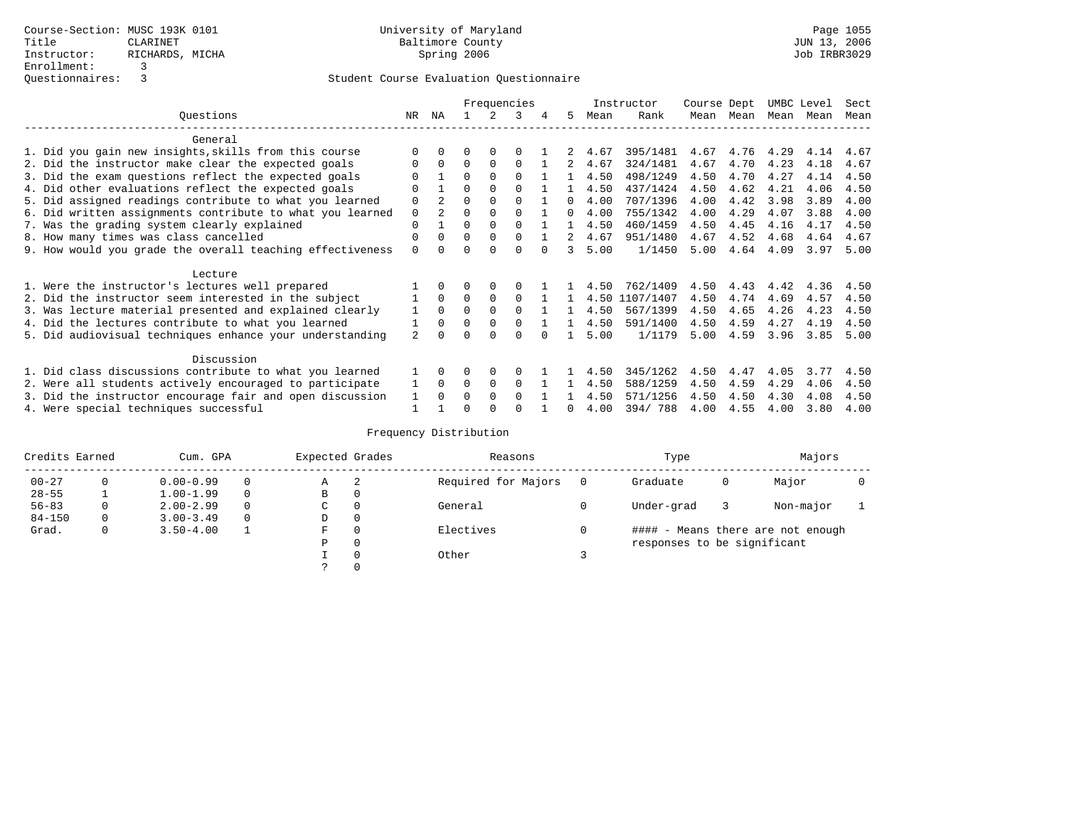Course-Section: MUSC 193K 0101
Title: CLARINET
Instructor: RICHARDS, MICHA
Enrollment: 3
Questionnaires: 3

University of Maryland
Baltimore County
Spring 2006

JUN 13, 2006
Job IRBR3029

Student Course Evaluation Questionnaire

| Questions | NR | NA | 1 | 2 | 3 | 4 | 5 | Instructor Mean | Instructor Rank | Course Mean | Dept Mean | UMBC Mean | Level Mean | Sect Mean |
|---|---|---|---|---|---|---|---|---|---|---|---|---|---|---|
| **General** | | | | | | | | | | | | | | |
| 1. Did you gain new insights,skills from this course | 0 | 0 | 0 | 0 | 0 | 1 | 2 | 4.67 | 395/1481 | 4.67 | 4.76 | 4.29 | 4.14 | 4.67 |
| 2. Did the instructor make clear the expected goals | 0 | 0 | 0 | 0 | 0 | 1 | 2 | 4.67 | 324/1481 | 4.67 | 4.70 | 4.23 | 4.18 | 4.67 |
| 3. Did the exam questions reflect the expected goals | 0 | 1 | 0 | 0 | 0 | 1 | 1 | 4.50 | 498/1249 | 4.50 | 4.70 | 4.27 | 4.14 | 4.50 |
| 4. Did other evaluations reflect the expected goals | 0 | 1 | 0 | 0 | 0 | 1 | 1 | 4.50 | 437/1424 | 4.50 | 4.62 | 4.21 | 4.06 | 4.50 |
| 5. Did assigned readings contribute to what you learned | 0 | 2 | 0 | 0 | 0 | 1 | 0 | 4.00 | 707/1396 | 4.00 | 4.42 | 3.98 | 3.89 | 4.00 |
| 6. Did written assignments contribute to what you learned | 0 | 2 | 0 | 0 | 0 | 1 | 0 | 4.00 | 755/1342 | 4.00 | 4.29 | 4.07 | 3.88 | 4.00 |
| 7. Was the grading system clearly explained | 0 | 1 | 0 | 0 | 0 | 1 | 1 | 4.50 | 460/1459 | 4.50 | 4.45 | 4.16 | 4.17 | 4.50 |
| 8. How many times was class cancelled | 0 | 0 | 0 | 0 | 0 | 1 | 2 | 4.67 | 951/1480 | 4.67 | 4.52 | 4.68 | 4.64 | 4.67 |
| 9. How would you grade the overall teaching effectiveness | 0 | 0 | 0 | 0 | 0 | 0 | 3 | 5.00 | 1/1450 | 5.00 | 4.64 | 4.09 | 3.97 | 5.00 |
| **Lecture** | | | | | | | | | | | | | | |
| 1. Were the instructor's lectures well prepared | 1 | 0 | 0 | 0 | 0 | 1 | 1 | 4.50 | 762/1409 | 4.50 | 4.43 | 4.42 | 4.36 | 4.50 |
| 2. Did the instructor seem interested in the subject | 1 | 0 | 0 | 0 | 0 | 1 | 1 | 4.50 | 1107/1407 | 4.50 | 4.74 | 4.69 | 4.57 | 4.50 |
| 3. Was lecture material presented and explained clearly | 1 | 0 | 0 | 0 | 0 | 1 | 1 | 4.50 | 567/1399 | 4.50 | 4.65 | 4.26 | 4.23 | 4.50 |
| 4. Did the lectures contribute to what you learned | 1 | 0 | 0 | 0 | 0 | 1 | 1 | 4.50 | 591/1400 | 4.50 | 4.59 | 4.27 | 4.19 | 4.50 |
| 5. Did audiovisual techniques enhance your understanding | 2 | 0 | 0 | 0 | 0 | 0 | 1 | 5.00 | 1/1179 | 5.00 | 4.59 | 3.96 | 3.85 | 5.00 |
| **Discussion** | | | | | | | | | | | | | | |
| 1. Did class discussions contribute to what you learned | 1 | 0 | 0 | 0 | 0 | 1 | 1 | 4.50 | 345/1262 | 4.50 | 4.47 | 4.05 | 3.77 | 4.50 |
| 2. Were all students actively encouraged to participate | 1 | 0 | 0 | 0 | 0 | 1 | 1 | 4.50 | 588/1259 | 4.50 | 4.59 | 4.29 | 4.06 | 4.50 |
| 3. Did the instructor encourage fair and open discussion | 1 | 0 | 0 | 0 | 0 | 1 | 1 | 4.50 | 571/1256 | 4.50 | 4.50 | 4.30 | 4.08 | 4.50 |
| 4. Were special techniques successful | 1 | 1 | 0 | 0 | 0 | 1 | 0 | 4.00 | 394/ 788 | 4.00 | 4.55 | 4.00 | 3.80 | 4.00 |

Frequency Distribution

| Credits Earned | | Cum. GPA | | Expected Grades | | Reasons | | Type | | Majors | |
|---|---|---|---|---|---|---|---|---|---|---|---|
| 00-27 | 0 | 0.00-0.99 | 0 | A | 2 | Required for Majors | 0 | Graduate | 0 | Major | 0 |
| 28-55 | 1 | 1.00-1.99 | 0 | B | 0 | | | | | | |
| 56-83 | 0 | 2.00-2.99 | 0 | C | 0 | General | 0 | Under-grad | 3 | Non-major | 1 |
| 84-150 | 0 | 3.00-3.49 | 0 | D | 0 | | | | | | |
| Grad. | 0 | 3.50-4.00 | 1 | F | 0 | Electives | 0 | #### - Means there are not enough responses to be significant | | | |
| | | | | P | 0 | | | | | | |
| | | | | I | 0 | Other | 3 | | | | |
| | | | | ? | 0 | | | | | | |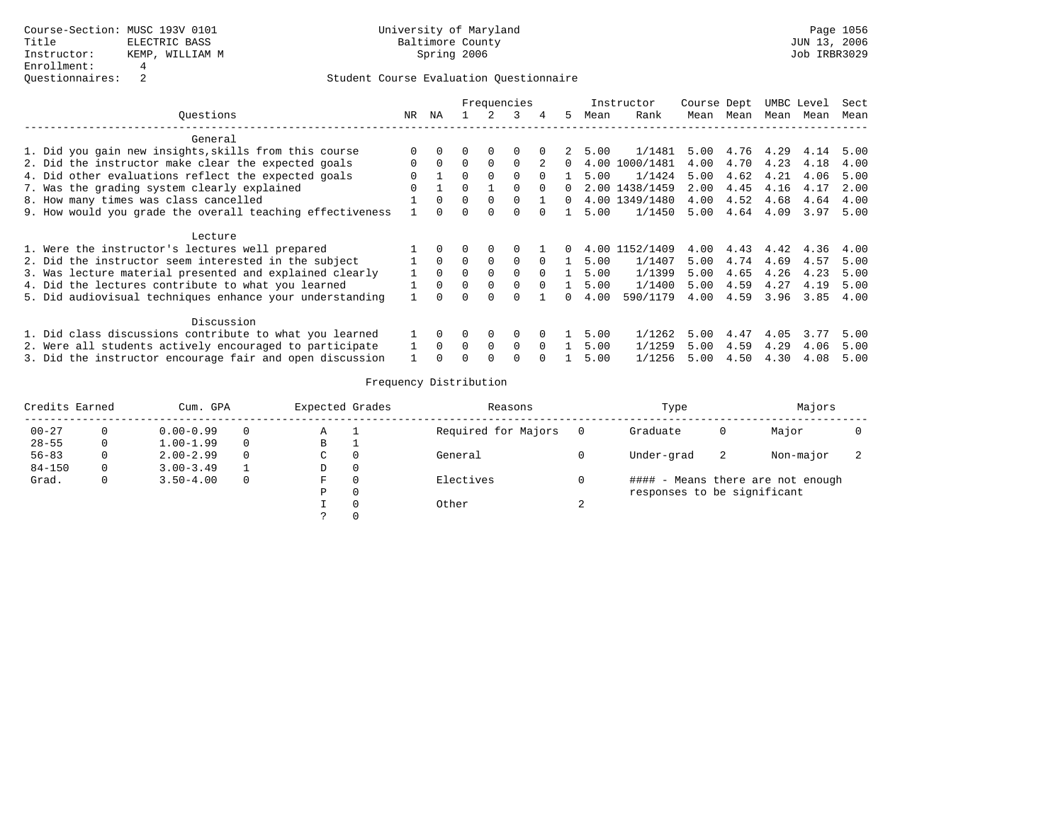Course-Section: MUSC 193V 0101
Title: ELECTRIC BASS
Instructor: KEMP, WILLIAM M
Enrollment: 4
Questionnaires: 2

University of Maryland
Baltimore County
Spring 2006

Student Course Evaluation Questionnaire

| Questions | NR | NA | 1 | 2 | 3 | 4 | 5 | Instructor Mean | Instructor Rank | Course Mean | Dept Mean | UMBC Mean | Level Mean | Sect Mean |
|---|---|---|---|---|---|---|---|---|---|---|---|---|---|---|
| **General** | | | | | | | | | | | | | | |
| 1. Did you gain new insights,skills from this course | 0 | 0 | 0 | 0 | 0 | 0 | 2 | 5.00 | 1/1481 | 5.00 | 4.76 | 4.29 | 4.14 | 5.00 |
| 2. Did the instructor make clear the expected goals | 0 | 0 | 0 | 0 | 0 | 2 | 0 | 4.00 | 1000/1481 | 4.00 | 4.70 | 4.23 | 4.18 | 4.00 |
| 4. Did other evaluations reflect the expected goals | 0 | 1 | 0 | 0 | 0 | 0 | 1 | 5.00 | 1/1424 | 5.00 | 4.62 | 4.21 | 4.06 | 5.00 |
| 7. Was the grading system clearly explained | 0 | 1 | 0 | 1 | 0 | 0 | 0 | 2.00 | 1438/1459 | 2.00 | 4.45 | 4.16 | 4.17 | 2.00 |
| 8. How many times was class cancelled | 1 | 0 | 0 | 0 | 0 | 1 | 0 | 4.00 | 1349/1480 | 4.00 | 4.52 | 4.68 | 4.64 | 4.00 |
| 9. How would you grade the overall teaching effectiveness | 1 | 0 | 0 | 0 | 0 | 0 | 1 | 5.00 | 1/1450 | 5.00 | 4.64 | 4.09 | 3.97 | 5.00 |
| **Lecture** | | | | | | | | | | | | | | |
| 1. Were the instructor's lectures well prepared | 1 | 0 | 0 | 0 | 0 | 1 | 0 | 4.00 | 1152/1409 | 4.00 | 4.43 | 4.42 | 4.36 | 4.00 |
| 2. Did the instructor seem interested in the subject | 1 | 0 | 0 | 0 | 0 | 0 | 1 | 5.00 | 1/1407 | 5.00 | 4.74 | 4.69 | 4.57 | 5.00 |
| 3. Was lecture material presented and explained clearly | 1 | 0 | 0 | 0 | 0 | 0 | 1 | 5.00 | 1/1399 | 5.00 | 4.65 | 4.26 | 4.23 | 5.00 |
| 4. Did the lectures contribute to what you learned | 1 | 0 | 0 | 0 | 0 | 0 | 1 | 5.00 | 1/1400 | 5.00 | 4.59 | 4.27 | 4.19 | 5.00 |
| 5. Did audiovisual techniques enhance your understanding | 1 | 0 | 0 | 0 | 0 | 1 | 0 | 4.00 | 590/1179 | 4.00 | 4.59 | 3.96 | 3.85 | 4.00 |
| **Discussion** | | | | | | | | | | | | | | |
| 1. Did class discussions contribute to what you learned | 1 | 0 | 0 | 0 | 0 | 0 | 1 | 5.00 | 1/1262 | 5.00 | 4.47 | 4.05 | 3.77 | 5.00 |
| 2. Were all students actively encouraged to participate | 1 | 0 | 0 | 0 | 0 | 0 | 1 | 5.00 | 1/1259 | 5.00 | 4.59 | 4.29 | 4.06 | 5.00 |
| 3. Did the instructor encourage fair and open discussion | 1 | 0 | 0 | 0 | 0 | 0 | 1 | 5.00 | 1/1256 | 5.00 | 4.50 | 4.30 | 4.08 | 5.00 |

Frequency Distribution

| Credits Earned | | Cum. GPA | | Expected Grades | | Reasons | | Type | | Majors | |
|---|---|---|---|---|---|---|---|---|---|---|---|
| 00-27 | 0 | 0.00-0.99 | 0 | A | 1 | Required for Majors | 0 | Graduate | 0 | Major | 0 |
| 28-55 | 0 | 1.00-1.99 | 0 | B | 1 | | | | | | |
| 56-83 | 0 | 2.00-2.99 | 0 | C | 0 | General | 0 | Under-grad | 2 | Non-major | 2 |
| 84-150 | 0 | 3.00-3.49 | 1 | D | 0 | | | | | | |
| Grad. | 0 | 3.50-4.00 | 0 | F | 0 | Electives | 0 | #### - Means there are not enough responses to be significant | | | |
| | | | | P | 0 | | | | | | |
| | | | | I | 0 | Other | 2 | | | | |
| | | | | ? | 0 | | | | | | |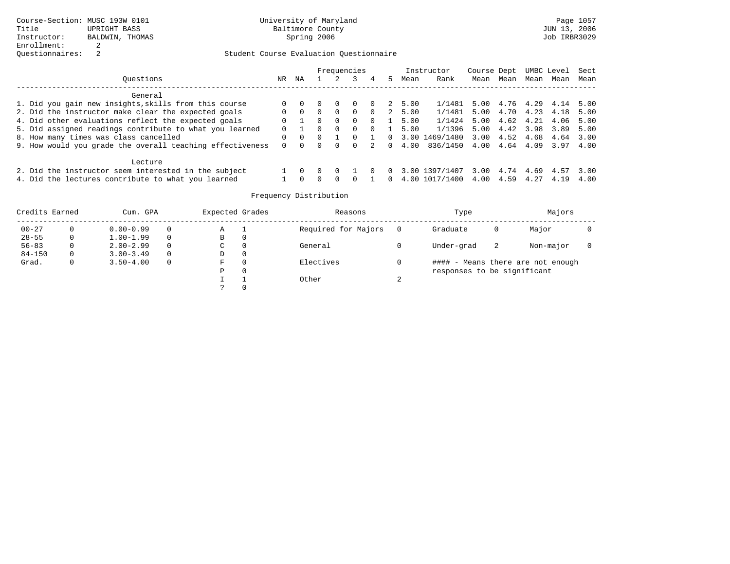Course-Section: MUSC 193W 0101
Title: UPRIGHT BASS
Instructor: BALDWIN, THOMAS
Enrollment: 2
Questionnaires: 2

University of Maryland
Baltimore County
Spring 2006

Page 1057
JUN 13, 2006
Job IRBR3029

## Student Course Evaluation Questionnaire

| Questions | NR | NA | 1 | 2 | 3 | 4 | 5 | Instructor Mean | Instructor Rank | Course Mean | Dept Mean | UMBC Mean | Level Mean | Sect Mean |
|---|---|---|---|---|---|---|---|---|---|---|---|---|---|---|
| **General** | | | | | | | | | | | | | | |
| 1. Did you gain new insights,skills from this course | 0 | 0 | 0 | 0 | 0 | 0 | 2 | 5.00 | 1/1481 | 5.00 | 4.76 | 4.29 | 4.14 | 5.00 |
| 2. Did the instructor make clear the expected goals | 0 | 0 | 0 | 0 | 0 | 0 | 2 | 5.00 | 1/1481 | 5.00 | 4.70 | 4.23 | 4.18 | 5.00 |
| 4. Did other evaluations reflect the expected goals | 0 | 1 | 0 | 0 | 0 | 0 | 1 | 5.00 | 1/1424 | 5.00 | 4.62 | 4.21 | 4.06 | 5.00 |
| 5. Did assigned readings contribute to what you learned | 0 | 1 | 0 | 0 | 0 | 0 | 1 | 5.00 | 1/1396 | 5.00 | 4.42 | 3.98 | 3.89 | 5.00 |
| 8. How many times was class cancelled | 0 | 0 | 0 | 1 | 0 | 1 | 0 | 3.00 | 1469/1480 | 3.00 | 4.52 | 4.68 | 4.64 | 3.00 |
| 9. How would you grade the overall teaching effectiveness | 0 | 0 | 0 | 0 | 0 | 2 | 0 | 4.00 | 836/1450 | 4.00 | 4.64 | 4.09 | 3.97 | 4.00 |
| **Lecture** | | | | | | | | | | | | | | |
| 2. Did the instructor seem interested in the subject | 1 | 0 | 0 | 0 | 1 | 0 | 0 | 3.00 | 1397/1407 | 3.00 | 4.74 | 4.69 | 4.57 | 3.00 |
| 4. Did the lectures contribute to what you learned | 1 | 0 | 0 | 0 | 0 | 1 | 0 | 4.00 | 1017/1400 | 4.00 | 4.59 | 4.27 | 4.19 | 4.00 |

## Frequency Distribution

| Credits Earned | | Cum. GPA | | Expected Grades | | Reasons | | Type | | Majors | |
|---|---|---|---|---|---|---|---|---|---|---|---|
| 00-27 | 0 | 0.00-0.99 | 0 | A | 1 | Required for Majors | 0 | Graduate | 0 | Major | 0 |
| 28-55 | 0 | 1.00-1.99 | 0 | B | 0 | | | | | | |
| 56-83 | 0 | 2.00-2.99 | 0 | C | 0 | General | 0 | Under-grad | 2 | Non-major | 0 |
| 84-150 | 0 | 3.00-3.49 | 0 | D | 0 | | | | | | |
| Grad. | 0 | 3.50-4.00 | 0 | F | 0 | Electives | 0 | | | | |
| | | | | P | 0 | | | | | | |
| | | | | I | 1 | Other | 2 | | | | |
| | | | | ? | 0 | | | | | | |

#### - Means there are not enough responses to be significant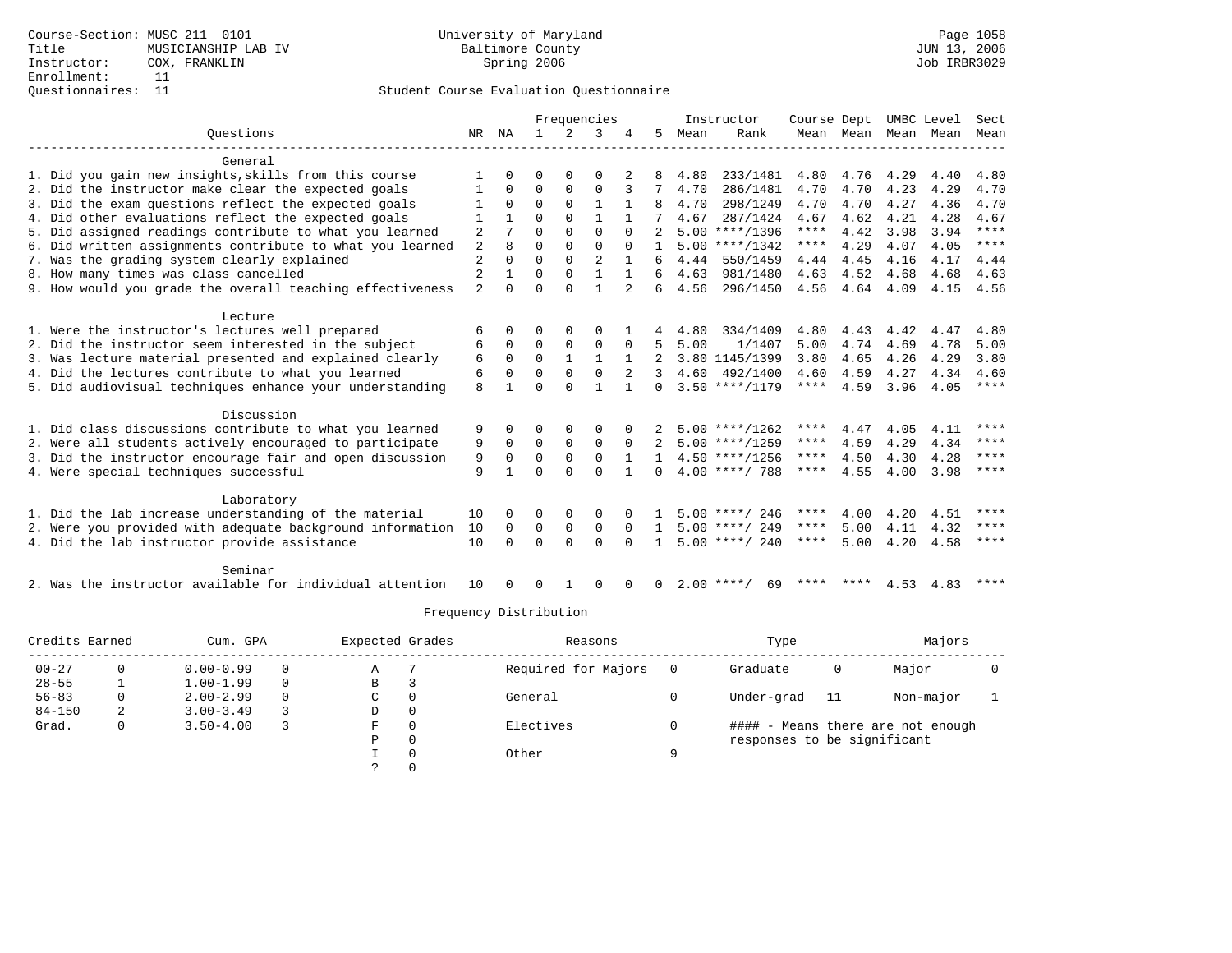Course-Section: MUSC 211 0101
Title: MUSICIANSHIP LAB IV
Instructor: COX, FRANKLIN
Enrollment: 11
Questionnaires: 11

University of Maryland
Baltimore County
Spring 2006

JUN 13, 2006
Job IRBR3029

Student Course Evaluation Questionnaire

| Questions | NR | NA | 1 | 2 | 3 | 4 | 5 | Instructor Mean | Rank | Course Mean | Dept Mean | UMBC Mean | Level Mean | Sect Mean |
|---|---|---|---|---|---|---|---|---|---|---|---|---|---|---|
| **General** | | | | | | | | | | | | | | |
| 1. Did you gain new insights,skills from this course | 1 | 0 | 0 | 0 | 0 | 2 | 8 | 4.80 | 233/1481 | 4.80 | 4.76 | 4.29 | 4.40 | 4.80 |
| 2. Did the instructor make clear the expected goals | 1 | 0 | 0 | 0 | 0 | 3 | 7 | 4.70 | 286/1481 | 4.70 | 4.70 | 4.23 | 4.29 | 4.70 |
| 3. Did the exam questions reflect the expected goals | 1 | 0 | 0 | 0 | 1 | 1 | 8 | 4.70 | 298/1249 | 4.70 | 4.70 | 4.27 | 4.36 | 4.70 |
| 4. Did other evaluations reflect the expected goals | 1 | 1 | 0 | 0 | 1 | 1 | 7 | 4.67 | 287/1424 | 4.67 | 4.62 | 4.21 | 4.28 | 4.67 |
| 5. Did assigned readings contribute to what you learned | 2 | 7 | 0 | 0 | 0 | 0 | 2 | 5.00 | ****/1396 | **** | 4.42 | 3.98 | 3.94 | **** |
| 6. Did written assignments contribute to what you learned | 2 | 8 | 0 | 0 | 0 | 0 | 1 | 5.00 | ****/1342 | **** | 4.29 | 4.07 | 4.05 | **** |
| 7. Was the grading system clearly explained | 2 | 0 | 0 | 0 | 2 | 1 | 6 | 4.44 | 550/1459 | 4.44 | 4.45 | 4.16 | 4.17 | 4.44 |
| 8. How many times was class cancelled | 2 | 1 | 0 | 0 | 1 | 1 | 6 | 4.63 | 981/1480 | 4.63 | 4.52 | 4.68 | 4.68 | 4.63 |
| 9. How would you grade the overall teaching effectiveness | 2 | 0 | 0 | 0 | 1 | 2 | 6 | 4.56 | 296/1450 | 4.56 | 4.64 | 4.09 | 4.15 | 4.56 |
| **Lecture** | | | | | | | | | | | | | | |
| 1. Were the instructor's lectures well prepared | 6 | 0 | 0 | 0 | 0 | 1 | 4 | 4.80 | 334/1409 | 4.80 | 4.43 | 4.42 | 4.47 | 4.80 |
| 2. Did the instructor seem interested in the subject | 6 | 0 | 0 | 0 | 0 | 0 | 5 | 5.00 | 1/1407 | 5.00 | 4.74 | 4.69 | 4.78 | 5.00 |
| 3. Was lecture material presented and explained clearly | 6 | 0 | 0 | 1 | 1 | 1 | 2 | 3.80 | 1145/1399 | 3.80 | 4.65 | 4.26 | 4.29 | 3.80 |
| 4. Did the lectures contribute to what you learned | 6 | 0 | 0 | 0 | 0 | 2 | 3 | 4.60 | 492/1400 | 4.60 | 4.59 | 4.27 | 4.34 | 4.60 |
| 5. Did audiovisual techniques enhance your understanding | 8 | 1 | 0 | 0 | 1 | 1 | 0 | 3.50 | ****/1179 | **** | 4.59 | 3.96 | 4.05 | **** |
| **Discussion** | | | | | | | | | | | | | | |
| 1. Did class discussions contribute to what you learned | 9 | 0 | 0 | 0 | 0 | 0 | 2 | 5.00 | ****/1262 | **** | 4.47 | 4.05 | 4.11 | **** |
| 2. Were all students actively encouraged to participate | 9 | 0 | 0 | 0 | 0 | 0 | 2 | 5.00 | ****/1259 | **** | 4.59 | 4.29 | 4.34 | **** |
| 3. Did the instructor encourage fair and open discussion | 9 | 0 | 0 | 0 | 0 | 1 | 1 | 4.50 | ****/1256 | **** | 4.50 | 4.30 | 4.28 | **** |
| 4. Were special techniques successful | 9 | 1 | 0 | 0 | 0 | 1 | 0 | 4.00 | ****/ 788 | **** | 4.55 | 4.00 | 3.98 | **** |
| **Laboratory** | | | | | | | | | | | | | | |
| 1. Did the lab increase understanding of the material | 10 | 0 | 0 | 0 | 0 | 0 | 1 | 5.00 | ****/ 246 | **** | 4.00 | 4.20 | 4.51 | **** |
| 2. Were you provided with adequate background information | 10 | 0 | 0 | 0 | 0 | 0 | 1 | 5.00 | ****/ 249 | **** | 5.00 | 4.11 | 4.32 | **** |
| 4. Did the lab instructor provide assistance | 10 | 0 | 0 | 0 | 0 | 0 | 1 | 5.00 | ****/ 240 | **** | 5.00 | 4.20 | 4.58 | **** |
| **Seminar** | | | | | | | | | | | | | | |
| 2. Was the instructor available for individual attention | 10 | 0 | 0 | 1 | 0 | 0 | 0 | 2.00 | ****/ 69 | **** | **** | 4.53 | 4.83 | **** |

Frequency Distribution

| Credits Earned | | Cum. GPA | | Expected Grades | | Reasons | | Type | | Majors | |
|---|---|---|---|---|---|---|---|---|---|---|---|
| 00-27 | 0 | 0.00-0.99 | 0 | A | 7 | Required for Majors | 0 | Graduate | 0 | Major | 0 |
| 28-55 | 1 | 1.00-1.99 | 0 | B | 3 | | | | | | |
| 56-83 | 0 | 2.00-2.99 | 0 | C | 0 | General | 0 | Under-grad | 11 | Non-major | 1 |
| 84-150 | 2 | 3.00-3.49 | 3 | D | 0 | | | | | | |
| Grad. | 0 | 3.50-4.00 | 3 | F | 0 | Electives | 0 | #### - Means there are not enough responses to be significant | | | |
| | | | | P | 0 | | | | | | |
| | | | | I | 0 | Other | 9 | | | | |
| | | | | ? | 0 | | | | | | |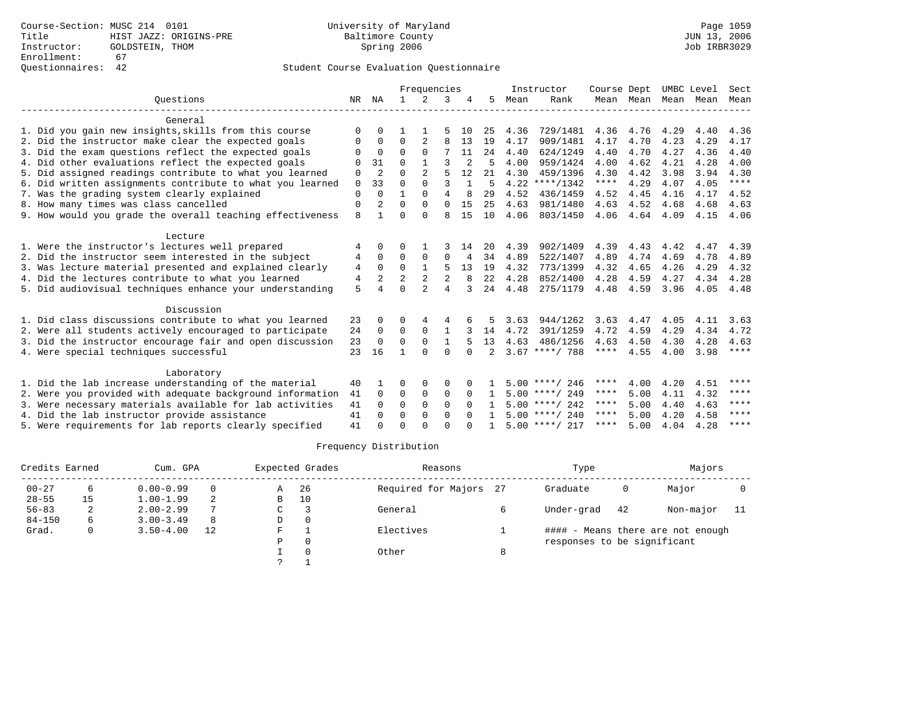Course-Section: MUSC 214 0101
Title: HIST JAZZ: ORIGINS-PRE
Instructor: GOLDSTEIN, THOM
Enrollment: 67
Questionnaires: 42

University of Maryland
Baltimore County
Spring 2006

Page 1059
JUN 13, 2006
Job IRBR3029

Student Course Evaluation Questionnaire

| Questions | NR | NA | 1 | 2 | 3 | 4 | 5 | Instructor Mean | Instructor Rank | Course Mean | Dept Mean | UMBC Mean | Level Mean | Sect Mean |
|---|---|---|---|---|---|---|---|---|---|---|---|---|---|---|
| **General** | | | | | | | | | | | | | | |
| 1. Did you gain new insights,skills from this course | 0 | 0 | 1 | 1 | 5 | 10 | 25 | 4.36 | 729/1481 | 4.36 | 4.76 | 4.29 | 4.40 | 4.36 |
| 2. Did the instructor make clear the expected goals | 0 | 0 | 0 | 2 | 8 | 13 | 19 | 4.17 | 909/1481 | 4.17 | 4.70 | 4.23 | 4.29 | 4.17 |
| 3. Did the exam questions reflect the expected goals | 0 | 0 | 0 | 0 | 7 | 11 | 24 | 4.40 | 624/1249 | 4.40 | 4.70 | 4.27 | 4.36 | 4.40 |
| 4. Did other evaluations reflect the expected goals | 0 | 31 | 0 | 1 | 3 | 2 | 5 | 4.00 | 959/1424 | 4.00 | 4.62 | 4.21 | 4.28 | 4.00 |
| 5. Did assigned readings contribute to what you learned | 0 | 2 | 0 | 2 | 5 | 12 | 21 | 4.30 | 459/1396 | 4.30 | 4.42 | 3.98 | 3.94 | 4.30 |
| 6. Did written assignments contribute to what you learned | 0 | 33 | 0 | 0 | 3 | 1 | 5 | 4.22 | ****/1342 | **** | 4.29 | 4.07 | 4.05 | **** |
| 7. Was the grading system clearly explained | 0 | 0 | 1 | 0 | 4 | 8 | 29 | 4.52 | 436/1459 | 4.52 | 4.45 | 4.16 | 4.17 | 4.52 |
| 8. How many times was class cancelled | 0 | 2 | 0 | 0 | 0 | 15 | 25 | 4.63 | 981/1480 | 4.63 | 4.52 | 4.68 | 4.68 | 4.63 |
| 9. How would you grade the overall teaching effectiveness | 8 | 1 | 0 | 0 | 8 | 15 | 10 | 4.06 | 803/1450 | 4.06 | 4.64 | 4.09 | 4.15 | 4.06 |
| **Lecture** | | | | | | | | | | | | | | |
| 1. Were the instructor's lectures well prepared | 4 | 0 | 0 | 1 | 3 | 14 | 20 | 4.39 | 902/1409 | 4.39 | 4.43 | 4.42 | 4.47 | 4.39 |
| 2. Did the instructor seem interested in the subject | 4 | 0 | 0 | 0 | 0 | 4 | 34 | 4.89 | 522/1407 | 4.89 | 4.74 | 4.69 | 4.78 | 4.89 |
| 3. Was lecture material presented and explained clearly | 4 | 0 | 0 | 1 | 5 | 13 | 19 | 4.32 | 773/1399 | 4.32 | 4.65 | 4.26 | 4.29 | 4.32 |
| 4. Did the lectures contribute to what you learned | 4 | 2 | 2 | 2 | 2 | 8 | 22 | 4.28 | 852/1400 | 4.28 | 4.59 | 4.27 | 4.34 | 4.28 |
| 5. Did audiovisual techniques enhance your understanding | 5 | 4 | 0 | 2 | 4 | 3 | 24 | 4.48 | 275/1179 | 4.48 | 4.59 | 3.96 | 4.05 | 4.48 |
| **Discussion** | | | | | | | | | | | | | | |
| 1. Did class discussions contribute to what you learned | 23 | 0 | 0 | 4 | 4 | 6 | 5 | 3.63 | 944/1262 | 3.63 | 4.47 | 4.05 | 4.11 | 3.63 |
| 2. Were all students actively encouraged to participate | 24 | 0 | 0 | 0 | 1 | 3 | 14 | 4.72 | 391/1259 | 4.72 | 4.59 | 4.29 | 4.34 | 4.72 |
| 3. Did the instructor encourage fair and open discussion | 23 | 0 | 0 | 0 | 1 | 5 | 13 | 4.63 | 486/1256 | 4.63 | 4.50 | 4.30 | 4.28 | 4.63 |
| 4. Were special techniques successful | 23 | 16 | 1 | 0 | 0 | 0 | 2 | 3.67 | ****/ 788 | **** | 4.55 | 4.00 | 3.98 | **** |
| **Laboratory** | | | | | | | | | | | | | | |
| 1. Did the lab increase understanding of the material | 40 | 1 | 0 | 0 | 0 | 0 | 1 | 5.00 | ****/ 246 | **** | 4.00 | 4.20 | 4.51 | **** |
| 2. Were you provided with adequate background information | 41 | 0 | 0 | 0 | 0 | 0 | 1 | 5.00 | ****/ 249 | **** | 5.00 | 4.11 | 4.32 | **** |
| 3. Were necessary materials available for lab activities | 41 | 0 | 0 | 0 | 0 | 0 | 1 | 5.00 | ****/ 242 | **** | 5.00 | 4.40 | 4.63 | **** |
| 4. Did the lab instructor provide assistance | 41 | 0 | 0 | 0 | 0 | 0 | 1 | 5.00 | ****/ 240 | **** | 5.00 | 4.20 | 4.58 | **** |
| 5. Were requirements for lab reports clearly specified | 41 | 0 | 0 | 0 | 0 | 0 | 1 | 5.00 | ****/ 217 | **** | 5.00 | 4.04 | 4.28 | **** |

Frequency Distribution

| Credits Earned | | Cum. GPA | | Expected Grades | | Reasons | | Type | | Majors | |
|---|---|---|---|---|---|---|---|---|---|---|---|
| 00-27 | 6 | 0.00-0.99 | 0 | A | 26 | Required for Majors | 27 | Graduate | 0 | Major | 0 |
| 28-55 | 15 | 1.00-1.99 | 2 | B | 10 | | | | | | |
| 56-83 | 2 | 2.00-2.99 | 7 | C | 3 | General | 6 | Under-grad | 42 | Non-major | 11 |
| 84-150 | 6 | 3.00-3.49 | 8 | D | 0 | | | | | | |
| Grad. | 0 | 3.50-4.00 | 12 | F | 1 | Electives | 1 | #### - Means there are not enough responses to be significant | | | |
| | | | | P | 0 | | | | | | |
| | | | | I | 0 | Other | 8 | | | | |
| | | | | ? | 1 | | | | | | |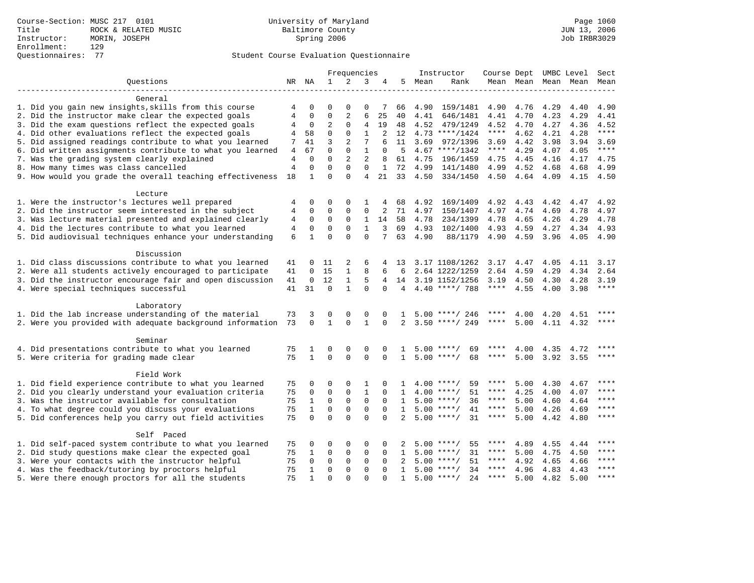Course-Section: MUSC 217 0101
Title: ROCK & RELATED MUSIC
Instructor: MORIN, JOSEPH
Enrollment: 129
Questionnaires: 77

University of Maryland
Baltimore County
Spring 2006

JUN 13, 2006
Job IRBR3029

## Student Course Evaluation Questionnaire

| Questions | NR | NA | 1 | 2 | 3 | 4 | 5 | Instructor Mean | Instructor Rank | Course Mean | Dept Mean | UMBC Level Mean | Level Mean | Sect Mean |
|---|---|---|---|---|---|---|---|---|---|---|---|---|---|---|
| **General** | | | | | | | | | | | | | | |
| 1. Did you gain new insights,skills from this course | 4 | 0 | 0 | 0 | 0 | 7 | 66 | 4.90 | 159/1481 | 4.90 | 4.76 | 4.29 | 4.40 | 4.90 |
| 2. Did the instructor make clear the expected goals | 4 | 0 | 0 | 2 | 6 | 25 | 40 | 4.41 | 646/1481 | 4.41 | 4.70 | 4.23 | 4.29 | 4.41 |
| 3. Did the exam questions reflect the expected goals | 4 | 0 | 2 | 0 | 4 | 19 | 48 | 4.52 | 479/1249 | 4.52 | 4.70 | 4.27 | 4.36 | 4.52 |
| 4. Did other evaluations reflect the expected goals | 4 | 58 | 0 | 0 | 1 | 2 | 12 | 4.73 | ****/1424 | **** | 4.62 | 4.21 | 4.28 | **** |
| 5. Did assigned readings contribute to what you learned | 7 | 41 | 3 | 2 | 7 | 6 | 11 | 3.69 | 972/1396 | 3.69 | 4.42 | 3.98 | 3.94 | 3.69 |
| 6. Did written assignments contribute to what you learned | 4 | 67 | 0 | 0 | 1 | 0 | 5 | 4.67 | ****/1342 | **** | 4.29 | 4.07 | 4.05 | **** |
| 7. Was the grading system clearly explained | 4 | 0 | 0 | 2 | 2 | 8 | 61 | 4.75 | 196/1459 | 4.75 | 4.45 | 4.16 | 4.17 | 4.75 |
| 8. How many times was class cancelled | 4 | 0 | 0 | 0 | 0 | 1 | 72 | 4.99 | 141/1480 | 4.99 | 4.52 | 4.68 | 4.68 | 4.99 |
| 9. How would you grade the overall teaching effectiveness | 18 | 1 | 0 | 0 | 4 | 21 | 33 | 4.50 | 334/1450 | 4.50 | 4.64 | 4.09 | 4.15 | 4.50 |
| **Lecture** | | | | | | | | | | | | | | |
| 1. Were the instructor's lectures well prepared | 4 | 0 | 0 | 0 | 1 | 4 | 68 | 4.92 | 169/1409 | 4.92 | 4.43 | 4.42 | 4.47 | 4.92 |
| 2. Did the instructor seem interested in the subject | 4 | 0 | 0 | 0 | 0 | 2 | 71 | 4.97 | 150/1407 | 4.97 | 4.74 | 4.69 | 4.78 | 4.97 |
| 3. Was lecture material presented and explained clearly | 4 | 0 | 0 | 0 | 1 | 14 | 58 | 4.78 | 234/1399 | 4.78 | 4.65 | 4.26 | 4.29 | 4.78 |
| 4. Did the lectures contribute to what you learned | 4 | 0 | 0 | 0 | 1 | 3 | 69 | 4.93 | 102/1400 | 4.93 | 4.59 | 4.27 | 4.34 | 4.93 |
| 5. Did audiovisual techniques enhance your understanding | 6 | 1 | 0 | 0 | 0 | 7 | 63 | 4.90 | 88/1179 | 4.90 | 4.59 | 3.96 | 4.05 | 4.90 |
| **Discussion** | | | | | | | | | | | | | | |
| 1. Did class discussions contribute to what you learned | 41 | 0 | 11 | 2 | 6 | 4 | 13 | 3.17 | 1108/1262 | 3.17 | 4.47 | 4.05 | 4.11 | 3.17 |
| 2. Were all students actively encouraged to participate | 41 | 0 | 15 | 1 | 8 | 6 | 6 | 2.64 | 1222/1259 | 2.64 | 4.59 | 4.29 | 4.34 | 2.64 |
| 3. Did the instructor encourage fair and open discussion | 41 | 0 | 12 | 1 | 5 | 4 | 14 | 3.19 | 1152/1256 | 3.19 | 4.50 | 4.30 | 4.28 | 3.19 |
| 4. Were special techniques successful | 41 | 31 | 0 | 1 | 0 | 0 | 4 | 4.40 | ****/ 788 | **** | 4.55 | 4.00 | 3.98 | **** |
| **Laboratory** | | | | | | | | | | | | | | |
| 1. Did the lab increase understanding of the material | 73 | 3 | 0 | 0 | 0 | 0 | 1 | 5.00 | ****/ 246 | **** | 4.00 | 4.20 | 4.51 | **** |
| 2. Were you provided with adequate background information | 73 | 0 | 1 | 0 | 1 | 0 | 2 | 3.50 | ****/ 249 | **** | 5.00 | 4.11 | 4.32 | **** |
| **Seminar** | | | | | | | | | | | | | | |
| 4. Did presentations contribute to what you learned | 75 | 1 | 0 | 0 | 0 | 0 | 1 | 5.00 | ****/ 69 | **** | 4.00 | 4.35 | 4.72 | **** |
| 5. Were criteria for grading made clear | 75 | 1 | 0 | 0 | 0 | 0 | 1 | 5.00 | ****/ 68 | **** | 5.00 | 3.92 | 3.55 | **** |
| **Field Work** | | | | | | | | | | | | | | |
| 1. Did field experience contribute to what you learned | 75 | 0 | 0 | 0 | 1 | 0 | 1 | 4.00 | ****/ 59 | **** | 5.00 | 4.30 | 4.67 | **** |
| 2. Did you clearly understand your evaluation criteria | 75 | 0 | 0 | 0 | 1 | 0 | 1 | 4.00 | ****/ 51 | **** | 4.25 | 4.00 | 4.07 | **** |
| 3. Was the instructor available for consultation | 75 | 1 | 0 | 0 | 0 | 0 | 1 | 5.00 | ****/ 36 | **** | 5.00 | 4.60 | 4.64 | **** |
| 4. To what degree could you discuss your evaluations | 75 | 1 | 0 | 0 | 0 | 0 | 1 | 5.00 | ****/ 41 | **** | 5.00 | 4.26 | 4.69 | **** |
| 5. Did conferences help you carry out field activities | 75 | 0 | 0 | 0 | 0 | 0 | 2 | 5.00 | ****/ 31 | **** | 5.00 | 4.42 | 4.80 | **** |
| **Self Paced** | | | | | | | | | | | | | | |
| 1. Did self-paced system contribute to what you learned | 75 | 0 | 0 | 0 | 0 | 0 | 2 | 5.00 | ****/ 55 | **** | 4.89 | 4.55 | 4.44 | **** |
| 2. Did study questions make clear the expected goal | 75 | 1 | 0 | 0 | 0 | 0 | 1 | 5.00 | ****/ 31 | **** | 5.00 | 4.75 | 4.50 | **** |
| 3. Were your contacts with the instructor helpful | 75 | 0 | 0 | 0 | 0 | 0 | 2 | 5.00 | ****/ 51 | **** | 4.92 | 4.65 | 4.66 | **** |
| 4. Was the feedback/tutoring by proctors helpful | 75 | 1 | 0 | 0 | 0 | 0 | 1 | 5.00 | ****/ 34 | **** | 4.96 | 4.83 | 4.43 | **** |
| 5. Were there enough proctors for all the students | 75 | 1 | 0 | 0 | 0 | 0 | 1 | 5.00 | ****/ 24 | **** | 5.00 | 4.82 | 5.00 | **** |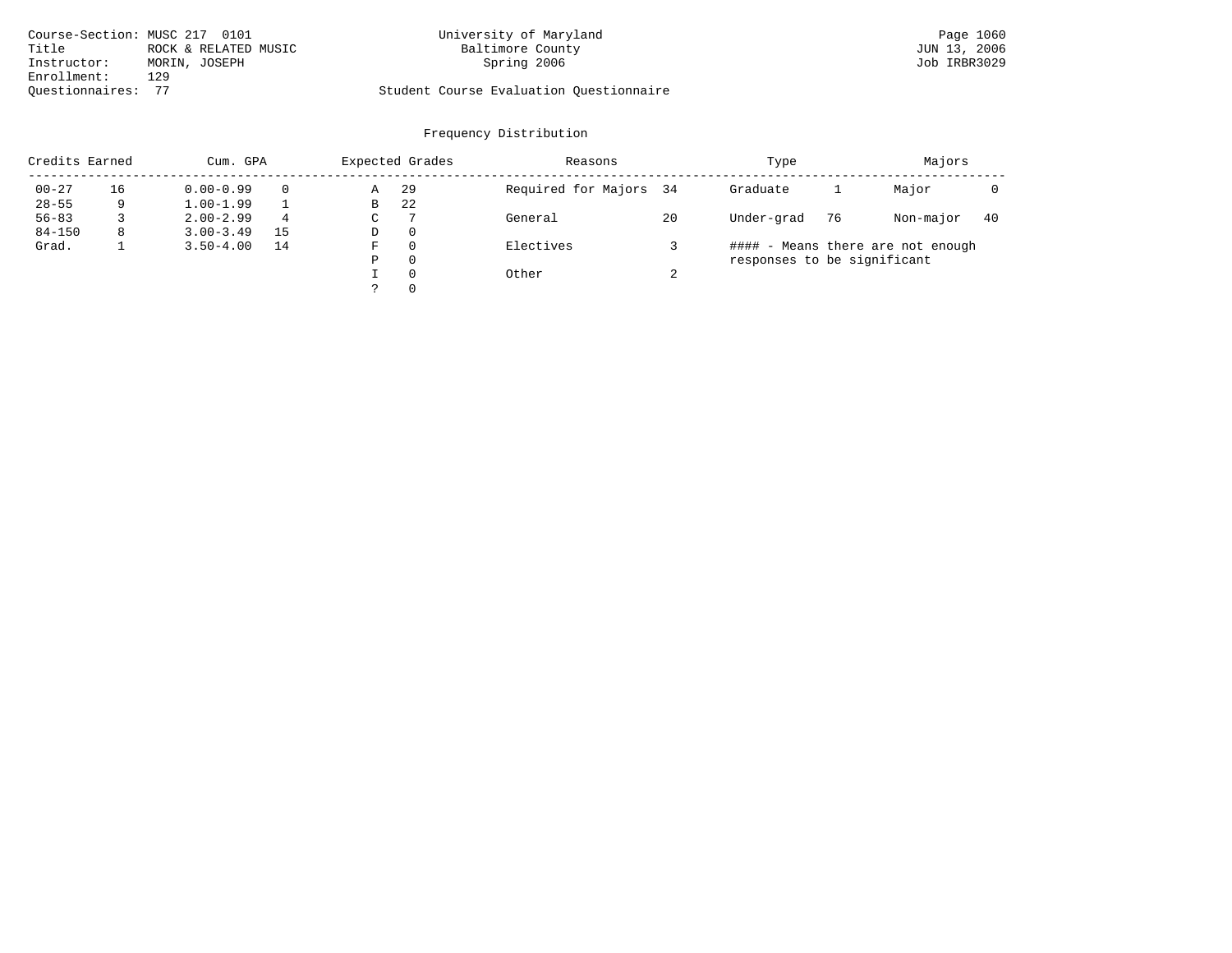Course-Section: MUSC 217 0101
Title: ROCK & RELATED MUSIC
Instructor: MORIN, JOSEPH
Enrollment: 129
Questionnaires: 77

University of Maryland
Baltimore County
Spring 2006

Student Course Evaluation Questionnaire

JUN 13, 2006
Job IRBR3029

## Frequency Distribution

| Credits Earned | | Cum. GPA | | Expected Grades | | Reasons | | Type | | Majors | |
|---|---|---|---|---|---|---|---|---|---|---|---|
| 00-27 | 16 | 0.00-0.99 | 0 | A | 29 | Required for Majors | 34 | Graduate | 1 | Major | 0 |
| 28-55 | 9 | 1.00-1.99 | 1 | B | 22 | | | | | | |
| 56-83 | 3 | 2.00-2.99 | 4 | C | 7 | General | 20 | Under-grad | 76 | Non-major | 40 |
| 84-150 | 8 | 3.00-3.49 | 15 | D | 0 | | | | | | |
| Grad. | 1 | 3.50-4.00 | 14 | F | 0 | Electives | 3 | | | | |
| | | | | P | 0 | | | | | | |
| | | | | I | 0 | Other | 2 | | | | |
| | | | | ? | 0 | | | | | | |

#### - Means there are not enough responses to be significant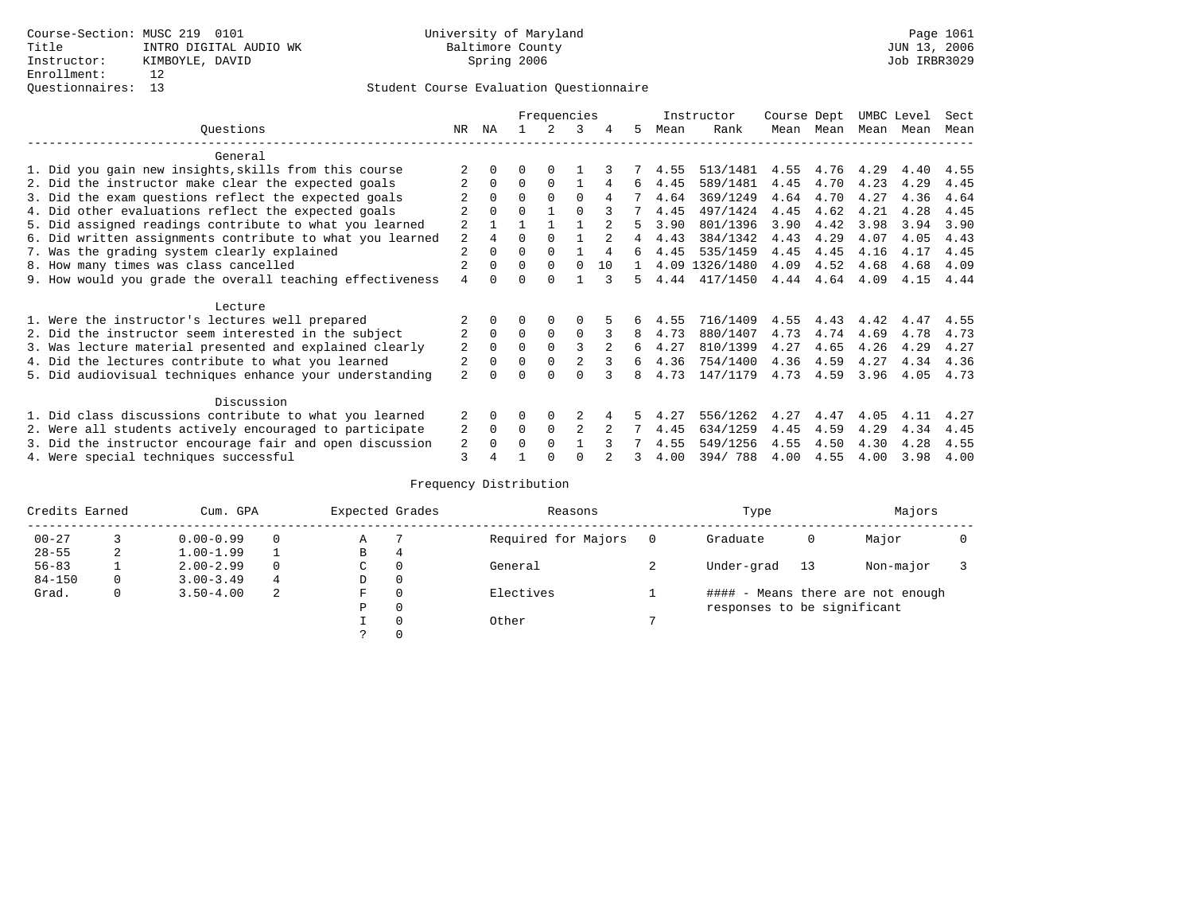Course-Section: MUSC 219 0101
Title: INTRO DIGITAL AUDIO WK
Instructor: KIMBOYLE, DAVID
Enrollment: 12
Questionnaires: 13

University of Maryland
Baltimore County
Spring 2006

Student Course Evaluation Questionnaire

| Questions | NR | NA | 1 | 2 | 3 | 4 | 5 | Instructor Mean | Rank | Course Mean | Dept Mean | UMBC Mean | Level Mean | Sect Mean |
|---|---|---|---|---|---|---|---|---|---|---|---|---|---|---|
| **General** | | | | | | | | | | | | | | |
| 1. Did you gain new insights,skills from this course | 2 | 0 | 0 | 0 | 1 | 3 | 7 | 4.55 | 513/1481 | 4.55 | 4.76 | 4.29 | 4.40 | 4.55 |
| 2. Did the instructor make clear the expected goals | 2 | 0 | 0 | 0 | 1 | 4 | 6 | 4.45 | 589/1481 | 4.45 | 4.70 | 4.23 | 4.29 | 4.45 |
| 3. Did the exam questions reflect the expected goals | 2 | 0 | 0 | 0 | 0 | 4 | 7 | 4.64 | 369/1249 | 4.64 | 4.70 | 4.27 | 4.36 | 4.64 |
| 4. Did other evaluations reflect the expected goals | 2 | 0 | 0 | 1 | 0 | 3 | 7 | 4.45 | 497/1424 | 4.45 | 4.62 | 4.21 | 4.28 | 4.45 |
| 5. Did assigned readings contribute to what you learned | 2 | 1 | 1 | 1 | 1 | 2 | 5 | 3.90 | 801/1396 | 3.90 | 4.42 | 3.98 | 3.94 | 3.90 |
| 6. Did written assignments contribute to what you learned | 2 | 4 | 0 | 0 | 1 | 2 | 4 | 4.43 | 384/1342 | 4.43 | 4.29 | 4.07 | 4.05 | 4.43 |
| 7. Was the grading system clearly explained | 2 | 0 | 0 | 0 | 1 | 4 | 6 | 4.45 | 535/1459 | 4.45 | 4.45 | 4.16 | 4.17 | 4.45 |
| 8. How many times was class cancelled | 2 | 0 | 0 | 0 | 0 | 10 | 1 | 4.09 | 1326/1480 | 4.09 | 4.52 | 4.68 | 4.68 | 4.09 |
| 9. How would you grade the overall teaching effectiveness | 4 | 0 | 0 | 0 | 1 | 3 | 5 | 4.44 | 417/1450 | 4.44 | 4.64 | 4.09 | 4.15 | 4.44 |
| **Lecture** | | | | | | | | | | | | | | |
| 1. Were the instructor's lectures well prepared | 2 | 0 | 0 | 0 | 0 | 5 | 6 | 4.55 | 716/1409 | 4.55 | 4.43 | 4.42 | 4.47 | 4.55 |
| 2. Did the instructor seem interested in the subject | 2 | 0 | 0 | 0 | 0 | 3 | 8 | 4.73 | 880/1407 | 4.73 | 4.74 | 4.69 | 4.78 | 4.73 |
| 3. Was lecture material presented and explained clearly | 2 | 0 | 0 | 0 | 3 | 2 | 6 | 4.27 | 810/1399 | 4.27 | 4.65 | 4.26 | 4.29 | 4.27 |
| 4. Did the lectures contribute to what you learned | 2 | 0 | 0 | 0 | 2 | 3 | 6 | 4.36 | 754/1400 | 4.36 | 4.59 | 4.27 | 4.34 | 4.36 |
| 5. Did audiovisual techniques enhance your understanding | 2 | 0 | 0 | 0 | 0 | 3 | 8 | 4.73 | 147/1179 | 4.73 | 4.59 | 3.96 | 4.05 | 4.73 |
| **Discussion** | | | | | | | | | | | | | | |
| 1. Did class discussions contribute to what you learned | 2 | 0 | 0 | 0 | 2 | 4 | 5 | 4.27 | 556/1262 | 4.27 | 4.47 | 4.05 | 4.11 | 4.27 |
| 2. Were all students actively encouraged to participate | 2 | 0 | 0 | 0 | 2 | 2 | 7 | 4.45 | 634/1259 | 4.45 | 4.59 | 4.29 | 4.34 | 4.45 |
| 3. Did the instructor encourage fair and open discussion | 2 | 0 | 0 | 0 | 1 | 3 | 7 | 4.55 | 549/1256 | 4.55 | 4.50 | 4.30 | 4.28 | 4.55 |
| 4. Were special techniques successful | 3 | 4 | 1 | 0 | 0 | 2 | 3 | 4.00 | 394/ 788 | 4.00 | 4.55 | 4.00 | 3.98 | 4.00 |

Frequency Distribution

| Credits Earned | | Cum. GPA | | Expected Grades | | Reasons | | Type | | Majors | |
|---|---|---|---|---|---|---|---|---|---|---|---|
| 00-27 | 3 | 0.00-0.99 | 0 | A | 7 | Required for Majors | 0 | Graduate | 0 | Major | 0 |
| 28-55 | 2 | 1.00-1.99 | 1 | B | 4 | | | | | | |
| 56-83 | 1 | 2.00-2.99 | 0 | C | 0 | General | 2 | Under-grad | 13 | Non-major | 3 |
| 84-150 | 0 | 3.00-3.49 | 4 | D | 0 | | | | | | |
| Grad. | 0 | 3.50-4.00 | 2 | F | 0 | Electives | 1 | #### - Means there are not enough responses to be significant | | | |
| | | | | P | 0 | | | | | | |
| | | | | I | 0 | Other | 7 | | | | |
| | | | | ? | 0 | | | | | | |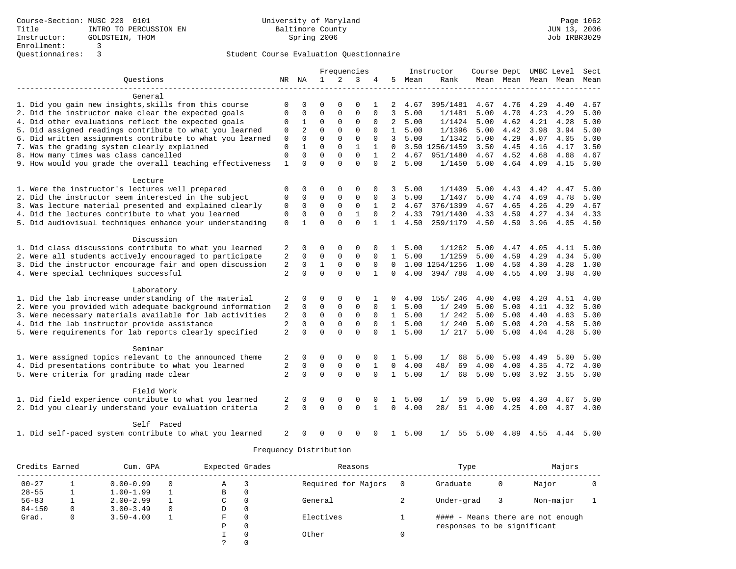Course-Section: MUSC 220 0101
Title: INTRO TO PERCUSSION EN
Instructor: GOLDSTEIN, THOM
Enrollment: 3
Questionnaires: 3

University of Maryland
Baltimore County
Spring 2006

JUN 13, 2006
Job IRBR3029

## Student Course Evaluation Questionnaire

| Questions | NR | NA | 1 | 2 | 3 | 4 | 5 | Instructor Mean | Rank | Course Mean | Dept Mean | UMBC Mean | Level Mean | Sect Mean |
|---|---|---|---|---|---|---|---|---|---|---|---|---|---|---|
| **General** | | | | | | | | | | | | | | |
| 1. Did you gain new insights,skills from this course | 0 | 0 | 0 | 0 | 0 | 1 | 2 | 4.67 | 395/1481 | 4.67 | 4.76 | 4.29 | 4.40 | 4.67 |
| 2. Did the instructor make clear the expected goals | 0 | 0 | 0 | 0 | 0 | 0 | 3 | 5.00 | 1/1481 | 5.00 | 4.70 | 4.23 | 4.29 | 5.00 |
| 4. Did other evaluations reflect the expected goals | 0 | 1 | 0 | 0 | 0 | 0 | 2 | 5.00 | 1/1424 | 5.00 | 4.62 | 4.21 | 4.28 | 5.00 |
| 5. Did assigned readings contribute to what you learned | 0 | 2 | 0 | 0 | 0 | 0 | 1 | 5.00 | 1/1396 | 5.00 | 4.42 | 3.98 | 3.94 | 5.00 |
| 6. Did written assignments contribute to what you learned | 0 | 0 | 0 | 0 | 0 | 0 | 3 | 5.00 | 1/1342 | 5.00 | 4.29 | 4.07 | 4.05 | 5.00 |
| 7. Was the grading system clearly explained | 0 | 1 | 0 | 0 | 1 | 1 | 0 | 3.50 | 1256/1459 | 3.50 | 4.45 | 4.16 | 4.17 | 3.50 |
| 8. How many times was class cancelled | 0 | 0 | 0 | 0 | 0 | 1 | 2 | 4.67 | 951/1480 | 4.67 | 4.52 | 4.68 | 4.68 | 4.67 |
| 9. How would you grade the overall teaching effectiveness | 1 | 0 | 0 | 0 | 0 | 0 | 2 | 5.00 | 1/1450 | 5.00 | 4.64 | 4.09 | 4.15 | 5.00 |
| **Lecture** | | | | | | | | | | | | | | |
| 1. Were the instructor's lectures well prepared | 0 | 0 | 0 | 0 | 0 | 0 | 3 | 5.00 | 1/1409 | 5.00 | 4.43 | 4.42 | 4.47 | 5.00 |
| 2. Did the instructor seem interested in the subject | 0 | 0 | 0 | 0 | 0 | 0 | 3 | 5.00 | 1/1407 | 5.00 | 4.74 | 4.69 | 4.78 | 5.00 |
| 3. Was lecture material presented and explained clearly | 0 | 0 | 0 | 0 | 0 | 1 | 2 | 4.67 | 376/1399 | 4.67 | 4.65 | 4.26 | 4.29 | 4.67 |
| 4. Did the lectures contribute to what you learned | 0 | 0 | 0 | 0 | 1 | 0 | 2 | 4.33 | 791/1400 | 4.33 | 4.59 | 4.27 | 4.34 | 4.33 |
| 5. Did audiovisual techniques enhance your understanding | 0 | 1 | 0 | 0 | 0 | 1 | 1 | 4.50 | 259/1179 | 4.50 | 4.59 | 3.96 | 4.05 | 4.50 |
| **Discussion** | | | | | | | | | | | | | | |
| 1. Did class discussions contribute to what you learned | 2 | 0 | 0 | 0 | 0 | 0 | 1 | 5.00 | 1/1262 | 5.00 | 4.47 | 4.05 | 4.11 | 5.00 |
| 2. Were all students actively encouraged to participate | 2 | 0 | 0 | 0 | 0 | 0 | 1 | 5.00 | 1/1259 | 5.00 | 4.59 | 4.29 | 4.34 | 5.00 |
| 3. Did the instructor encourage fair and open discussion | 2 | 0 | 1 | 0 | 0 | 0 | 0 | 1.00 | 1254/1256 | 1.00 | 4.50 | 4.30 | 4.28 | 1.00 |
| 4. Were special techniques successful | 2 | 0 | 0 | 0 | 0 | 1 | 0 | 4.00 | 394/ 788 | 4.00 | 4.55 | 4.00 | 3.98 | 4.00 |
| **Laboratory** | | | | | | | | | | | | | | |
| 1. Did the lab increase understanding of the material | 2 | 0 | 0 | 0 | 0 | 1 | 0 | 4.00 | 155/ 246 | 4.00 | 4.00 | 4.20 | 4.51 | 4.00 |
| 2. Were you provided with adequate background information | 2 | 0 | 0 | 0 | 0 | 0 | 1 | 5.00 | 1/ 249 | 5.00 | 5.00 | 4.11 | 4.32 | 5.00 |
| 3. Were necessary materials available for lab activities | 2 | 0 | 0 | 0 | 0 | 0 | 1 | 5.00 | 1/ 242 | 5.00 | 5.00 | 4.40 | 4.63 | 5.00 |
| 4. Did the lab instructor provide assistance | 2 | 0 | 0 | 0 | 0 | 0 | 1 | 5.00 | 1/ 240 | 5.00 | 5.00 | 4.20 | 4.58 | 5.00 |
| 5. Were requirements for lab reports clearly specified | 2 | 0 | 0 | 0 | 0 | 0 | 1 | 5.00 | 1/ 217 | 5.00 | 5.00 | 4.04 | 4.28 | 5.00 |
| **Seminar** | | | | | | | | | | | | | | |
| 1. Were assigned topics relevant to the announced theme | 2 | 0 | 0 | 0 | 0 | 0 | 1 | 5.00 | 1/ 68 | 5.00 | 5.00 | 4.49 | 5.00 | 5.00 |
| 4. Did presentations contribute to what you learned | 2 | 0 | 0 | 0 | 0 | 1 | 0 | 4.00 | 48/ 69 | 4.00 | 4.00 | 4.35 | 4.72 | 4.00 |
| 5. Were criteria for grading made clear | 2 | 0 | 0 | 0 | 0 | 0 | 1 | 5.00 | 1/ 68 | 5.00 | 5.00 | 3.92 | 3.55 | 5.00 |
| **Field Work** | | | | | | | | | | | | | | |
| 1. Did field experience contribute to what you learned | 2 | 0 | 0 | 0 | 0 | 0 | 1 | 5.00 | 1/ 59 | 5.00 | 5.00 | 4.30 | 4.67 | 5.00 |
| 2. Did you clearly understand your evaluation criteria | 2 | 0 | 0 | 0 | 0 | 1 | 0 | 4.00 | 28/ 51 | 4.00 | 4.25 | 4.00 | 4.07 | 4.00 |
| **Self Paced** | | | | | | | | | | | | | | |
| 1. Did self-paced system contribute to what you learned | 2 | 0 | 0 | 0 | 0 | 0 | 1 | 5.00 | 1/ 55 | 5.00 | 4.89 | 4.55 | 4.44 | 5.00 |

### Frequency Distribution

| Credits Earned | | Cum. GPA | | Expected Grades | | Reasons | | Type | | Majors | |
|---|---|---|---|---|---|---|---|---|---|---|---|
| 00-27 | 1 | 0.00-0.99 | 0 | A | 3 | Required for Majors | 0 | Graduate | 0 | Major | 0 |
| 28-55 | 1 | 1.00-1.99 | 1 | B | 0 | | | | | | |
| 56-83 | 1 | 2.00-2.99 | 1 | C | 0 | General | 2 | Under-grad | 3 | Non-major | 1 |
| 84-150 | 0 | 3.00-3.49 | 0 | D | 0 | | | | | | |
| Grad. | 0 | 3.50-4.00 | 1 | F | 0 | Electives | 1 | | | | |
| | | | | P | 0 | | | | | | |
| | | | | I | 0 | Other | 0 | | | | |
| | | | | ? | 0 | | | | | | |

#### - Means there are not enough responses to be significant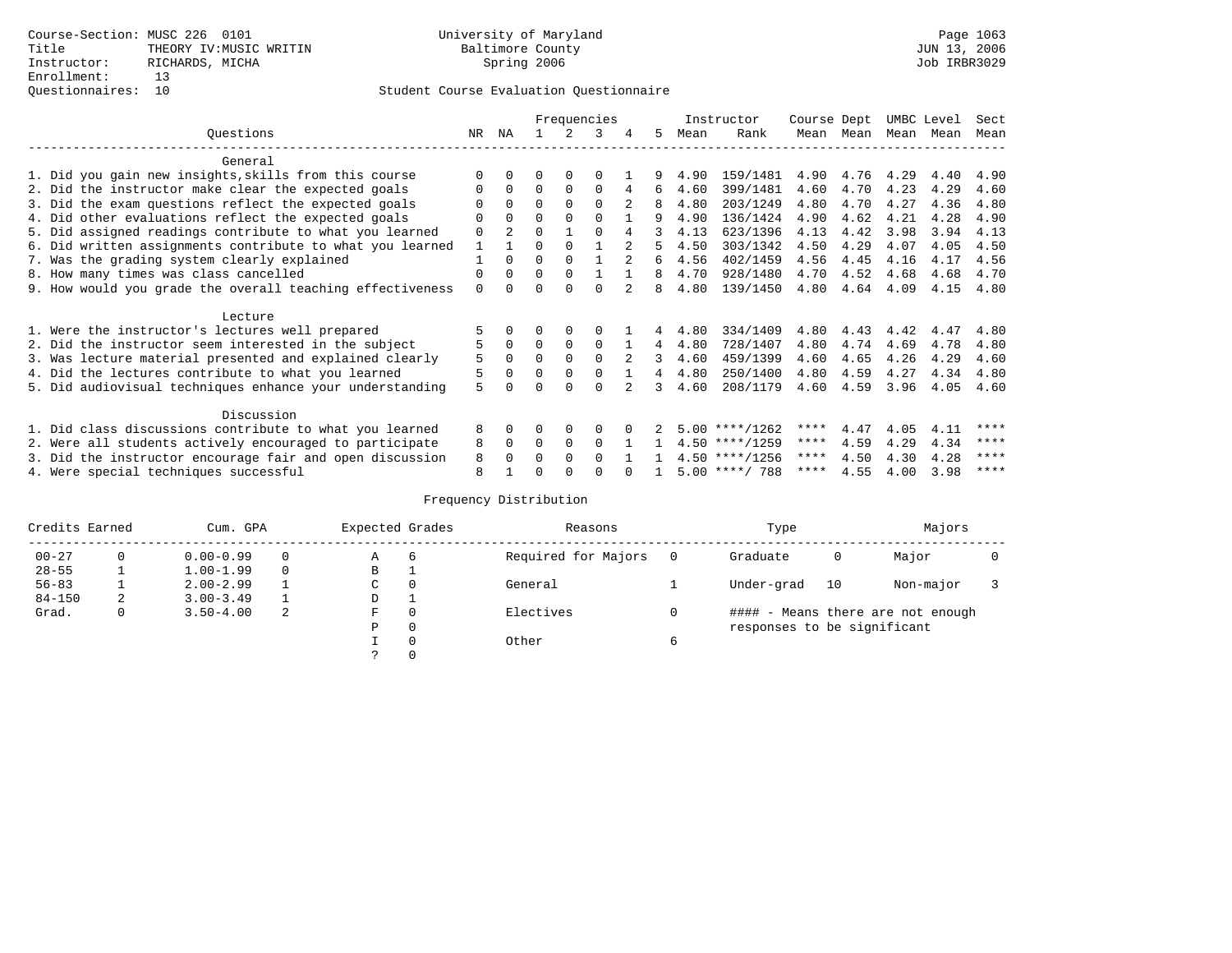Course-Section: MUSC 226 0101
Title: THEORY IV:MUSIC WRITIN
Instructor: RICHARDS, MICHA
Enrollment: 13
Questionnaires: 10

University of Maryland
Baltimore County
Spring 2006

Page 1063
JUN 13, 2006
Job IRBR3029

Student Course Evaluation Questionnaire

| Questions | NR | NA | 1 | 2 | 3 | 4 | 5 | Instructor Mean | Instructor Rank | Course Mean | Dept Mean | UMBC Mean | Level Mean | Sect Mean |
|---|---|---|---|---|---|---|---|---|---|---|---|---|---|---|
| **General** | | | | | | | | | | | | | | |
| 1. Did you gain new insights,skills from this course | 0 | 0 | 0 | 0 | 0 | 1 | 9 | 4.90 | 159/1481 | 4.90 | 4.76 | 4.29 | 4.40 | 4.90 |
| 2. Did the instructor make clear the expected goals | 0 | 0 | 0 | 0 | 0 | 4 | 6 | 4.60 | 399/1481 | 4.60 | 4.70 | 4.23 | 4.29 | 4.60 |
| 3. Did the exam questions reflect the expected goals | 0 | 0 | 0 | 0 | 0 | 2 | 8 | 4.80 | 203/1249 | 4.80 | 4.70 | 4.27 | 4.36 | 4.80 |
| 4. Did other evaluations reflect the expected goals | 0 | 0 | 0 | 0 | 0 | 1 | 9 | 4.90 | 136/1424 | 4.90 | 4.62 | 4.21 | 4.28 | 4.90 |
| 5. Did assigned readings contribute to what you learned | 0 | 2 | 0 | 1 | 0 | 4 | 3 | 4.13 | 623/1396 | 4.13 | 4.42 | 3.98 | 3.94 | 4.13 |
| 6. Did written assignments contribute to what you learned | 1 | 1 | 0 | 0 | 1 | 2 | 5 | 4.50 | 303/1342 | 4.50 | 4.29 | 4.07 | 4.05 | 4.50 |
| 7. Was the grading system clearly explained | 1 | 0 | 0 | 0 | 1 | 2 | 6 | 4.56 | 402/1459 | 4.56 | 4.45 | 4.16 | 4.17 | 4.56 |
| 8. How many times was class cancelled | 0 | 0 | 0 | 0 | 1 | 1 | 8 | 4.70 | 928/1480 | 4.70 | 4.52 | 4.68 | 4.68 | 4.70 |
| 9. How would you grade the overall teaching effectiveness | 0 | 0 | 0 | 0 | 0 | 2 | 8 | 4.80 | 139/1450 | 4.80 | 4.64 | 4.09 | 4.15 | 4.80 |
| **Lecture** | | | | | | | | | | | | | | |
| 1. Were the instructor's lectures well prepared | 5 | 0 | 0 | 0 | 0 | 1 | 4 | 4.80 | 334/1409 | 4.80 | 4.43 | 4.42 | 4.47 | 4.80 |
| 2. Did the instructor seem interested in the subject | 5 | 0 | 0 | 0 | 0 | 1 | 4 | 4.80 | 728/1407 | 4.80 | 4.74 | 4.69 | 4.78 | 4.80 |
| 3. Was lecture material presented and explained clearly | 5 | 0 | 0 | 0 | 0 | 2 | 3 | 4.60 | 459/1399 | 4.60 | 4.65 | 4.26 | 4.29 | 4.60 |
| 4. Did the lectures contribute to what you learned | 5 | 0 | 0 | 0 | 0 | 1 | 4 | 4.80 | 250/1400 | 4.80 | 4.59 | 4.27 | 4.34 | 4.80 |
| 5. Did audiovisual techniques enhance your understanding | 5 | 0 | 0 | 0 | 0 | 2 | 3 | 4.60 | 208/1179 | 4.60 | 4.59 | 3.96 | 4.05 | 4.60 |
| **Discussion** | | | | | | | | | | | | | | |
| 1. Did class discussions contribute to what you learned | 8 | 0 | 0 | 0 | 0 | 0 | 2 | 5.00 | ****/1262 | **** | 4.47 | 4.05 | 4.11 | **** |
| 2. Were all students actively encouraged to participate | 8 | 0 | 0 | 0 | 0 | 1 | 1 | 4.50 | ****/1259 | **** | 4.59 | 4.29 | 4.34 | **** |
| 3. Did the instructor encourage fair and open discussion | 8 | 0 | 0 | 0 | 0 | 1 | 1 | 4.50 | ****/1256 | **** | 4.50 | 4.30 | 4.28 | **** |
| 4. Were special techniques successful | 8 | 1 | 0 | 0 | 0 | 0 | 1 | 5.00 | ****/ 788 | **** | 4.55 | 4.00 | 3.98 | **** |

Frequency Distribution

| Credits Earned | | Cum. GPA | | Expected Grades | | Reasons | | Type | | Majors | |
|---|---|---|---|---|---|---|---|---|---|---|---|
| 00-27 | 0 | 0.00-0.99 | 0 | A | 6 | Required for Majors | 0 | Graduate | 0 | Major | 0 |
| 28-55 | 1 | 1.00-1.99 | 0 | B | 1 | | | | | | |
| 56-83 | 1 | 2.00-2.99 | 1 | C | 0 | General | 1 | Under-grad | 10 | Non-major | 3 |
| 84-150 | 2 | 3.00-3.49 | 1 | D | 1 | | | | | | |
| Grad. | 0 | 3.50-4.00 | 2 | F | 0 | Electives | 0 | #### - Means there are not enough responses to be significant | | | |
| | | | | P | 0 | | | | | | |
| | | | | I | 0 | Other | 6 | | | | |
| | | | | ? | 0 | | | | | | |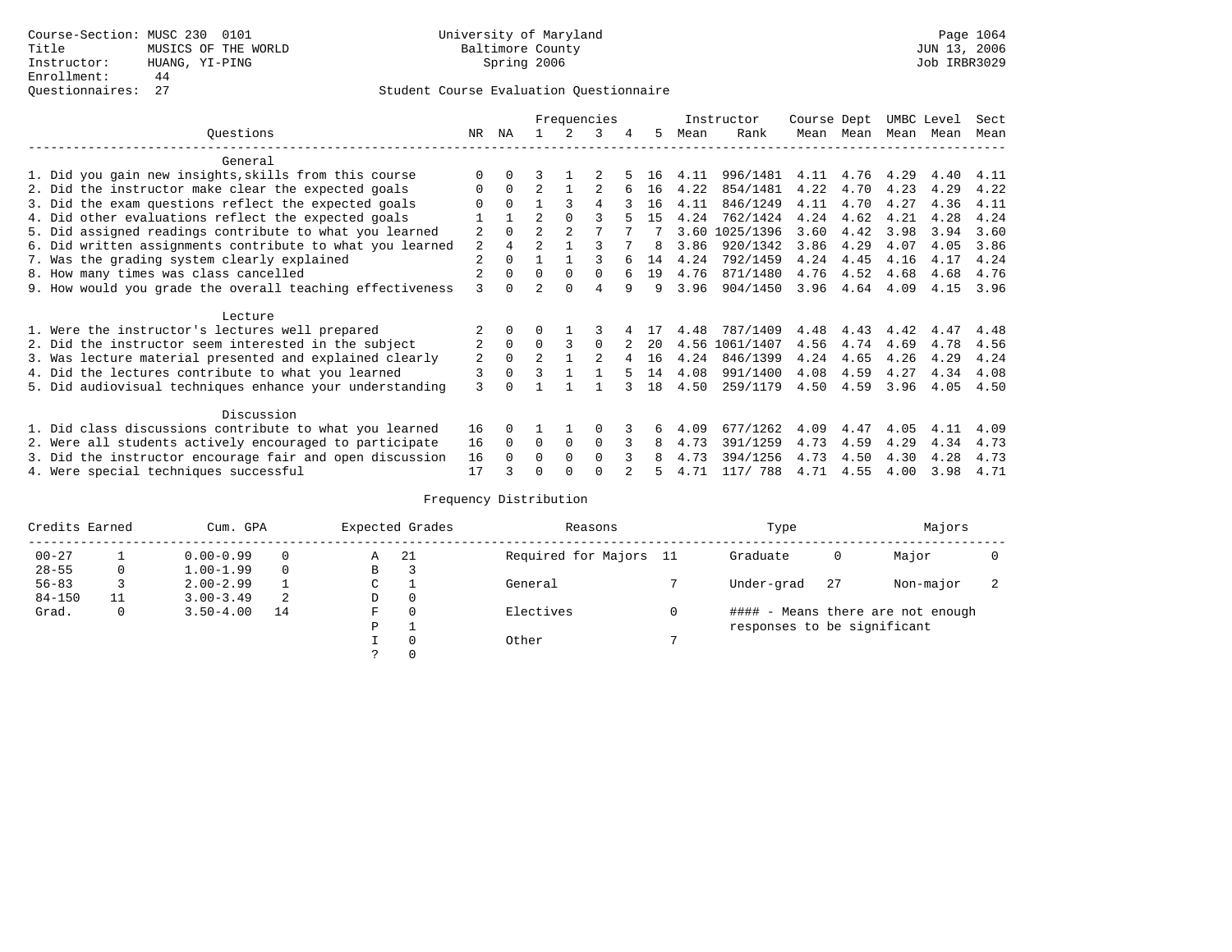Course-Section: MUSC 230 0101
Title: MUSICS OF THE WORLD
Instructor: HUANG, YI-PING
Enrollment: 44
Questionnaires: 27

University of Maryland
Baltimore County
Spring 2006

Page 1064
JUN 13, 2006
Job IRBR3029

## Student Course Evaluation Questionnaire

| Questions | NR | NA | 1 | 2 | 3 | 4 | 5 | Instructor Mean | Instructor Rank | Course Mean | Dept Mean | UMBC Mean | Level Mean | Sect Mean |
|---|---|---|---|---|---|---|---|---|---|---|---|---|---|---|
| **General** | | | | | | | | | | | | | | |
| 1. Did you gain new insights,skills from this course | 0 | 0 | 3 | 1 | 2 | 5 | 16 | 4.11 | 996/1481 | 4.11 | 4.76 | 4.29 | 4.40 | 4.11 |
| 2. Did the instructor make clear the expected goals | 0 | 0 | 2 | 1 | 2 | 6 | 16 | 4.22 | 854/1481 | 4.22 | 4.70 | 4.23 | 4.29 | 4.22 |
| 3. Did the exam questions reflect the expected goals | 0 | 0 | 1 | 3 | 4 | 3 | 16 | 4.11 | 846/1249 | 4.11 | 4.70 | 4.27 | 4.36 | 4.11 |
| 4. Did other evaluations reflect the expected goals | 1 | 1 | 2 | 0 | 3 | 5 | 15 | 4.24 | 762/1424 | 4.24 | 4.62 | 4.21 | 4.28 | 4.24 |
| 5. Did assigned readings contribute to what you learned | 2 | 0 | 2 | 2 | 7 | 7 | 7 | 3.60 | 1025/1396 | 3.60 | 4.42 | 3.98 | 3.94 | 3.60 |
| 6. Did written assignments contribute to what you learned | 2 | 4 | 2 | 1 | 3 | 7 | 8 | 3.86 | 920/1342 | 3.86 | 4.29 | 4.07 | 4.05 | 3.86 |
| 7. Was the grading system clearly explained | 2 | 0 | 1 | 1 | 3 | 6 | 14 | 4.24 | 792/1459 | 4.24 | 4.45 | 4.16 | 4.17 | 4.24 |
| 8. How many times was class cancelled | 2 | 0 | 0 | 0 | 0 | 6 | 19 | 4.76 | 871/1480 | 4.76 | 4.52 | 4.68 | 4.68 | 4.76 |
| 9. How would you grade the overall teaching effectiveness | 3 | 0 | 2 | 0 | 4 | 9 | 9 | 3.96 | 904/1450 | 3.96 | 4.64 | 4.09 | 4.15 | 3.96 |
| **Lecture** | | | | | | | | | | | | | | |
| 1. Were the instructor's lectures well prepared | 2 | 0 | 0 | 1 | 3 | 4 | 17 | 4.48 | 787/1409 | 4.48 | 4.43 | 4.42 | 4.47 | 4.48 |
| 2. Did the instructor seem interested in the subject | 2 | 0 | 0 | 3 | 0 | 2 | 20 | 4.56 | 1061/1407 | 4.56 | 4.74 | 4.69 | 4.78 | 4.56 |
| 3. Was lecture material presented and explained clearly | 2 | 0 | 2 | 1 | 2 | 4 | 16 | 4.24 | 846/1399 | 4.24 | 4.65 | 4.26 | 4.29 | 4.24 |
| 4. Did the lectures contribute to what you learned | 3 | 0 | 3 | 1 | 1 | 5 | 14 | 4.08 | 991/1400 | 4.08 | 4.59 | 4.27 | 4.34 | 4.08 |
| 5. Did audiovisual techniques enhance your understanding | 3 | 0 | 1 | 1 | 1 | 3 | 18 | 4.50 | 259/1179 | 4.50 | 4.59 | 3.96 | 4.05 | 4.50 |
| **Discussion** | | | | | | | | | | | | | | |
| 1. Did class discussions contribute to what you learned | 16 | 0 | 1 | 1 | 0 | 3 | 6 | 4.09 | 677/1262 | 4.09 | 4.47 | 4.05 | 4.11 | 4.09 |
| 2. Were all students actively encouraged to participate | 16 | 0 | 0 | 0 | 0 | 3 | 8 | 4.73 | 391/1259 | 4.73 | 4.59 | 4.29 | 4.34 | 4.73 |
| 3. Did the instructor encourage fair and open discussion | 16 | 0 | 0 | 0 | 0 | 3 | 8 | 4.73 | 394/1256 | 4.73 | 4.50 | 4.30 | 4.28 | 4.73 |
| 4. Were special techniques successful | 17 | 3 | 0 | 0 | 0 | 2 | 5 | 4.71 | 117/ 788 | 4.71 | 4.55 | 4.00 | 3.98 | 4.71 |

## Frequency Distribution

| Credits Earned | | Cum. GPA | | Expected Grades | | Reasons | | Type | | Majors | |
|---|---|---|---|---|---|---|---|---|---|---|---|
| 00-27 | 1 | 0.00-0.99 | 0 | A | 21 | Required for Majors | 11 | Graduate | 0 | Major | 0 |
| 28-55 | 0 | 1.00-1.99 | 0 | B | 3 | | | | | | |
| 56-83 | 3 | 2.00-2.99 | 1 | C | 1 | General | 7 | Under-grad | 27 | Non-major | 2 |
| 84-150 | 11 | 3.00-3.49 | 2 | D | 0 | | | | | | |
| Grad. | 0 | 3.50-4.00 | 14 | F | 0 | Electives | 0 | #### - Means there are not enough responses to be significant | | | |
| | | | | P | 1 | | | | | | |
| | | | | I | 0 | Other | 7 | | | | |
| | | | | ? | 0 | | | | | | |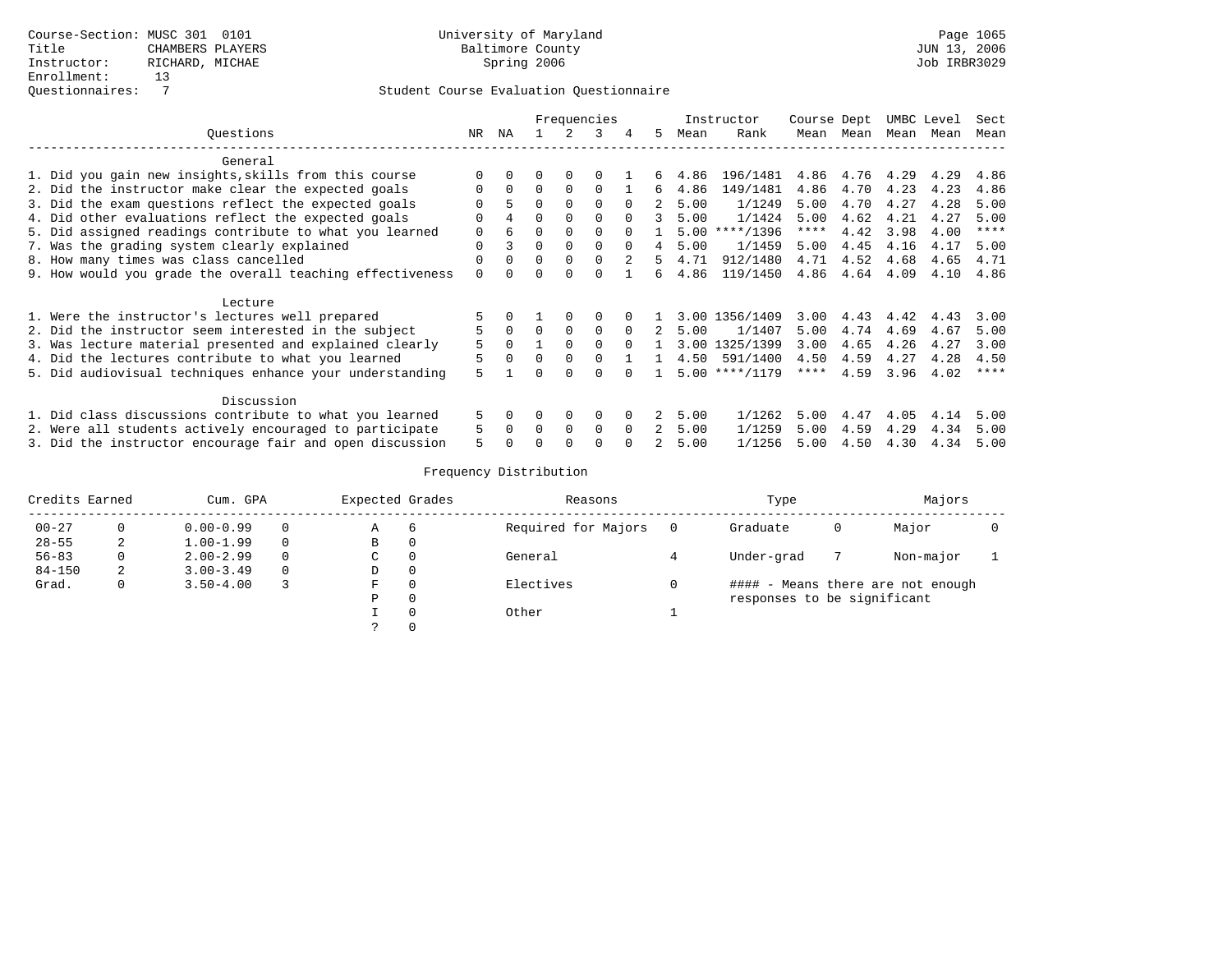Course-Section: MUSC 301 0101
Title: CHAMBERS PLAYERS
Instructor: RICHARD, MICHAE
Enrollment: 13
Questionnaires: 7

University of Maryland
Baltimore County
Spring 2006

Page 1065
JUN 13, 2006
Job IRBR3029

Student Course Evaluation Questionnaire

| Questions | NR | NA | 1 | 2 | 3 | 4 | 5 | Instructor Mean | Instructor Rank | Course Mean | Dept Mean | UMBC Mean | Level Mean | Sect Mean |
|---|---|---|---|---|---|---|---|---|---|---|---|---|---|---|
| **General** | | | | | | | | | | | | | | |
| 1. Did you gain new insights,skills from this course | 0 | 0 | 0 | 0 | 0 | 1 | 6 | 4.86 | 196/1481 | 4.86 | 4.76 | 4.29 | 4.29 | 4.86 |
| 2. Did the instructor make clear the expected goals | 0 | 0 | 0 | 0 | 0 | 1 | 6 | 4.86 | 149/1481 | 4.86 | 4.70 | 4.23 | 4.23 | 4.86 |
| 3. Did the exam questions reflect the expected goals | 0 | 5 | 0 | 0 | 0 | 0 | 2 | 5.00 | 1/1249 | 5.00 | 4.70 | 4.27 | 4.28 | 5.00 |
| 4. Did other evaluations reflect the expected goals | 0 | 4 | 0 | 0 | 0 | 0 | 3 | 5.00 | 1/1424 | 5.00 | 4.62 | 4.21 | 4.27 | 5.00 |
| 5. Did assigned readings contribute to what you learned | 0 | 6 | 0 | 0 | 0 | 0 | 1 | 5.00 | ****/1396 | **** | 4.42 | 3.98 | 4.00 | **** |
| 7. Was the grading system clearly explained | 0 | 3 | 0 | 0 | 0 | 0 | 4 | 5.00 | 1/1459 | 5.00 | 4.45 | 4.16 | 4.17 | 5.00 |
| 8. How many times was class cancelled | 0 | 0 | 0 | 0 | 0 | 2 | 5 | 4.71 | 912/1480 | 4.71 | 4.52 | 4.68 | 4.65 | 4.71 |
| 9. How would you grade the overall teaching effectiveness | 0 | 0 | 0 | 0 | 0 | 1 | 6 | 4.86 | 119/1450 | 4.86 | 4.64 | 4.09 | 4.10 | 4.86 |
| **Lecture** | | | | | | | | | | | | | | |
| 1. Were the instructor's lectures well prepared | 5 | 0 | 1 | 0 | 0 | 0 | 1 | 3.00 | 1356/1409 | 3.00 | 4.43 | 4.42 | 4.43 | 3.00 |
| 2. Did the instructor seem interested in the subject | 5 | 0 | 0 | 0 | 0 | 0 | 2 | 5.00 | 1/1407 | 5.00 | 4.74 | 4.69 | 4.67 | 5.00 |
| 3. Was lecture material presented and explained clearly | 5 | 0 | 1 | 0 | 0 | 0 | 1 | 3.00 | 1325/1399 | 3.00 | 4.65 | 4.26 | 4.27 | 3.00 |
| 4. Did the lectures contribute to what you learned | 5 | 0 | 0 | 0 | 0 | 1 | 1 | 4.50 | 591/1400 | 4.50 | 4.59 | 4.27 | 4.28 | 4.50 |
| 5. Did audiovisual techniques enhance your understanding | 5 | 1 | 0 | 0 | 0 | 0 | 1 | 5.00 | ****/1179 | **** | 4.59 | 3.96 | 4.02 | **** |
| **Discussion** | | | | | | | | | | | | | | |
| 1. Did class discussions contribute to what you learned | 5 | 0 | 0 | 0 | 0 | 0 | 2 | 5.00 | 1/1262 | 5.00 | 4.47 | 4.05 | 4.14 | 5.00 |
| 2. Were all students actively encouraged to participate | 5 | 0 | 0 | 0 | 0 | 0 | 2 | 5.00 | 1/1259 | 5.00 | 4.59 | 4.29 | 4.34 | 5.00 |
| 3. Did the instructor encourage fair and open discussion | 5 | 0 | 0 | 0 | 0 | 0 | 2 | 5.00 | 1/1256 | 5.00 | 4.50 | 4.30 | 4.34 | 5.00 |

## Frequency Distribution

| Credits Earned | | Cum. GPA | | Expected Grades | | Reasons | | Type | | Majors | |
|---|---|---|---|---|---|---|---|---|---|---|---|
| 00-27 | 0 | 0.00-0.99 | 0 | A | 6 | Required for Majors | 0 | Graduate | 0 | Major | 0 |
| 28-55 | 2 | 1.00-1.99 | 0 | B | 0 | | | | | | |
| 56-83 | 0 | 2.00-2.99 | 0 | C | 0 | General | 4 | Under-grad | 7 | Non-major | 1 |
| 84-150 | 2 | 3.00-3.49 | 0 | D | 0 | | | | | | |
| Grad. | 0 | 3.50-4.00 | 3 | F | 0 | Electives | 0 | | | | |
| | | | | P | 0 | | | | | | |
| | | | | I | 0 | Other | 1 | | | | |
| | | | | ? | 0 | | | | | | |

#### - Means there are not enough responses to be significant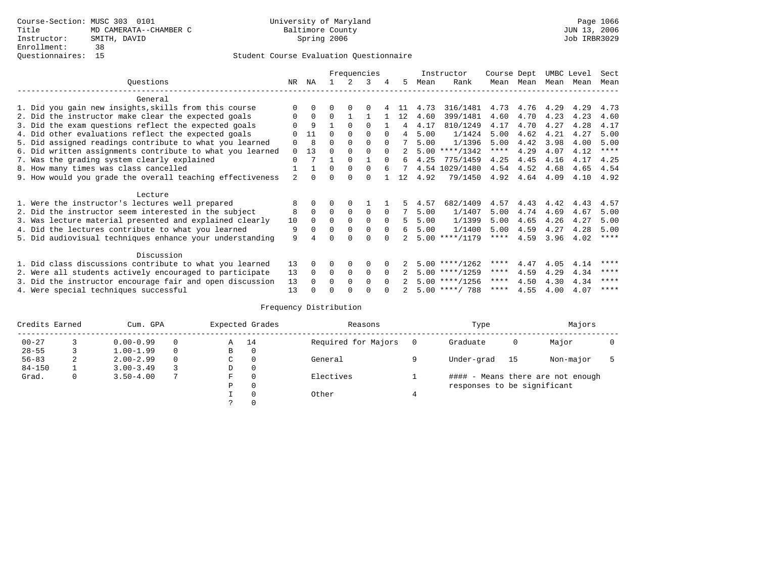Course-Section: MUSC 303 0101
Title: MD CAMERATA--CHAMBER C
Instructor: SMITH, DAVID
Enrollment: 38
Questionnaires: 15

University of Maryland
Baltimore County
Spring 2006

JUN 13, 2006
Job IRBR3029

## Student Course Evaluation Questionnaire

| Questions | NR | NA | 1 | 2 | 3 | 4 | 5 | Instructor Mean | Instructor Rank | Course Mean | Dept Mean | UMBC Mean | Level Mean | Sect Mean |
|---|---|---|---|---|---|---|---|---|---|---|---|---|---|---|
| **General** | | | | | | | | | | | | | | |
| 1. Did you gain new insights,skills from this course | 0 | 0 | 0 | 0 | 0 | 4 | 11 | 4.73 | 316/1481 | 4.73 | 4.76 | 4.29 | 4.29 | 4.73 |
| 2. Did the instructor make clear the expected goals | 0 | 0 | 0 | 1 | 1 | 1 | 12 | 4.60 | 399/1481 | 4.60 | 4.70 | 4.23 | 4.23 | 4.60 |
| 3. Did the exam questions reflect the expected goals | 0 | 9 | 1 | 0 | 0 | 1 | 4 | 4.17 | 810/1249 | 4.17 | 4.70 | 4.27 | 4.28 | 4.17 |
| 4. Did other evaluations reflect the expected goals | 0 | 11 | 0 | 0 | 0 | 0 | 4 | 5.00 | 1/1424 | 5.00 | 4.62 | 4.21 | 4.27 | 5.00 |
| 5. Did assigned readings contribute to what you learned | 0 | 8 | 0 | 0 | 0 | 0 | 7 | 5.00 | 1/1396 | 5.00 | 4.42 | 3.98 | 4.00 | 5.00 |
| 6. Did written assignments contribute to what you learned | 0 | 13 | 0 | 0 | 0 | 0 | 2 | 5.00 | ****/1342 | **** | 4.29 | 4.07 | 4.12 | **** |
| 7. Was the grading system clearly explained | 0 | 7 | 1 | 0 | 1 | 0 | 6 | 4.25 | 775/1459 | 4.25 | 4.45 | 4.16 | 4.17 | 4.25 |
| 8. How many times was class cancelled | 1 | 1 | 0 | 0 | 0 | 6 | 7 | 4.54 | 1029/1480 | 4.54 | 4.52 | 4.68 | 4.65 | 4.54 |
| 9. How would you grade the overall teaching effectiveness | 2 | 0 | 0 | 0 | 0 | 1 | 12 | 4.92 | 79/1450 | 4.92 | 4.64 | 4.09 | 4.10 | 4.92 |
| **Lecture** | | | | | | | | | | | | | | |
| 1. Were the instructor's lectures well prepared | 8 | 0 | 0 | 0 | 1 | 1 | 5 | 4.57 | 682/1409 | 4.57 | 4.43 | 4.42 | 4.43 | 4.57 |
| 2. Did the instructor seem interested in the subject | 8 | 0 | 0 | 0 | 0 | 0 | 7 | 5.00 | 1/1407 | 5.00 | 4.74 | 4.69 | 4.67 | 5.00 |
| 3. Was lecture material presented and explained clearly | 10 | 0 | 0 | 0 | 0 | 0 | 5 | 5.00 | 1/1399 | 5.00 | 4.65 | 4.26 | 4.27 | 5.00 |
| 4. Did the lectures contribute to what you learned | 9 | 0 | 0 | 0 | 0 | 0 | 6 | 5.00 | 1/1400 | 5.00 | 4.59 | 4.27 | 4.28 | 5.00 |
| 5. Did audiovisual techniques enhance your understanding | 9 | 4 | 0 | 0 | 0 | 0 | 2 | 5.00 | ****/1179 | **** | 4.59 | 3.96 | 4.02 | **** |
| **Discussion** | | | | | | | | | | | | | | |
| 1. Did class discussions contribute to what you learned | 13 | 0 | 0 | 0 | 0 | 0 | 2 | 5.00 | ****/1262 | **** | 4.47 | 4.05 | 4.14 | **** |
| 2. Were all students actively encouraged to participate | 13 | 0 | 0 | 0 | 0 | 0 | 2 | 5.00 | ****/1259 | **** | 4.59 | 4.29 | 4.34 | **** |
| 3. Did the instructor encourage fair and open discussion | 13 | 0 | 0 | 0 | 0 | 0 | 2 | 5.00 | ****/1256 | **** | 4.50 | 4.30 | 4.34 | **** |
| 4. Were special techniques successful | 13 | 0 | 0 | 0 | 0 | 0 | 2 | 5.00 | ****/ 788 | **** | 4.55 | 4.00 | 4.07 | **** |

## Frequency Distribution

| Credits Earned | | Cum. GPA | | Expected Grades | | Reasons | | Type | | Majors | |
|---|---|---|---|---|---|---|---|---|---|---|---|
| 00-27 | 3 | 0.00-0.99 | 0 | A | 14 | Required for Majors | 0 | Graduate | 0 | Major | 0 |
| 28-55 | 3 | 1.00-1.99 | 0 | B | 0 | | | | | | |
| 56-83 | 2 | 2.00-2.99 | 0 | C | 0 | General | 9 | Under-grad | 15 | Non-major | 5 |
| 84-150 | 1 | 3.00-3.49 | 3 | D | 0 | | | | | | |
| Grad. | 0 | 3.50-4.00 | 7 | F | 0 | Electives | 1 | #### - Means there are not enough responses to be significant | | | |
| | | | | P | 0 | | | | | | |
| | | | | I | 0 | Other | 4 | | | | |
| | | | | ? | 0 | | | | | | |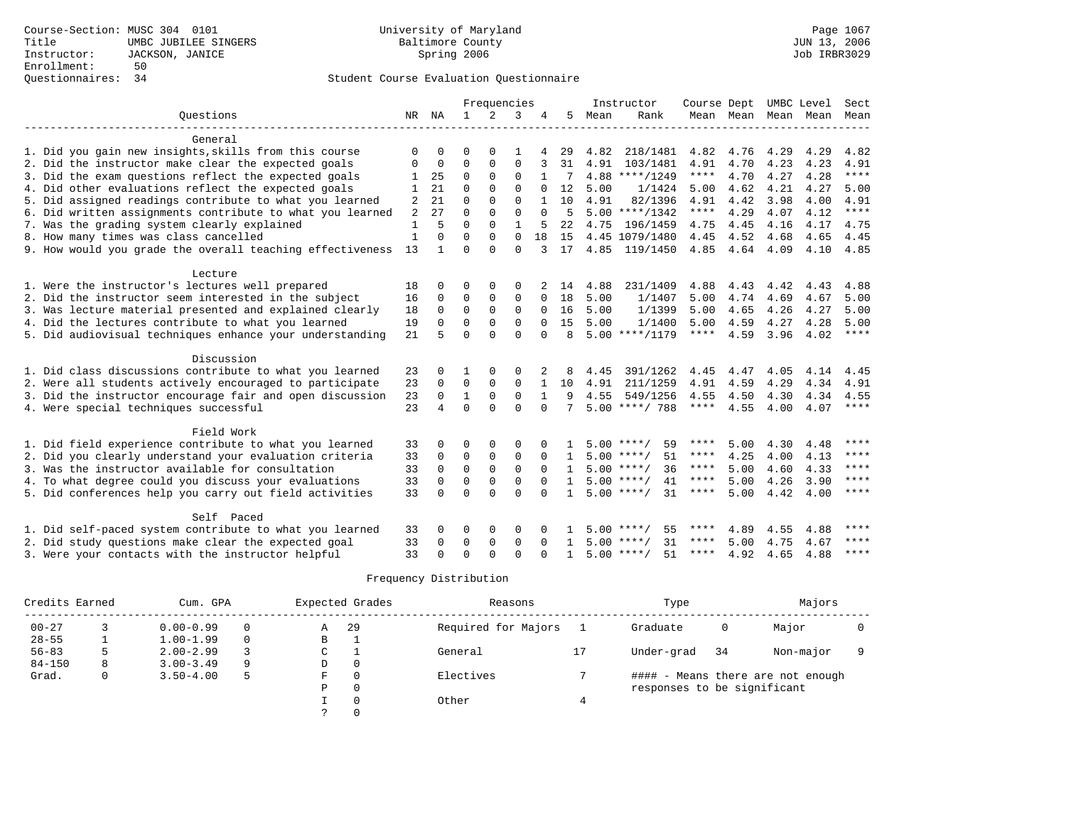Course-Section: MUSC 304 0101
Title: UMBC JUBILEE SINGERS
Instructor: JACKSON, JANICE
Enrollment: 50
Questionnaires: 34

University of Maryland
Baltimore County
Spring 2006

Page 1067
JUN 13, 2006
Job IRBR3029

Student Course Evaluation Questionnaire

| Questions | NR | NA | 1 | 2 | 3 | 4 | 5 | Instructor Mean | Instructor Rank | Course Mean | Dept Mean | UMBC Level Mean | Level Mean | Sect Mean |
|---|---|---|---|---|---|---|---|---|---|---|---|---|---|---|
| **General** | | | | | | | | | | | | | | |
| 1. Did you gain new insights,skills from this course | 0 | 0 | 0 | 0 | 1 | 4 | 29 | 4.82 | 218/1481 | 4.82 | 4.76 | 4.29 | 4.29 | 4.82 |
| 2. Did the instructor make clear the expected goals | 0 | 0 | 0 | 0 | 0 | 3 | 31 | 4.91 | 103/1481 | 4.91 | 4.70 | 4.23 | 4.23 | 4.91 |
| 3. Did the exam questions reflect the expected goals | 1 | 25 | 0 | 0 | 0 | 1 | 7 | 4.88 | ****/1249 | **** | 4.70 | 4.27 | 4.28 | **** |
| 4. Did other evaluations reflect the expected goals | 1 | 21 | 0 | 0 | 0 | 0 | 12 | 5.00 | 1/1424 | 5.00 | 4.62 | 4.21 | 4.27 | 5.00 |
| 5. Did assigned readings contribute to what you learned | 2 | 21 | 0 | 0 | 0 | 1 | 10 | 4.91 | 82/1396 | 4.91 | 4.42 | 3.98 | 4.00 | 4.91 |
| 6. Did written assignments contribute to what you learned | 2 | 27 | 0 | 0 | 0 | 0 | 5 | 5.00 | ****/1342 | **** | 4.29 | 4.07 | 4.12 | **** |
| 7. Was the grading system clearly explained | 1 | 5 | 0 | 0 | 1 | 5 | 22 | 4.75 | 196/1459 | 4.75 | 4.45 | 4.16 | 4.17 | 4.75 |
| 8. How many times was class cancelled | 1 | 0 | 0 | 0 | 0 | 18 | 15 | 4.45 | 1079/1480 | 4.45 | 4.52 | 4.68 | 4.65 | 4.45 |
| 9. How would you grade the overall teaching effectiveness | 13 | 1 | 0 | 0 | 0 | 3 | 17 | 4.85 | 119/1450 | 4.85 | 4.64 | 4.09 | 4.10 | 4.85 |
| **Lecture** | | | | | | | | | | | | | | |
| 1. Were the instructor's lectures well prepared | 18 | 0 | 0 | 0 | 0 | 2 | 14 | 4.88 | 231/1409 | 4.88 | 4.43 | 4.42 | 4.43 | 4.88 |
| 2. Did the instructor seem interested in the subject | 16 | 0 | 0 | 0 | 0 | 0 | 18 | 5.00 | 1/1407 | 5.00 | 4.74 | 4.69 | 4.67 | 5.00 |
| 3. Was lecture material presented and explained clearly | 18 | 0 | 0 | 0 | 0 | 0 | 16 | 5.00 | 1/1399 | 5.00 | 4.65 | 4.26 | 4.27 | 5.00 |
| 4. Did the lectures contribute to what you learned | 19 | 0 | 0 | 0 | 0 | 0 | 15 | 5.00 | 1/1400 | 5.00 | 4.59 | 4.27 | 4.28 | 5.00 |
| 5. Did audiovisual techniques enhance your understanding | 21 | 5 | 0 | 0 | 0 | 0 | 8 | 5.00 | ****/1179 | **** | 4.59 | 3.96 | 4.02 | **** |
| **Discussion** | | | | | | | | | | | | | | |
| 1. Did class discussions contribute to what you learned | 23 | 0 | 1 | 0 | 0 | 2 | 8 | 4.45 | 391/1262 | 4.45 | 4.47 | 4.05 | 4.14 | 4.45 |
| 2. Were all students actively encouraged to participate | 23 | 0 | 0 | 0 | 0 | 1 | 10 | 4.91 | 211/1259 | 4.91 | 4.59 | 4.29 | 4.34 | 4.91 |
| 3. Did the instructor encourage fair and open discussion | 23 | 0 | 1 | 0 | 0 | 1 | 9 | 4.55 | 549/1256 | 4.55 | 4.50 | 4.30 | 4.34 | 4.55 |
| 4. Were special techniques successful | 23 | 4 | 0 | 0 | 0 | 0 | 7 | 5.00 | ****/ 788 | **** | 4.55 | 4.00 | 4.07 | **** |
| **Field Work** | | | | | | | | | | | | | | |
| 1. Did field experience contribute to what you learned | 33 | 0 | 0 | 0 | 0 | 0 | 1 | 5.00 | ****/ 59 | **** | 5.00 | 4.30 | 4.48 | **** |
| 2. Did you clearly understand your evaluation criteria | 33 | 0 | 0 | 0 | 0 | 0 | 1 | 5.00 | ****/ 51 | **** | 4.25 | 4.00 | 4.13 | **** |
| 3. Was the instructor available for consultation | 33 | 0 | 0 | 0 | 0 | 0 | 1 | 5.00 | ****/ 36 | **** | 5.00 | 4.60 | 4.33 | **** |
| 4. To what degree could you discuss your evaluations | 33 | 0 | 0 | 0 | 0 | 0 | 1 | 5.00 | ****/ 41 | **** | 5.00 | 4.26 | 3.90 | **** |
| 5. Did conferences help you carry out field activities | 33 | 0 | 0 | 0 | 0 | 0 | 1 | 5.00 | ****/ 31 | **** | 5.00 | 4.42 | 4.00 | **** |
| **Self Paced** | | | | | | | | | | | | | | |
| 1. Did self-paced system contribute to what you learned | 33 | 0 | 0 | 0 | 0 | 0 | 1 | 5.00 | ****/ 55 | **** | 4.89 | 4.55 | 4.88 | **** |
| 2. Did study questions make clear the expected goal | 33 | 0 | 0 | 0 | 0 | 0 | 1 | 5.00 | ****/ 31 | **** | 5.00 | 4.75 | 4.67 | **** |
| 3. Were your contacts with the instructor helpful | 33 | 0 | 0 | 0 | 0 | 0 | 1 | 5.00 | ****/ 51 | **** | 4.92 | 4.65 | 4.88 | **** |

Frequency Distribution

| Credits Earned | | Cum. GPA | | Expected Grades | | Reasons | | Type | | Majors | |
|---|---|---|---|---|---|---|---|---|---|---|---|
| 00-27 | 3 | 0.00-0.99 | 0 | A | 29 | Required for Majors | 1 | Graduate | 0 | Major | 0 |
| 28-55 | 1 | 1.00-1.99 | 0 | B | 1 | | | | | | |
| 56-83 | 5 | 2.00-2.99 | 3 | C | 1 | General | 17 | Under-grad | 34 | Non-major | 9 |
| 84-150 | 8 | 3.00-3.49 | 9 | D | 0 | | | | | | |
| Grad. | 0 | 3.50-4.00 | 5 | F | 0 | Electives | 7 | #### - Means there are not enough responses to be significant | | | |
| | | | | P | 0 | | | | | | |
| | | | | I | 0 | Other | 4 | | | | |
| | | | | ? | 0 | | | | | | |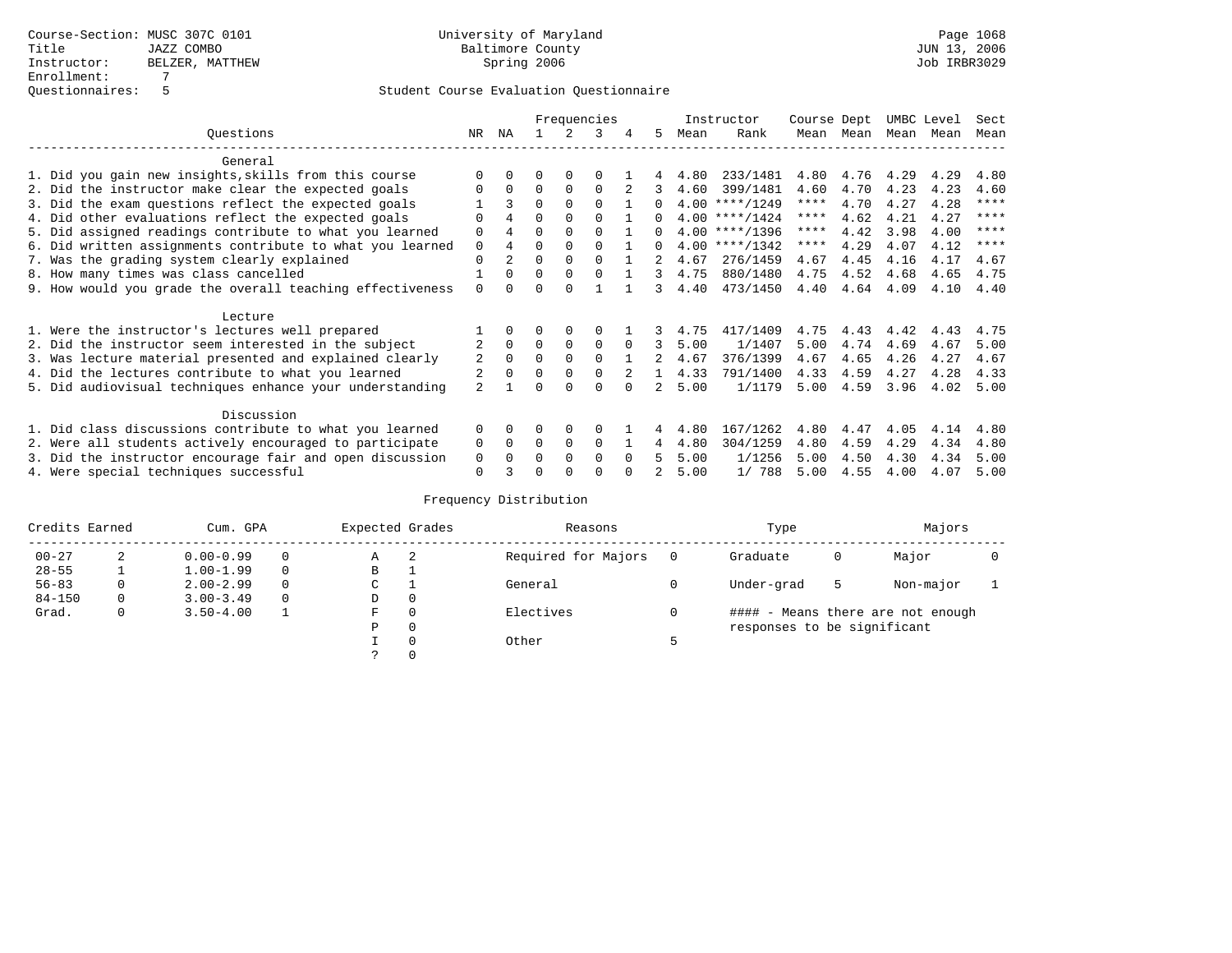Course-Section: MUSC 307C 0101
Title: JAZZ COMBO
Instructor: BELZER, MATTHEW
Enrollment: 7
Questionnaires: 5

University of Maryland
Baltimore County
Spring 2006

Page 1068
JUN 13, 2006
Job IRBR3029

## Student Course Evaluation Questionnaire

| Questions | NR | NA | 1 | 2 | 3 | 4 | 5 | Instructor Mean | Instructor Rank | Course Mean | Dept Mean | UMBC Mean | Level Mean | Sect Mean |
|---|---|---|---|---|---|---|---|---|---|---|---|---|---|---|
| **General** | | | | | | | | | | | | | | |
| 1. Did you gain new insights,skills from this course | 0 | 0 | 0 | 0 | 0 | 1 | 4 | 4.80 | 233/1481 | 4.80 | 4.76 | 4.29 | 4.29 | 4.80 |
| 2. Did the instructor make clear the expected goals | 0 | 0 | 0 | 0 | 0 | 2 | 3 | 4.60 | 399/1481 | 4.60 | 4.70 | 4.23 | 4.23 | 4.60 |
| 3. Did the exam questions reflect the expected goals | 1 | 3 | 0 | 0 | 0 | 1 | 0 | 4.00 | ****/1249 | **** | 4.70 | 4.27 | 4.28 | **** |
| 4. Did other evaluations reflect the expected goals | 0 | 4 | 0 | 0 | 0 | 1 | 0 | 4.00 | ****/1424 | **** | 4.62 | 4.21 | 4.27 | **** |
| 5. Did assigned readings contribute to what you learned | 0 | 4 | 0 | 0 | 0 | 1 | 0 | 4.00 | ****/1396 | **** | 4.42 | 3.98 | 4.00 | **** |
| 6. Did written assignments contribute to what you learned | 0 | 4 | 0 | 0 | 0 | 1 | 0 | 4.00 | ****/1342 | **** | 4.29 | 4.07 | 4.12 | **** |
| 7. Was the grading system clearly explained | 0 | 2 | 0 | 0 | 0 | 1 | 2 | 4.67 | 276/1459 | 4.67 | 4.45 | 4.16 | 4.17 | 4.67 |
| 8. How many times was class cancelled | 1 | 0 | 0 | 0 | 0 | 1 | 3 | 4.75 | 880/1480 | 4.75 | 4.52 | 4.68 | 4.65 | 4.75 |
| 9. How would you grade the overall teaching effectiveness | 0 | 0 | 0 | 0 | 1 | 1 | 3 | 4.40 | 473/1450 | 4.40 | 4.64 | 4.09 | 4.10 | 4.40 |
| **Lecture** | | | | | | | | | | | | | | |
| 1. Were the instructor's lectures well prepared | 1 | 0 | 0 | 0 | 0 | 1 | 3 | 4.75 | 417/1409 | 4.75 | 4.43 | 4.42 | 4.43 | 4.75 |
| 2. Did the instructor seem interested in the subject | 2 | 0 | 0 | 0 | 0 | 0 | 3 | 5.00 | 1/1407 | 5.00 | 4.74 | 4.69 | 4.67 | 5.00 |
| 3. Was lecture material presented and explained clearly | 2 | 0 | 0 | 0 | 0 | 1 | 2 | 4.67 | 376/1399 | 4.67 | 4.65 | 4.26 | 4.27 | 4.67 |
| 4. Did the lectures contribute to what you learned | 2 | 0 | 0 | 0 | 0 | 2 | 1 | 4.33 | 791/1400 | 4.33 | 4.59 | 4.27 | 4.28 | 4.33 |
| 5. Did audiovisual techniques enhance your understanding | 2 | 1 | 0 | 0 | 0 | 0 | 2 | 5.00 | 1/1179 | 5.00 | 4.59 | 3.96 | 4.02 | 5.00 |
| **Discussion** | | | | | | | | | | | | | | |
| 1. Did class discussions contribute to what you learned | 0 | 0 | 0 | 0 | 0 | 1 | 4 | 4.80 | 167/1262 | 4.80 | 4.47 | 4.05 | 4.14 | 4.80 |
| 2. Were all students actively encouraged to participate | 0 | 0 | 0 | 0 | 0 | 1 | 4 | 4.80 | 304/1259 | 4.80 | 4.59 | 4.29 | 4.34 | 4.80 |
| 3. Did the instructor encourage fair and open discussion | 0 | 0 | 0 | 0 | 0 | 0 | 5 | 5.00 | 1/1256 | 5.00 | 4.50 | 4.30 | 4.34 | 5.00 |
| 4. Were special techniques successful | 0 | 3 | 0 | 0 | 0 | 0 | 2 | 5.00 | 1/ 788 | 5.00 | 4.55 | 4.00 | 4.07 | 5.00 |

## Frequency Distribution

| Credits Earned | | Cum. GPA | | Expected Grades | | Reasons | | Type | | Majors | |
|---|---|---|---|---|---|---|---|---|---|---|---|
| 00-27 | 2 | 0.00-0.99 | 0 | A | 2 | Required for Majors | 0 | Graduate | 0 | Major | 0 |
| 28-55 | 1 | 1.00-1.99 | 0 | B | 1 | | | | | | |
| 56-83 | 0 | 2.00-2.99 | 0 | C | 1 | General | 0 | Under-grad | 5 | Non-major | 1 |
| 84-150 | 0 | 3.00-3.49 | 0 | D | 0 | | | | | | |
| Grad. | 0 | 3.50-4.00 | 1 | F | 0 | Electives | 0 | #### - Means there are not enough responses to be significant | | | |
| | | | | P | 0 | | | | | | |
| | | | | I | 0 | Other | 5 | | | | |
| | | | | ? | 0 | | | | | | |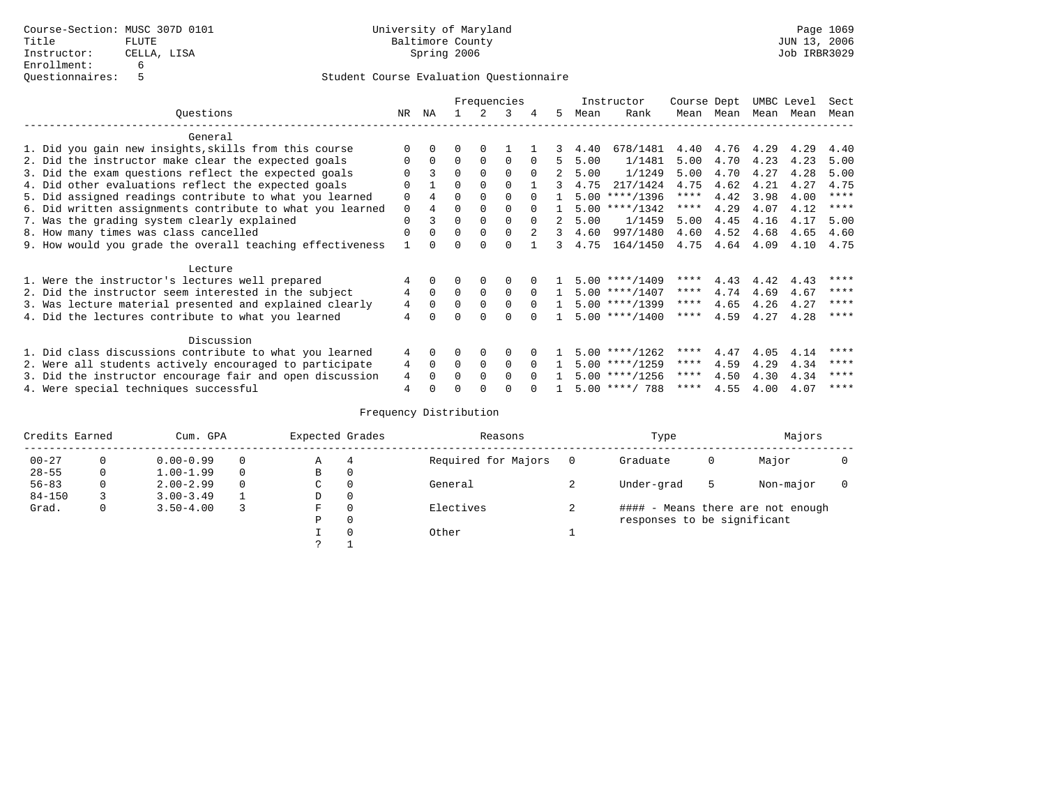Course-Section: MUSC 307D 0101
Title: FLUTE
Instructor: CELLA, LISA
Enrollment: 6
Questionnaires: 5

University of Maryland
Baltimore County
Spring 2006

JUN 13, 2006
Job IRBR3029

Student Course Evaluation Questionnaire

| Questions | NR | NA | 1 | 2 | 3 | 4 | 5 | Instructor Mean | Instructor Rank | Course Mean | Dept Mean | UMBC Mean | Level Mean | Sect Mean |
|---|---|---|---|---|---|---|---|---|---|---|---|---|---|---|
| **General** | | | | | | | | | | | | | | |
| 1. Did you gain new insights,skills from this course | 0 | 0 | 0 | 0 | 1 | 1 | 3 | 4.40 | 678/1481 | 4.40 | 4.76 | 4.29 | 4.29 | 4.40 |
| 2. Did the instructor make clear the expected goals | 0 | 0 | 0 | 0 | 0 | 0 | 5 | 5.00 | 1/1481 | 5.00 | 4.70 | 4.23 | 4.23 | 5.00 |
| 3. Did the exam questions reflect the expected goals | 0 | 3 | 0 | 0 | 0 | 0 | 2 | 5.00 | 1/1249 | 5.00 | 4.70 | 4.27 | 4.28 | 5.00 |
| 4. Did other evaluations reflect the expected goals | 0 | 1 | 0 | 0 | 0 | 1 | 3 | 4.75 | 217/1424 | 4.75 | 4.62 | 4.21 | 4.27 | 4.75 |
| 5. Did assigned readings contribute to what you learned | 0 | 4 | 0 | 0 | 0 | 0 | 1 | 5.00 | ****/1396 | **** | 4.42 | 3.98 | 4.00 | **** |
| 6. Did written assignments contribute to what you learned | 0 | 4 | 0 | 0 | 0 | 0 | 1 | 5.00 | ****/1342 | **** | 4.29 | 4.07 | 4.12 | **** |
| 7. Was the grading system clearly explained | 0 | 3 | 0 | 0 | 0 | 0 | 2 | 5.00 | 1/1459 | 5.00 | 4.45 | 4.16 | 4.17 | 5.00 |
| 8. How many times was class cancelled | 0 | 0 | 0 | 0 | 0 | 2 | 3 | 4.60 | 997/1480 | 4.60 | 4.52 | 4.68 | 4.65 | 4.60 |
| 9. How would you grade the overall teaching effectiveness | 1 | 0 | 0 | 0 | 0 | 1 | 3 | 4.75 | 164/1450 | 4.75 | 4.64 | 4.09 | 4.10 | 4.75 |
| **Lecture** | | | | | | | | | | | | | | |
| 1. Were the instructor's lectures well prepared | 4 | 0 | 0 | 0 | 0 | 0 | 1 | 5.00 | ****/1409 | **** | 4.43 | 4.42 | 4.43 | **** |
| 2. Did the instructor seem interested in the subject | 4 | 0 | 0 | 0 | 0 | 0 | 1 | 5.00 | ****/1407 | **** | 4.74 | 4.69 | 4.67 | **** |
| 3. Was lecture material presented and explained clearly | 4 | 0 | 0 | 0 | 0 | 0 | 1 | 5.00 | ****/1399 | **** | 4.65 | 4.26 | 4.27 | **** |
| 4. Did the lectures contribute to what you learned | 4 | 0 | 0 | 0 | 0 | 0 | 1 | 5.00 | ****/1400 | **** | 4.59 | 4.27 | 4.28 | **** |
| **Discussion** | | | | | | | | | | | | | | |
| 1. Did class discussions contribute to what you learned | 4 | 0 | 0 | 0 | 0 | 0 | 1 | 5.00 | ****/1262 | **** | 4.47 | 4.05 | 4.14 | **** |
| 2. Were all students actively encouraged to participate | 4 | 0 | 0 | 0 | 0 | 0 | 1 | 5.00 | ****/1259 | **** | 4.59 | 4.29 | 4.34 | **** |
| 3. Did the instructor encourage fair and open discussion | 4 | 0 | 0 | 0 | 0 | 0 | 1 | 5.00 | ****/1256 | **** | 4.50 | 4.30 | 4.34 | **** |
| 4. Were special techniques successful | 4 | 0 | 0 | 0 | 0 | 0 | 1 | 5.00 | ****/ 788 | **** | 4.55 | 4.00 | 4.07 | **** |

Frequency Distribution

| Credits Earned | | Cum. GPA | | Expected Grades | | Reasons | | Type | | Majors | |
|---|---|---|---|---|---|---|---|---|---|---|---|
| 00-27 | 0 | 0.00-0.99 | 0 | A | 4 | Required for Majors | 0 | Graduate | 0 | Major | 0 |
| 28-55 | 0 | 1.00-1.99 | 0 | B | 0 | | | | | | |
| 56-83 | 0 | 2.00-2.99 | 0 | C | 0 | General | 2 | Under-grad | 5 | Non-major | 0 |
| 84-150 | 3 | 3.00-3.49 | 1 | D | 0 | | | | | | |
| Grad. | 0 | 3.50-4.00 | 3 | F | 0 | Electives | 2 | #### - Means there are not enough responses to be significant | | | |
| | | | | P | 0 | | | | | | |
| | | | | I | 0 | Other | 1 | | | | |
| | | | | ? | 1 | | | | | | |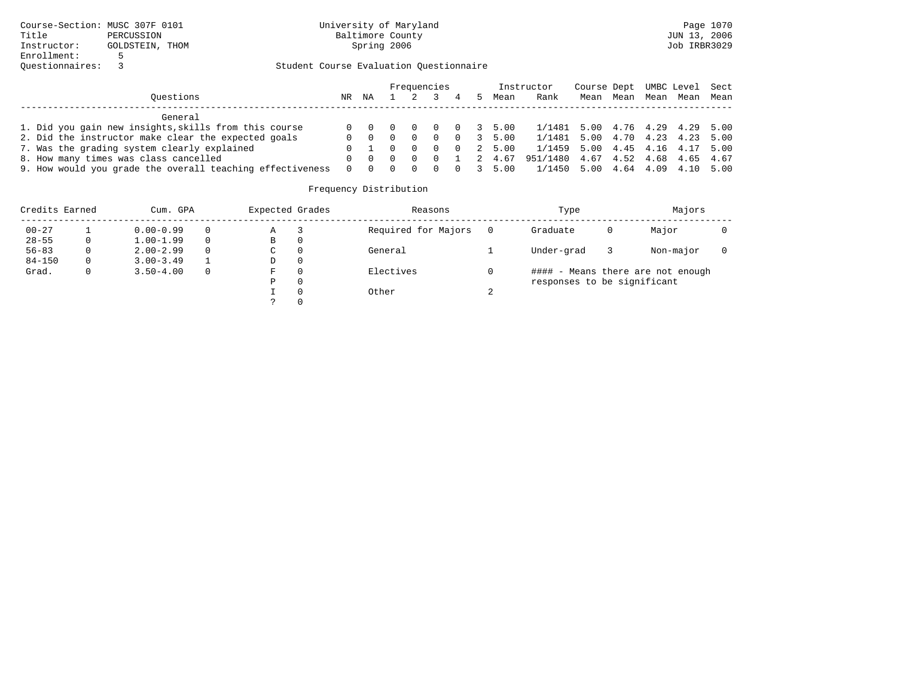Course-Section: MUSC 307F 0101
Title: PERCUSSION
Instructor: GOLDSTEIN, THOM
Enrollment: 5
Questionnaires: 3

University of Maryland Baltimore County
Spring 2006

JUN 13, 2006
Job IRBR3029

Student Course Evaluation Questionnaire

| Questions | NR | NA | 1 | 2 | 3 | 4 | 5 | Instructor Mean | Rank | Course Mean | Dept Mean | UMBC Mean | Level Mean | Sect Mean |
|---|---|---|---|---|---|---|---|---|---|---|---|---|---|---|
| **General** | | | | | | | | | | | | | | |
| 1. Did you gain new insights,skills from this course | 0 | 0 | 0 | 0 | 0 | 0 | 3 | 5.00 | 1/1481 | 5.00 | 4.76 | 4.29 | 4.29 | 5.00 |
| 2. Did the instructor make clear the expected goals | 0 | 0 | 0 | 0 | 0 | 0 | 3 | 5.00 | 1/1481 | 5.00 | 4.70 | 4.23 | 4.23 | 5.00 |
| 7. Was the grading system clearly explained | 0 | 1 | 0 | 0 | 0 | 0 | 2 | 5.00 | 1/1459 | 5.00 | 4.45 | 4.16 | 4.17 | 5.00 |
| 8. How many times was class cancelled | 0 | 0 | 0 | 0 | 0 | 1 | 2 | 4.67 | 951/1480 | 4.67 | 4.52 | 4.68 | 4.65 | 4.67 |
| 9. How would you grade the overall teaching effectiveness | 0 | 0 | 0 | 0 | 0 | 0 | 3 | 5.00 | 1/1450 | 5.00 | 4.64 | 4.09 | 4.10 | 5.00 |

Frequency Distribution

| Credits Earned | | Cum. GPA | | Expected Grades | | Reasons | | Type | | Majors | |
|---|---|---|---|---|---|---|---|---|---|---|---|
| 00-27 | 1 | 0.00-0.99 | 0 | A | 3 | Required for Majors | 0 | Graduate | 0 | Major | 0 |
| 28-55 | 0 | 1.00-1.99 | 0 | B | 0 | | | | | | |
| 56-83 | 0 | 2.00-2.99 | 0 | C | 0 | General | 1 | Under-grad | 3 | Non-major | 0 |
| 84-150 | 0 | 3.00-3.49 | 1 | D | 0 | | | | | | |
| Grad. | 0 | 3.50-4.00 | 0 | F | 0 | Electives | 0 | | | | |
| | | | | P | 0 | | | | | | |
| | | | | I | 0 | Other | 2 | | | | |
| | | | | ? | 0 | | | | | | |

#### - Means there are not enough responses to be significant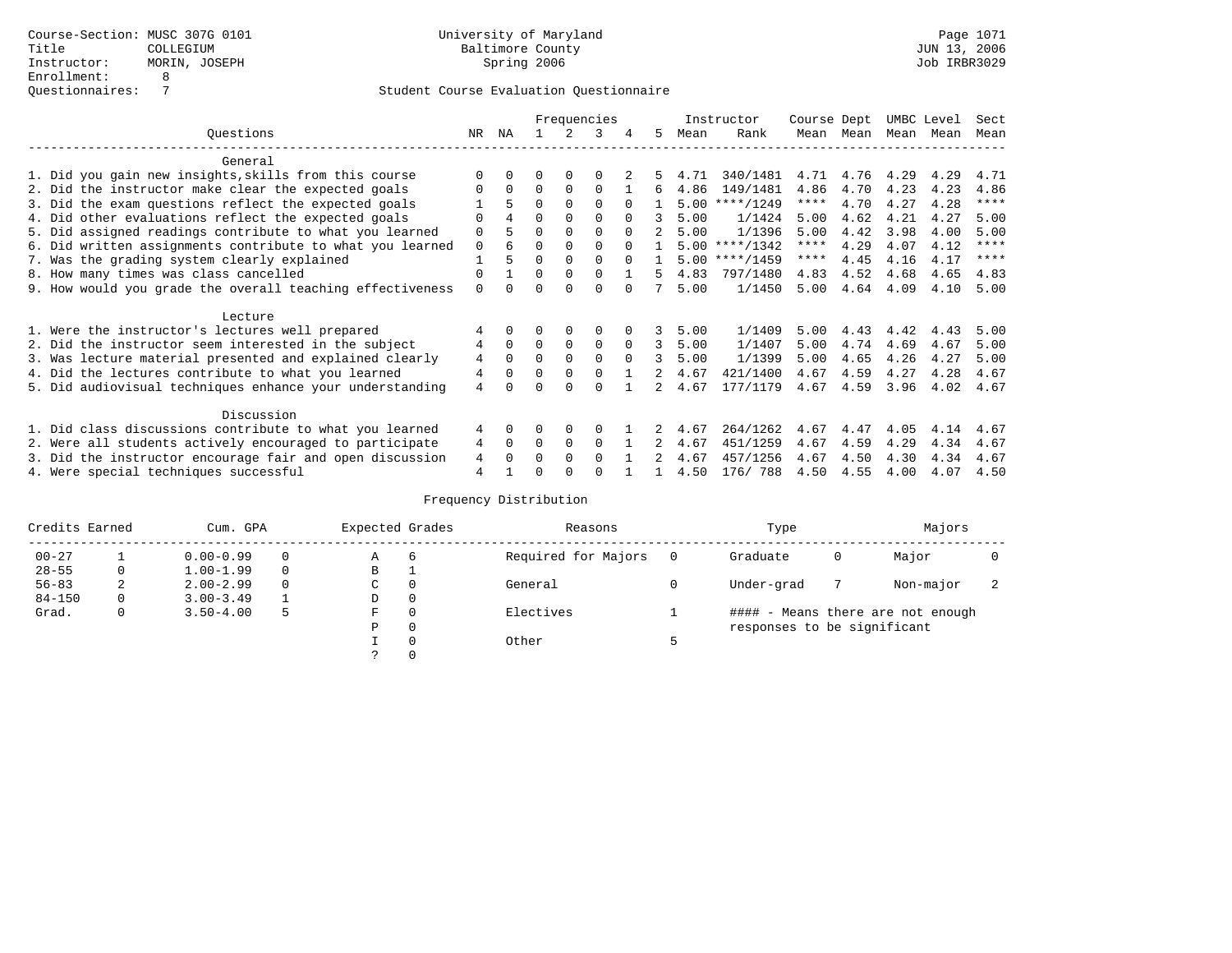Course-Section: MUSC 307G 0101
Title: COLLEGIUM
Instructor: MORIN, JOSEPH
Enrollment: 8
Questionnaires: 7

University of Maryland
Baltimore County
Spring 2006

JUN 13, 2006
Job IRBR3029

## Student Course Evaluation Questionnaire

| Questions | NR | NA | 1 | 2 | 3 | 4 | 5 | Instructor Mean | Instructor Rank | Course Mean | Dept Mean | UMBC Mean | Level Mean | Sect Mean |
|---|---|---|---|---|---|---|---|---|---|---|---|---|---|---|
| **General** | | | | | | | | | | | | | | |
| 1. Did you gain new insights,skills from this course | 0 | 0 | 0 | 0 | 0 | 2 | 5 | 4.71 | 340/1481 | 4.71 | 4.76 | 4.29 | 4.29 | 4.71 |
| 2. Did the instructor make clear the expected goals | 0 | 0 | 0 | 0 | 0 | 1 | 6 | 4.86 | 149/1481 | 4.86 | 4.70 | 4.23 | 4.23 | 4.86 |
| 3. Did the exam questions reflect the expected goals | 1 | 5 | 0 | 0 | 0 | 0 | 1 | 5.00 | ****/1249 | **** | 4.70 | 4.27 | 4.28 | **** |
| 4. Did other evaluations reflect the expected goals | 0 | 4 | 0 | 0 | 0 | 0 | 3 | 5.00 | 1/1424 | 5.00 | 4.62 | 4.21 | 4.27 | 5.00 |
| 5. Did assigned readings contribute to what you learned | 0 | 5 | 0 | 0 | 0 | 0 | 2 | 5.00 | 1/1396 | 5.00 | 4.42 | 3.98 | 4.00 | 5.00 |
| 6. Did written assignments contribute to what you learned | 0 | 6 | 0 | 0 | 0 | 0 | 1 | 5.00 | ****/1342 | **** | 4.29 | 4.07 | 4.12 | **** |
| 7. Was the grading system clearly explained | 1 | 5 | 0 | 0 | 0 | 0 | 1 | 5.00 | ****/1459 | **** | 4.45 | 4.16 | 4.17 | **** |
| 8. How many times was class cancelled | 0 | 1 | 0 | 0 | 0 | 1 | 5 | 4.83 | 797/1480 | 4.83 | 4.52 | 4.68 | 4.65 | 4.83 |
| 9. How would you grade the overall teaching effectiveness | 0 | 0 | 0 | 0 | 0 | 0 | 7 | 5.00 | 1/1450 | 5.00 | 4.64 | 4.09 | 4.10 | 5.00 |
| **Lecture** | | | | | | | | | | | | | | |
| 1. Were the instructor's lectures well prepared | 4 | 0 | 0 | 0 | 0 | 0 | 3 | 5.00 | 1/1409 | 5.00 | 4.43 | 4.42 | 4.43 | 5.00 |
| 2. Did the instructor seem interested in the subject | 4 | 0 | 0 | 0 | 0 | 0 | 3 | 5.00 | 1/1407 | 5.00 | 4.74 | 4.69 | 4.67 | 5.00 |
| 3. Was lecture material presented and explained clearly | 4 | 0 | 0 | 0 | 0 | 0 | 3 | 5.00 | 1/1399 | 5.00 | 4.65 | 4.26 | 4.27 | 5.00 |
| 4. Did the lectures contribute to what you learned | 4 | 0 | 0 | 0 | 0 | 1 | 2 | 4.67 | 421/1400 | 4.67 | 4.59 | 4.27 | 4.28 | 4.67 |
| 5. Did audiovisual techniques enhance your understanding | 4 | 0 | 0 | 0 | 0 | 1 | 2 | 4.67 | 177/1179 | 4.67 | 4.59 | 3.96 | 4.02 | 4.67 |
| **Discussion** | | | | | | | | | | | | | | |
| 1. Did class discussions contribute to what you learned | 4 | 0 | 0 | 0 | 0 | 1 | 2 | 4.67 | 264/1262 | 4.67 | 4.47 | 4.05 | 4.14 | 4.67 |
| 2. Were all students actively encouraged to participate | 4 | 0 | 0 | 0 | 0 | 1 | 2 | 4.67 | 451/1259 | 4.67 | 4.59 | 4.29 | 4.34 | 4.67 |
| 3. Did the instructor encourage fair and open discussion | 4 | 0 | 0 | 0 | 0 | 1 | 2 | 4.67 | 457/1256 | 4.67 | 4.50 | 4.30 | 4.34 | 4.67 |
| 4. Were special techniques successful | 4 | 1 | 0 | 0 | 0 | 1 | 1 | 4.50 | 176/ 788 | 4.50 | 4.55 | 4.00 | 4.07 | 4.50 |

### Frequency Distribution

| Credits Earned | | Cum. GPA | | Expected Grades | | Reasons | | Type | | Majors | |
|---|---|---|---|---|---|---|---|---|---|---|---|
| 00-27 | 1 | 0.00-0.99 | 0 | A | 6 | Required for Majors | 0 | Graduate | 0 | Major | 0 |
| 28-55 | 0 | 1.00-1.99 | 0 | B | 1 | | | | | | |
| 56-83 | 2 | 2.00-2.99 | 0 | C | 0 | General | 0 | Under-grad | 7 | Non-major | 2 |
| 84-150 | 0 | 3.00-3.49 | 1 | D | 0 | | | | | | |
| Grad. | 0 | 3.50-4.00 | 5 | F | 0 | Electives | 1 | | | | |
| | | | | P | 0 | | | | | | |
| | | | | I | 0 | Other | 5 | | | | |
| | | | | ? | 0 | | | | | | |

#### - Means there are not enough responses to be significant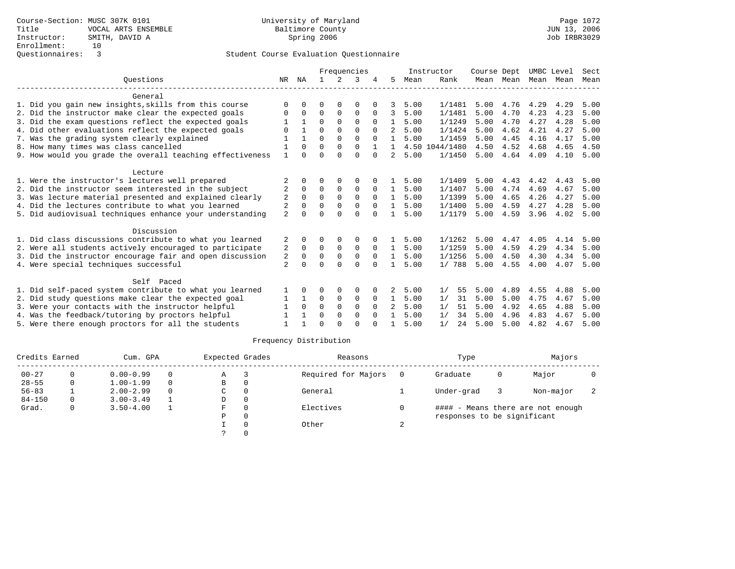Course-Section: MUSC 307K 0101
Title: VOCAL ARTS ENSEMBLE
Instructor: SMITH, DAVID A
Enrollment: 10
Questionnaires: 3

University of Maryland
Baltimore County
Spring 2006

Page 1072
JUN 13, 2006
Job IRBR3029

Student Course Evaluation Questionnaire

| Questions | NR | NA | 1 | 2 | 3 | 4 | 5 | Instructor Mean | Instructor Rank | Course Mean | Dept Mean | UMBC Mean | Level Mean | Sect Mean |
|---|---|---|---|---|---|---|---|---|---|---|---|---|---|---|
| **General** | | | | | | | | | | | | | | |
| 1. Did you gain new insights,skills from this course | 0 | 0 | 0 | 0 | 0 | 0 | 3 | 5.00 | 1/1481 | 5.00 | 4.76 | 4.29 | 4.29 | 5.00 |
| 2. Did the instructor make clear the expected goals | 0 | 0 | 0 | 0 | 0 | 0 | 3 | 5.00 | 1/1481 | 5.00 | 4.70 | 4.23 | 4.23 | 5.00 |
| 3. Did the exam questions reflect the expected goals | 1 | 1 | 0 | 0 | 0 | 0 | 1 | 5.00 | 1/1249 | 5.00 | 4.70 | 4.27 | 4.28 | 5.00 |
| 4. Did other evaluations reflect the expected goals | 0 | 1 | 0 | 0 | 0 | 0 | 2 | 5.00 | 1/1424 | 5.00 | 4.62 | 4.21 | 4.27 | 5.00 |
| 7. Was the grading system clearly explained | 1 | 1 | 0 | 0 | 0 | 0 | 1 | 5.00 | 1/1459 | 5.00 | 4.45 | 4.16 | 4.17 | 5.00 |
| 8. How many times was class cancelled | 1 | 0 | 0 | 0 | 0 | 1 | 1 | 4.50 | 1044/1480 | 4.50 | 4.52 | 4.68 | 4.65 | 4.50 |
| 9. How would you grade the overall teaching effectiveness | 1 | 0 | 0 | 0 | 0 | 0 | 2 | 5.00 | 1/1450 | 5.00 | 4.64 | 4.09 | 4.10 | 5.00 |
| **Lecture** | | | | | | | | | | | | | | |
| 1. Were the instructor's lectures well prepared | 2 | 0 | 0 | 0 | 0 | 0 | 1 | 5.00 | 1/1409 | 5.00 | 4.43 | 4.42 | 4.43 | 5.00 |
| 2. Did the instructor seem interested in the subject | 2 | 0 | 0 | 0 | 0 | 0 | 1 | 5.00 | 1/1407 | 5.00 | 4.74 | 4.69 | 4.67 | 5.00 |
| 3. Was lecture material presented and explained clearly | 2 | 0 | 0 | 0 | 0 | 0 | 1 | 5.00 | 1/1399 | 5.00 | 4.65 | 4.26 | 4.27 | 5.00 |
| 4. Did the lectures contribute to what you learned | 2 | 0 | 0 | 0 | 0 | 0 | 1 | 5.00 | 1/1400 | 5.00 | 4.59 | 4.27 | 4.28 | 5.00 |
| 5. Did audiovisual techniques enhance your understanding | 2 | 0 | 0 | 0 | 0 | 0 | 1 | 5.00 | 1/1179 | 5.00 | 4.59 | 3.96 | 4.02 | 5.00 |
| **Discussion** | | | | | | | | | | | | | | |
| 1. Did class discussions contribute to what you learned | 2 | 0 | 0 | 0 | 0 | 0 | 1 | 5.00 | 1/1262 | 5.00 | 4.47 | 4.05 | 4.14 | 5.00 |
| 2. Were all students actively encouraged to participate | 2 | 0 | 0 | 0 | 0 | 0 | 1 | 5.00 | 1/1259 | 5.00 | 4.59 | 4.29 | 4.34 | 5.00 |
| 3. Did the instructor encourage fair and open discussion | 2 | 0 | 0 | 0 | 0 | 0 | 1 | 5.00 | 1/1256 | 5.00 | 4.50 | 4.30 | 4.34 | 5.00 |
| 4. Were special techniques successful | 2 | 0 | 0 | 0 | 0 | 0 | 1 | 5.00 | 1/ 788 | 5.00 | 4.55 | 4.00 | 4.07 | 5.00 |
| **Self Paced** | | | | | | | | | | | | | | |
| 1. Did self-paced system contribute to what you learned | 1 | 0 | 0 | 0 | 0 | 0 | 2 | 5.00 | 1/ 55 | 5.00 | 4.89 | 4.55 | 4.88 | 5.00 |
| 2. Did study questions make clear the expected goal | 1 | 1 | 0 | 0 | 0 | 0 | 1 | 5.00 | 1/ 31 | 5.00 | 5.00 | 4.75 | 4.67 | 5.00 |
| 3. Were your contacts with the instructor helpful | 1 | 0 | 0 | 0 | 0 | 0 | 2 | 5.00 | 1/ 51 | 5.00 | 4.92 | 4.65 | 4.88 | 5.00 |
| 4. Was the feedback/tutoring by proctors helpful | 1 | 1 | 0 | 0 | 0 | 0 | 1 | 5.00 | 1/ 34 | 5.00 | 4.96 | 4.83 | 4.67 | 5.00 |
| 5. Were there enough proctors for all the students | 1 | 1 | 0 | 0 | 0 | 0 | 1 | 5.00 | 1/ 24 | 5.00 | 5.00 | 4.82 | 4.67 | 5.00 |

Frequency Distribution

| Credits Earned | | Cum. GPA | | Expected Grades | | Reasons | | Type | | Majors | |
|---|---|---|---|---|---|---|---|---|---|---|---|
| 00-27 | 0 | 0.00-0.99 | 0 | A | 3 | Required for Majors | 0 | Graduate | 0 | Major | 0 |
| 28-55 | 0 | 1.00-1.99 | 0 | B | 0 | | | | | | |
| 56-83 | 1 | 2.00-2.99 | 0 | C | 0 | General | 1 | Under-grad | 3 | Non-major | 2 |
| 84-150 | 0 | 3.00-3.49 | 1 | D | 0 | | | | | | |
| Grad. | 0 | 3.50-4.00 | 1 | F | 0 | Electives | 0 | #### - Means there are not enough responses to be significant | | | |
| | | | | P | 0 | | | | | | |
| | | | | I | 0 | Other | 2 | | | | |
| | | | | ? | 0 | | | | | | |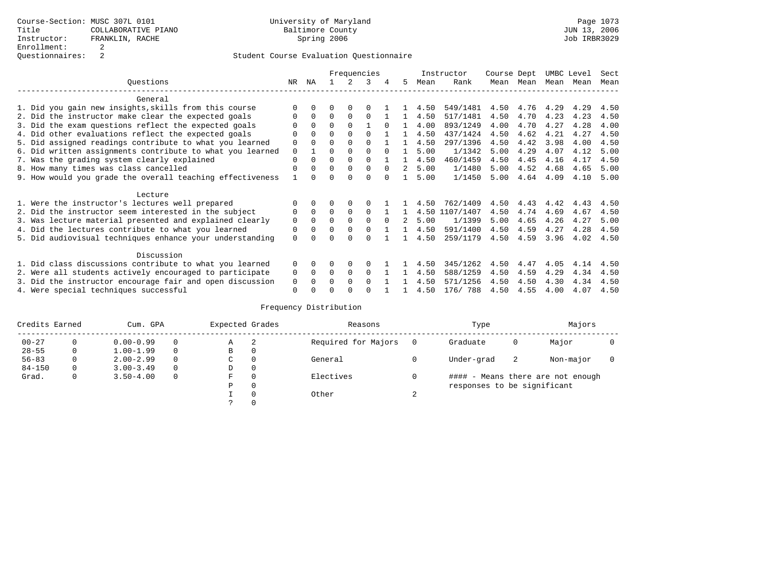Course-Section: MUSC 307L 0101
Title: COLLABORATIVE PIANO
Instructor: FRANKLIN, RACHE
Enrollment: 2
Questionnaires: 2

University of Maryland
Baltimore County
Spring 2006

Student Course Evaluation Questionnaire

| Questions | NR | NA | 1 | 2 | 3 | 4 | 5 | Instructor Mean | Instructor Rank | Course Mean | Dept Mean | UMBC Mean | Level Mean | Sect Mean |
|---|---|---|---|---|---|---|---|---|---|---|---|---|---|---|
| **General** | | | | | | | | | | | | | | |
| 1. Did you gain new insights,skills from this course | 0 | 0 | 0 | 0 | 0 | 1 | 1 | 4.50 | 549/1481 | 4.50 | 4.76 | 4.29 | 4.29 | 4.50 |
| 2. Did the instructor make clear the expected goals | 0 | 0 | 0 | 0 | 0 | 1 | 1 | 4.50 | 517/1481 | 4.50 | 4.70 | 4.23 | 4.23 | 4.50 |
| 3. Did the exam questions reflect the expected goals | 0 | 0 | 0 | 0 | 1 | 0 | 1 | 4.00 | 893/1249 | 4.00 | 4.70 | 4.27 | 4.28 | 4.00 |
| 4. Did other evaluations reflect the expected goals | 0 | 0 | 0 | 0 | 0 | 1 | 1 | 4.50 | 437/1424 | 4.50 | 4.62 | 4.21 | 4.27 | 4.50 |
| 5. Did assigned readings contribute to what you learned | 0 | 0 | 0 | 0 | 0 | 1 | 1 | 4.50 | 297/1396 | 4.50 | 4.42 | 3.98 | 4.00 | 4.50 |
| 6. Did written assignments contribute to what you learned | 0 | 1 | 0 | 0 | 0 | 0 | 1 | 5.00 | 1/1342 | 5.00 | 4.29 | 4.07 | 4.12 | 5.00 |
| 7. Was the grading system clearly explained | 0 | 0 | 0 | 0 | 0 | 1 | 1 | 4.50 | 460/1459 | 4.50 | 4.45 | 4.16 | 4.17 | 4.50 |
| 8. How many times was class cancelled | 0 | 0 | 0 | 0 | 0 | 0 | 2 | 5.00 | 1/1480 | 5.00 | 4.52 | 4.68 | 4.65 | 5.00 |
| 9. How would you grade the overall teaching effectiveness | 1 | 0 | 0 | 0 | 0 | 0 | 1 | 5.00 | 1/1450 | 5.00 | 4.64 | 4.09 | 4.10 | 5.00 |
| **Lecture** | | | | | | | | | | | | | | |
| 1. Were the instructor's lectures well prepared | 0 | 0 | 0 | 0 | 0 | 1 | 1 | 4.50 | 762/1409 | 4.50 | 4.43 | 4.42 | 4.43 | 4.50 |
| 2. Did the instructor seem interested in the subject | 0 | 0 | 0 | 0 | 0 | 1 | 1 | 4.50 | 1107/1407 | 4.50 | 4.74 | 4.69 | 4.67 | 4.50 |
| 3. Was lecture material presented and explained clearly | 0 | 0 | 0 | 0 | 0 | 0 | 2 | 5.00 | 1/1399 | 5.00 | 4.65 | 4.26 | 4.27 | 5.00 |
| 4. Did the lectures contribute to what you learned | 0 | 0 | 0 | 0 | 0 | 1 | 1 | 4.50 | 591/1400 | 4.50 | 4.59 | 4.27 | 4.28 | 4.50 |
| 5. Did audiovisual techniques enhance your understanding | 0 | 0 | 0 | 0 | 0 | 1 | 1 | 4.50 | 259/1179 | 4.50 | 4.59 | 3.96 | 4.02 | 4.50 |
| **Discussion** | | | | | | | | | | | | | | |
| 1. Did class discussions contribute to what you learned | 0 | 0 | 0 | 0 | 0 | 1 | 1 | 4.50 | 345/1262 | 4.50 | 4.47 | 4.05 | 4.14 | 4.50 |
| 2. Were all students actively encouraged to participate | 0 | 0 | 0 | 0 | 0 | 1 | 1 | 4.50 | 588/1259 | 4.50 | 4.59 | 4.29 | 4.34 | 4.50 |
| 3. Did the instructor encourage fair and open discussion | 0 | 0 | 0 | 0 | 0 | 1 | 1 | 4.50 | 571/1256 | 4.50 | 4.50 | 4.30 | 4.34 | 4.50 |
| 4. Were special techniques successful | 0 | 0 | 0 | 0 | 0 | 1 | 1 | 4.50 | 176/ 788 | 4.50 | 4.55 | 4.00 | 4.07 | 4.50 |

Frequency Distribution

| Credits Earned | | Cum. GPA | | Expected Grades | | Reasons | | Type | | Majors | |
|---|---|---|---|---|---|---|---|---|---|---|---|
| 00-27 | 0 | 0.00-0.99 | 0 | A | 2 | Required for Majors | 0 | Graduate | 0 | Major | 0 |
| 28-55 | 0 | 1.00-1.99 | 0 | B | 0 | | | | | | |
| 56-83 | 0 | 2.00-2.99 | 0 | C | 0 | General | 0 | Under-grad | 2 | Non-major | 0 |
| 84-150 | 0 | 3.00-3.49 | 0 | D | 0 | | | | | | |
| Grad. | 0 | 3.50-4.00 | 0 | F | 0 | Electives | 0 | #### - Means there are not enough responses to be significant | | | |
| | | | | P | 0 | | | | | | |
| | | | | I | 0 | Other | 2 | | | | |
| | | | | ? | 0 | | | | | | |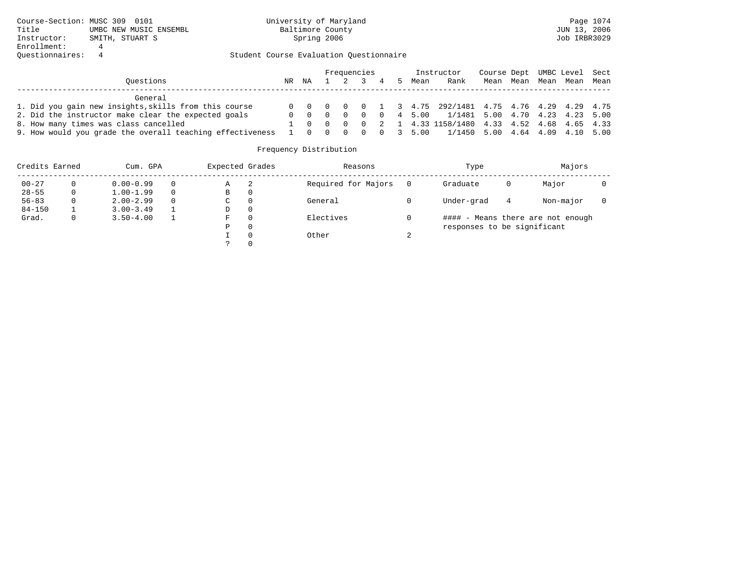Course-Section: MUSC 309 0101
Title: UMBC NEW MUSIC ENSEMBL
Instructor: SMITH, STUART S
Enrollment: 4
Questionnaires: 4

University of Maryland
Baltimore County
Spring 2006

JUN 13, 2006
Job IRBR3029

## Student Course Evaluation Questionnaire

| Questions | NR | NA | 1 | 2 | 3 | 4 | 5 | Instructor Mean | Instructor Rank | Course Mean | Dept Mean | UMBC Mean | Level Mean | Sect Mean |
|---|---|---|---|---|---|---|---|---|---|---|---|---|---|---|
| **General** | | | | | | | | | | | | | | |
| 1. Did you gain new insights,skills from this course | 0 | 0 | 0 | 0 | 0 | 1 | 3 | 4.75 | 292/1481 | 4.75 | 4.76 | 4.29 | 4.29 | 4.75 |
| 2. Did the instructor make clear the expected goals | 0 | 0 | 0 | 0 | 0 | 0 | 4 | 5.00 | 1/1481 | 5.00 | 4.70 | 4.23 | 4.23 | 5.00 |
| 8. How many times was class cancelled | 1 | 0 | 0 | 0 | 0 | 2 | 1 | 4.33 | 1158/1480 | 4.33 | 4.52 | 4.68 | 4.65 | 4.33 |
| 9. How would you grade the overall teaching effectiveness | 1 | 0 | 0 | 0 | 0 | 0 | 3 | 5.00 | 1/1450 | 5.00 | 4.64 | 4.09 | 4.10 | 5.00 |

## Frequency Distribution

| Credits Earned | | Cum. GPA | | Expected Grades | | Reasons | | Type | | Majors | |
|---|---|---|---|---|---|---|---|---|---|---|---|
| 00-27 | 0 | 0.00-0.99 | 0 | A | 2 | Required for Majors | 0 | Graduate | 0 | Major | 0 |
| 28-55 | 0 | 1.00-1.99 | 0 | B | 0 | | | | | | |
| 56-83 | 0 | 2.00-2.99 | 0 | C | 0 | General | 0 | Under-grad | 4 | Non-major | 0 |
| 84-150 | 1 | 3.00-3.49 | 1 | D | 0 | | | | | | |
| Grad. | 0 | 3.50-4.00 | 1 | F | 0 | Electives | 0 | | | | |
| | | | | P | 0 | | | | | | |
| | | | | I | 0 | Other | 2 | | | | |
| | | | | ? | 0 | | | | | | |

#### - Means there are not enough responses to be significant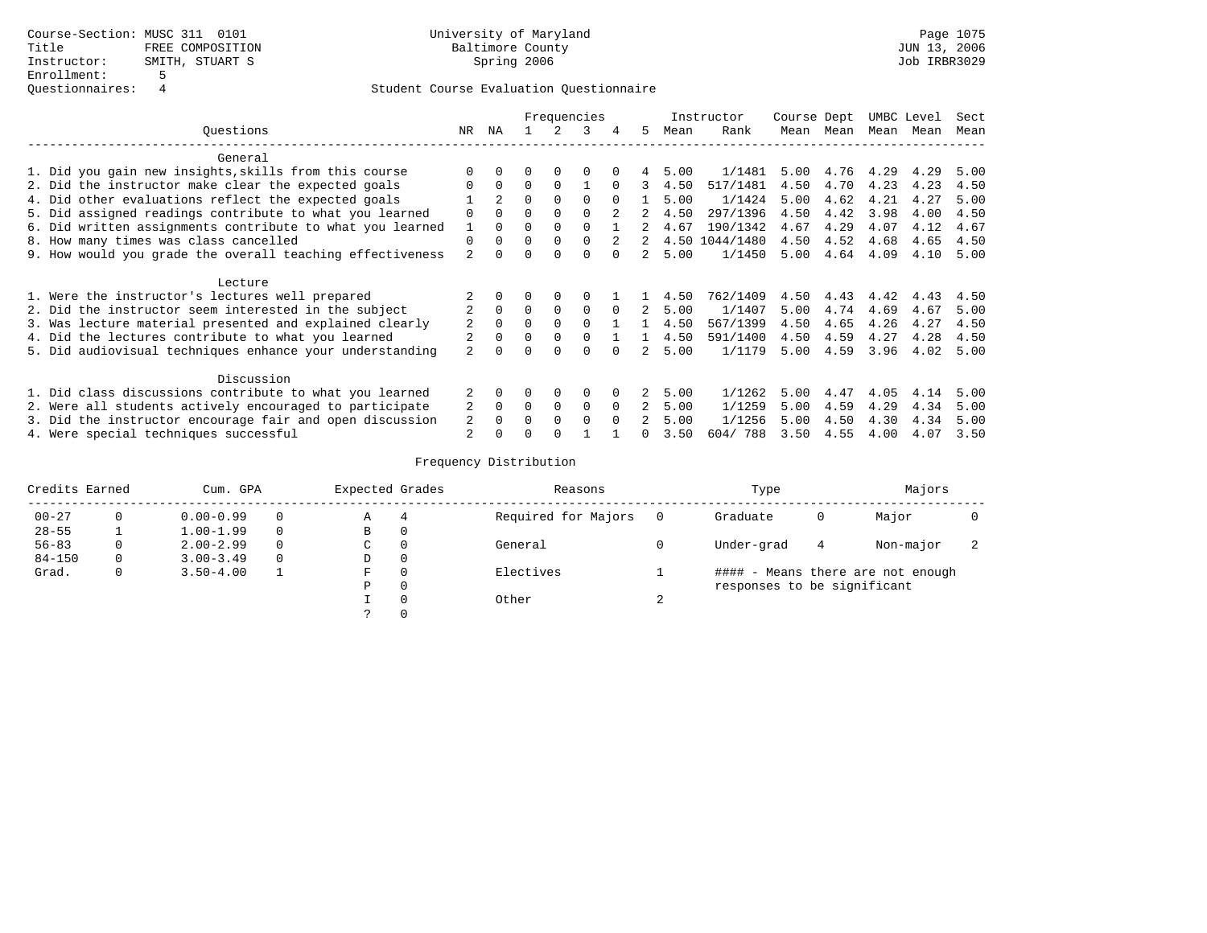Course-Section: MUSC 311 0101
Title: FREE COMPOSITION
Instructor: SMITH, STUART S
Enrollment: 5
Questionnaires: 4

University of Maryland
Baltimore County
Spring 2006

JUN 13, 2006
Job IRBR3029

Student Course Evaluation Questionnaire

| Questions | NR | NA | 1 | 2 | 3 | 4 | 5 | Instructor Mean | Rank | Course Mean | Dept Mean | UMBC Level Mean | Level Mean | Sect Mean |
|---|---|---|---|---|---|---|---|---|---|---|---|---|---|---|
| **General** | | | | | | | | | | | | | | |
| 1. Did you gain new insights,skills from this course | 0 | 0 | 0 | 0 | 0 | 0 | 4 | 5.00 | 1/1481 | 5.00 | 4.76 | 4.29 | 4.29 | 5.00 |
| 2. Did the instructor make clear the expected goals | 0 | 0 | 0 | 0 | 1 | 0 | 3 | 4.50 | 517/1481 | 4.50 | 4.70 | 4.23 | 4.23 | 4.50 |
| 4. Did other evaluations reflect the expected goals | 1 | 2 | 0 | 0 | 0 | 0 | 1 | 5.00 | 1/1424 | 5.00 | 4.62 | 4.21 | 4.27 | 5.00 |
| 5. Did assigned readings contribute to what you learned | 0 | 0 | 0 | 0 | 0 | 2 | 2 | 4.50 | 297/1396 | 4.50 | 4.42 | 3.98 | 4.00 | 4.50 |
| 6. Did written assignments contribute to what you learned | 1 | 0 | 0 | 0 | 0 | 1 | 2 | 4.67 | 190/1342 | 4.67 | 4.29 | 4.07 | 4.12 | 4.67 |
| 8. How many times was class cancelled | 0 | 0 | 0 | 0 | 0 | 2 | 2 | 4.50 | 1044/1480 | 4.50 | 4.52 | 4.68 | 4.65 | 4.50 |
| 9. How would you grade the overall teaching effectiveness | 2 | 0 | 0 | 0 | 0 | 0 | 2 | 5.00 | 1/1450 | 5.00 | 4.64 | 4.09 | 4.10 | 5.00 |
| **Lecture** | | | | | | | | | | | | | | |
| 1. Were the instructor's lectures well prepared | 2 | 0 | 0 | 0 | 0 | 1 | 1 | 4.50 | 762/1409 | 4.50 | 4.43 | 4.42 | 4.43 | 4.50 |
| 2. Did the instructor seem interested in the subject | 2 | 0 | 0 | 0 | 0 | 0 | 2 | 5.00 | 1/1407 | 5.00 | 4.74 | 4.69 | 4.67 | 5.00 |
| 3. Was lecture material presented and explained clearly | 2 | 0 | 0 | 0 | 0 | 1 | 1 | 4.50 | 567/1399 | 4.50 | 4.65 | 4.26 | 4.27 | 4.50 |
| 4. Did the lectures contribute to what you learned | 2 | 0 | 0 | 0 | 0 | 1 | 1 | 4.50 | 591/1400 | 4.50 | 4.59 | 4.27 | 4.28 | 4.50 |
| 5. Did audiovisual techniques enhance your understanding | 2 | 0 | 0 | 0 | 0 | 0 | 2 | 5.00 | 1/1179 | 5.00 | 4.59 | 3.96 | 4.02 | 5.00 |
| **Discussion** | | | | | | | | | | | | | | |
| 1. Did class discussions contribute to what you learned | 2 | 0 | 0 | 0 | 0 | 0 | 2 | 5.00 | 1/1262 | 5.00 | 4.47 | 4.05 | 4.14 | 5.00 |
| 2. Were all students actively encouraged to participate | 2 | 0 | 0 | 0 | 0 | 0 | 2 | 5.00 | 1/1259 | 5.00 | 4.59 | 4.29 | 4.34 | 5.00 |
| 3. Did the instructor encourage fair and open discussion | 2 | 0 | 0 | 0 | 0 | 0 | 2 | 5.00 | 1/1256 | 5.00 | 4.50 | 4.30 | 4.34 | 5.00 |
| 4. Were special techniques successful | 2 | 0 | 0 | 0 | 1 | 1 | 0 | 3.50 | 604/ 788 | 3.50 | 4.55 | 4.00 | 4.07 | 3.50 |

Frequency Distribution

| Credits Earned | | Cum. GPA | | Expected Grades | | Reasons | | Type | | Majors | |
|---|---|---|---|---|---|---|---|---|---|---|---|
| 00-27 | 0 | 0.00-0.99 | 0 | A | 4 | Required for Majors | 0 | Graduate | 0 | Major | 0 |
| 28-55 | 1 | 1.00-1.99 | 0 | B | 0 | | | | | | |
| 56-83 | 0 | 2.00-2.99 | 0 | C | 0 | General | 0 | Under-grad | 4 | Non-major | 2 |
| 84-150 | 0 | 3.00-3.49 | 0 | D | 0 | | | | | | |
| Grad. | 0 | 3.50-4.00 | 1 | F | 0 | Electives | 1 | #### - Means there are not enough responses to be significant | | | |
| | | | | P | 0 | | | | | | |
| | | | | I | 0 | Other | 2 | | | | |
| | | | | ? | 0 | | | | | | |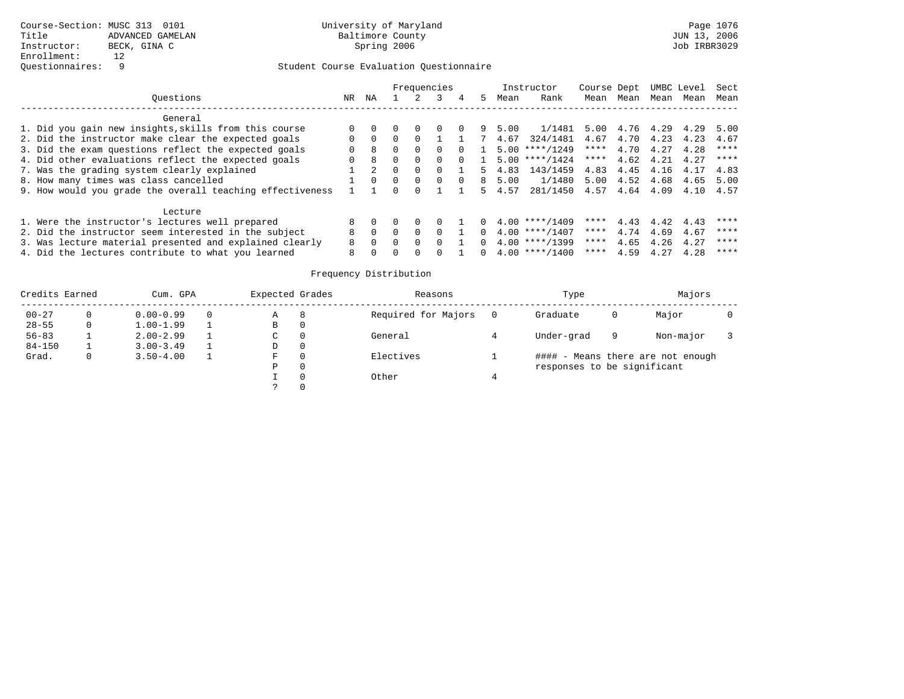Course-Section: MUSC 313 0101
Title: ADVANCED GAMELAN
Instructor: BECK, GINA C
Enrollment: 12
Questionnaires: 9

University of Maryland
Baltimore County
Spring 2006

Page 1076
JUN 13, 2006
Job IRBR3029

## Student Course Evaluation Questionnaire

| Questions | NR | NA | 1 | 2 | 3 | 4 | 5 | Instructor Mean | Instructor Rank | Course Mean | Dept Mean | UMBC Mean | Level Mean | Sect Mean |
|---|---|---|---|---|---|---|---|---|---|---|---|---|---|---|
| **General** | | | | | | | | | | | | | | |
| 1. Did you gain new insights,skills from this course | 0 | 0 | 0 | 0 | 0 | 0 | 9 | 5.00 | 1/1481 | 5.00 | 4.76 | 4.29 | 4.29 | 5.00 |
| 2. Did the instructor make clear the expected goals | 0 | 0 | 0 | 0 | 1 | 1 | 7 | 4.67 | 324/1481 | 4.67 | 4.70 | 4.23 | 4.23 | 4.67 |
| 3. Did the exam questions reflect the expected goals | 0 | 8 | 0 | 0 | 0 | 0 | 1 | 5.00 | ****/1249 | **** | 4.70 | 4.27 | 4.28 | **** |
| 4. Did other evaluations reflect the expected goals | 0 | 8 | 0 | 0 | 0 | 0 | 1 | 5.00 | ****/1424 | **** | 4.62 | 4.21 | 4.27 | **** |
| 7. Was the grading system clearly explained | 1 | 2 | 0 | 0 | 0 | 1 | 5 | 4.83 | 143/1459 | 4.83 | 4.45 | 4.16 | 4.17 | 4.83 |
| 8. How many times was class cancelled | 1 | 0 | 0 | 0 | 0 | 0 | 8 | 5.00 | 1/1480 | 5.00 | 4.52 | 4.68 | 4.65 | 5.00 |
| 9. How would you grade the overall teaching effectiveness | 1 | 1 | 0 | 0 | 1 | 1 | 5 | 4.57 | 281/1450 | 4.57 | 4.64 | 4.09 | 4.10 | 4.57 |
| **Lecture** | | | | | | | | | | | | | | |
| 1. Were the instructor's lectures well prepared | 8 | 0 | 0 | 0 | 0 | 1 | 0 | 4.00 | ****/1409 | **** | 4.43 | 4.42 | 4.43 | **** |
| 2. Did the instructor seem interested in the subject | 8 | 0 | 0 | 0 | 0 | 1 | 0 | 4.00 | ****/1407 | **** | 4.74 | 4.69 | 4.67 | **** |
| 3. Was lecture material presented and explained clearly | 8 | 0 | 0 | 0 | 0 | 1 | 0 | 4.00 | ****/1399 | **** | 4.65 | 4.26 | 4.27 | **** |
| 4. Did the lectures contribute to what you learned | 8 | 0 | 0 | 0 | 0 | 1 | 0 | 4.00 | ****/1400 | **** | 4.59 | 4.27 | 4.28 | **** |

### Frequency Distribution

| Credits Earned | | Cum. GPA | | Expected Grades | | Reasons | | Type | | Majors | |
|---|---|---|---|---|---|---|---|---|---|---|---|
| 00-27 | 0 | 0.00-0.99 | 0 | A | 8 | Required for Majors | 0 | Graduate | 0 | Major | 0 |
| 28-55 | 0 | 1.00-1.99 | 1 | B | 0 | | | | | | |
| 56-83 | 1 | 2.00-2.99 | 1 | C | 0 | General | 4 | Under-grad | 9 | Non-major | 3 |
| 84-150 | 1 | 3.00-3.49 | 1 | D | 0 | | | | | | |
| Grad. | 0 | 3.50-4.00 | 1 | F | 0 | Electives | 1 | #### - Means there are not enough responses to be significant | | | |
| | | | | P | 0 | | | | | | |
| | | | | I | 0 | Other | 4 | | | | |
| | | | | ? | 0 | | | | | | |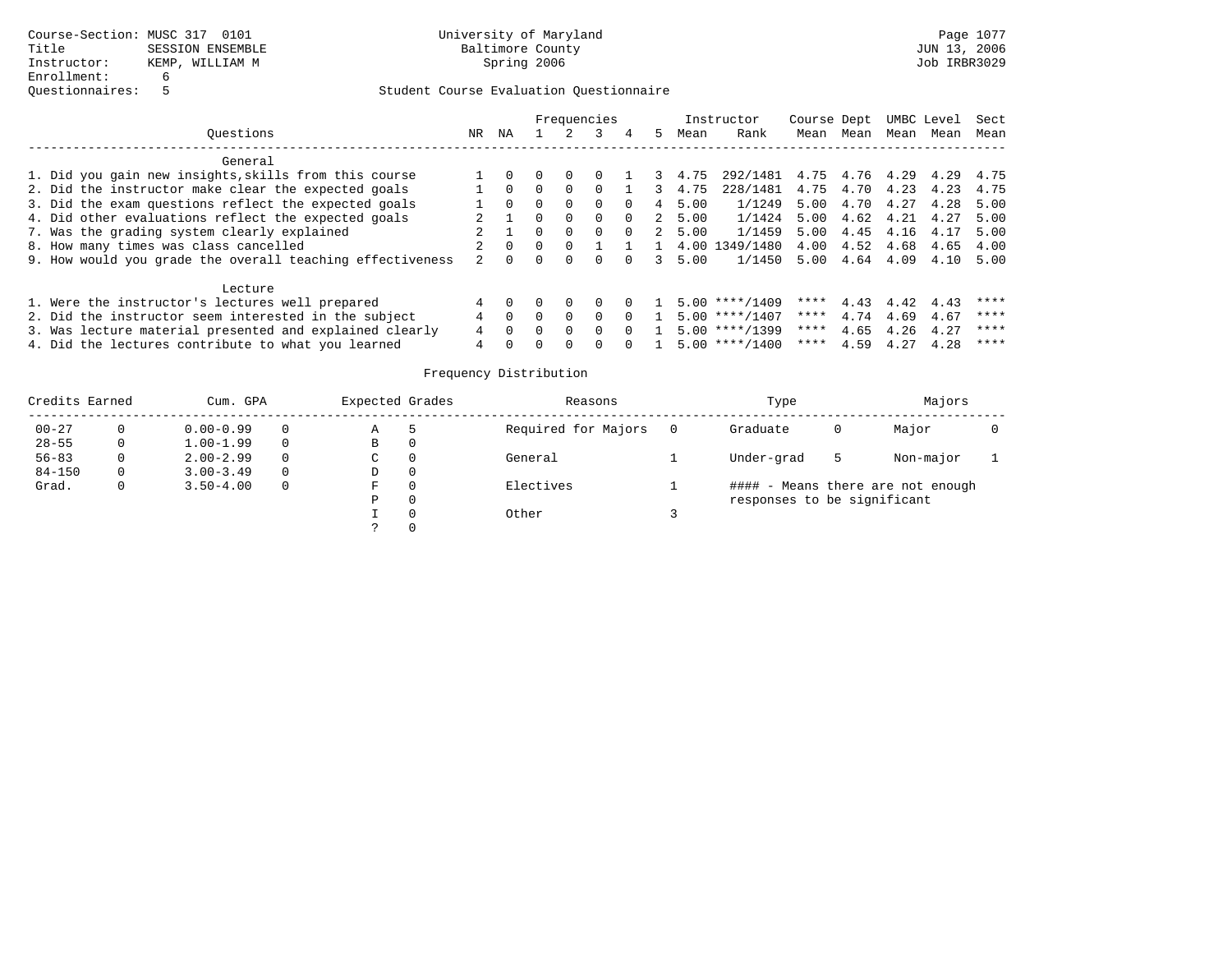Course-Section: MUSC 317 0101
Title: SESSION ENSEMBLE
Instructor: KEMP, WILLIAM M
Enrollment: 6
Questionnaires: 5

University of Maryland
Baltimore County
Spring 2006

Page 1077
JUN 13, 2006
Job IRBR3029

Student Course Evaluation Questionnaire

| Questions | NR | NA | 1 | 2 | 3 | 4 | 5 | Instructor Mean | Rank | Course Mean | Dept Mean | UMBC Mean | Level Mean | Sect Mean |
|---|---|---|---|---|---|---|---|---|---|---|---|---|---|---|
| **General** | | | | | | | | | | | | | | |
| 1. Did you gain new insights,skills from this course | 1 | 0 | 0 | 0 | 0 | 1 | 3 | 4.75 | 292/1481 | 4.75 | 4.76 | 4.29 | 4.29 | 4.75 |
| 2. Did the instructor make clear the expected goals | 1 | 0 | 0 | 0 | 0 | 1 | 3 | 4.75 | 228/1481 | 4.75 | 4.70 | 4.23 | 4.23 | 4.75 |
| 3. Did the exam questions reflect the expected goals | 1 | 0 | 0 | 0 | 0 | 0 | 4 | 5.00 | 1/1249 | 5.00 | 4.70 | 4.27 | 4.28 | 5.00 |
| 4. Did other evaluations reflect the expected goals | 2 | 1 | 0 | 0 | 0 | 0 | 2 | 5.00 | 1/1424 | 5.00 | 4.62 | 4.21 | 4.27 | 5.00 |
| 7. Was the grading system clearly explained | 2 | 1 | 0 | 0 | 0 | 0 | 2 | 5.00 | 1/1459 | 5.00 | 4.45 | 4.16 | 4.17 | 5.00 |
| 8. How many times was class cancelled | 2 | 0 | 0 | 0 | 1 | 1 | 1 | 4.00 | 1349/1480 | 4.00 | 4.52 | 4.68 | 4.65 | 4.00 |
| 9. How would you grade the overall teaching effectiveness | 2 | 0 | 0 | 0 | 0 | 0 | 3 | 5.00 | 1/1450 | 5.00 | 4.64 | 4.09 | 4.10 | 5.00 |
| **Lecture** | | | | | | | | | | | | | | |
| 1. Were the instructor's lectures well prepared | 4 | 0 | 0 | 0 | 0 | 0 | 1 | 5.00 | ****/1409 | **** | 4.43 | 4.42 | 4.43 | **** |
| 2. Did the instructor seem interested in the subject | 4 | 0 | 0 | 0 | 0 | 0 | 1 | 5.00 | ****/1407 | **** | 4.74 | 4.69 | 4.67 | **** |
| 3. Was lecture material presented and explained clearly | 4 | 0 | 0 | 0 | 0 | 0 | 1 | 5.00 | ****/1399 | **** | 4.65 | 4.26 | 4.27 | **** |
| 4. Did the lectures contribute to what you learned | 4 | 0 | 0 | 0 | 0 | 0 | 1 | 5.00 | ****/1400 | **** | 4.59 | 4.27 | 4.28 | **** |

Frequency Distribution

| Credits Earned | | Cum. GPA | | Expected Grades | | Reasons | | Type | | Majors | |
|---|---|---|---|---|---|---|---|---|---|---|---|
| 00-27 | 0 | 0.00-0.99 | 0 | A | 5 | Required for Majors | 0 | Graduate | 0 | Major | 0 |
| 28-55 | 0 | 1.00-1.99 | 0 | B | 0 | | | | | | |
| 56-83 | 0 | 2.00-2.99 | 0 | C | 0 | General | 1 | Under-grad | 5 | Non-major | 1 |
| 84-150 | 0 | 3.00-3.49 | 0 | D | 0 | | | | | | |
| Grad. | 0 | 3.50-4.00 | 0 | F | 0 | Electives | 1 | #### - Means there are not enough responses to be significant | | | |
| | | | | P | 0 | | | | | | |
| | | | | I | 0 | Other | 3 | | | | |
| | | | | ? | 0 | | | | | | |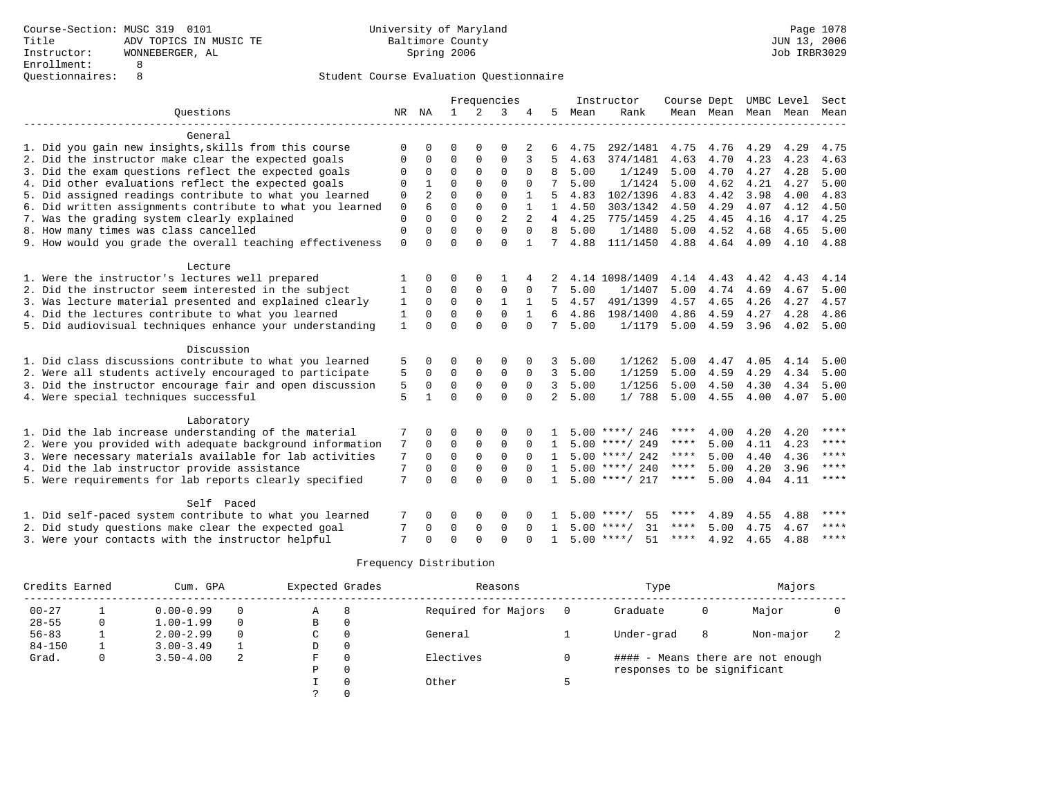Course-Section: MUSC 319 0101
Title: ADV TOPICS IN MUSIC TE
Instructor: WONNEBERGER, AL
Enrollment: 8
Questionnaires: 8

University of Maryland
Baltimore County
Spring 2006

JUN 13, 2006
Job IRBR3029

## Student Course Evaluation Questionnaire

| Questions | NR | NA | 1 | 2 | 3 | 4 | 5 | Instructor Mean | Instructor Rank | Course Mean | Dept Mean | UMBC Mean | Level Mean | Sect Mean |
|---|---|---|---|---|---|---|---|---|---|---|---|---|---|---|
| **General** | | | | | | | | | | | | | | |
| 1. Did you gain new insights,skills from this course | 0 | 0 | 0 | 0 | 0 | 2 | 6 | 4.75 | 292/1481 | 4.75 | 4.76 | 4.29 | 4.29 | 4.75 |
| 2. Did the instructor make clear the expected goals | 0 | 0 | 0 | 0 | 0 | 3 | 5 | 4.63 | 374/1481 | 4.63 | 4.70 | 4.23 | 4.23 | 4.63 |
| 3. Did the exam questions reflect the expected goals | 0 | 0 | 0 | 0 | 0 | 0 | 8 | 5.00 | 1/1249 | 5.00 | 4.70 | 4.27 | 4.28 | 5.00 |
| 4. Did other evaluations reflect the expected goals | 0 | 1 | 0 | 0 | 0 | 0 | 7 | 5.00 | 1/1424 | 5.00 | 4.62 | 4.21 | 4.27 | 5.00 |
| 5. Did assigned readings contribute to what you learned | 0 | 2 | 0 | 0 | 0 | 1 | 5 | 4.83 | 102/1396 | 4.83 | 4.42 | 3.98 | 4.00 | 4.83 |
| 6. Did written assignments contribute to what you learned | 0 | 6 | 0 | 0 | 0 | 1 | 1 | 4.50 | 303/1342 | 4.50 | 4.29 | 4.07 | 4.12 | 4.50 |
| 7. Was the grading system clearly explained | 0 | 0 | 0 | 0 | 2 | 2 | 4 | 4.25 | 775/1459 | 4.25 | 4.45 | 4.16 | 4.17 | 4.25 |
| 8. How many times was class cancelled | 0 | 0 | 0 | 0 | 0 | 0 | 8 | 5.00 | 1/1480 | 5.00 | 4.52 | 4.68 | 4.65 | 5.00 |
| 9. How would you grade the overall teaching effectiveness | 0 | 0 | 0 | 0 | 0 | 1 | 7 | 4.88 | 111/1450 | 4.88 | 4.64 | 4.09 | 4.10 | 4.88 |
| **Lecture** | | | | | | | | | | | | | | |
| 1. Were the instructor's lectures well prepared | 1 | 0 | 0 | 0 | 1 | 4 | 2 | 4.14 | 1098/1409 | 4.14 | 4.43 | 4.42 | 4.43 | 4.14 |
| 2. Did the instructor seem interested in the subject | 1 | 0 | 0 | 0 | 0 | 0 | 7 | 5.00 | 1/1407 | 5.00 | 4.74 | 4.69 | 4.67 | 5.00 |
| 3. Was lecture material presented and explained clearly | 1 | 0 | 0 | 0 | 1 | 1 | 5 | 4.57 | 491/1399 | 4.57 | 4.65 | 4.26 | 4.27 | 4.57 |
| 4. Did the lectures contribute to what you learned | 1 | 0 | 0 | 0 | 0 | 1 | 6 | 4.86 | 198/1400 | 4.86 | 4.59 | 4.27 | 4.28 | 4.86 |
| 5. Did audiovisual techniques enhance your understanding | 1 | 0 | 0 | 0 | 0 | 0 | 7 | 5.00 | 1/1179 | 5.00 | 4.59 | 3.96 | 4.02 | 5.00 |
| **Discussion** | | | | | | | | | | | | | | |
| 1. Did class discussions contribute to what you learned | 5 | 0 | 0 | 0 | 0 | 0 | 3 | 5.00 | 1/1262 | 5.00 | 4.47 | 4.05 | 4.14 | 5.00 |
| 2. Were all students actively encouraged to participate | 5 | 0 | 0 | 0 | 0 | 0 | 3 | 5.00 | 1/1259 | 5.00 | 4.59 | 4.29 | 4.34 | 5.00 |
| 3. Did the instructor encourage fair and open discussion | 5 | 0 | 0 | 0 | 0 | 0 | 3 | 5.00 | 1/1256 | 5.00 | 4.50 | 4.30 | 4.34 | 5.00 |
| 4. Were special techniques successful | 5 | 1 | 0 | 0 | 0 | 0 | 2 | 5.00 | 1/ 788 | 5.00 | 4.55 | 4.00 | 4.07 | 5.00 |
| **Laboratory** | | | | | | | | | | | | | | |
| 1. Did the lab increase understanding of the material | 7 | 0 | 0 | 0 | 0 | 0 | 1 | 5.00 | ****/ 246 | **** | 4.00 | 4.20 | 4.20 | **** |
| 2. Were you provided with adequate background information | 7 | 0 | 0 | 0 | 0 | 0 | 1 | 5.00 | ****/ 249 | **** | 5.00 | 4.11 | 4.23 | **** |
| 3. Were necessary materials available for lab activities | 7 | 0 | 0 | 0 | 0 | 0 | 1 | 5.00 | ****/ 242 | **** | 5.00 | 4.40 | 4.36 | **** |
| 4. Did the lab instructor provide assistance | 7 | 0 | 0 | 0 | 0 | 0 | 1 | 5.00 | ****/ 240 | **** | 5.00 | 4.20 | 3.96 | **** |
| 5. Were requirements for lab reports clearly specified | 7 | 0 | 0 | 0 | 0 | 0 | 1 | 5.00 | ****/ 217 | **** | 5.00 | 4.04 | 4.11 | **** |
| **Self Paced** | | | | | | | | | | | | | | |
| 1. Did self-paced system contribute to what you learned | 7 | 0 | 0 | 0 | 0 | 0 | 1 | 5.00 | ****/ 55 | **** | 4.89 | 4.55 | 4.88 | **** |
| 2. Did study questions make clear the expected goal | 7 | 0 | 0 | 0 | 0 | 0 | 1 | 5.00 | ****/ 31 | **** | 5.00 | 4.75 | 4.67 | **** |
| 3. Were your contacts with the instructor helpful | 7 | 0 | 0 | 0 | 0 | 0 | 1 | 5.00 | ****/ 51 | **** | 4.92 | 4.65 | 4.88 | **** |

## Frequency Distribution

| Credits Earned | | Cum. GPA | | Expected Grades | | Reasons | | Type | | Majors | |
|---|---|---|---|---|---|---|---|---|---|---|---|
| 00-27 | 1 | 0.00-0.99 | 0 | A | 8 | Required for Majors | 0 | Graduate | 0 | Major | 0 |
| 28-55 | 0 | 1.00-1.99 | 0 | B | 0 | | | | | | |
| 56-83 | 1 | 2.00-2.99 | 0 | C | 0 | General | 1 | Under-grad | 8 | Non-major | 2 |
| 84-150 | 1 | 3.00-3.49 | 1 | D | 0 | | | | | | |
| Grad. | 0 | 3.50-4.00 | 2 | F | 0 | Electives | 0 | | | | |
| | | | | P | 0 | | | | | | |
| | | | | I | 0 | Other | 5 | | | | |
| | | | | ? | 0 | | | | | | |

#### - Means there are not enough responses to be significant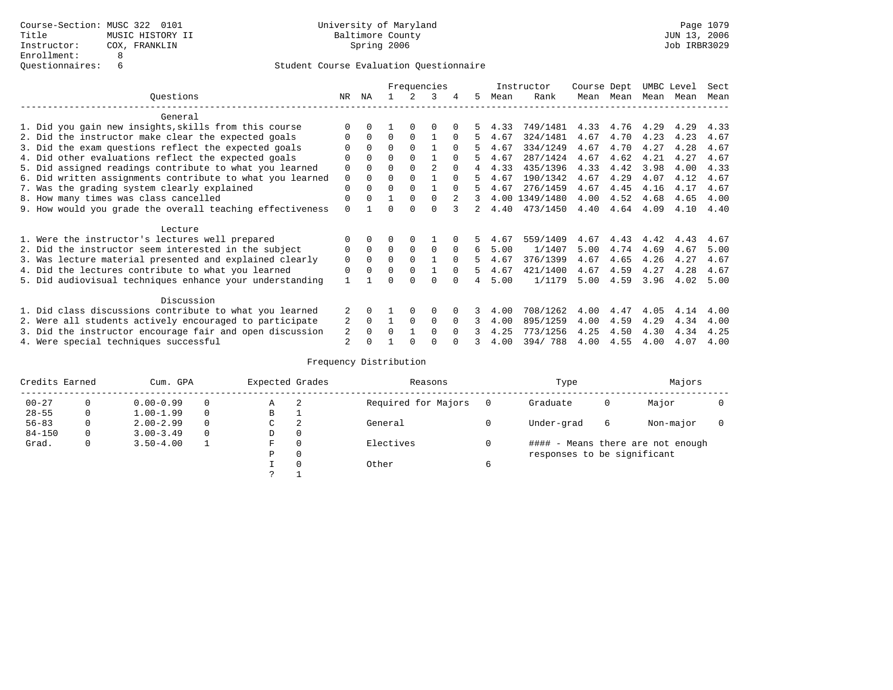Course-Section: MUSC 322 0101
Title: MUSIC HISTORY II
Instructor: COX, FRANKLIN
Enrollment: 8
Questionnaires: 6

University of Maryland
Baltimore County
Spring 2006

JUN 13, 2006
Job IRBR3029

Student Course Evaluation Questionnaire

| Questions | NR | NA | 1 | 2 | 3 | 4 | 5 | Instructor Mean | Instructor Rank | Course Mean | Dept Mean | UMBC Mean | Level Mean | Sect Mean |
|---|---|---|---|---|---|---|---|---|---|---|---|---|---|---|
| **General** | | | | | | | | | | | | | | |
| 1. Did you gain new insights,skills from this course | 0 | 0 | 1 | 0 | 0 | 0 | 5 | 4.33 | 749/1481 | 4.33 | 4.76 | 4.29 | 4.29 | 4.33 |
| 2. Did the instructor make clear the expected goals | 0 | 0 | 0 | 0 | 1 | 0 | 5 | 4.67 | 324/1481 | 4.67 | 4.70 | 4.23 | 4.23 | 4.67 |
| 3. Did the exam questions reflect the expected goals | 0 | 0 | 0 | 0 | 1 | 0 | 5 | 4.67 | 334/1249 | 4.67 | 4.70 | 4.27 | 4.28 | 4.67 |
| 4. Did other evaluations reflect the expected goals | 0 | 0 | 0 | 0 | 1 | 0 | 5 | 4.67 | 287/1424 | 4.67 | 4.62 | 4.21 | 4.27 | 4.67 |
| 5. Did assigned readings contribute to what you learned | 0 | 0 | 0 | 0 | 2 | 0 | 4 | 4.33 | 435/1396 | 4.33 | 4.42 | 3.98 | 4.00 | 4.33 |
| 6. Did written assignments contribute to what you learned | 0 | 0 | 0 | 0 | 1 | 0 | 5 | 4.67 | 190/1342 | 4.67 | 4.29 | 4.07 | 4.12 | 4.67 |
| 7. Was the grading system clearly explained | 0 | 0 | 0 | 0 | 1 | 0 | 5 | 4.67 | 276/1459 | 4.67 | 4.45 | 4.16 | 4.17 | 4.67 |
| 8. How many times was class cancelled | 0 | 0 | 1 | 0 | 0 | 2 | 3 | 4.00 | 1349/1480 | 4.00 | 4.52 | 4.68 | 4.65 | 4.00 |
| 9. How would you grade the overall teaching effectiveness | 0 | 1 | 0 | 0 | 0 | 3 | 2 | 4.40 | 473/1450 | 4.40 | 4.64 | 4.09 | 4.10 | 4.40 |
| **Lecture** | | | | | | | | | | | | | | |
| 1. Were the instructor's lectures well prepared | 0 | 0 | 0 | 0 | 1 | 0 | 5 | 4.67 | 559/1409 | 4.67 | 4.43 | 4.42 | 4.43 | 4.67 |
| 2. Did the instructor seem interested in the subject | 0 | 0 | 0 | 0 | 0 | 0 | 6 | 5.00 | 1/1407 | 5.00 | 4.74 | 4.69 | 4.67 | 5.00 |
| 3. Was lecture material presented and explained clearly | 0 | 0 | 0 | 0 | 1 | 0 | 5 | 4.67 | 376/1399 | 4.67 | 4.65 | 4.26 | 4.27 | 4.67 |
| 4. Did the lectures contribute to what you learned | 0 | 0 | 0 | 0 | 1 | 0 | 5 | 4.67 | 421/1400 | 4.67 | 4.59 | 4.27 | 4.28 | 4.67 |
| 5. Did audiovisual techniques enhance your understanding | 1 | 1 | 0 | 0 | 0 | 0 | 4 | 5.00 | 1/1179 | 5.00 | 4.59 | 3.96 | 4.02 | 5.00 |
| **Discussion** | | | | | | | | | | | | | | |
| 1. Did class discussions contribute to what you learned | 2 | 0 | 1 | 0 | 0 | 0 | 3 | 4.00 | 708/1262 | 4.00 | 4.47 | 4.05 | 4.14 | 4.00 |
| 2. Were all students actively encouraged to participate | 2 | 0 | 1 | 0 | 0 | 0 | 3 | 4.00 | 895/1259 | 4.00 | 4.59 | 4.29 | 4.34 | 4.00 |
| 3. Did the instructor encourage fair and open discussion | 2 | 0 | 0 | 1 | 0 | 0 | 3 | 4.25 | 773/1256 | 4.25 | 4.50 | 4.30 | 4.34 | 4.25 |
| 4. Were special techniques successful | 2 | 0 | 1 | 0 | 0 | 0 | 3 | 4.00 | 394/ 788 | 4.00 | 4.55 | 4.00 | 4.07 | 4.00 |

Frequency Distribution

| Credits Earned | | Cum. GPA | | Expected Grades | | Reasons | | Type | | Majors | |
|---|---|---|---|---|---|---|---|---|---|---|---|
| 00-27 | 0 | 0.00-0.99 | 0 | A | 2 | Required for Majors | 0 | Graduate | 0 | Major | 0 |
| 28-55 | 0 | 1.00-1.99 | 0 | B | 1 | | | | | | |
| 56-83 | 0 | 2.00-2.99 | 0 | C | 2 | General | 0 | Under-grad | 6 | Non-major | 0 |
| 84-150 | 0 | 3.00-3.49 | 0 | D | 0 | | | | | | |
| Grad. | 0 | 3.50-4.00 | 1 | F | 0 | Electives | 0 | #### - Means there are not enough responses to be significant | | | |
| | | | | P | 0 | | | | | | |
| | | | | I | 0 | Other | 6 | | | | |
| | | | | ? | 1 | | | | | | |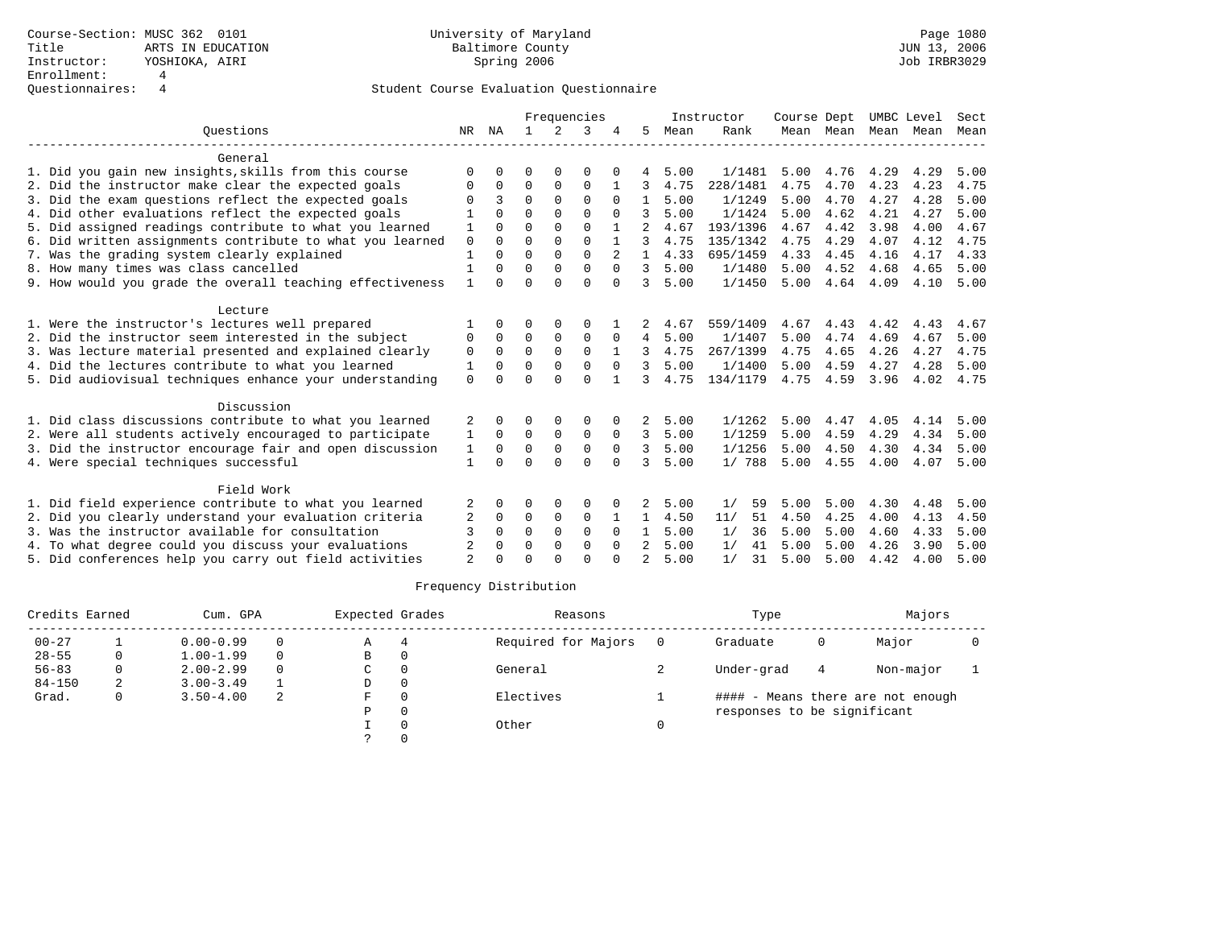Course-Section: MUSC 362 0101
Title: ARTS IN EDUCATION
Instructor: YOSHIOKA, AIRI
Enrollment: 4
Questionnaires: 4

University of Maryland
Baltimore County
Spring 2006

JUN 13, 2006
Job IRBR3029

## Student Course Evaluation Questionnaire

| Questions | NR | NA | 1 | 2 | 3 | 4 | 5 | Instructor Mean | Instructor Rank | Course Mean | Dept Mean | UMBC Level Mean | Level Mean | Sect Mean |
|---|---|---|---|---|---|---|---|---|---|---|---|---|---|---|
| **General** | | | | | | | | | | | | | | |
| 1. Did you gain new insights,skills from this course | 0 | 0 | 0 | 0 | 0 | 0 | 4 | 5.00 | 1/1481 | 5.00 | 4.76 | 4.29 | 4.29 | 5.00 |
| 2. Did the instructor make clear the expected goals | 0 | 0 | 0 | 0 | 0 | 1 | 3 | 4.75 | 228/1481 | 4.75 | 4.70 | 4.23 | 4.23 | 4.75 |
| 3. Did the exam questions reflect the expected goals | 0 | 3 | 0 | 0 | 0 | 0 | 1 | 5.00 | 1/1249 | 5.00 | 4.70 | 4.27 | 4.28 | 5.00 |
| 4. Did other evaluations reflect the expected goals | 1 | 0 | 0 | 0 | 0 | 0 | 3 | 5.00 | 1/1424 | 5.00 | 4.62 | 4.21 | 4.27 | 5.00 |
| 5. Did assigned readings contribute to what you learned | 1 | 0 | 0 | 0 | 0 | 1 | 2 | 4.67 | 193/1396 | 4.67 | 4.42 | 3.98 | 4.00 | 4.67 |
| 6. Did written assignments contribute to what you learned | 0 | 0 | 0 | 0 | 0 | 1 | 3 | 4.75 | 135/1342 | 4.75 | 4.29 | 4.07 | 4.12 | 4.75 |
| 7. Was the grading system clearly explained | 1 | 0 | 0 | 0 | 0 | 2 | 1 | 4.33 | 695/1459 | 4.33 | 4.45 | 4.16 | 4.17 | 4.33 |
| 8. How many times was class cancelled | 1 | 0 | 0 | 0 | 0 | 0 | 3 | 5.00 | 1/1480 | 5.00 | 4.52 | 4.68 | 4.65 | 5.00 |
| 9. How would you grade the overall teaching effectiveness | 1 | 0 | 0 | 0 | 0 | 0 | 3 | 5.00 | 1/1450 | 5.00 | 4.64 | 4.09 | 4.10 | 5.00 |
| **Lecture** | | | | | | | | | | | | | | |
| 1. Were the instructor's lectures well prepared | 1 | 0 | 0 | 0 | 0 | 1 | 2 | 4.67 | 559/1409 | 4.67 | 4.43 | 4.42 | 4.43 | 4.67 |
| 2. Did the instructor seem interested in the subject | 0 | 0 | 0 | 0 | 0 | 0 | 4 | 5.00 | 1/1407 | 5.00 | 4.74 | 4.69 | 4.67 | 5.00 |
| 3. Was lecture material presented and explained clearly | 0 | 0 | 0 | 0 | 0 | 1 | 3 | 4.75 | 267/1399 | 4.75 | 4.65 | 4.26 | 4.27 | 4.75 |
| 4. Did the lectures contribute to what you learned | 1 | 0 | 0 | 0 | 0 | 0 | 3 | 5.00 | 1/1400 | 5.00 | 4.59 | 4.27 | 4.28 | 5.00 |
| 5. Did audiovisual techniques enhance your understanding | 0 | 0 | 0 | 0 | 0 | 1 | 3 | 4.75 | 134/1179 | 4.75 | 4.59 | 3.96 | 4.02 | 4.75 |
| **Discussion** | | | | | | | | | | | | | | |
| 1. Did class discussions contribute to what you learned | 2 | 0 | 0 | 0 | 0 | 0 | 2 | 5.00 | 1/1262 | 5.00 | 4.47 | 4.05 | 4.14 | 5.00 |
| 2. Were all students actively encouraged to participate | 1 | 0 | 0 | 0 | 0 | 0 | 3 | 5.00 | 1/1259 | 5.00 | 4.59 | 4.29 | 4.34 | 5.00 |
| 3. Did the instructor encourage fair and open discussion | 1 | 0 | 0 | 0 | 0 | 0 | 3 | 5.00 | 1/1256 | 5.00 | 4.50 | 4.30 | 4.34 | 5.00 |
| 4. Were special techniques successful | 1 | 0 | 0 | 0 | 0 | 0 | 3 | 5.00 | 1/ 788 | 5.00 | 4.55 | 4.00 | 4.07 | 5.00 |
| **Field Work** | | | | | | | | | | | | | | |
| 1. Did field experience contribute to what you learned | 2 | 0 | 0 | 0 | 0 | 0 | 2 | 5.00 | 1/ 59 | 5.00 | 5.00 | 4.30 | 4.48 | 5.00 |
| 2. Did you clearly understand your evaluation criteria | 2 | 0 | 0 | 0 | 0 | 1 | 1 | 4.50 | 11/ 51 | 4.50 | 4.25 | 4.00 | 4.13 | 4.50 |
| 3. Was the instructor available for consultation | 3 | 0 | 0 | 0 | 0 | 0 | 1 | 5.00 | 1/ 36 | 5.00 | 5.00 | 4.60 | 4.33 | 5.00 |
| 4. To what degree could you discuss your evaluations | 2 | 0 | 0 | 0 | 0 | 0 | 2 | 5.00 | 1/ 41 | 5.00 | 5.00 | 4.26 | 3.90 | 5.00 |
| 5. Did conferences help you carry out field activities | 2 | 0 | 0 | 0 | 0 | 0 | 2 | 5.00 | 1/ 31 | 5.00 | 5.00 | 4.42 | 4.00 | 5.00 |

## Frequency Distribution

| Credits Earned | | Cum. GPA | | Expected Grades | | Reasons | | Type | | Majors | |
|---|---|---|---|---|---|---|---|---|---|---|---|
| 00-27 | 1 | 0.00-0.99 | 0 | A | 4 | Required for Majors | 0 | Graduate | 0 | Major | 0 |
| 28-55 | 0 | 1.00-1.99 | 0 | B | 0 | | | | | | |
| 56-83 | 0 | 2.00-2.99 | 0 | C | 0 | General | 2 | Under-grad | 4 | Non-major | 1 |
| 84-150 | 2 | 3.00-3.49 | 1 | D | 0 | | | | | | |
| Grad. | 0 | 3.50-4.00 | 2 | F | 0 | Electives | 1 | | | | |
| | | | | P | 0 | | | | | | |
| | | | | I | 0 | Other | 0 | | | | |
| | | | | ? | 0 | | | | | | |

#### - Means there are not enough responses to be significant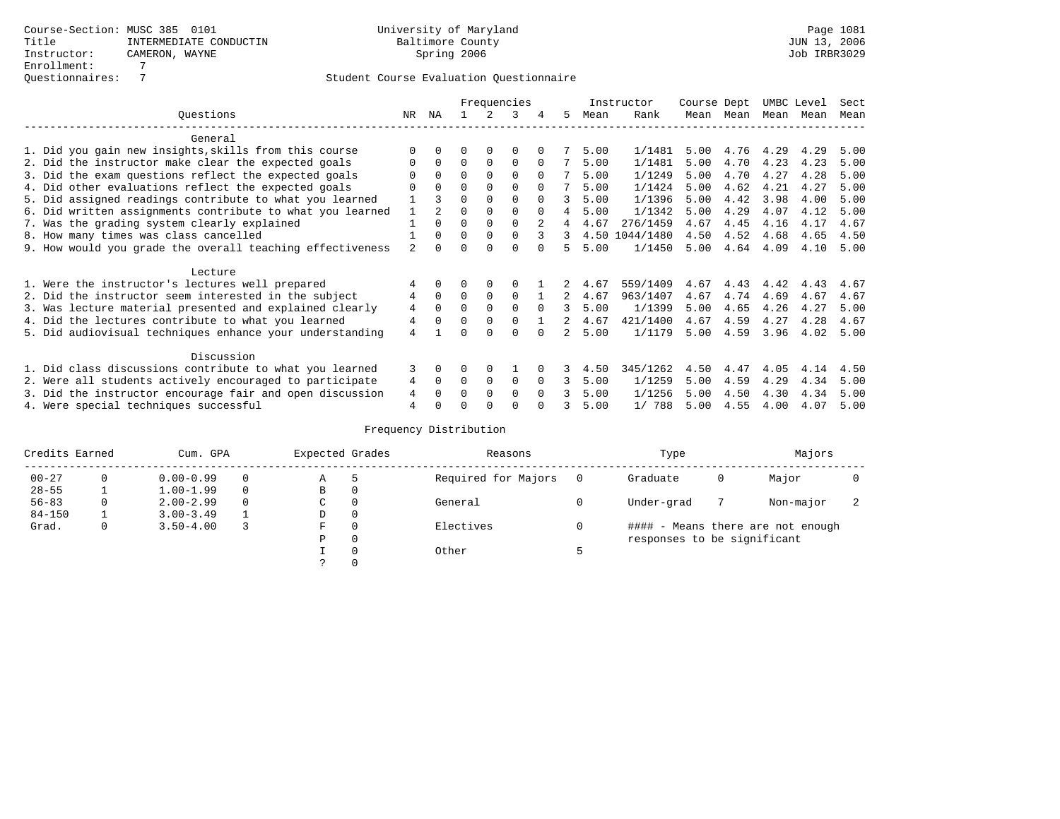Course-Section: MUSC 385 0101
Title: INTERMEDIATE CONDUCTIN
Instructor: CAMERON, WAYNE
Enrollment: 7
Questionnaires: 7

University of Maryland
Baltimore County
Spring 2006

JUN 13, 2006
Job IRBR3029

Student Course Evaluation Questionnaire

| Questions | NR | NA | 1 | 2 | 3 | 4 | 5 | Instructor Mean | Rank | Course Mean | Dept Mean | UMBC Mean | Level Mean | Sect Mean |
|---|---|---|---|---|---|---|---|---|---|---|---|---|---|---|
| **General** | | | | | | | | | | | | | | |
| 1. Did you gain new insights,skills from this course | 0 | 0 | 0 | 0 | 0 | 0 | 7 | 5.00 | 1/1481 | 5.00 | 4.76 | 4.29 | 4.29 | 5.00 |
| 2. Did the instructor make clear the expected goals | 0 | 0 | 0 | 0 | 0 | 0 | 7 | 5.00 | 1/1481 | 5.00 | 4.70 | 4.23 | 4.23 | 5.00 |
| 3. Did the exam questions reflect the expected goals | 0 | 0 | 0 | 0 | 0 | 0 | 7 | 5.00 | 1/1249 | 5.00 | 4.70 | 4.27 | 4.28 | 5.00 |
| 4. Did other evaluations reflect the expected goals | 0 | 0 | 0 | 0 | 0 | 0 | 7 | 5.00 | 1/1424 | 5.00 | 4.62 | 4.21 | 4.27 | 5.00 |
| 5. Did assigned readings contribute to what you learned | 1 | 3 | 0 | 0 | 0 | 0 | 3 | 5.00 | 1/1396 | 5.00 | 4.42 | 3.98 | 4.00 | 5.00 |
| 6. Did written assignments contribute to what you learned | 1 | 2 | 0 | 0 | 0 | 0 | 4 | 5.00 | 1/1342 | 5.00 | 4.29 | 4.07 | 4.12 | 5.00 |
| 7. Was the grading system clearly explained | 1 | 0 | 0 | 0 | 0 | 2 | 4 | 4.67 | 276/1459 | 4.67 | 4.45 | 4.16 | 4.17 | 4.67 |
| 8. How many times was class cancelled | 1 | 0 | 0 | 0 | 0 | 3 | 3 | 4.50 | 1044/1480 | 4.50 | 4.52 | 4.68 | 4.65 | 4.50 |
| 9. How would you grade the overall teaching effectiveness | 2 | 0 | 0 | 0 | 0 | 0 | 5 | 5.00 | 1/1450 | 5.00 | 4.64 | 4.09 | 4.10 | 5.00 |
| **Lecture** | | | | | | | | | | | | | | |
| 1. Were the instructor's lectures well prepared | 4 | 0 | 0 | 0 | 0 | 1 | 2 | 4.67 | 559/1409 | 4.67 | 4.43 | 4.42 | 4.43 | 4.67 |
| 2. Did the instructor seem interested in the subject | 4 | 0 | 0 | 0 | 0 | 1 | 2 | 4.67 | 963/1407 | 4.67 | 4.74 | 4.69 | 4.67 | 4.67 |
| 3. Was lecture material presented and explained clearly | 4 | 0 | 0 | 0 | 0 | 0 | 3 | 5.00 | 1/1399 | 5.00 | 4.65 | 4.26 | 4.27 | 5.00 |
| 4. Did the lectures contribute to what you learned | 4 | 0 | 0 | 0 | 0 | 1 | 2 | 4.67 | 421/1400 | 4.67 | 4.59 | 4.27 | 4.28 | 4.67 |
| 5. Did audiovisual techniques enhance your understanding | 4 | 1 | 0 | 0 | 0 | 0 | 2 | 5.00 | 1/1179 | 5.00 | 4.59 | 3.96 | 4.02 | 5.00 |
| **Discussion** | | | | | | | | | | | | | | |
| 1. Did class discussions contribute to what you learned | 3 | 0 | 0 | 0 | 1 | 0 | 3 | 4.50 | 345/1262 | 4.50 | 4.47 | 4.05 | 4.14 | 4.50 |
| 2. Were all students actively encouraged to participate | 4 | 0 | 0 | 0 | 0 | 0 | 3 | 5.00 | 1/1259 | 5.00 | 4.59 | 4.29 | 4.34 | 5.00 |
| 3. Did the instructor encourage fair and open discussion | 4 | 0 | 0 | 0 | 0 | 0 | 3 | 5.00 | 1/1256 | 5.00 | 4.50 | 4.30 | 4.34 | 5.00 |
| 4. Were special techniques successful | 4 | 0 | 0 | 0 | 0 | 0 | 3 | 5.00 | 1/ 788 | 5.00 | 4.55 | 4.00 | 4.07 | 5.00 |

Frequency Distribution

| Credits Earned | | Cum. GPA | | Expected Grades | | Reasons | | Type | | Majors | |
|---|---|---|---|---|---|---|---|---|---|---|---|
| 00-27 | 0 | 0.00-0.99 | 0 | A | 5 | Required for Majors | 0 | Graduate | 0 | Major | 0 |
| 28-55 | 1 | 1.00-1.99 | 0 | B | 0 | | | | | | |
| 56-83 | 0 | 2.00-2.99 | 0 | C | 0 | General | 0 | Under-grad | 7 | Non-major | 2 |
| 84-150 | 1 | 3.00-3.49 | 1 | D | 0 | | | | | | |
| Grad. | 0 | 3.50-4.00 | 3 | F | 0 | Electives | 0 | #### - Means there are not enough responses to be significant | | | |
| | | | | P | 0 | | | | | | |
| | | | | I | 0 | Other | 5 | | | | |
| | | | | ? | 0 | | | | | | |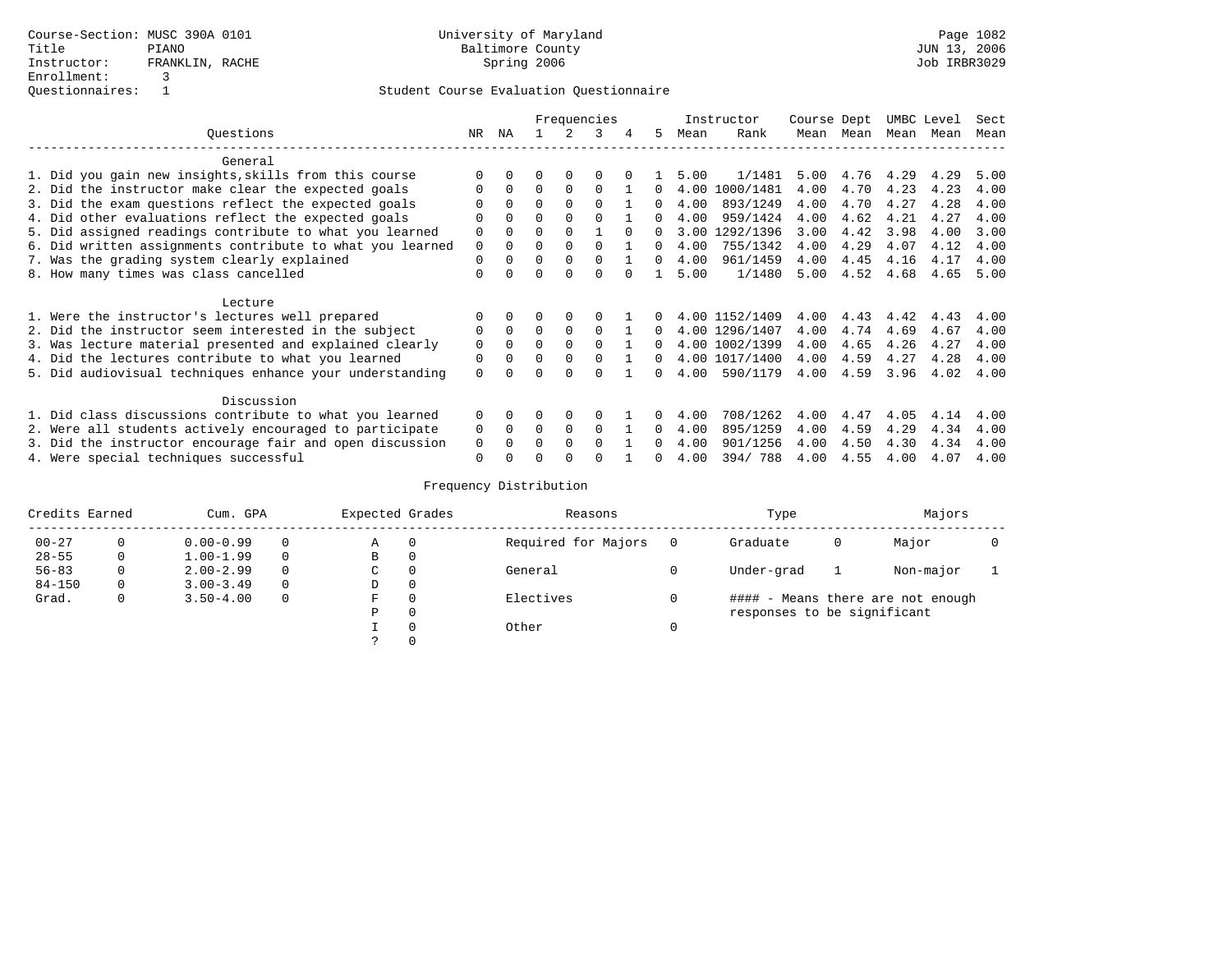Course-Section: MUSC 390A 0101
Title: PIANO
Instructor: FRANKLIN, RACHE
Enrollment: 3
Questionnaires: 1

University of Maryland
Baltimore County
Spring 2006

JUN 13, 2006
Job IRBR3029

Student Course Evaluation Questionnaire

| Questions | NR | NA | 1 | 2 | 3 | 4 | 5 | Instructor Mean | Instructor Rank | Course Mean | Dept Mean | UMBC Mean | Level Mean | Sect Mean |
|---|---|---|---|---|---|---|---|---|---|---|---|---|---|---|
| **General** | | | | | | | | | | | | | | |
| 1. Did you gain new insights,skills from this course | 0 | 0 | 0 | 0 | 0 | 0 | 1 | 5.00 | 1/1481 | 5.00 | 4.76 | 4.29 | 4.29 | 5.00 |
| 2. Did the instructor make clear the expected goals | 0 | 0 | 0 | 0 | 0 | 1 | 0 | 4.00 | 1000/1481 | 4.00 | 4.70 | 4.23 | 4.23 | 4.00 |
| 3. Did the exam questions reflect the expected goals | 0 | 0 | 0 | 0 | 0 | 1 | 0 | 4.00 | 893/1249 | 4.00 | 4.70 | 4.27 | 4.28 | 4.00 |
| 4. Did other evaluations reflect the expected goals | 0 | 0 | 0 | 0 | 0 | 1 | 0 | 4.00 | 959/1424 | 4.00 | 4.62 | 4.21 | 4.27 | 4.00 |
| 5. Did assigned readings contribute to what you learned | 0 | 0 | 0 | 0 | 1 | 0 | 0 | 3.00 | 1292/1396 | 3.00 | 4.42 | 3.98 | 4.00 | 3.00 |
| 6. Did written assignments contribute to what you learned | 0 | 0 | 0 | 0 | 0 | 1 | 0 | 4.00 | 755/1342 | 4.00 | 4.29 | 4.07 | 4.12 | 4.00 |
| 7. Was the grading system clearly explained | 0 | 0 | 0 | 0 | 0 | 1 | 0 | 4.00 | 961/1459 | 4.00 | 4.45 | 4.16 | 4.17 | 4.00 |
| 8. How many times was class cancelled | 0 | 0 | 0 | 0 | 0 | 0 | 1 | 5.00 | 1/1480 | 5.00 | 4.52 | 4.68 | 4.65 | 5.00 |
| **Lecture** | | | | | | | | | | | | | | |
| 1. Were the instructor's lectures well prepared | 0 | 0 | 0 | 0 | 0 | 1 | 0 | 4.00 | 1152/1409 | 4.00 | 4.43 | 4.42 | 4.43 | 4.00 |
| 2. Did the instructor seem interested in the subject | 0 | 0 | 0 | 0 | 0 | 1 | 0 | 4.00 | 1296/1407 | 4.00 | 4.74 | 4.69 | 4.67 | 4.00 |
| 3. Was lecture material presented and explained clearly | 0 | 0 | 0 | 0 | 0 | 1 | 0 | 4.00 | 1002/1399 | 4.00 | 4.65 | 4.26 | 4.27 | 4.00 |
| 4. Did the lectures contribute to what you learned | 0 | 0 | 0 | 0 | 0 | 1 | 0 | 4.00 | 1017/1400 | 4.00 | 4.59 | 4.27 | 4.28 | 4.00 |
| 5. Did audiovisual techniques enhance your understanding | 0 | 0 | 0 | 0 | 0 | 1 | 0 | 4.00 | 590/1179 | 4.00 | 4.59 | 3.96 | 4.02 | 4.00 |
| **Discussion** | | | | | | | | | | | | | | |
| 1. Did class discussions contribute to what you learned | 0 | 0 | 0 | 0 | 0 | 1 | 0 | 4.00 | 708/1262 | 4.00 | 4.47 | 4.05 | 4.14 | 4.00 |
| 2. Were all students actively encouraged to participate | 0 | 0 | 0 | 0 | 0 | 1 | 0 | 4.00 | 895/1259 | 4.00 | 4.59 | 4.29 | 4.34 | 4.00 |
| 3. Did the instructor encourage fair and open discussion | 0 | 0 | 0 | 0 | 0 | 1 | 0 | 4.00 | 901/1256 | 4.00 | 4.50 | 4.30 | 4.34 | 4.00 |
| 4. Were special techniques successful | 0 | 0 | 0 | 0 | 0 | 1 | 0 | 4.00 | 394/ 788 | 4.00 | 4.55 | 4.00 | 4.07 | 4.00 |

Frequency Distribution

| Credits Earned | | Cum. GPA | | Expected Grades | | Reasons | | Type | | Majors | |
|---|---|---|---|---|---|---|---|---|---|---|---|
| 00-27 | 0 | 0.00-0.99 | 0 | A | 0 | Required for Majors | 0 | Graduate | 0 | Major | 0 |
| 28-55 | 0 | 1.00-1.99 | 0 | B | 0 | | | | | | |
| 56-83 | 0 | 2.00-2.99 | 0 | C | 0 | General | 0 | Under-grad | 1 | Non-major | 1 |
| 84-150 | 0 | 3.00-3.49 | 0 | D | 0 | | | | | | |
| Grad. | 0 | 3.50-4.00 | 0 | F | 0 | Electives | 0 | #### - Means there are not enough responses to be significant | | | |
| | | | | P | 0 | | | | | | |
| | | | | I | 0 | Other | 0 | | | | |
| | | | | ? | 0 | | | | | | |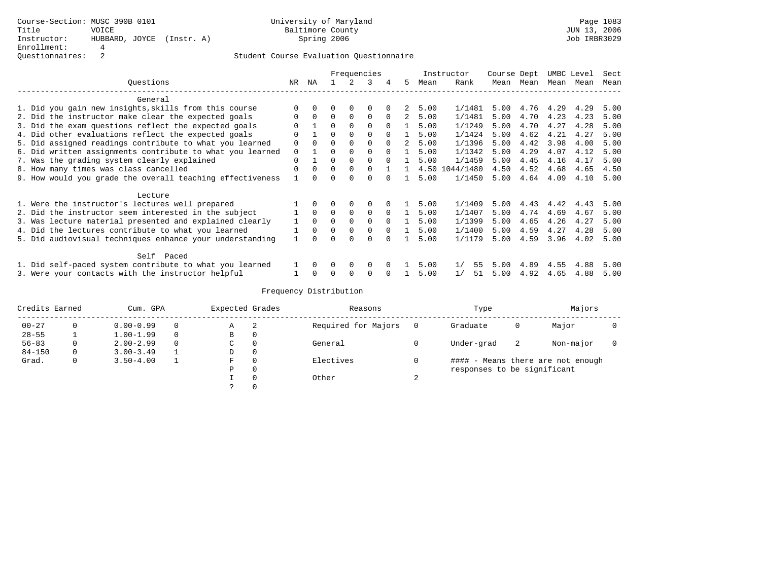Course-Section: MUSC 390B 0101
Title: VOICE
Instructor: HUBBARD, JOYCE (Instr. A)
Enrollment: 4
Questionnaires: 2

University of Maryland
Baltimore County
Spring 2006

JUN 13, 2006
Job IRBR3029

## Student Course Evaluation Questionnaire

| Questions | NR | NA | 1 | 2 | 3 | 4 | 5 | Instructor Mean | Instructor Rank | Course Mean | Dept Mean | UMBC Mean | Level Mean | Sect Mean |
|---|---|---|---|---|---|---|---|---|---|---|---|---|---|---|
| **General** | | | | | | | | | | | | | | |
| 1. Did you gain new insights,skills from this course | 0 | 0 | 0 | 0 | 0 | 0 | 2 | 5.00 | 1/1481 | 5.00 | 4.76 | 4.29 | 4.29 | 5.00 |
| 2. Did the instructor make clear the expected goals | 0 | 0 | 0 | 0 | 0 | 0 | 2 | 5.00 | 1/1481 | 5.00 | 4.70 | 4.23 | 4.23 | 5.00 |
| 3. Did the exam questions reflect the expected goals | 0 | 1 | 0 | 0 | 0 | 0 | 1 | 5.00 | 1/1249 | 5.00 | 4.70 | 4.27 | 4.28 | 5.00 |
| 4. Did other evaluations reflect the expected goals | 0 | 1 | 0 | 0 | 0 | 0 | 1 | 5.00 | 1/1424 | 5.00 | 4.62 | 4.21 | 4.27 | 5.00 |
| 5. Did assigned readings contribute to what you learned | 0 | 0 | 0 | 0 | 0 | 0 | 2 | 5.00 | 1/1396 | 5.00 | 4.42 | 3.98 | 4.00 | 5.00 |
| 6. Did written assignments contribute to what you learned | 0 | 1 | 0 | 0 | 0 | 0 | 1 | 5.00 | 1/1342 | 5.00 | 4.29 | 4.07 | 4.12 | 5.00 |
| 7. Was the grading system clearly explained | 0 | 1 | 0 | 0 | 0 | 0 | 1 | 5.00 | 1/1459 | 5.00 | 4.45 | 4.16 | 4.17 | 5.00 |
| 8. How many times was class cancelled | 0 | 0 | 0 | 0 | 0 | 1 | 1 | 4.50 | 1044/1480 | 4.50 | 4.52 | 4.68 | 4.65 | 4.50 |
| 9. How would you grade the overall teaching effectiveness | 1 | 0 | 0 | 0 | 0 | 0 | 1 | 5.00 | 1/1450 | 5.00 | 4.64 | 4.09 | 4.10 | 5.00 |
| **Lecture** | | | | | | | | | | | | | | |
| 1. Were the instructor's lectures well prepared | 1 | 0 | 0 | 0 | 0 | 0 | 1 | 5.00 | 1/1409 | 5.00 | 4.43 | 4.42 | 4.43 | 5.00 |
| 2. Did the instructor seem interested in the subject | 1 | 0 | 0 | 0 | 0 | 0 | 1 | 5.00 | 1/1407 | 5.00 | 4.74 | 4.69 | 4.67 | 5.00 |
| 3. Was lecture material presented and explained clearly | 1 | 0 | 0 | 0 | 0 | 0 | 1 | 5.00 | 1/1399 | 5.00 | 4.65 | 4.26 | 4.27 | 5.00 |
| 4. Did the lectures contribute to what you learned | 1 | 0 | 0 | 0 | 0 | 0 | 1 | 5.00 | 1/1400 | 5.00 | 4.59 | 4.27 | 4.28 | 5.00 |
| 5. Did audiovisual techniques enhance your understanding | 1 | 0 | 0 | 0 | 0 | 0 | 1 | 5.00 | 1/1179 | 5.00 | 4.59 | 3.96 | 4.02 | 5.00 |
| **Self Paced** | | | | | | | | | | | | | | |
| 1. Did self-paced system contribute to what you learned | 1 | 0 | 0 | 0 | 0 | 0 | 1 | 5.00 | 1/ 55 | 5.00 | 4.89 | 4.55 | 4.88 | 5.00 |
| 3. Were your contacts with the instructor helpful | 1 | 0 | 0 | 0 | 0 | 0 | 1 | 5.00 | 1/ 51 | 5.00 | 4.92 | 4.65 | 4.88 | 5.00 |

## Frequency Distribution

| Credits Earned | | Cum. GPA | | Expected Grades | | Reasons | | Type | | Majors | |
|---|---|---|---|---|---|---|---|---|---|---|---|
| 00-27 | 0 | 0.00-0.99 | 0 | A | 2 | Required for Majors | 0 | Graduate | 0 | Major | 0 |
| 28-55 | 1 | 1.00-1.99 | 0 | B | 0 | | | | | | |
| 56-83 | 0 | 2.00-2.99 | 0 | C | 0 | General | 0 | Under-grad | 2 | Non-major | 0 |
| 84-150 | 0 | 3.00-3.49 | 1 | D | 0 | | | | | | |
| Grad. | 0 | 3.50-4.00 | 1 | F | 0 | Electives | 0 | | | | |
| | | | | P | 0 | | | | | | |
| | | | | I | 0 | Other | 2 | | | | |
| | | | | ? | 0 | | | | | | |

#### - Means there are not enough responses to be significant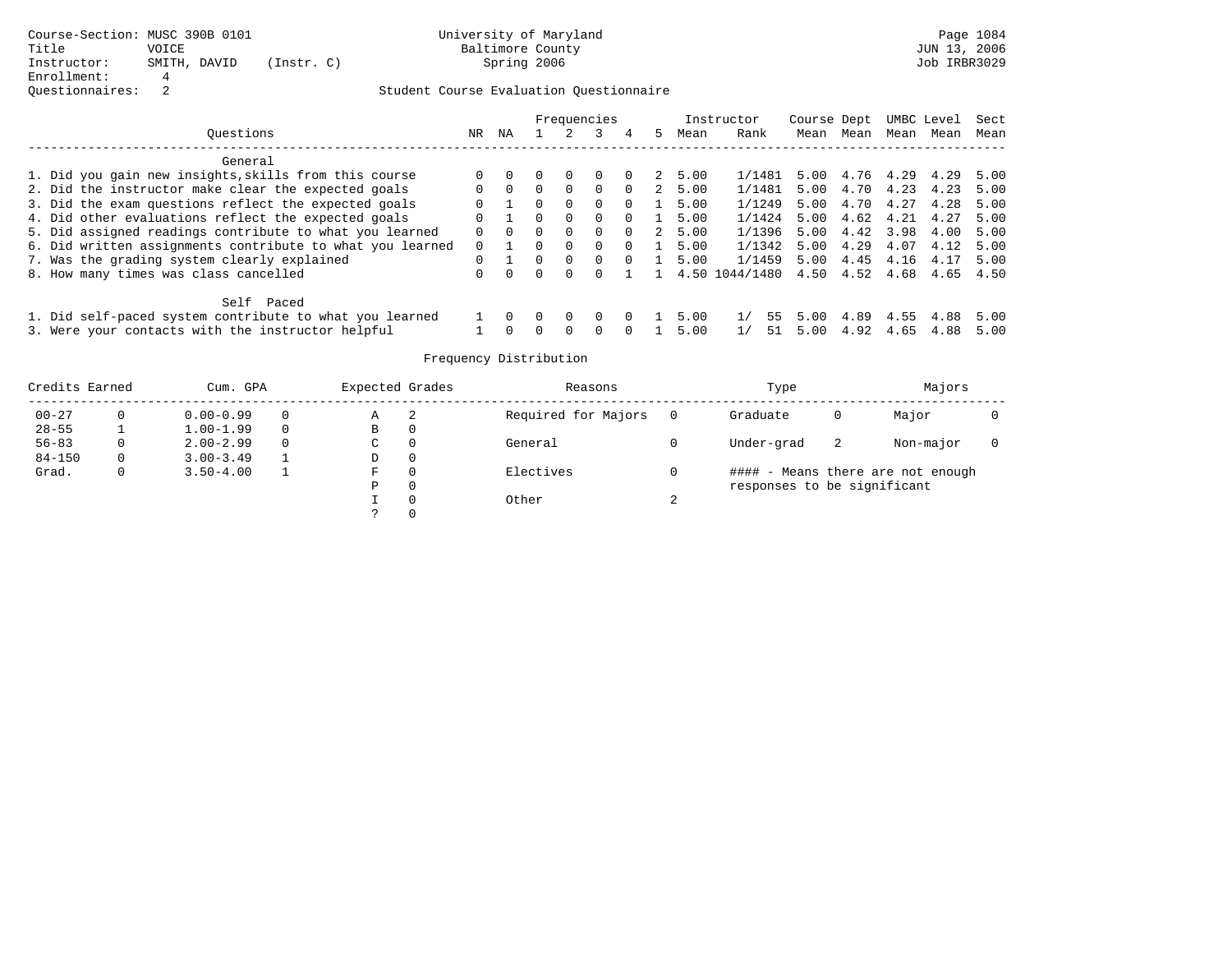Course-Section: MUSC 390B 0101
Title: VOICE
Instructor: SMITH, DAVID (Instr. C)
Enrollment: 4
Questionnaires: 2

University of Maryland
Baltimore County
Spring 2006

JUN 13, 2006
Job IRBR3029

## Student Course Evaluation Questionnaire

| Questions | NR | NA | 1 | 2 | 3 | 4 | 5 | Instructor Mean | Rank | Course Mean | Dept Mean | UMBC Mean | Level Mean | Sect Mean |
|---|---|---|---|---|---|---|---|---|---|---|---|---|---|---|
| **General** | | | | | | | | | | | | | | |
| 1. Did you gain new insights,skills from this course | 0 | 0 | 0 | 0 | 0 | 0 | 2 | 5.00 | 1/1481 | 5.00 | 4.76 | 4.29 | 4.29 | 5.00 |
| 2. Did the instructor make clear the expected goals | 0 | 0 | 0 | 0 | 0 | 0 | 2 | 5.00 | 1/1481 | 5.00 | 4.70 | 4.23 | 4.23 | 5.00 |
| 3. Did the exam questions reflect the expected goals | 0 | 1 | 0 | 0 | 0 | 0 | 1 | 5.00 | 1/1249 | 5.00 | 4.70 | 4.27 | 4.28 | 5.00 |
| 4. Did other evaluations reflect the expected goals | 0 | 1 | 0 | 0 | 0 | 0 | 1 | 5.00 | 1/1424 | 5.00 | 4.62 | 4.21 | 4.27 | 5.00 |
| 5. Did assigned readings contribute to what you learned | 0 | 0 | 0 | 0 | 0 | 0 | 2 | 5.00 | 1/1396 | 5.00 | 4.42 | 3.98 | 4.00 | 5.00 |
| 6. Did written assignments contribute to what you learned | 0 | 1 | 0 | 0 | 0 | 0 | 1 | 5.00 | 1/1342 | 5.00 | 4.29 | 4.07 | 4.12 | 5.00 |
| 7. Was the grading system clearly explained | 0 | 1 | 0 | 0 | 0 | 0 | 1 | 5.00 | 1/1459 | 5.00 | 4.45 | 4.16 | 4.17 | 5.00 |
| 8. How many times was class cancelled | 0 | 0 | 0 | 0 | 0 | 1 | 1 | 4.50 | 1044/1480 | 4.50 | 4.52 | 4.68 | 4.65 | 4.50 |
| **Self Paced** | | | | | | | | | | | | | | |
| 1. Did self-paced system contribute to what you learned | 1 | 0 | 0 | 0 | 0 | 0 | 1 | 5.00 | 1/ 55 | 5.00 | 4.89 | 4.55 | 4.88 | 5.00 |
| 3. Were your contacts with the instructor helpful | 1 | 0 | 0 | 0 | 0 | 0 | 1 | 5.00 | 1/ 51 | 5.00 | 4.92 | 4.65 | 4.88 | 5.00 |

## Frequency Distribution

| Credits Earned | | Cum. GPA | | Expected Grades | | Reasons | | Type | | Majors | |
|---|---|---|---|---|---|---|---|---|---|---|---|
| 00-27 | 0 | 0.00-0.99 | 0 | A | 2 | Required for Majors | 0 | Graduate | 0 | Major | 0 |
| 28-55 | 1 | 1.00-1.99 | 0 | B | 0 | | | | | | |
| 56-83 | 0 | 2.00-2.99 | 0 | C | 0 | General | 0 | Under-grad | 2 | Non-major | 0 |
| 84-150 | 0 | 3.00-3.49 | 1 | D | 0 | | | | | | |
| Grad. | 0 | 3.50-4.00 | 1 | F | 0 | Electives | 0 | | | | |
| | | | | P | 0 | | | | | | |
| | | | | I | 0 | Other | 2 | | | | |
| | | | | ? | 0 | | | | | | |

#### - Means there are not enough responses to be significant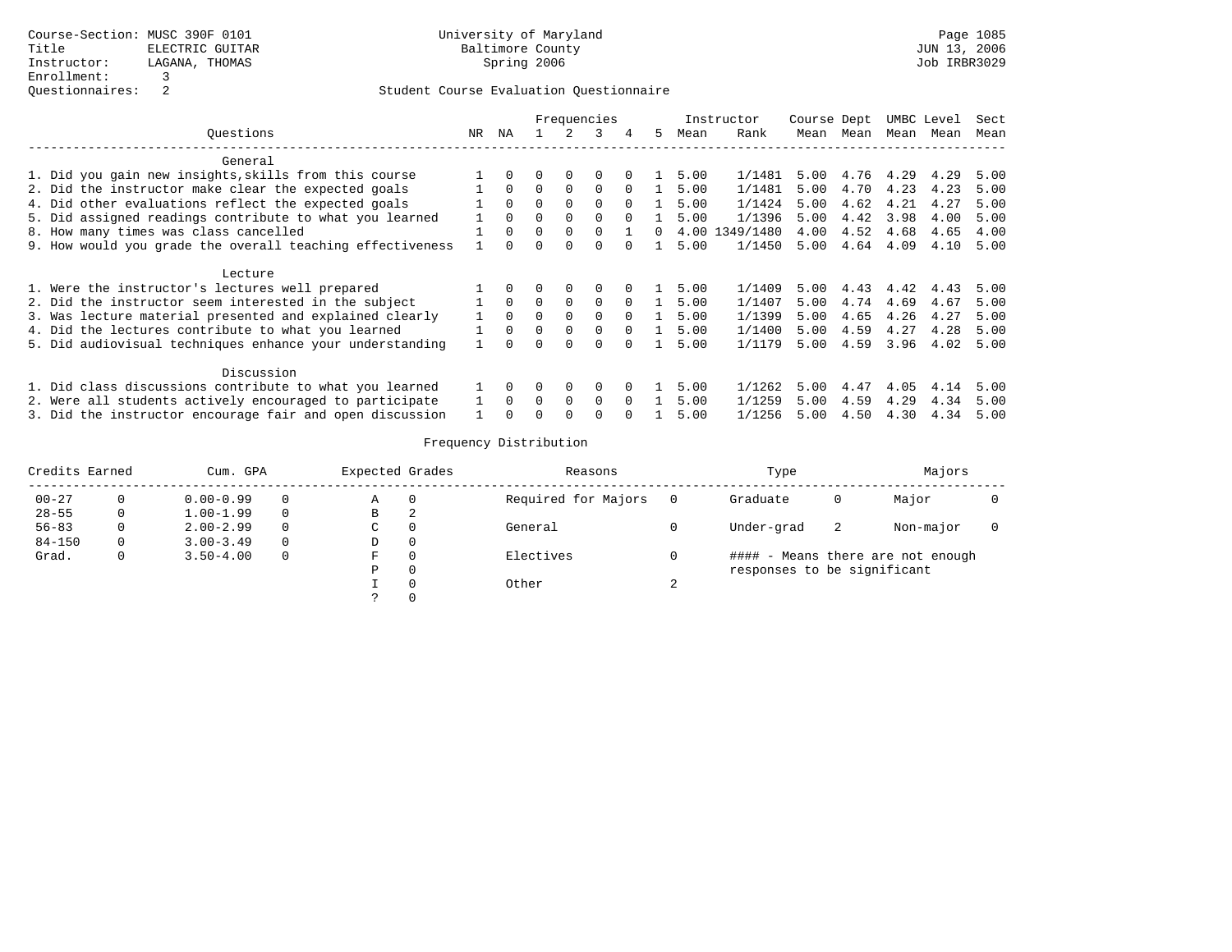Course-Section: MUSC 390F 0101
Title: ELECTRIC GUITAR
Instructor: LAGANA, THOMAS
Enrollment: 3
Questionnaires: 2

University of Maryland
Baltimore County
Spring 2006

Page 1085
JUN 13, 2006
Job IRBR3029

Student Course Evaluation Questionnaire

| Questions | NR | NA | 1 | 2 | 3 | 4 | 5 | Instructor Mean | Rank | Course Mean | Dept Mean | UMBC Mean | Level Mean | Sect Mean |
|---|---|---|---|---|---|---|---|---|---|---|---|---|---|---|
| **General** | | | | | | | | | | | | | | |
| 1. Did you gain new insights,skills from this course | 1 | 0 | 0 | 0 | 0 | 0 | 1 | 5.00 | 1/1481 | 5.00 | 4.76 | 4.29 | 4.29 | 5.00 |
| 2. Did the instructor make clear the expected goals | 1 | 0 | 0 | 0 | 0 | 0 | 1 | 5.00 | 1/1481 | 5.00 | 4.70 | 4.23 | 4.23 | 5.00 |
| 4. Did other evaluations reflect the expected goals | 1 | 0 | 0 | 0 | 0 | 0 | 1 | 5.00 | 1/1424 | 5.00 | 4.62 | 4.21 | 4.27 | 5.00 |
| 5. Did assigned readings contribute to what you learned | 1 | 0 | 0 | 0 | 0 | 0 | 1 | 5.00 | 1/1396 | 5.00 | 4.42 | 3.98 | 4.00 | 5.00 |
| 8. How many times was class cancelled | 1 | 0 | 0 | 0 | 0 | 1 | 0 | 4.00 | 1349/1480 | 4.00 | 4.52 | 4.68 | 4.65 | 4.00 |
| 9. How would you grade the overall teaching effectiveness | 1 | 0 | 0 | 0 | 0 | 0 | 1 | 5.00 | 1/1450 | 5.00 | 4.64 | 4.09 | 4.10 | 5.00 |
| **Lecture** | | | | | | | | | | | | | | |
| 1. Were the instructor's lectures well prepared | 1 | 0 | 0 | 0 | 0 | 0 | 1 | 5.00 | 1/1409 | 5.00 | 4.43 | 4.42 | 4.43 | 5.00 |
| 2. Did the instructor seem interested in the subject | 1 | 0 | 0 | 0 | 0 | 0 | 1 | 5.00 | 1/1407 | 5.00 | 4.74 | 4.69 | 4.67 | 5.00 |
| 3. Was lecture material presented and explained clearly | 1 | 0 | 0 | 0 | 0 | 0 | 1 | 5.00 | 1/1399 | 5.00 | 4.65 | 4.26 | 4.27 | 5.00 |
| 4. Did the lectures contribute to what you learned | 1 | 0 | 0 | 0 | 0 | 0 | 1 | 5.00 | 1/1400 | 5.00 | 4.59 | 4.27 | 4.28 | 5.00 |
| 5. Did audiovisual techniques enhance your understanding | 1 | 0 | 0 | 0 | 0 | 0 | 1 | 5.00 | 1/1179 | 5.00 | 4.59 | 3.96 | 4.02 | 5.00 |
| **Discussion** | | | | | | | | | | | | | | |
| 1. Did class discussions contribute to what you learned | 1 | 0 | 0 | 0 | 0 | 0 | 1 | 5.00 | 1/1262 | 5.00 | 4.47 | 4.05 | 4.14 | 5.00 |
| 2. Were all students actively encouraged to participate | 1 | 0 | 0 | 0 | 0 | 0 | 1 | 5.00 | 1/1259 | 5.00 | 4.59 | 4.29 | 4.34 | 5.00 |
| 3. Did the instructor encourage fair and open discussion | 1 | 0 | 0 | 0 | 0 | 0 | 1 | 5.00 | 1/1256 | 5.00 | 4.50 | 4.30 | 4.34 | 5.00 |

## Frequency Distribution

| Credits Earned | | Cum. GPA | | Expected Grades | | Reasons | | Type | | Majors | |
|---|---|---|---|---|---|---|---|---|---|---|---|
| 00-27 | 0 | 0.00-0.99 | 0 | A | 0 | Required for Majors | 0 | Graduate | 0 | Major | 0 |
| 28-55 | 0 | 1.00-1.99 | 0 | B | 2 | | | | | | |
| 56-83 | 0 | 2.00-2.99 | 0 | C | 0 | General | 0 | Under-grad | 2 | Non-major | 0 |
| 84-150 | 0 | 3.00-3.49 | 0 | D | 0 | | | | | | |
| Grad. | 0 | 3.50-4.00 | 0 | F | 0 | Electives | 0 | #### - Means there are not enough responses to be significant | | | |
| | | | | P | 0 | | | | | | |
| | | | | I | 0 | Other | 2 | | | | |
| | | | | ? | 0 | | | | | | |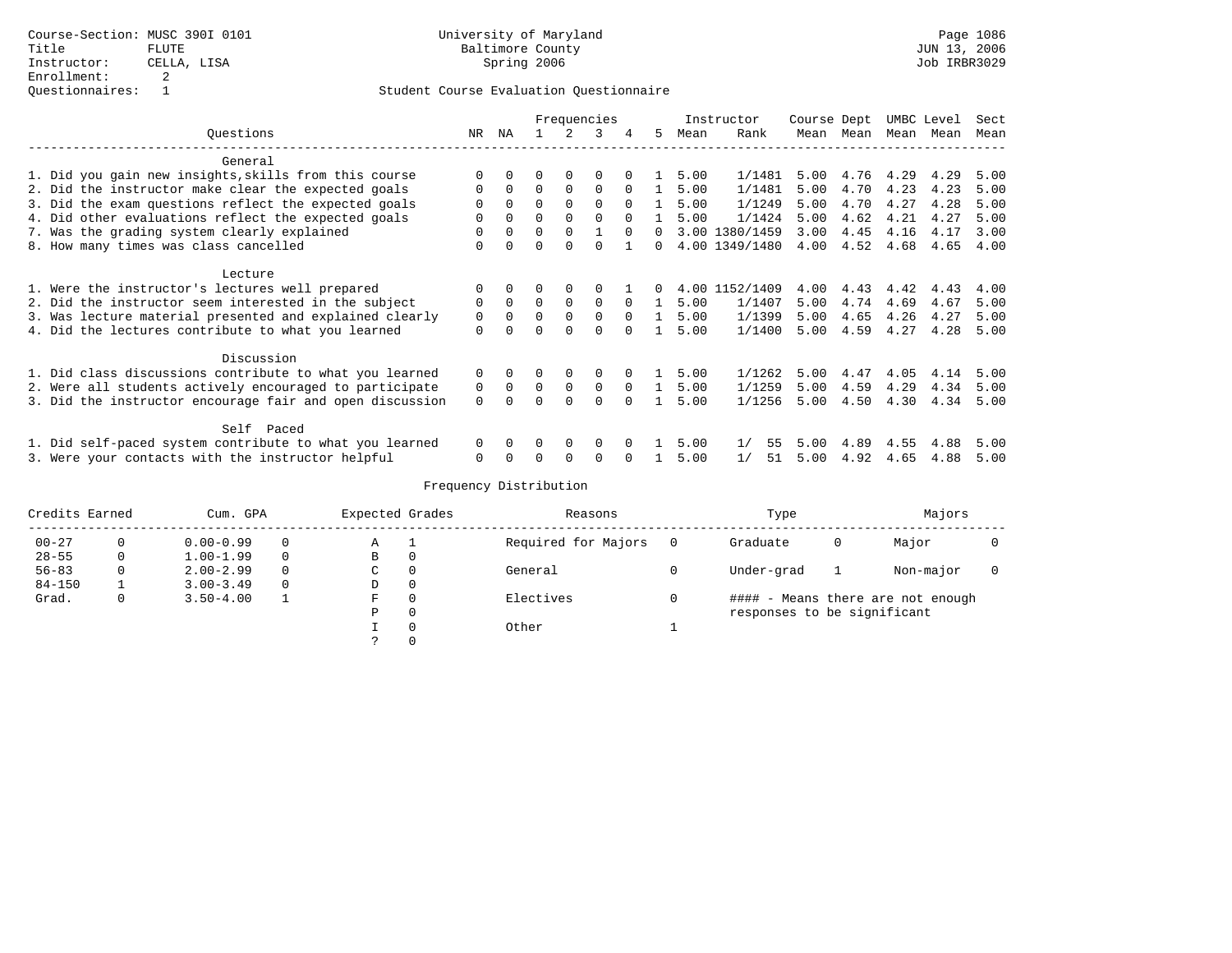Course-Section: MUSC 390I 0101
Title: FLUTE
Instructor: CELLA, LISA
Enrollment: 2
Questionnaires: 1

University of Maryland
Baltimore County
Spring 2006

Page 1086
JUN 13, 2006
Job IRBR3029

## Student Course Evaluation Questionnaire

| Questions | NR | NA | 1 | 2 | 3 | 4 | 5 | Instructor Mean | Rank | Course Mean | Dept Mean | UMBC Mean | Level Mean | Sect Mean |
|---|---|---|---|---|---|---|---|---|---|---|---|---|---|---|
| **General** | | | | | | | | | | | | | | |
| 1. Did you gain new insights,skills from this course | 0 | 0 | 0 | 0 | 0 | 0 | 1 | 5.00 | 1/1481 | 5.00 | 4.76 | 4.29 | 4.29 | 5.00 |
| 2. Did the instructor make clear the expected goals | 0 | 0 | 0 | 0 | 0 | 0 | 1 | 5.00 | 1/1481 | 5.00 | 4.70 | 4.23 | 4.23 | 5.00 |
| 3. Did the exam questions reflect the expected goals | 0 | 0 | 0 | 0 | 0 | 0 | 1 | 5.00 | 1/1249 | 5.00 | 4.70 | 4.27 | 4.28 | 5.00 |
| 4. Did other evaluations reflect the expected goals | 0 | 0 | 0 | 0 | 0 | 0 | 1 | 5.00 | 1/1424 | 5.00 | 4.62 | 4.21 | 4.27 | 5.00 |
| 7. Was the grading system clearly explained | 0 | 0 | 0 | 0 | 1 | 0 | 0 | 3.00 | 1380/1459 | 3.00 | 4.45 | 4.16 | 4.17 | 3.00 |
| 8. How many times was class cancelled | 0 | 0 | 0 | 0 | 0 | 1 | 0 | 4.00 | 1349/1480 | 4.00 | 4.52 | 4.68 | 4.65 | 4.00 |
| **Lecture** | | | | | | | | | | | | | | |
| 1. Were the instructor's lectures well prepared | 0 | 0 | 0 | 0 | 0 | 1 | 0 | 4.00 | 1152/1409 | 4.00 | 4.43 | 4.42 | 4.43 | 4.00 |
| 2. Did the instructor seem interested in the subject | 0 | 0 | 0 | 0 | 0 | 0 | 1 | 5.00 | 1/1407 | 5.00 | 4.74 | 4.69 | 4.67 | 5.00 |
| 3. Was lecture material presented and explained clearly | 0 | 0 | 0 | 0 | 0 | 0 | 1 | 5.00 | 1/1399 | 5.00 | 4.65 | 4.26 | 4.27 | 5.00 |
| 4. Did the lectures contribute to what you learned | 0 | 0 | 0 | 0 | 0 | 0 | 1 | 5.00 | 1/1400 | 5.00 | 4.59 | 4.27 | 4.28 | 5.00 |
| **Discussion** | | | | | | | | | | | | | | |
| 1. Did class discussions contribute to what you learned | 0 | 0 | 0 | 0 | 0 | 0 | 1 | 5.00 | 1/1262 | 5.00 | 4.47 | 4.05 | 4.14 | 5.00 |
| 2. Were all students actively encouraged to participate | 0 | 0 | 0 | 0 | 0 | 0 | 1 | 5.00 | 1/1259 | 5.00 | 4.59 | 4.29 | 4.34 | 5.00 |
| 3. Did the instructor encourage fair and open discussion | 0 | 0 | 0 | 0 | 0 | 0 | 1 | 5.00 | 1/1256 | 5.00 | 4.50 | 4.30 | 4.34 | 5.00 |
| **Self Paced** | | | | | | | | | | | | | | |
| 1. Did self-paced system contribute to what you learned | 0 | 0 | 0 | 0 | 0 | 0 | 1 | 5.00 | 1/ 55 | 5.00 | 4.89 | 4.55 | 4.88 | 5.00 |
| 3. Were your contacts with the instructor helpful | 0 | 0 | 0 | 0 | 0 | 0 | 1 | 5.00 | 1/ 51 | 5.00 | 4.92 | 4.65 | 4.88 | 5.00 |

## Frequency Distribution

| Credits Earned | | Cum. GPA | | Expected Grades | | Reasons | | Type | | Majors | |
|---|---|---|---|---|---|---|---|---|---|---|---|
| 00-27 | 0 | 0.00-0.99 | 0 | A | 1 | Required for Majors | 0 | Graduate | 0 | Major | 0 |
| 28-55 | 0 | 1.00-1.99 | 0 | B | 0 | | | | | | |
| 56-83 | 0 | 2.00-2.99 | 0 | C | 0 | General | 0 | Under-grad | 1 | Non-major | 0 |
| 84-150 | 1 | 3.00-3.49 | 0 | D | 0 | | | | | | |
| Grad. | 0 | 3.50-4.00 | 1 | F | 0 | Electives | 0 | #### - Means there are not enough responses to be significant | | | |
| | | | | P | 0 | | | | | | |
| | | | | I | 0 | Other | 1 | | | | |
| | | | | ? | 0 | | | | | | |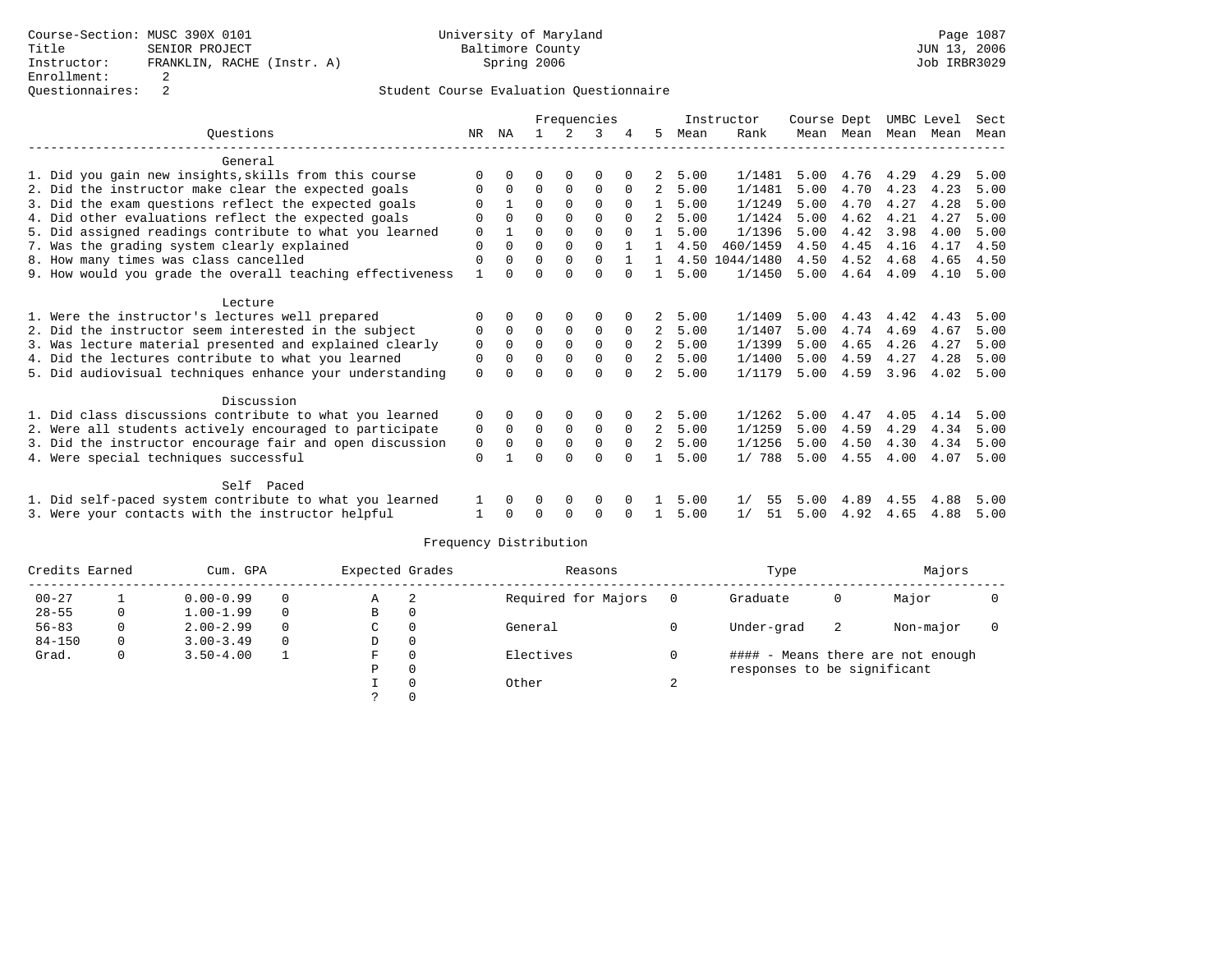Course-Section: MUSC 390X 0101
Title: SENIOR PROJECT
Instructor: FRANKLIN, RACHE (Instr. A)
Enrollment: 2
Questionnaires: 2

University of Maryland
Baltimore County
Spring 2006

JUN 13, 2006
Job IRBR3029

Student Course Evaluation Questionnaire

| Questions | NR | NA | 1 | 2 | 3 | 4 | 5 | Instructor Mean | Instructor Rank | Course Mean | Dept Mean | UMBC Mean | Level Mean | Sect Mean |
|---|---|---|---|---|---|---|---|---|---|---|---|---|---|---|
| **General** | | | | | | | | | | | | | | |
| 1. Did you gain new insights,skills from this course | 0 | 0 | 0 | 0 | 0 | 0 | 2 | 5.00 | 1/1481 | 5.00 | 4.76 | 4.29 | 4.29 | 5.00 |
| 2. Did the instructor make clear the expected goals | 0 | 0 | 0 | 0 | 0 | 0 | 2 | 5.00 | 1/1481 | 5.00 | 4.70 | 4.23 | 4.23 | 5.00 |
| 3. Did the exam questions reflect the expected goals | 0 | 1 | 0 | 0 | 0 | 0 | 1 | 5.00 | 1/1249 | 5.00 | 4.70 | 4.27 | 4.28 | 5.00 |
| 4. Did other evaluations reflect the expected goals | 0 | 0 | 0 | 0 | 0 | 0 | 2 | 5.00 | 1/1424 | 5.00 | 4.62 | 4.21 | 4.27 | 5.00 |
| 5. Did assigned readings contribute to what you learned | 0 | 1 | 0 | 0 | 0 | 0 | 1 | 5.00 | 1/1396 | 5.00 | 4.42 | 3.98 | 4.00 | 5.00 |
| 7. Was the grading system clearly explained | 0 | 0 | 0 | 0 | 0 | 1 | 1 | 4.50 | 460/1459 | 4.50 | 4.45 | 4.16 | 4.17 | 4.50 |
| 8. How many times was class cancelled | 0 | 0 | 0 | 0 | 0 | 1 | 1 | 4.50 | 1044/1480 | 4.50 | 4.52 | 4.68 | 4.65 | 4.50 |
| 9. How would you grade the overall teaching effectiveness | 1 | 0 | 0 | 0 | 0 | 0 | 1 | 5.00 | 1/1450 | 5.00 | 4.64 | 4.09 | 4.10 | 5.00 |
| **Lecture** | | | | | | | | | | | | | | |
| 1. Were the instructor's lectures well prepared | 0 | 0 | 0 | 0 | 0 | 0 | 2 | 5.00 | 1/1409 | 5.00 | 4.43 | 4.42 | 4.43 | 5.00 |
| 2. Did the instructor seem interested in the subject | 0 | 0 | 0 | 0 | 0 | 0 | 2 | 5.00 | 1/1407 | 5.00 | 4.74 | 4.69 | 4.67 | 5.00 |
| 3. Was lecture material presented and explained clearly | 0 | 0 | 0 | 0 | 0 | 0 | 2 | 5.00 | 1/1399 | 5.00 | 4.65 | 4.26 | 4.27 | 5.00 |
| 4. Did the lectures contribute to what you learned | 0 | 0 | 0 | 0 | 0 | 0 | 2 | 5.00 | 1/1400 | 5.00 | 4.59 | 4.27 | 4.28 | 5.00 |
| 5. Did audiovisual techniques enhance your understanding | 0 | 0 | 0 | 0 | 0 | 0 | 2 | 5.00 | 1/1179 | 5.00 | 4.59 | 3.96 | 4.02 | 5.00 |
| **Discussion** | | | | | | | | | | | | | | |
| 1. Did class discussions contribute to what you learned | 0 | 0 | 0 | 0 | 0 | 0 | 2 | 5.00 | 1/1262 | 5.00 | 4.47 | 4.05 | 4.14 | 5.00 |
| 2. Were all students actively encouraged to participate | 0 | 0 | 0 | 0 | 0 | 0 | 2 | 5.00 | 1/1259 | 5.00 | 4.59 | 4.29 | 4.34 | 5.00 |
| 3. Did the instructor encourage fair and open discussion | 0 | 0 | 0 | 0 | 0 | 0 | 2 | 5.00 | 1/1256 | 5.00 | 4.50 | 4.30 | 4.34 | 5.00 |
| 4. Were special techniques successful | 0 | 1 | 0 | 0 | 0 | 0 | 1 | 5.00 | 1/ 788 | 5.00 | 4.55 | 4.00 | 4.07 | 5.00 |
| **Self Paced** | | | | | | | | | | | | | | |
| 1. Did self-paced system contribute to what you learned | 1 | 0 | 0 | 0 | 0 | 0 | 1 | 5.00 | 1/ 55 | 5.00 | 4.89 | 4.55 | 4.88 | 5.00 |
| 3. Were your contacts with the instructor helpful | 1 | 0 | 0 | 0 | 0 | 0 | 1 | 5.00 | 1/ 51 | 5.00 | 4.92 | 4.65 | 4.88 | 5.00 |

Frequency Distribution

| Credits Earned | | Cum. GPA | | Expected Grades | | Reasons | | Type | | Majors | |
|---|---|---|---|---|---|---|---|---|---|---|---|
| 00-27 | 1 | 0.00-0.99 | 0 | A | 2 | Required for Majors | 0 | Graduate | 0 | Major | 0 |
| 28-55 | 0 | 1.00-1.99 | 0 | B | 0 | | | | | | |
| 56-83 | 0 | 2.00-2.99 | 0 | C | 0 | General | 0 | Under-grad | 2 | Non-major | 0 |
| 84-150 | 0 | 3.00-3.49 | 0 | D | 0 | | | | | | |
| Grad. | 0 | 3.50-4.00 | 1 | F | 0 | Electives | 0 | #### - Means there are not enough responses to be significant | | | |
| | | | | P | 0 | | | | | | |
| | | | | I | 0 | Other | 2 | | | | |
| | | | | ? | 0 | | | | | | |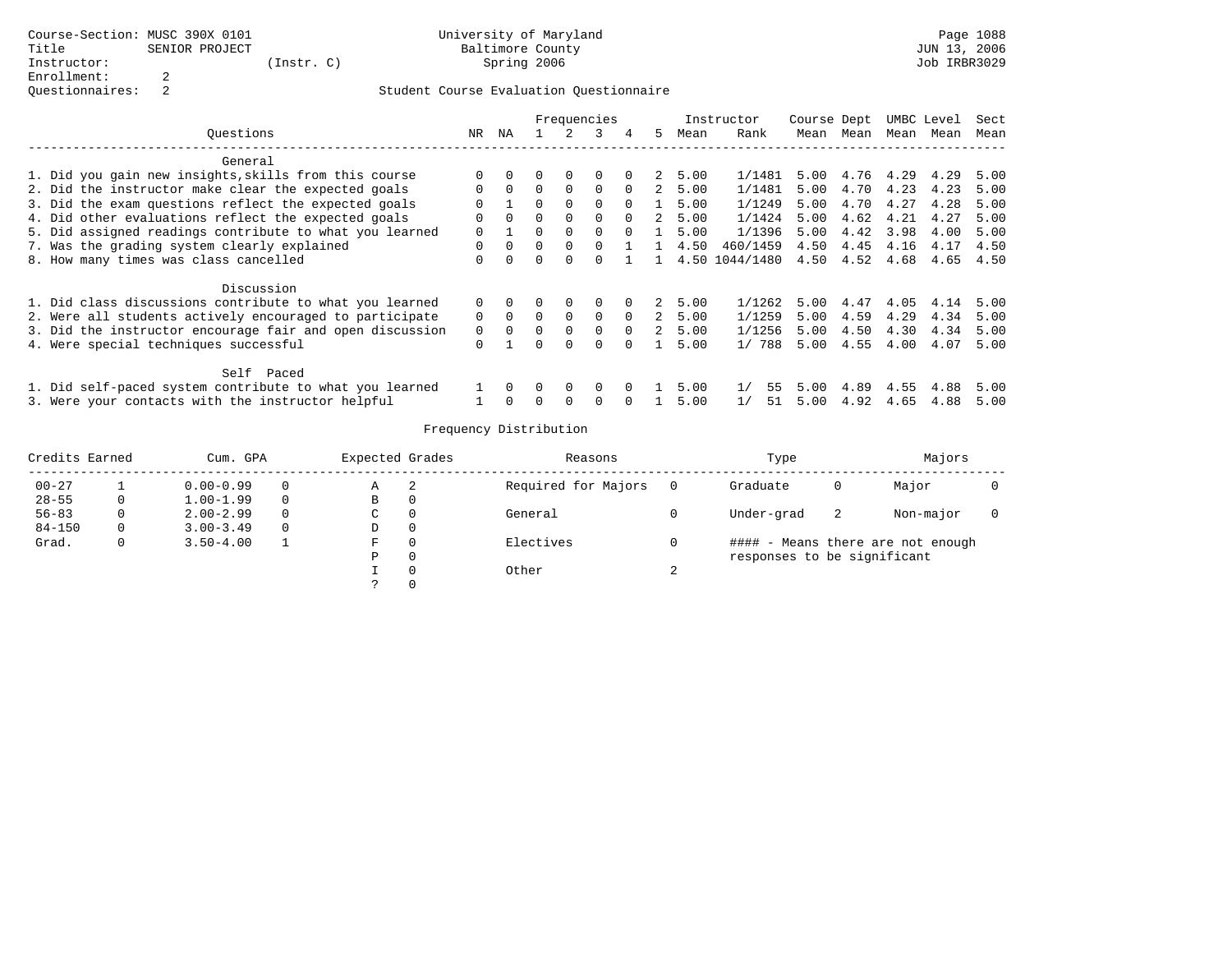Course-Section: MUSC 390X 0101
Title: SENIOR PROJECT
Instructor: (Instr. C)
Enrollment: 2
Questionnaires: 2

University of Maryland
Baltimore County
Spring 2006

Page 1088
JUN 13, 2006
Job IRBR3029

## Student Course Evaluation Questionnaire

| Questions | NR | NA | 1 | 2 | 3 | 4 | 5 | Instructor Mean | Instructor Rank | Course Mean | Dept Mean | UMBC Mean | Level Mean | Sect Mean |
|---|---|---|---|---|---|---|---|---|---|---|---|---|---|---|
| **General** | | | | | | | | | | | | | | |
| 1. Did you gain new insights,skills from this course | 0 | 0 | 0 | 0 | 0 | 0 | 2 | 5.00 | 1/1481 | 5.00 | 4.76 | 4.29 | 4.29 | 5.00 |
| 2. Did the instructor make clear the expected goals | 0 | 0 | 0 | 0 | 0 | 0 | 2 | 5.00 | 1/1481 | 5.00 | 4.70 | 4.23 | 4.23 | 5.00 |
| 3. Did the exam questions reflect the expected goals | 0 | 1 | 0 | 0 | 0 | 0 | 1 | 5.00 | 1/1249 | 5.00 | 4.70 | 4.27 | 4.28 | 5.00 |
| 4. Did other evaluations reflect the expected goals | 0 | 0 | 0 | 0 | 0 | 0 | 2 | 5.00 | 1/1424 | 5.00 | 4.62 | 4.21 | 4.27 | 5.00 |
| 5. Did assigned readings contribute to what you learned | 0 | 1 | 0 | 0 | 0 | 0 | 1 | 5.00 | 1/1396 | 5.00 | 4.42 | 3.98 | 4.00 | 5.00 |
| 7. Was the grading system clearly explained | 0 | 0 | 0 | 0 | 0 | 1 | 1 | 4.50 | 460/1459 | 4.50 | 4.45 | 4.16 | 4.17 | 4.50 |
| 8. How many times was class cancelled | 0 | 0 | 0 | 0 | 0 | 1 | 1 | 4.50 | 1044/1480 | 4.50 | 4.52 | 4.68 | 4.65 | 4.50 |
| **Discussion** | | | | | | | | | | | | | | |
| 1. Did class discussions contribute to what you learned | 0 | 0 | 0 | 0 | 0 | 0 | 2 | 5.00 | 1/1262 | 5.00 | 4.47 | 4.05 | 4.14 | 5.00 |
| 2. Were all students actively encouraged to participate | 0 | 0 | 0 | 0 | 0 | 0 | 2 | 5.00 | 1/1259 | 5.00 | 4.59 | 4.29 | 4.34 | 5.00 |
| 3. Did the instructor encourage fair and open discussion | 0 | 0 | 0 | 0 | 0 | 0 | 2 | 5.00 | 1/1256 | 5.00 | 4.50 | 4.30 | 4.34 | 5.00 |
| 4. Were special techniques successful | 0 | 1 | 0 | 0 | 0 | 0 | 1 | 5.00 | 1/ 788 | 5.00 | 4.55 | 4.00 | 4.07 | 5.00 |
| **Self Paced** | | | | | | | | | | | | | | |
| 1. Did self-paced system contribute to what you learned | 1 | 0 | 0 | 0 | 0 | 0 | 1 | 5.00 | 1/ 55 | 5.00 | 4.89 | 4.55 | 4.88 | 5.00 |
| 3. Were your contacts with the instructor helpful | 1 | 0 | 0 | 0 | 0 | 0 | 1 | 5.00 | 1/ 51 | 5.00 | 4.92 | 4.65 | 4.88 | 5.00 |

## Frequency Distribution

| Credits Earned | | Cum. GPA | | Expected Grades | | Reasons | | Type | | Majors | |
|---|---|---|---|---|---|---|---|---|---|---|---|
| 00-27 | 1 | 0.00-0.99 | 0 | A | 2 | Required for Majors | 0 | Graduate | 0 | Major | 0 |
| 28-55 | 0 | 1.00-1.99 | 0 | B | 0 | | | | | | |
| 56-83 | 0 | 2.00-2.99 | 0 | C | 0 | General | 0 | Under-grad | 2 | Non-major | 0 |
| 84-150 | 0 | 3.00-3.49 | 0 | D | 0 | | | | | | |
| Grad. | 0 | 3.50-4.00 | 1 | F | 0 | Electives | 0 | #### - Means there are not enough responses to be significant | | | |
| | | | | P | 0 | | | | | | |
| | | | | I | 0 | Other | 2 | | | | |
| | | | | ? | 0 | | | | | | |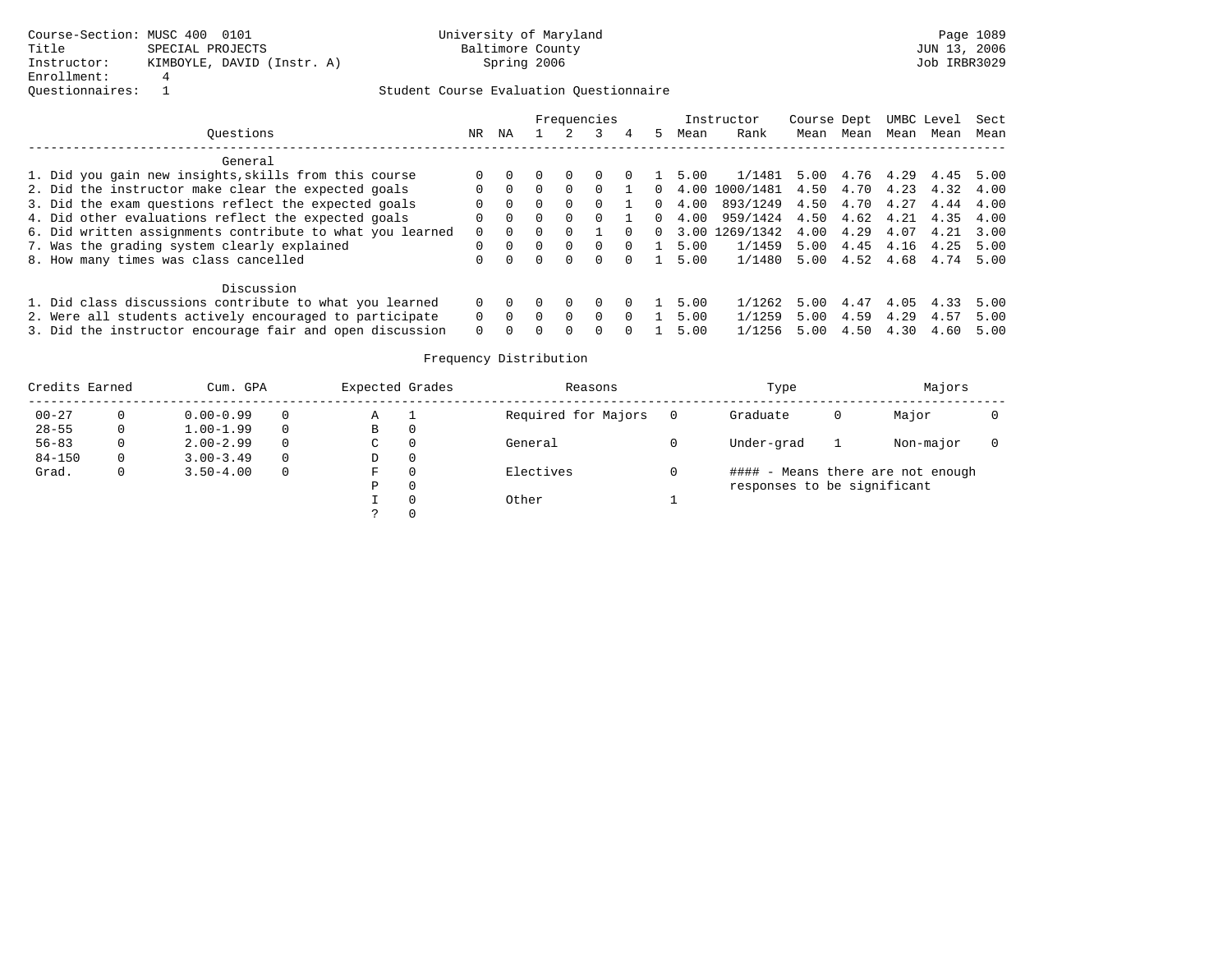Course-Section: MUSC 400 0101
Title: SPECIAL PROJECTS
Instructor: KIMBOYLE, DAVID (Instr. A)
Enrollment: 4
Questionnaires: 1

University of Maryland
Baltimore County
Spring 2006

JUN 13, 2006
Job IRBR3029

Student Course Evaluation Questionnaire

| Questions | NR | NA | 1 | 2 | 3 | 4 | 5 | Instructor Mean | Rank | Course Mean | Dept Mean | UMBC Mean | Level Mean | Sect Mean |
|---|---|---|---|---|---|---|---|---|---|---|---|---|---|---|
| **General** | | | | | | | | | | | | | | |
| 1. Did you gain new insights,skills from this course | 0 | 0 | 0 | 0 | 0 | 0 | 1 | 5.00 | 1/1481 | 5.00 | 4.76 | 4.29 | 4.45 | 5.00 |
| 2. Did the instructor make clear the expected goals | 0 | 0 | 0 | 0 | 0 | 1 | 0 | 4.00 | 1000/1481 | 4.50 | 4.70 | 4.23 | 4.32 | 4.00 |
| 3. Did the exam questions reflect the expected goals | 0 | 0 | 0 | 0 | 0 | 1 | 0 | 4.00 | 893/1249 | 4.50 | 4.70 | 4.27 | 4.44 | 4.00 |
| 4. Did other evaluations reflect the expected goals | 0 | 0 | 0 | 0 | 0 | 1 | 0 | 4.00 | 959/1424 | 4.50 | 4.62 | 4.21 | 4.35 | 4.00 |
| 6. Did written assignments contribute to what you learned | 0 | 0 | 0 | 0 | 1 | 0 | 0 | 3.00 | 1269/1342 | 4.00 | 4.29 | 4.07 | 4.21 | 3.00 |
| 7. Was the grading system clearly explained | 0 | 0 | 0 | 0 | 0 | 0 | 1 | 5.00 | 1/1459 | 5.00 | 4.45 | 4.16 | 4.25 | 5.00 |
| 8. How many times was class cancelled | 0 | 0 | 0 | 0 | 0 | 0 | 1 | 5.00 | 1/1480 | 5.00 | 4.52 | 4.68 | 4.74 | 5.00 |
| **Discussion** | | | | | | | | | | | | | | |
| 1. Did class discussions contribute to what you learned | 0 | 0 | 0 | 0 | 0 | 0 | 1 | 5.00 | 1/1262 | 5.00 | 4.47 | 4.05 | 4.33 | 5.00 |
| 2. Were all students actively encouraged to participate | 0 | 0 | 0 | 0 | 0 | 0 | 1 | 5.00 | 1/1259 | 5.00 | 4.59 | 4.29 | 4.57 | 5.00 |
| 3. Did the instructor encourage fair and open discussion | 0 | 0 | 0 | 0 | 0 | 0 | 1 | 5.00 | 1/1256 | 5.00 | 4.50 | 4.30 | 4.60 | 5.00 |

Frequency Distribution

| Credits Earned | | Cum. GPA | | Expected Grades | | Reasons | | Type | | Majors | |
|---|---|---|---|---|---|---|---|---|---|---|---|
| 00-27 | 0 | 0.00-0.99 | 0 | A | 1 | Required for Majors | 0 | Graduate | 0 | Major | 0 |
| 28-55 | 0 | 1.00-1.99 | 0 | B | 0 | | | | | | |
| 56-83 | 0 | 2.00-2.99 | 0 | C | 0 | General | 0 | Under-grad | 1 | Non-major | 0 |
| 84-150 | 0 | 3.00-3.49 | 0 | D | 0 | | | | | | |
| Grad. | 0 | 3.50-4.00 | 0 | F | 0 | Electives | 0 | #### - Means there are not enough responses to be significant | | | |
| | | | | P | 0 | | | | | | |
| | | | | I | 0 | Other | 1 | | | | |
| | | | | ? | 0 | | | | | | |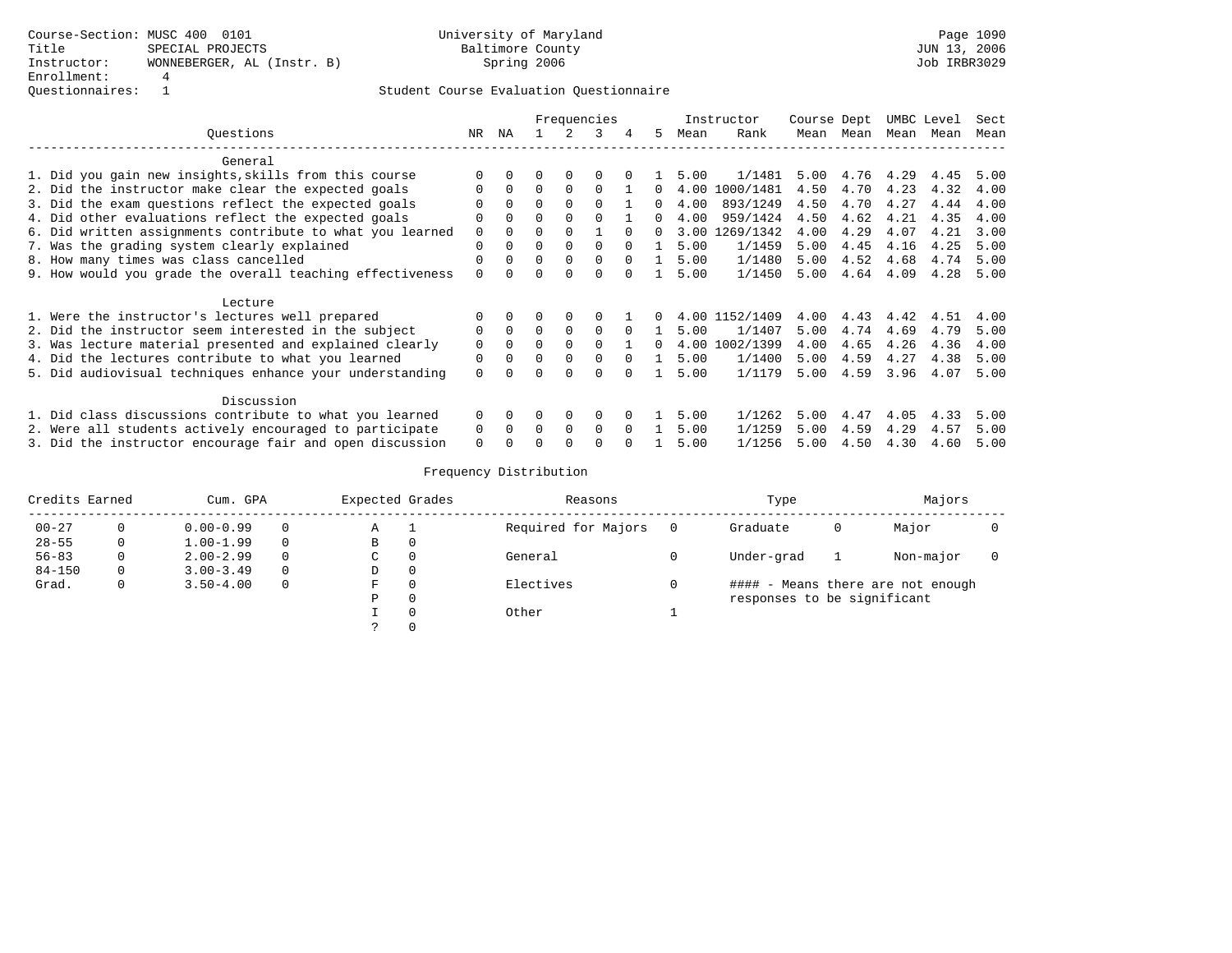Course-Section: MUSC 400 0101
Title: SPECIAL PROJECTS
Instructor: WONNEBERGER, AL (Instr. B)
Enrollment: 4
Questionnaires: 1

University of Maryland
Baltimore County
Spring 2006

Student Course Evaluation Questionnaire

JUN 13, 2006
Job IRBR3029

| Questions | NR | NA | 1 | 2 | 3 | 4 | 5 | Instructor Mean | Instructor Rank | Course Mean | Dept Mean | UMBC Mean | Level Mean | Sect Mean |
|---|---|---|---|---|---|---|---|---|---|---|---|---|---|---|
| **General** | | | | | | | | | | | | | | |
| 1. Did you gain new insights,skills from this course | 0 | 0 | 0 | 0 | 0 | 0 | 1 | 5.00 | 1/1481 | 5.00 | 4.76 | 4.29 | 4.45 | 5.00 |
| 2. Did the instructor make clear the expected goals | 0 | 0 | 0 | 0 | 0 | 1 | 0 | 4.00 | 1000/1481 | 4.50 | 4.70 | 4.23 | 4.32 | 4.00 |
| 3. Did the exam questions reflect the expected goals | 0 | 0 | 0 | 0 | 0 | 1 | 0 | 4.00 | 893/1249 | 4.50 | 4.70 | 4.27 | 4.44 | 4.00 |
| 4. Did other evaluations reflect the expected goals | 0 | 0 | 0 | 0 | 0 | 1 | 0 | 4.00 | 959/1424 | 4.50 | 4.62 | 4.21 | 4.35 | 4.00 |
| 6. Did written assignments contribute to what you learned | 0 | 0 | 0 | 0 | 1 | 0 | 0 | 3.00 | 1269/1342 | 4.00 | 4.29 | 4.07 | 4.21 | 3.00 |
| 7. Was the grading system clearly explained | 0 | 0 | 0 | 0 | 0 | 0 | 1 | 5.00 | 1/1459 | 5.00 | 4.45 | 4.16 | 4.25 | 5.00 |
| 8. How many times was class cancelled | 0 | 0 | 0 | 0 | 0 | 0 | 1 | 5.00 | 1/1480 | 5.00 | 4.52 | 4.68 | 4.74 | 5.00 |
| 9. How would you grade the overall teaching effectiveness | 0 | 0 | 0 | 0 | 0 | 0 | 1 | 5.00 | 1/1450 | 5.00 | 4.64 | 4.09 | 4.28 | 5.00 |
| **Lecture** | | | | | | | | | | | | | | |
| 1. Were the instructor's lectures well prepared | 0 | 0 | 0 | 0 | 0 | 1 | 0 | 4.00 | 1152/1409 | 4.00 | 4.43 | 4.42 | 4.51 | 4.00 |
| 2. Did the instructor seem interested in the subject | 0 | 0 | 0 | 0 | 0 | 0 | 1 | 5.00 | 1/1407 | 5.00 | 4.74 | 4.69 | 4.79 | 5.00 |
| 3. Was lecture material presented and explained clearly | 0 | 0 | 0 | 0 | 0 | 1 | 0 | 4.00 | 1002/1399 | 4.00 | 4.65 | 4.26 | 4.36 | 4.00 |
| 4. Did the lectures contribute to what you learned | 0 | 0 | 0 | 0 | 0 | 0 | 1 | 5.00 | 1/1400 | 5.00 | 4.59 | 4.27 | 4.38 | 5.00 |
| 5. Did audiovisual techniques enhance your understanding | 0 | 0 | 0 | 0 | 0 | 0 | 1 | 5.00 | 1/1179 | 5.00 | 4.59 | 3.96 | 4.07 | 5.00 |
| **Discussion** | | | | | | | | | | | | | | |
| 1. Did class discussions contribute to what you learned | 0 | 0 | 0 | 0 | 0 | 0 | 1 | 5.00 | 1/1262 | 5.00 | 4.47 | 4.05 | 4.33 | 5.00 |
| 2. Were all students actively encouraged to participate | 0 | 0 | 0 | 0 | 0 | 0 | 1 | 5.00 | 1/1259 | 5.00 | 4.59 | 4.29 | 4.57 | 5.00 |
| 3. Did the instructor encourage fair and open discussion | 0 | 0 | 0 | 0 | 0 | 0 | 1 | 5.00 | 1/1256 | 5.00 | 4.50 | 4.30 | 4.60 | 5.00 |

## Frequency Distribution

| Credits Earned | | Cum. GPA | | Expected Grades | | Reasons | | Type | | Majors | |
|---|---|---|---|---|---|---|---|---|---|---|---|
| 00-27 | 0 | 0.00-0.99 | 0 | A | 1 | Required for Majors | 0 | Graduate | 0 | Major | 0 |
| 28-55 | 0 | 1.00-1.99 | 0 | B | 0 | | | | | | |
| 56-83 | 0 | 2.00-2.99 | 0 | C | 0 | General | 0 | Under-grad | 1 | Non-major | 0 |
| 84-150 | 0 | 3.00-3.49 | 0 | D | 0 | | | | | | |
| Grad. | 0 | 3.50-4.00 | 0 | F | 0 | Electives | 0 | | | | |
| | | | | P | 0 | | | | | | |
| | | | | I | 0 | Other | 1 | | | | |
| | | | | ? | 0 | | | | | | |

#### - Means there are not enough responses to be significant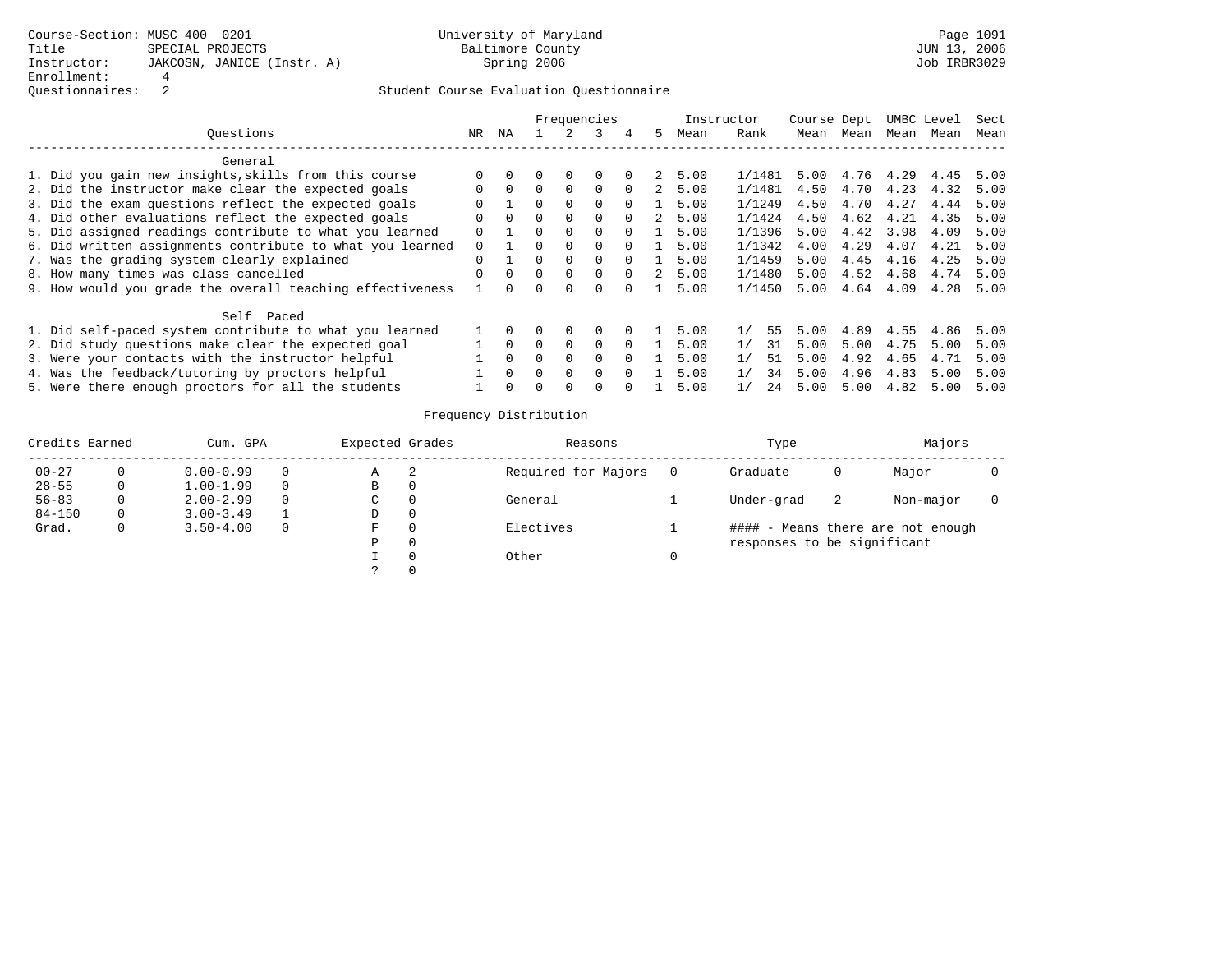Course-Section: MUSC 400 0201
Title: SPECIAL PROJECTS
Instructor: JAKCOSN, JANICE (Instr. A)
Enrollment: 4
Questionnaires: 2

University of Maryland
Baltimore County
Spring 2006

Page 1091
JUN 13, 2006
Job IRBR3029

## Student Course Evaluation Questionnaire

| Questions | NR | NA | 1 | 2 | 3 | 4 | 5 | Instructor Mean | Rank | Course Mean | Dept Mean | UMBC Mean | Level Mean | Sect Mean |
|---|---|---|---|---|---|---|---|---|---|---|---|---|---|---|
| **General** | | | | | | | | | | | | | | |
| 1. Did you gain new insights,skills from this course | 0 | 0 | 0 | 0 | 0 | 0 | 2 | 5.00 | 1/1481 | 5.00 | 4.76 | 4.29 | 4.45 | 5.00 |
| 2. Did the instructor make clear the expected goals | 0 | 0 | 0 | 0 | 0 | 0 | 2 | 5.00 | 1/1481 | 4.50 | 4.70 | 4.23 | 4.32 | 5.00 |
| 3. Did the exam questions reflect the expected goals | 0 | 1 | 0 | 0 | 0 | 0 | 1 | 5.00 | 1/1249 | 4.50 | 4.70 | 4.27 | 4.44 | 5.00 |
| 4. Did other evaluations reflect the expected goals | 0 | 0 | 0 | 0 | 0 | 0 | 2 | 5.00 | 1/1424 | 4.50 | 4.62 | 4.21 | 4.35 | 5.00 |
| 5. Did assigned readings contribute to what you learned | 0 | 1 | 0 | 0 | 0 | 0 | 1 | 5.00 | 1/1396 | 5.00 | 4.42 | 3.98 | 4.09 | 5.00 |
| 6. Did written assignments contribute to what you learned | 0 | 1 | 0 | 0 | 0 | 0 | 1 | 5.00 | 1/1342 | 4.00 | 4.29 | 4.07 | 4.21 | 5.00 |
| 7. Was the grading system clearly explained | 0 | 1 | 0 | 0 | 0 | 0 | 1 | 5.00 | 1/1459 | 5.00 | 4.45 | 4.16 | 4.25 | 5.00 |
| 8. How many times was class cancelled | 0 | 0 | 0 | 0 | 0 | 0 | 2 | 5.00 | 1/1480 | 5.00 | 4.52 | 4.68 | 4.74 | 5.00 |
| 9. How would you grade the overall teaching effectiveness | 1 | 0 | 0 | 0 | 0 | 0 | 1 | 5.00 | 1/1450 | 5.00 | 4.64 | 4.09 | 4.28 | 5.00 |
| **Self Paced** | | | | | | | | | | | | | | |
| 1. Did self-paced system contribute to what you learned | 1 | 0 | 0 | 0 | 0 | 0 | 1 | 5.00 | 1/ 55 | 5.00 | 4.89 | 4.55 | 4.86 | 5.00 |
| 2. Did study questions make clear the expected goal | 1 | 0 | 0 | 0 | 0 | 0 | 1 | 5.00 | 1/ 31 | 5.00 | 5.00 | 4.75 | 5.00 | 5.00 |
| 3. Were your contacts with the instructor helpful | 1 | 0 | 0 | 0 | 0 | 0 | 1 | 5.00 | 1/ 51 | 5.00 | 4.92 | 4.65 | 4.71 | 5.00 |
| 4. Was the feedback/tutoring by proctors helpful | 1 | 0 | 0 | 0 | 0 | 0 | 1 | 5.00 | 1/ 34 | 5.00 | 4.96 | 4.83 | 5.00 | 5.00 |
| 5. Were there enough proctors for all the students | 1 | 0 | 0 | 0 | 0 | 0 | 1 | 5.00 | 1/ 24 | 5.00 | 5.00 | 4.82 | 5.00 | 5.00 |

## Frequency Distribution

| Credits Earned | | Cum. GPA | | Expected Grades | | Reasons | | Type | | Majors | |
|---|---|---|---|---|---|---|---|---|---|---|---|
| 00-27 | 0 | 0.00-0.99 | 0 | A | 2 | Required for Majors | 0 | Graduate | 0 | Major | 0 |
| 28-55 | 0 | 1.00-1.99 | 0 | B | 0 | | | | | | |
| 56-83 | 0 | 2.00-2.99 | 0 | C | 0 | General | 1 | Under-grad | 2 | Non-major | 0 |
| 84-150 | 0 | 3.00-3.49 | 1 | D | 0 | | | | | | |
| Grad. | 0 | 3.50-4.00 | 0 | F | 0 | Electives | 1 | #### - Means there are not enough responses to be significant | | | |
| | | | | P | 0 | | | | | | |
| | | | | I | 0 | Other | 0 | | | | |
| | | | | ? | 0 | | | | | | |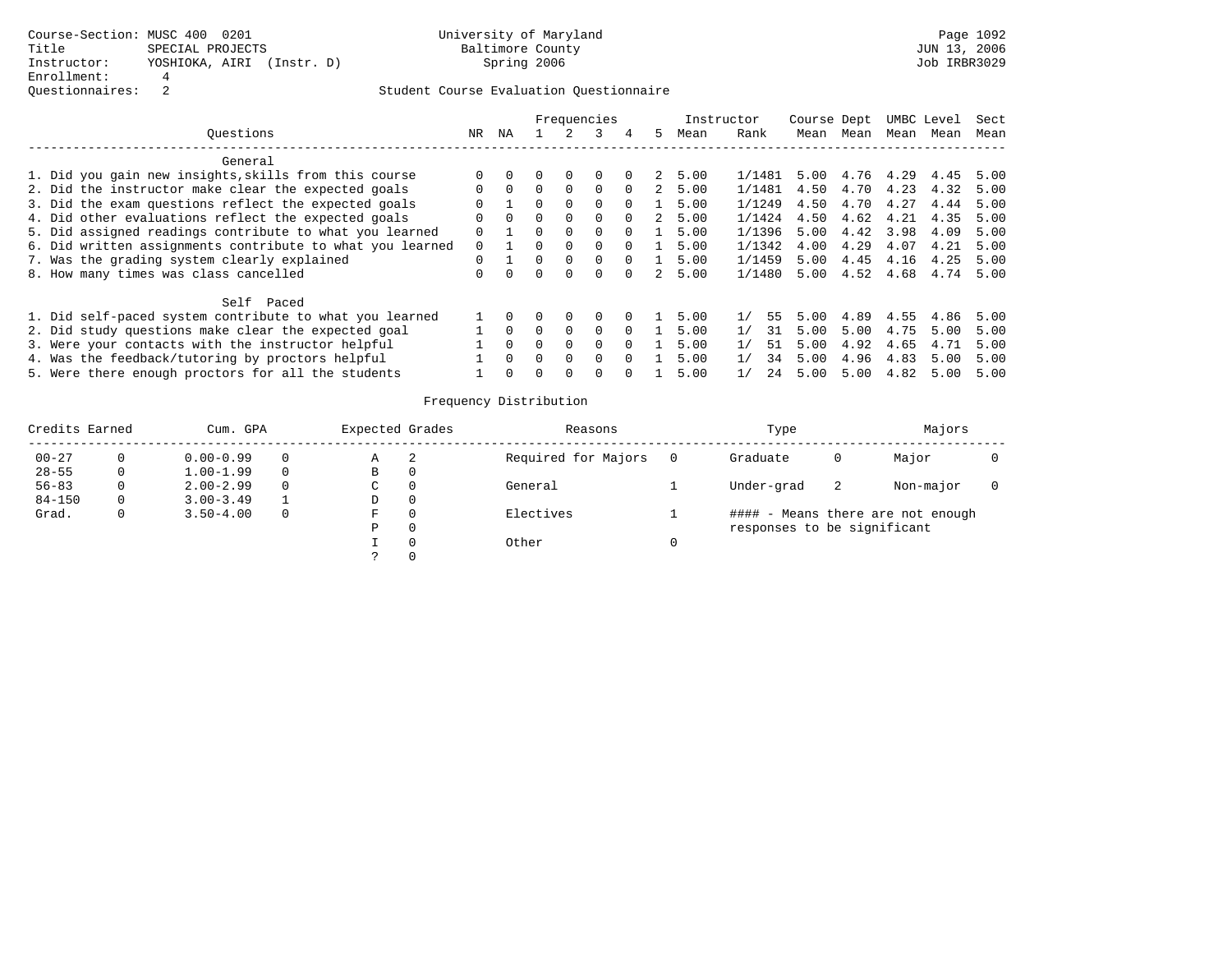Course-Section: MUSC 400 0201
Title: SPECIAL PROJECTS
Instructor: YOSHIOKA, AIRI (Instr. D)
Enrollment: 4
Questionnaires: 2

University of Maryland
Baltimore County
Spring 2006

Page 1092
JUN 13, 2006
Job IRBR3029

## Student Course Evaluation Questionnaire

| Questions | NR | NA | 1 | 2 | 3 | 4 | 5 | Instructor Mean | Rank | Course Mean | Dept Mean | UMBC Mean | Level Mean | Sect Mean |
|---|---|---|---|---|---|---|---|---|---|---|---|---|---|---|
| **General** | | | | | | | | | | | | | | |
| 1. Did you gain new insights,skills from this course | 0 | 0 | 0 | 0 | 0 | 0 | 2 | 5.00 | 1/1481 | 5.00 | 4.76 | 4.29 | 4.45 | 5.00 |
| 2. Did the instructor make clear the expected goals | 0 | 0 | 0 | 0 | 0 | 0 | 2 | 5.00 | 1/1481 | 4.50 | 4.70 | 4.23 | 4.32 | 5.00 |
| 3. Did the exam questions reflect the expected goals | 0 | 1 | 0 | 0 | 0 | 0 | 1 | 5.00 | 1/1249 | 4.50 | 4.70 | 4.27 | 4.44 | 5.00 |
| 4. Did other evaluations reflect the expected goals | 0 | 0 | 0 | 0 | 0 | 0 | 2 | 5.00 | 1/1424 | 4.50 | 4.62 | 4.21 | 4.35 | 5.00 |
| 5. Did assigned readings contribute to what you learned | 0 | 1 | 0 | 0 | 0 | 0 | 1 | 5.00 | 1/1396 | 5.00 | 4.42 | 3.98 | 4.09 | 5.00 |
| 6. Did written assignments contribute to what you learned | 0 | 1 | 0 | 0 | 0 | 0 | 1 | 5.00 | 1/1342 | 4.00 | 4.29 | 4.07 | 4.21 | 5.00 |
| 7. Was the grading system clearly explained | 0 | 1 | 0 | 0 | 0 | 0 | 1 | 5.00 | 1/1459 | 5.00 | 4.45 | 4.16 | 4.25 | 5.00 |
| 8. How many times was class cancelled | 0 | 0 | 0 | 0 | 0 | 0 | 2 | 5.00 | 1/1480 | 5.00 | 4.52 | 4.68 | 4.74 | 5.00 |
| **Self Paced** | | | | | | | | | | | | | | |
| 1. Did self-paced system contribute to what you learned | 1 | 0 | 0 | 0 | 0 | 0 | 1 | 5.00 | 1/ 55 | 5.00 | 4.89 | 4.55 | 4.86 | 5.00 |
| 2. Did study questions make clear the expected goal | 1 | 0 | 0 | 0 | 0 | 0 | 1 | 5.00 | 1/ 31 | 5.00 | 5.00 | 4.75 | 5.00 | 5.00 |
| 3. Were your contacts with the instructor helpful | 1 | 0 | 0 | 0 | 0 | 0 | 1 | 5.00 | 1/ 51 | 5.00 | 4.92 | 4.65 | 4.71 | 5.00 |
| 4. Was the feedback/tutoring by proctors helpful | 1 | 0 | 0 | 0 | 0 | 0 | 1 | 5.00 | 1/ 34 | 5.00 | 4.96 | 4.83 | 5.00 | 5.00 |
| 5. Were there enough proctors for all the students | 1 | 0 | 0 | 0 | 0 | 0 | 1 | 5.00 | 1/ 24 | 5.00 | 5.00 | 4.82 | 5.00 | 5.00 |

## Frequency Distribution

| Credits Earned | | Cum. GPA | | Expected Grades | | Reasons | | Type | | Majors | |
|---|---|---|---|---|---|---|---|---|---|---|---|
| 00-27 | 0 | 0.00-0.99 | 0 | A | 2 | Required for Majors | 0 | Graduate | 0 | Major | 0 |
| 28-55 | 0 | 1.00-1.99 | 0 | B | 0 | | | | | | |
| 56-83 | 0 | 2.00-2.99 | 0 | C | 0 | General | 1 | Under-grad | 2 | Non-major | 0 |
| 84-150 | 0 | 3.00-3.49 | 1 | D | 0 | | | | | | |
| Grad. | 0 | 3.50-4.00 | 0 | F | 0 | Electives | 1 | #### - Means there are not enough responses to be significant | | | |
| | | | | P | 0 | | | | | | |
| | | | | I | 0 | Other | 0 | | | | |
| | | | | ? | 0 | | | | | | |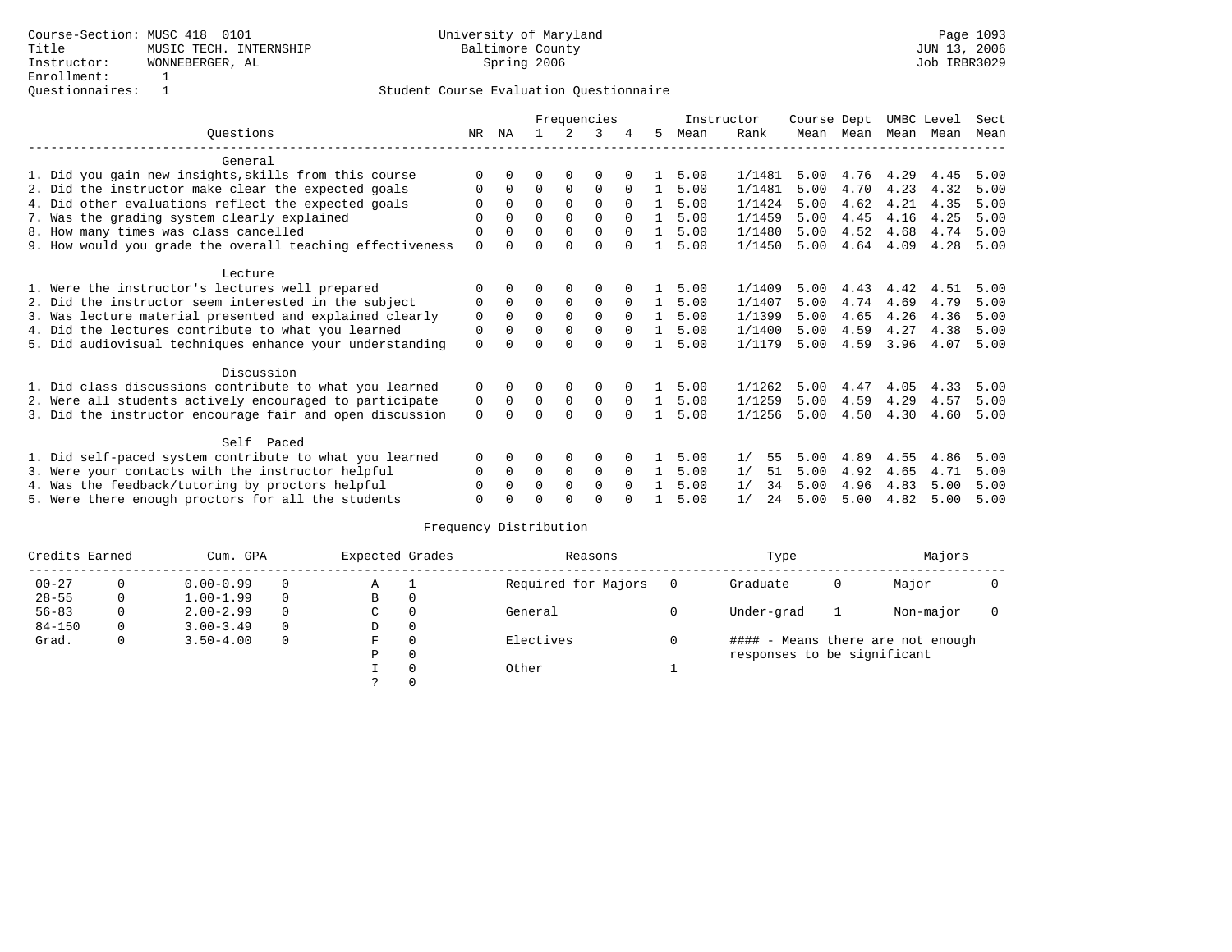Course-Section: MUSC 418 0101
Title: MUSIC TECH. INTERNSHIP
Instructor: WONNEBERGER, AL
Enrollment: 1
Questionnaires: 1

University of Maryland
Baltimore County
Spring 2006

Student Course Evaluation Questionnaire

| Questions | NR | NA | 1 | 2 | 3 | 4 | 5 | Instructor Mean | Rank | Course Mean | Dept Mean | UMBC Mean | Level Mean | Sect Mean |
|---|---|---|---|---|---|---|---|---|---|---|---|---|---|---|
| **General** | | | | | | | | | | | | | | |
| 1. Did you gain new insights,skills from this course | 0 | 0 | 0 | 0 | 0 | 0 | 1 | 5.00 | 1/1481 | 5.00 | 4.76 | 4.29 | 4.45 | 5.00 |
| 2. Did the instructor make clear the expected goals | 0 | 0 | 0 | 0 | 0 | 0 | 1 | 5.00 | 1/1481 | 5.00 | 4.70 | 4.23 | 4.32 | 5.00 |
| 4. Did other evaluations reflect the expected goals | 0 | 0 | 0 | 0 | 0 | 0 | 1 | 5.00 | 1/1424 | 5.00 | 4.62 | 4.21 | 4.35 | 5.00 |
| 7. Was the grading system clearly explained | 0 | 0 | 0 | 0 | 0 | 0 | 1 | 5.00 | 1/1459 | 5.00 | 4.45 | 4.16 | 4.25 | 5.00 |
| 8. How many times was class cancelled | 0 | 0 | 0 | 0 | 0 | 0 | 1 | 5.00 | 1/1480 | 5.00 | 4.52 | 4.68 | 4.74 | 5.00 |
| 9. How would you grade the overall teaching effectiveness | 0 | 0 | 0 | 0 | 0 | 0 | 1 | 5.00 | 1/1450 | 5.00 | 4.64 | 4.09 | 4.28 | 5.00 |
| **Lecture** | | | | | | | | | | | | | | |
| 1. Were the instructor's lectures well prepared | 0 | 0 | 0 | 0 | 0 | 0 | 1 | 5.00 | 1/1409 | 5.00 | 4.43 | 4.42 | 4.51 | 5.00 |
| 2. Did the instructor seem interested in the subject | 0 | 0 | 0 | 0 | 0 | 0 | 1 | 5.00 | 1/1407 | 5.00 | 4.74 | 4.69 | 4.79 | 5.00 |
| 3. Was lecture material presented and explained clearly | 0 | 0 | 0 | 0 | 0 | 0 | 1 | 5.00 | 1/1399 | 5.00 | 4.65 | 4.26 | 4.36 | 5.00 |
| 4. Did the lectures contribute to what you learned | 0 | 0 | 0 | 0 | 0 | 0 | 1 | 5.00 | 1/1400 | 5.00 | 4.59 | 4.27 | 4.38 | 5.00 |
| 5. Did audiovisual techniques enhance your understanding | 0 | 0 | 0 | 0 | 0 | 0 | 1 | 5.00 | 1/1179 | 5.00 | 4.59 | 3.96 | 4.07 | 5.00 |
| **Discussion** | | | | | | | | | | | | | | |
| 1. Did class discussions contribute to what you learned | 0 | 0 | 0 | 0 | 0 | 0 | 1 | 5.00 | 1/1262 | 5.00 | 4.47 | 4.05 | 4.33 | 5.00 |
| 2. Were all students actively encouraged to participate | 0 | 0 | 0 | 0 | 0 | 0 | 1 | 5.00 | 1/1259 | 5.00 | 4.59 | 4.29 | 4.57 | 5.00 |
| 3. Did the instructor encourage fair and open discussion | 0 | 0 | 0 | 0 | 0 | 0 | 1 | 5.00 | 1/1256 | 5.00 | 4.50 | 4.30 | 4.60 | 5.00 |
| **Self Paced** | | | | | | | | | | | | | | |
| 1. Did self-paced system contribute to what you learned | 0 | 0 | 0 | 0 | 0 | 0 | 1 | 5.00 | 1/ 55 | 5.00 | 4.89 | 4.55 | 4.86 | 5.00 |
| 3. Were your contacts with the instructor helpful | 0 | 0 | 0 | 0 | 0 | 0 | 1 | 5.00 | 1/ 51 | 5.00 | 4.92 | 4.65 | 4.71 | 5.00 |
| 4. Was the feedback/tutoring by proctors helpful | 0 | 0 | 0 | 0 | 0 | 0 | 1 | 5.00 | 1/ 34 | 5.00 | 4.96 | 4.83 | 5.00 | 5.00 |
| 5. Were there enough proctors for all the students | 0 | 0 | 0 | 0 | 0 | 0 | 1 | 5.00 | 1/ 24 | 5.00 | 5.00 | 4.82 | 5.00 | 5.00 |

Frequency Distribution

| Credits Earned | | Cum. GPA | | Expected Grades | | Reasons | | Type | | Majors | |
|---|---|---|---|---|---|---|---|---|---|---|---|
| 00-27 | 0 | 0.00-0.99 | 0 | A | 1 | Required for Majors | 0 | Graduate | 0 | Major | 0 |
| 28-55 | 0 | 1.00-1.99 | 0 | B | 0 | | | | | | |
| 56-83 | 0 | 2.00-2.99 | 0 | C | 0 | General | 0 | Under-grad | 1 | Non-major | 0 |
| 84-150 | 0 | 3.00-3.49 | 0 | D | 0 | | | | | | |
| Grad. | 0 | 3.50-4.00 | 0 | F | 0 | Electives | 0 | #### - Means there are not enough responses to be significant | | | |
| | | | | P | 0 | | | | | | |
| | | | | I | 0 | Other | 1 | | | | |
| | | | | ? | 0 | | | | | | |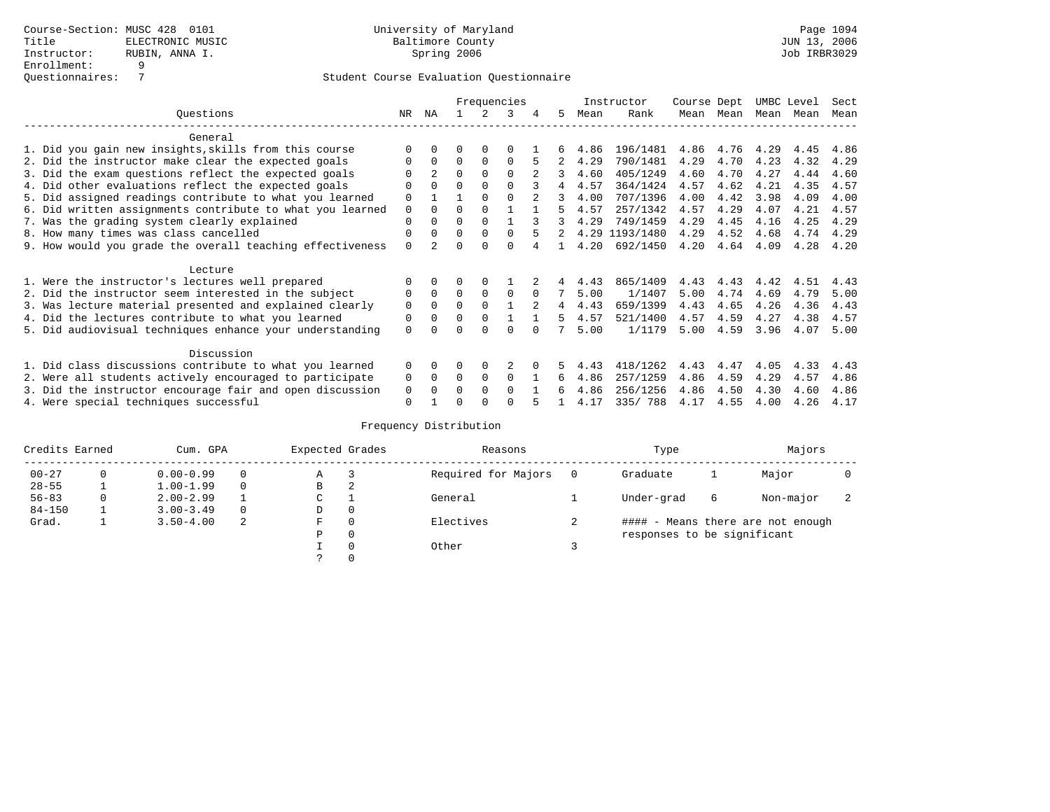Course-Section: MUSC 428 0101
Title: ELECTRONIC MUSIC
Instructor: RUBIN, ANNA I.
Enrollment: 9
Questionnaires: 7

University of Maryland
Baltimore County
Spring 2006

JUN 13, 2006
Job IRBR3029

## Student Course Evaluation Questionnaire

| Questions | NR | NA | 1 | 2 | 3 | 4 | 5 | Instructor Mean | Instructor Rank | Course Mean | Dept Mean | UMBC Mean | Level Mean | Sect Mean |
|---|---|---|---|---|---|---|---|---|---|---|---|---|---|---|
| **General** | | | | | | | | | | | | | | |
| 1. Did you gain new insights,skills from this course | 0 | 0 | 0 | 0 | 0 | 1 | 6 | 4.86 | 196/1481 | 4.86 | 4.76 | 4.29 | 4.45 | 4.86 |
| 2. Did the instructor make clear the expected goals | 0 | 0 | 0 | 0 | 0 | 5 | 2 | 4.29 | 790/1481 | 4.29 | 4.70 | 4.23 | 4.32 | 4.29 |
| 3. Did the exam questions reflect the expected goals | 0 | 2 | 0 | 0 | 0 | 2 | 3 | 4.60 | 405/1249 | 4.60 | 4.70 | 4.27 | 4.44 | 4.60 |
| 4. Did other evaluations reflect the expected goals | 0 | 0 | 0 | 0 | 0 | 3 | 4 | 4.57 | 364/1424 | 4.57 | 4.62 | 4.21 | 4.35 | 4.57 |
| 5. Did assigned readings contribute to what you learned | 0 | 1 | 1 | 0 | 0 | 2 | 3 | 4.00 | 707/1396 | 4.00 | 4.42 | 3.98 | 4.09 | 4.00 |
| 6. Did written assignments contribute to what you learned | 0 | 0 | 0 | 0 | 1 | 1 | 5 | 4.57 | 257/1342 | 4.57 | 4.29 | 4.07 | 4.21 | 4.57 |
| 7. Was the grading system clearly explained | 0 | 0 | 0 | 0 | 1 | 3 | 3 | 4.29 | 749/1459 | 4.29 | 4.45 | 4.16 | 4.25 | 4.29 |
| 8. How many times was class cancelled | 0 | 0 | 0 | 0 | 0 | 5 | 2 | 4.29 | 1193/1480 | 4.29 | 4.52 | 4.68 | 4.74 | 4.29 |
| 9. How would you grade the overall teaching effectiveness | 0 | 2 | 0 | 0 | 0 | 4 | 1 | 4.20 | 692/1450 | 4.20 | 4.64 | 4.09 | 4.28 | 4.20 |
| **Lecture** | | | | | | | | | | | | | | |
| 1. Were the instructor's lectures well prepared | 0 | 0 | 0 | 0 | 1 | 2 | 4 | 4.43 | 865/1409 | 4.43 | 4.43 | 4.42 | 4.51 | 4.43 |
| 2. Did the instructor seem interested in the subject | 0 | 0 | 0 | 0 | 0 | 0 | 7 | 5.00 | 1/1407 | 5.00 | 4.74 | 4.69 | 4.79 | 5.00 |
| 3. Was lecture material presented and explained clearly | 0 | 0 | 0 | 0 | 1 | 2 | 4 | 4.43 | 659/1399 | 4.43 | 4.65 | 4.26 | 4.36 | 4.43 |
| 4. Did the lectures contribute to what you learned | 0 | 0 | 0 | 0 | 1 | 1 | 5 | 4.57 | 521/1400 | 4.57 | 4.59 | 4.27 | 4.38 | 4.57 |
| 5. Did audiovisual techniques enhance your understanding | 0 | 0 | 0 | 0 | 0 | 0 | 7 | 5.00 | 1/1179 | 5.00 | 4.59 | 3.96 | 4.07 | 5.00 |
| **Discussion** | | | | | | | | | | | | | | |
| 1. Did class discussions contribute to what you learned | 0 | 0 | 0 | 0 | 2 | 0 | 5 | 4.43 | 418/1262 | 4.43 | 4.47 | 4.05 | 4.33 | 4.43 |
| 2. Were all students actively encouraged to participate | 0 | 0 | 0 | 0 | 0 | 1 | 6 | 4.86 | 257/1259 | 4.86 | 4.59 | 4.29 | 4.57 | 4.86 |
| 3. Did the instructor encourage fair and open discussion | 0 | 0 | 0 | 0 | 0 | 1 | 6 | 4.86 | 256/1256 | 4.86 | 4.50 | 4.30 | 4.60 | 4.86 |
| 4. Were special techniques successful | 0 | 1 | 0 | 0 | 0 | 5 | 1 | 4.17 | 335/ 788 | 4.17 | 4.55 | 4.00 | 4.26 | 4.17 |

## Frequency Distribution

| Credits Earned | | Cum. GPA | | Expected Grades | | Reasons | | Type | | Majors | |
|---|---|---|---|---|---|---|---|---|---|---|---|
| 00-27 | 0 | 0.00-0.99 | 0 | A | 3 | Required for Majors | 0 | Graduate | 1 | Major | 0 |
| 28-55 | 1 | 1.00-1.99 | 0 | B | 2 | | | | | | |
| 56-83 | 0 | 2.00-2.99 | 1 | C | 1 | General | 1 | Under-grad | 6 | Non-major | 2 |
| 84-150 | 1 | 3.00-3.49 | 0 | D | 0 | | | | | | |
| Grad. | 1 | 3.50-4.00 | 2 | F | 0 | Electives | 2 | | | | |
| | | | | P | 0 | | | | | | |
| | | | | I | 0 | Other | 3 | | | | |
| | | | | ? | 0 | | | | | | |

#### - Means there are not enough responses to be significant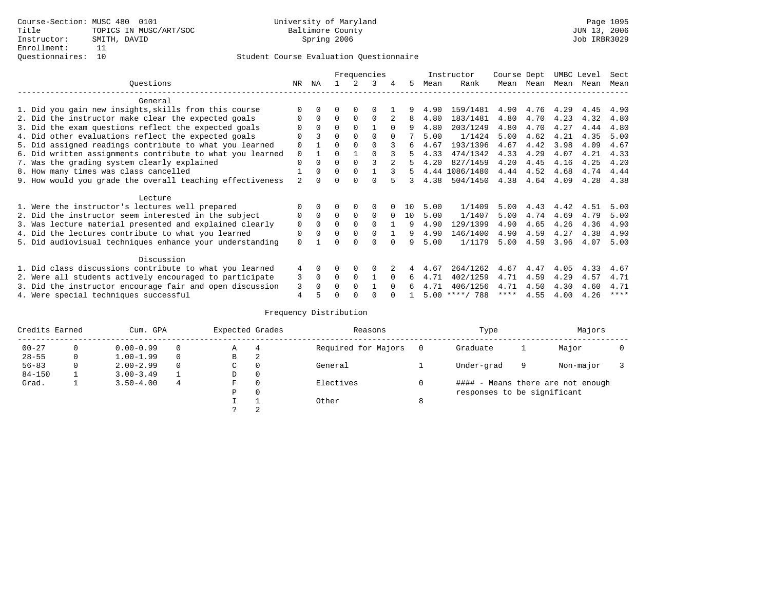Course-Section: MUSC 480 0101
Title: TOPICS IN MUSC/ART/SOC
Instructor: SMITH, DAVID
Enrollment: 11
Questionnaires: 10

University of Maryland
Baltimore County
Spring 2006

Student Course Evaluation Questionnaire

| Questions | NR | NA | 1 | 2 | 3 | 4 | 5 | Instructor Mean | Rank | Course Mean | Dept Mean | UMBC Mean | Level Mean | Sect Mean |
|---|---|---|---|---|---|---|---|---|---|---|---|---|---|---|
| **General** | | | | | | | | | | | | | | |
| 1. Did you gain new insights,skills from this course | 0 | 0 | 0 | 0 | 0 | 1 | 9 | 4.90 | 159/1481 | 4.90 | 4.76 | 4.29 | 4.45 | 4.90 |
| 2. Did the instructor make clear the expected goals | 0 | 0 | 0 | 0 | 0 | 2 | 8 | 4.80 | 183/1481 | 4.80 | 4.70 | 4.23 | 4.32 | 4.80 |
| 3. Did the exam questions reflect the expected goals | 0 | 0 | 0 | 0 | 1 | 0 | 9 | 4.80 | 203/1249 | 4.80 | 4.70 | 4.27 | 4.44 | 4.80 |
| 4. Did other evaluations reflect the expected goals | 0 | 3 | 0 | 0 | 0 | 0 | 7 | 5.00 | 1/1424 | 5.00 | 4.62 | 4.21 | 4.35 | 5.00 |
| 5. Did assigned readings contribute to what you learned | 0 | 1 | 0 | 0 | 0 | 3 | 6 | 4.67 | 193/1396 | 4.67 | 4.42 | 3.98 | 4.09 | 4.67 |
| 6. Did written assignments contribute to what you learned | 0 | 1 | 0 | 1 | 0 | 3 | 5 | 4.33 | 474/1342 | 4.33 | 4.29 | 4.07 | 4.21 | 4.33 |
| 7. Was the grading system clearly explained | 0 | 0 | 0 | 0 | 3 | 2 | 5 | 4.20 | 827/1459 | 4.20 | 4.45 | 4.16 | 4.25 | 4.20 |
| 8. How many times was class cancelled | 1 | 0 | 0 | 0 | 1 | 3 | 5 | 4.44 | 1086/1480 | 4.44 | 4.52 | 4.68 | 4.74 | 4.44 |
| 9. How would you grade the overall teaching effectiveness | 2 | 0 | 0 | 0 | 0 | 5 | 3 | 4.38 | 504/1450 | 4.38 | 4.64 | 4.09 | 4.28 | 4.38 |
| **Lecture** | | | | | | | | | | | | | | |
| 1. Were the instructor's lectures well prepared | 0 | 0 | 0 | 0 | 0 | 0 | 10 | 5.00 | 1/1409 | 5.00 | 4.43 | 4.42 | 4.51 | 5.00 |
| 2. Did the instructor seem interested in the subject | 0 | 0 | 0 | 0 | 0 | 0 | 10 | 5.00 | 1/1407 | 5.00 | 4.74 | 4.69 | 4.79 | 5.00 |
| 3. Was lecture material presented and explained clearly | 0 | 0 | 0 | 0 | 0 | 1 | 9 | 4.90 | 129/1399 | 4.90 | 4.65 | 4.26 | 4.36 | 4.90 |
| 4. Did the lectures contribute to what you learned | 0 | 0 | 0 | 0 | 0 | 1 | 9 | 4.90 | 146/1400 | 4.90 | 4.59 | 4.27 | 4.38 | 4.90 |
| 5. Did audiovisual techniques enhance your understanding | 0 | 1 | 0 | 0 | 0 | 0 | 9 | 5.00 | 1/1179 | 5.00 | 4.59 | 3.96 | 4.07 | 5.00 |
| **Discussion** | | | | | | | | | | | | | | |
| 1. Did class discussions contribute to what you learned | 4 | 0 | 0 | 0 | 0 | 2 | 4 | 4.67 | 264/1262 | 4.67 | 4.47 | 4.05 | 4.33 | 4.67 |
| 2. Were all students actively encouraged to participate | 3 | 0 | 0 | 0 | 1 | 0 | 6 | 4.71 | 402/1259 | 4.71 | 4.59 | 4.29 | 4.57 | 4.71 |
| 3. Did the instructor encourage fair and open discussion | 3 | 0 | 0 | 0 | 1 | 0 | 6 | 4.71 | 406/1256 | 4.71 | 4.50 | 4.30 | 4.60 | 4.71 |
| 4. Were special techniques successful | 4 | 5 | 0 | 0 | 0 | 0 | 1 | 5.00 | ****/ 788 | **** | 4.55 | 4.00 | 4.26 | **** |

## Frequency Distribution

| Credits Earned | | Cum. GPA | | Expected Grades | | Reasons | | Type | | Majors | |
|---|---|---|---|---|---|---|---|---|---|---|---|
| 00-27 | 0 | 0.00-0.99 | 0 | A | 4 | Required for Majors | 0 | Graduate | 1 | Major | 0 |
| 28-55 | 0 | 1.00-1.99 | 0 | B | 2 | | | | | | |
| 56-83 | 0 | 2.00-2.99 | 0 | C | 0 | General | 1 | Under-grad | 9 | Non-major | 3 |
| 84-150 | 1 | 3.00-3.49 | 1 | D | 0 | | | | | | |
| Grad. | 1 | 3.50-4.00 | 4 | F | 0 | Electives | 0 | #### - Means there are not enough responses to be significant | | | |
| | | | | P | 0 | | | | | | |
| | | | | I | 1 | Other | 8 | | | | |
| | | | | ? | 2 | | | | | | |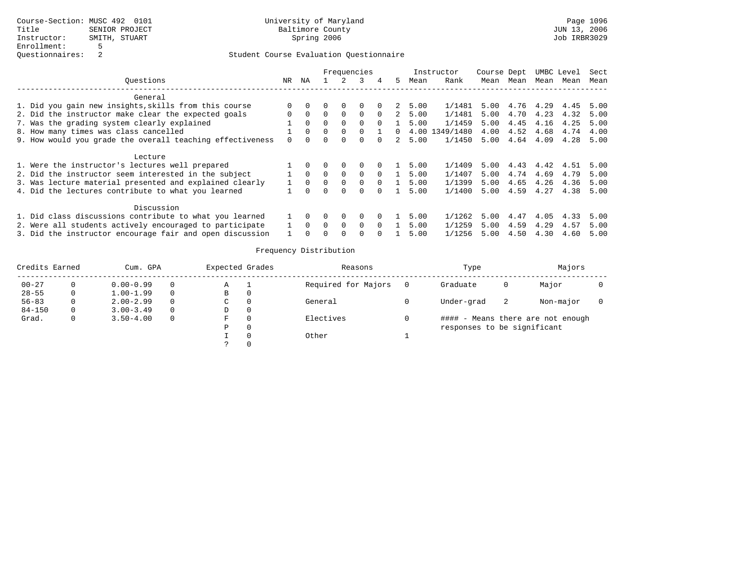Course-Section: MUSC 492 0101
Title: SENIOR PROJECT
Instructor: SMITH, STUART
Enrollment: 5
Questionnaires: 2

University of Maryland
Baltimore County
Spring 2006

JUN 13, 2006
Job IRBR3029

## Student Course Evaluation Questionnaire

| Questions | NR | NA | 1 | 2 | 3 | 4 | 5 | Instructor Mean | Instructor Rank | Course Mean | Dept Mean | UMBC Mean | Level Mean | Sect Mean |
|---|---|---|---|---|---|---|---|---|---|---|---|---|---|---|
| **General** | | | | | | | | | | | | | | |
| 1. Did you gain new insights,skills from this course | 0 | 0 | 0 | 0 | 0 | 0 | 2 | 5.00 | 1/1481 | 5.00 | 4.76 | 4.29 | 4.45 | 5.00 |
| 2. Did the instructor make clear the expected goals | 0 | 0 | 0 | 0 | 0 | 0 | 2 | 5.00 | 1/1481 | 5.00 | 4.70 | 4.23 | 4.32 | 5.00 |
| 7. Was the grading system clearly explained | 1 | 0 | 0 | 0 | 0 | 0 | 1 | 5.00 | 1/1459 | 5.00 | 4.45 | 4.16 | 4.25 | 5.00 |
| 8. How many times was class cancelled | 1 | 0 | 0 | 0 | 0 | 1 | 0 | 4.00 | 1349/1480 | 4.00 | 4.52 | 4.68 | 4.74 | 4.00 |
| 9. How would you grade the overall teaching effectiveness | 0 | 0 | 0 | 0 | 0 | 0 | 2 | 5.00 | 1/1450 | 5.00 | 4.64 | 4.09 | 4.28 | 5.00 |
| **Lecture** | | | | | | | | | | | | | | |
| 1. Were the instructor's lectures well prepared | 1 | 0 | 0 | 0 | 0 | 0 | 1 | 5.00 | 1/1409 | 5.00 | 4.43 | 4.42 | 4.51 | 5.00 |
| 2. Did the instructor seem interested in the subject | 1 | 0 | 0 | 0 | 0 | 0 | 1 | 5.00 | 1/1407 | 5.00 | 4.74 | 4.69 | 4.79 | 5.00 |
| 3. Was lecture material presented and explained clearly | 1 | 0 | 0 | 0 | 0 | 0 | 1 | 5.00 | 1/1399 | 5.00 | 4.65 | 4.26 | 4.36 | 5.00 |
| 4. Did the lectures contribute to what you learned | 1 | 0 | 0 | 0 | 0 | 0 | 1 | 5.00 | 1/1400 | 5.00 | 4.59 | 4.27 | 4.38 | 5.00 |
| **Discussion** | | | | | | | | | | | | | | |
| 1. Did class discussions contribute to what you learned | 1 | 0 | 0 | 0 | 0 | 0 | 1 | 5.00 | 1/1262 | 5.00 | 4.47 | 4.05 | 4.33 | 5.00 |
| 2. Were all students actively encouraged to participate | 1 | 0 | 0 | 0 | 0 | 0 | 1 | 5.00 | 1/1259 | 5.00 | 4.59 | 4.29 | 4.57 | 5.00 |
| 3. Did the instructor encourage fair and open discussion | 1 | 0 | 0 | 0 | 0 | 0 | 1 | 5.00 | 1/1256 | 5.00 | 4.50 | 4.30 | 4.60 | 5.00 |

## Frequency Distribution

| Credits Earned | | Cum. GPA | | Expected Grades | | Reasons | | Type | | Majors | |
|---|---|---|---|---|---|---|---|---|---|---|---|
| 00-27 | 0 | 0.00-0.99 | 0 | A | 1 | Required for Majors | 0 | Graduate | 0 | Major | 0 |
| 28-55 | 0 | 1.00-1.99 | 0 | B | 0 | | | | | | |
| 56-83 | 0 | 2.00-2.99 | 0 | C | 0 | General | 0 | Under-grad | 2 | Non-major | 0 |
| 84-150 | 0 | 3.00-3.49 | 0 | D | 0 | | | | | | |
| Grad. | 0 | 3.50-4.00 | 0 | F | 0 | Electives | 0 | #### - Means there are not enough responses to be significant | | | |
| | | | | P | 0 | | | | | | |
| | | | | I | 0 | Other | 1 | | | | |
| | | | | ? | 0 | | | | | | |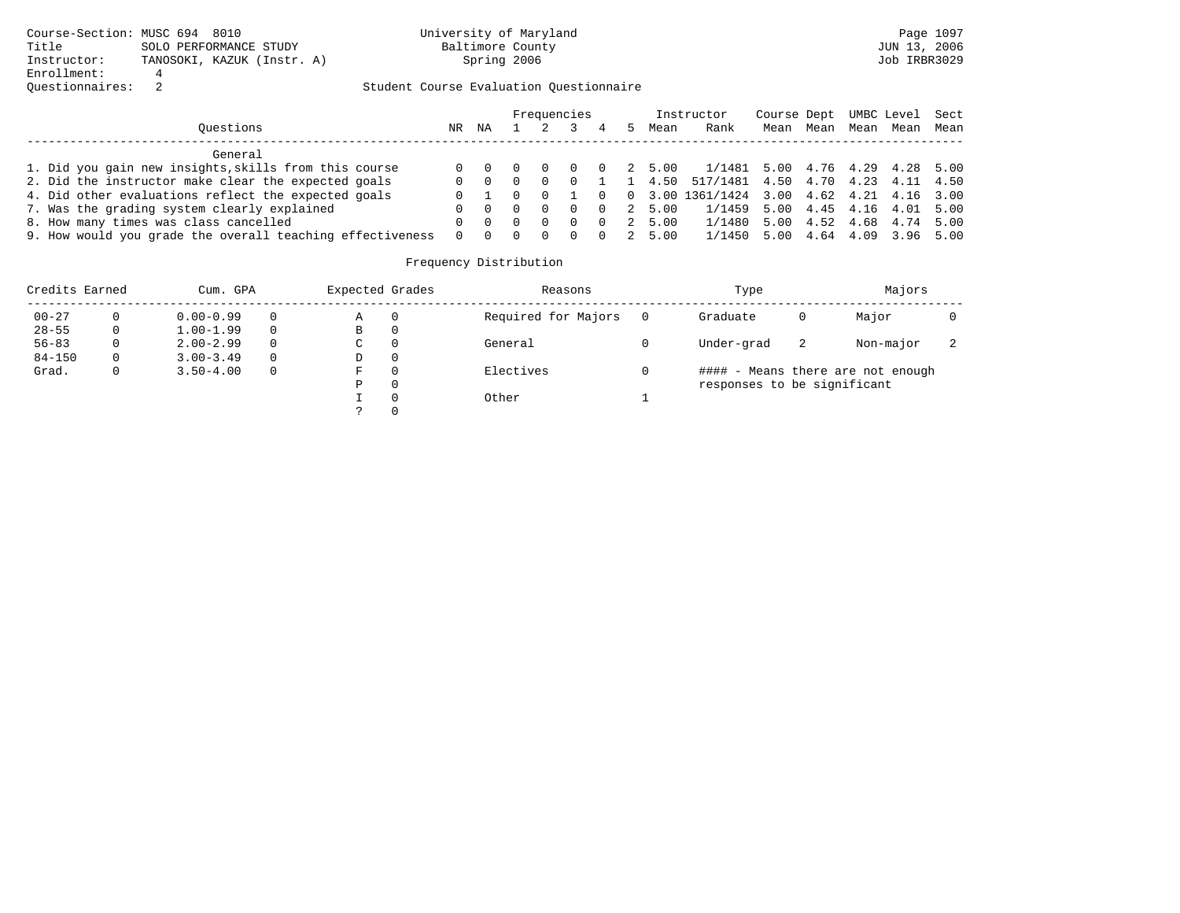Course-Section: MUSC 694 8010
Title: SOLO PERFORMANCE STUDY
Instructor: TANOSOKI, KAZUK (Instr. A)
Enrollment: 4
Questionnaires: 2

University of Maryland
Baltimore County
Spring 2006

JUN 13, 2006
Job IRBR3029

Student Course Evaluation Questionnaire

| Questions | NR | NA | 1 | 2 | 3 | 4 | 5 | Instructor Mean | Rank | Course Mean | Dept Mean | UMBC Mean | Level Mean | Sect Mean |
|---|---|---|---|---|---|---|---|---|---|---|---|---|---|---|
| **General** | | | | | | | | | | | | | | |
| 1. Did you gain new insights,skills from this course | 0 | 0 | 0 | 0 | 0 | 0 | 2 | 5.00 | 1/1481 | 5.00 | 4.76 | 4.29 | 4.28 | 5.00 |
| 2. Did the instructor make clear the expected goals | 0 | 0 | 0 | 0 | 0 | 1 | 1 | 4.50 | 517/1481 | 4.50 | 4.70 | 4.23 | 4.11 | 4.50 |
| 4. Did other evaluations reflect the expected goals | 0 | 1 | 0 | 0 | 1 | 0 | 0 | 3.00 | 1361/1424 | 3.00 | 4.62 | 4.21 | 4.16 | 3.00 |
| 7. Was the grading system clearly explained | 0 | 0 | 0 | 0 | 0 | 0 | 2 | 5.00 | 1/1459 | 5.00 | 4.45 | 4.16 | 4.01 | 5.00 |
| 8. How many times was class cancelled | 0 | 0 | 0 | 0 | 0 | 0 | 2 | 5.00 | 1/1480 | 5.00 | 4.52 | 4.68 | 4.74 | 5.00 |
| 9. How would you grade the overall teaching effectiveness | 0 | 0 | 0 | 0 | 0 | 0 | 2 | 5.00 | 1/1450 | 5.00 | 4.64 | 4.09 | 3.96 | 5.00 |

Frequency Distribution

| Credits Earned | | Cum. GPA | | Expected Grades | | Reasons | | Type | | Majors | |
|---|---|---|---|---|---|---|---|---|---|---|---|
| 00-27 | 0 | 0.00-0.99 | 0 | A | 0 | Required for Majors | 0 | Graduate | 0 | Major | 0 |
| 28-55 | 0 | 1.00-1.99 | 0 | B | 0 | | | | | | |
| 56-83 | 0 | 2.00-2.99 | 0 | C | 0 | General | 0 | Under-grad | 2 | Non-major | 2 |
| 84-150 | 0 | 3.00-3.49 | 0 | D | 0 | | | | | | |
| Grad. | 0 | 3.50-4.00 | 0 | F | 0 | Electives | 0 | | | | |
| | | | | P | 0 | | | | | | |
| | | | | I | 0 | Other | 1 | | | | |
| | | | | ? | 0 | | | | | | |

#### - Means there are not enough responses to be significant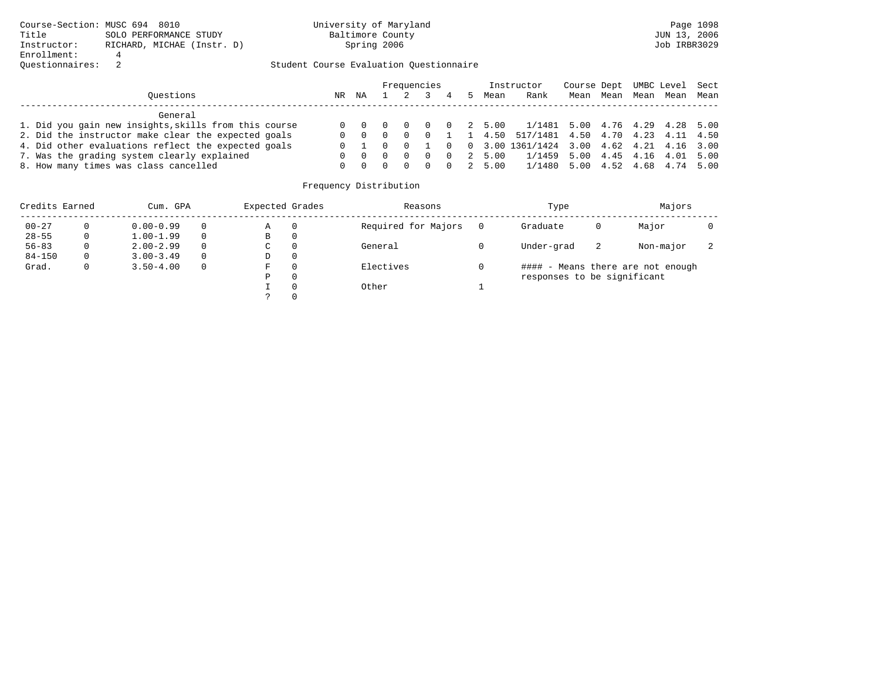Course-Section: MUSC 694 8010
Title: SOLO PERFORMANCE STUDY
Instructor: RICHARD, MICHAE (Instr. D)
Enrollment: 4
Questionnaires: 2

University of Maryland
Baltimore County
Spring 2006

JUN 13, 2006
Job IRBR3029

Student Course Evaluation Questionnaire

| Questions | NR | NA | 1 | 2 | 3 | 4 | 5 | Instructor Mean | Rank | Course Mean | Dept Mean | UMBC Mean | Level Mean | Sect Mean |
|---|---|---|---|---|---|---|---|---|---|---|---|---|---|---|
| **General** | | | | | | | | | | | | | | |
| 1. Did you gain new insights,skills from this course | 0 | 0 | 0 | 0 | 0 | 0 | 2 | 5.00 | 1/1481 | 5.00 | 4.76 | 4.29 | 4.28 | 5.00 |
| 2. Did the instructor make clear the expected goals | 0 | 0 | 0 | 0 | 0 | 1 | 1 | 4.50 | 517/1481 | 4.50 | 4.70 | 4.23 | 4.11 | 4.50 |
| 4. Did other evaluations reflect the expected goals | 0 | 1 | 0 | 0 | 1 | 0 | 0 | 3.00 | 1361/1424 | 3.00 | 4.62 | 4.21 | 4.16 | 3.00 |
| 7. Was the grading system clearly explained | 0 | 0 | 0 | 0 | 0 | 0 | 2 | 5.00 | 1/1459 | 5.00 | 4.45 | 4.16 | 4.01 | 5.00 |
| 8. How many times was class cancelled | 0 | 0 | 0 | 0 | 0 | 0 | 2 | 5.00 | 1/1480 | 5.00 | 4.52 | 4.68 | 4.74 | 5.00 |

Frequency Distribution

| Credits Earned | | Cum. GPA | | Expected Grades | | Reasons | | Type | | Majors | |
|---|---|---|---|---|---|---|---|---|---|---|---|
| 00-27 | 0 | 0.00-0.99 | 0 | A | 0 | Required for Majors | 0 | Graduate | 0 | Major | 0 |
| 28-55 | 0 | 1.00-1.99 | 0 | B | 0 | | | | | | |
| 56-83 | 0 | 2.00-2.99 | 0 | C | 0 | General | 0 | Under-grad | 2 | Non-major | 2 |
| 84-150 | 0 | 3.00-3.49 | 0 | D | 0 | | | | | | |
| Grad. | 0 | 3.50-4.00 | 0 | F | 0 | Electives | 0 | #### - Means there are not enough responses to be significant | | | |
| | | | | P | 0 | | | | | | |
| | | | | I | 0 | Other | 1 | | | | |
| | | | | ? | 0 | | | | | | |